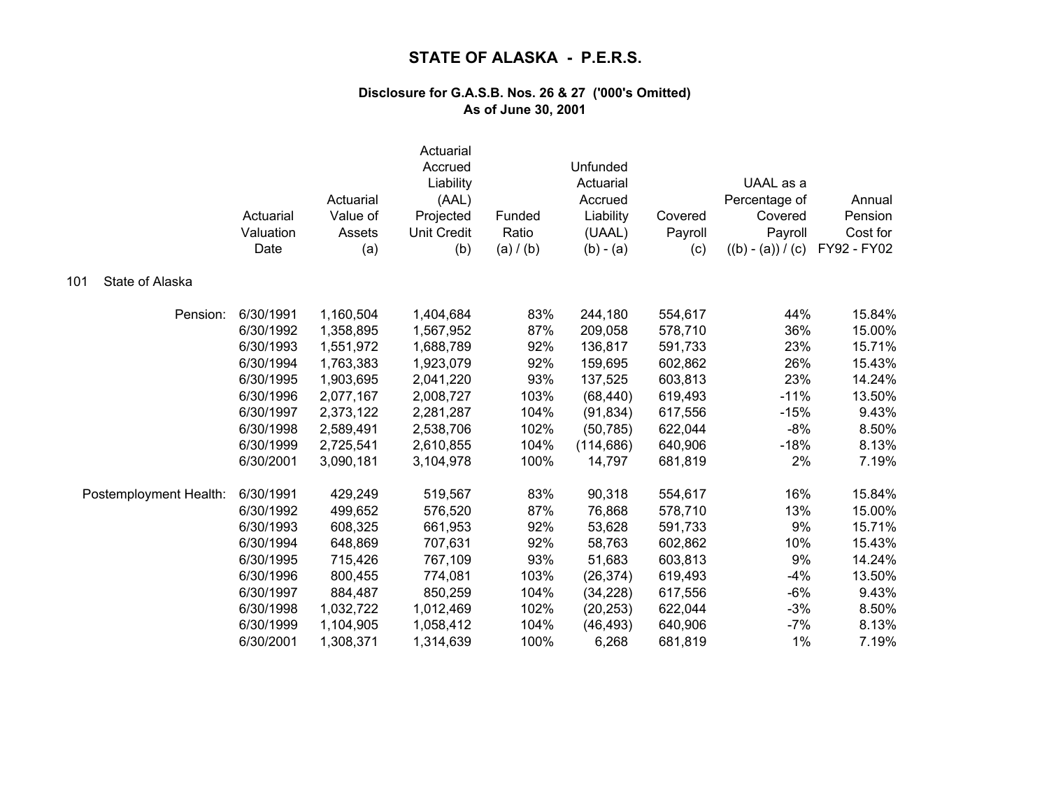# STATE OF ALASKA - P.E.R.S.

### Disclosure for G.A.S.B. Nos. 26 & 27 ('000's Omitted)
### As of June 30, 2001

101 State of Alaska

| | Actuarial Valuation Date | Actuarial Value of Assets (a) | Actuarial Accrued Liability (AAL) Projected Unit Credit (b) | Funded Ratio (a) / (b) | Unfunded Actuarial Accrued Liability (UAAL) (b) - (a) | Covered Payroll (c) | UAAL as a Percentage of Covered Payroll ((b) - (a)) / (c) | Annual Pension Cost for FY92 - FY02 |
|---|---|---|---|---|---|---|---|---|
| Pension: | 6/30/1991 | 1,160,504 | 1,404,684 | 83% | 244,180 | 554,617 | 44% | 15.84% |
| | 6/30/1992 | 1,358,895 | 1,567,952 | 87% | 209,058 | 578,710 | 36% | 15.00% |
| | 6/30/1993 | 1,551,972 | 1,688,789 | 92% | 136,817 | 591,733 | 23% | 15.71% |
| | 6/30/1994 | 1,763,383 | 1,923,079 | 92% | 159,695 | 602,862 | 26% | 15.43% |
| | 6/30/1995 | 1,903,695 | 2,041,220 | 93% | 137,525 | 603,813 | 23% | 14.24% |
| | 6/30/1996 | 2,077,167 | 2,008,727 | 103% | (68,440) | 619,493 | -11% | 13.50% |
| | 6/30/1997 | 2,373,122 | 2,281,287 | 104% | (91,834) | 617,556 | -15% | 9.43% |
| | 6/30/1998 | 2,589,491 | 2,538,706 | 102% | (50,785) | 622,044 | -8% | 8.50% |
| | 6/30/1999 | 2,725,541 | 2,610,855 | 104% | (114,686) | 640,906 | -18% | 8.13% |
| | 6/30/2001 | 3,090,181 | 3,104,978 | 100% | 14,797 | 681,819 | 2% | 7.19% |
| Postemployment Health: | 6/30/1991 | 429,249 | 519,567 | 83% | 90,318 | 554,617 | 16% | 15.84% |
| | 6/30/1992 | 499,652 | 576,520 | 87% | 76,868 | 578,710 | 13% | 15.00% |
| | 6/30/1993 | 608,325 | 661,953 | 92% | 53,628 | 591,733 | 9% | 15.71% |
| | 6/30/1994 | 648,869 | 707,631 | 92% | 58,763 | 602,862 | 10% | 15.43% |
| | 6/30/1995 | 715,426 | 767,109 | 93% | 51,683 | 603,813 | 9% | 14.24% |
| | 6/30/1996 | 800,455 | 774,081 | 103% | (26,374) | 619,493 | -4% | 13.50% |
| | 6/30/1997 | 884,487 | 850,259 | 104% | (34,228) | 617,556 | -6% | 9.43% |
| | 6/30/1998 | 1,032,722 | 1,012,469 | 102% | (20,253) | 622,044 | -3% | 8.50% |
| | 6/30/1999 | 1,104,905 | 1,058,412 | 104% | (46,493) | 640,906 | -7% | 8.13% |
| | 6/30/2001 | 1,308,371 | 1,314,639 | 100% | 6,268 | 681,819 | 1% | 7.19% |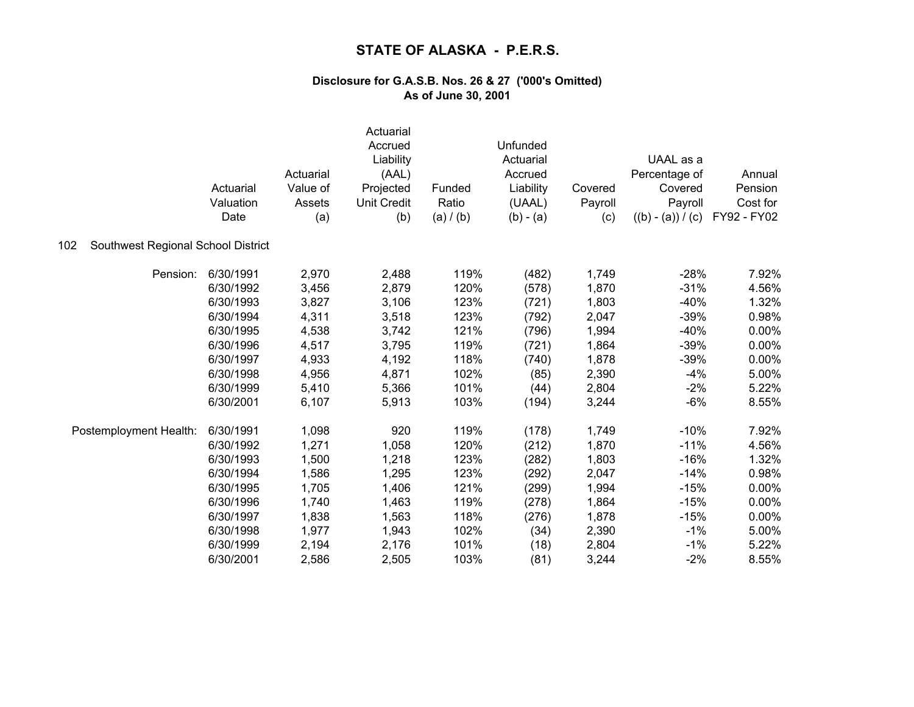# STATE OF ALASKA - P.E.R.S.

### Disclosure for G.A.S.B. Nos. 26 & 27 ('000's Omitted)
### As of June 30, 2001

| | Actuarial Valuation Date | Actuarial Value of Assets (a) | Actuarial Accrued Liability (AAL) Projected Unit Credit (b) | Funded Ratio (a) / (b) | Unfunded Actuarial Accrued Liability (UAAL) (b) - (a) | Covered Payroll (c) | UAAL as a Percentage of Covered Payroll ((b) - (a)) / (c) | Annual Pension Cost for FY92 - FY02 |
|---|---|---|---|---|---|---|---|---|
| **102 Southwest Regional School District** | | | | | | | | |
| Pension: | 6/30/1991 | 2,970 | 2,488 | 119% | (482) | 1,749 | -28% | 7.92% |
| | 6/30/1992 | 3,456 | 2,879 | 120% | (578) | 1,870 | -31% | 4.56% |
| | 6/30/1993 | 3,827 | 3,106 | 123% | (721) | 1,803 | -40% | 1.32% |
| | 6/30/1994 | 4,311 | 3,518 | 123% | (792) | 2,047 | -39% | 0.98% |
| | 6/30/1995 | 4,538 | 3,742 | 121% | (796) | 1,994 | -40% | 0.00% |
| | 6/30/1996 | 4,517 | 3,795 | 119% | (721) | 1,864 | -39% | 0.00% |
| | 6/30/1997 | 4,933 | 4,192 | 118% | (740) | 1,878 | -39% | 0.00% |
| | 6/30/1998 | 4,956 | 4,871 | 102% | (85) | 2,390 | -4% | 5.00% |
| | 6/30/1999 | 5,410 | 5,366 | 101% | (44) | 2,804 | -2% | 5.22% |
| | 6/30/2001 | 6,107 | 5,913 | 103% | (194) | 3,244 | -6% | 8.55% |
| Postemployment Health: | 6/30/1991 | 1,098 | 920 | 119% | (178) | 1,749 | -10% | 7.92% |
| | 6/30/1992 | 1,271 | 1,058 | 120% | (212) | 1,870 | -11% | 4.56% |
| | 6/30/1993 | 1,500 | 1,218 | 123% | (282) | 1,803 | -16% | 1.32% |
| | 6/30/1994 | 1,586 | 1,295 | 123% | (292) | 2,047 | -14% | 0.98% |
| | 6/30/1995 | 1,705 | 1,406 | 121% | (299) | 1,994 | -15% | 0.00% |
| | 6/30/1996 | 1,740 | 1,463 | 119% | (278) | 1,864 | -15% | 0.00% |
| | 6/30/1997 | 1,838 | 1,563 | 118% | (276) | 1,878 | -15% | 0.00% |
| | 6/30/1998 | 1,977 | 1,943 | 102% | (34) | 2,390 | -1% | 5.00% |
| | 6/30/1999 | 2,194 | 2,176 | 101% | (18) | 2,804 | -1% | 5.22% |
| | 6/30/2001 | 2,586 | 2,505 | 103% | (81) | 3,244 | -2% | 8.55% |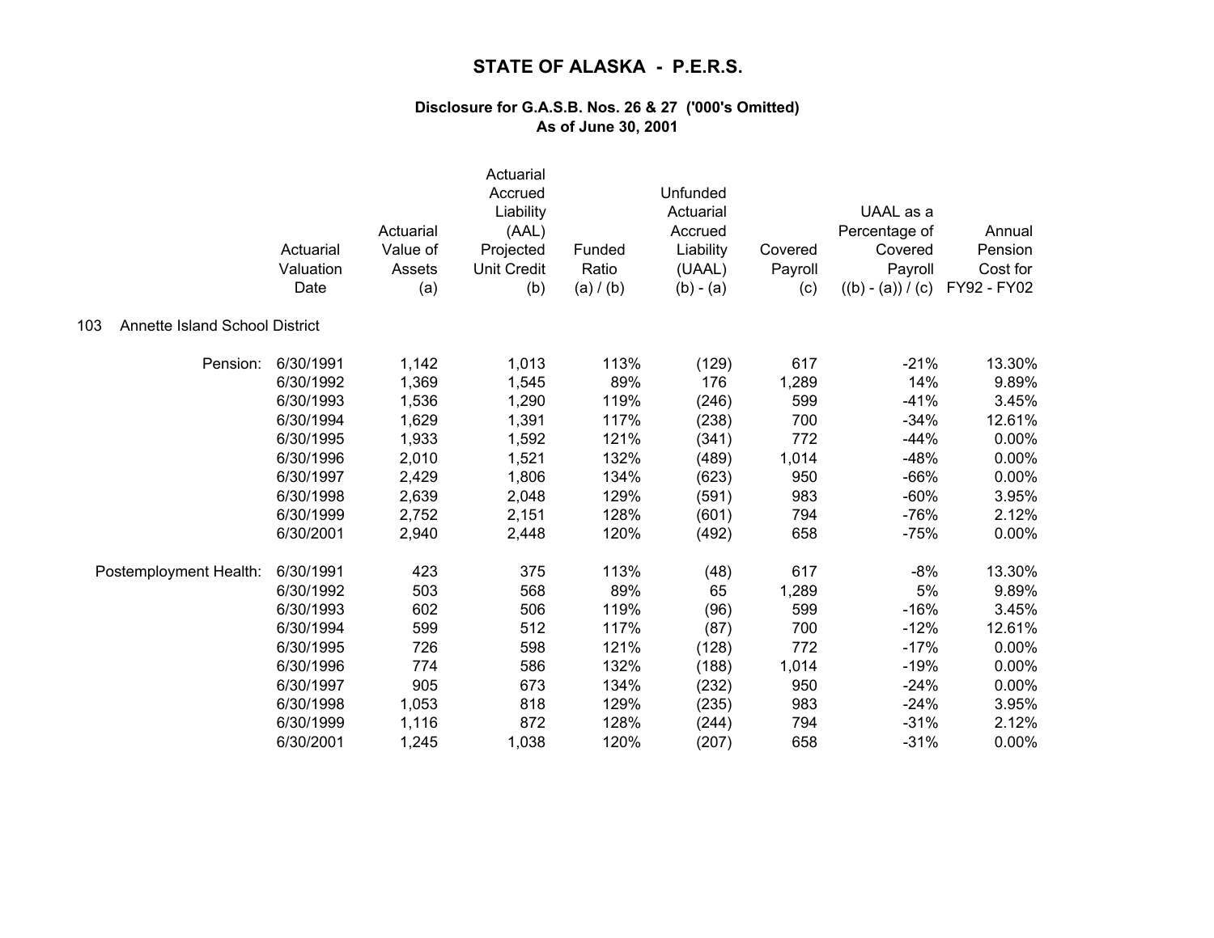# STATE OF ALASKA - P.E.R.S.

### Disclosure for G.A.S.B. Nos. 26 & 27 ('000's Omitted)
### As of June 30, 2001

**103 Annette Island School District**

| | Actuarial Valuation Date | Actuarial Value of Assets (a) | Actuarial Accrued Liability (AAL) Projected Unit Credit (b) | Funded Ratio (a) / (b) | Unfunded Actuarial Accrued Liability (UAAL) (b) - (a) | Covered Payroll (c) | UAAL as a Percentage of Covered Payroll ((b) - (a)) / (c) | Annual Pension Cost for FY92 - FY02 |
|---|---|---|---|---|---|---|---|---|
| Pension: | 6/30/1991 | 1,142 | 1,013 | 113% | (129) | 617 | -21% | 13.30% |
| | 6/30/1992 | 1,369 | 1,545 | 89% | 176 | 1,289 | 14% | 9.89% |
| | 6/30/1993 | 1,536 | 1,290 | 119% | (246) | 599 | -41% | 3.45% |
| | 6/30/1994 | 1,629 | 1,391 | 117% | (238) | 700 | -34% | 12.61% |
| | 6/30/1995 | 1,933 | 1,592 | 121% | (341) | 772 | -44% | 0.00% |
| | 6/30/1996 | 2,010 | 1,521 | 132% | (489) | 1,014 | -48% | 0.00% |
| | 6/30/1997 | 2,429 | 1,806 | 134% | (623) | 950 | -66% | 0.00% |
| | 6/30/1998 | 2,639 | 2,048 | 129% | (591) | 983 | -60% | 3.95% |
| | 6/30/1999 | 2,752 | 2,151 | 128% | (601) | 794 | -76% | 2.12% |
| | 6/30/2001 | 2,940 | 2,448 | 120% | (492) | 658 | -75% | 0.00% |
| Postemployment Health: | 6/30/1991 | 423 | 375 | 113% | (48) | 617 | -8% | 13.30% |
| | 6/30/1992 | 503 | 568 | 89% | 65 | 1,289 | 5% | 9.89% |
| | 6/30/1993 | 602 | 506 | 119% | (96) | 599 | -16% | 3.45% |
| | 6/30/1994 | 599 | 512 | 117% | (87) | 700 | -12% | 12.61% |
| | 6/30/1995 | 726 | 598 | 121% | (128) | 772 | -17% | 0.00% |
| | 6/30/1996 | 774 | 586 | 132% | (188) | 1,014 | -19% | 0.00% |
| | 6/30/1997 | 905 | 673 | 134% | (232) | 950 | -24% | 0.00% |
| | 6/30/1998 | 1,053 | 818 | 129% | (235) | 983 | -24% | 3.95% |
| | 6/30/1999 | 1,116 | 872 | 128% | (244) | 794 | -31% | 2.12% |
| | 6/30/2001 | 1,245 | 1,038 | 120% | (207) | 658 | -31% | 0.00% |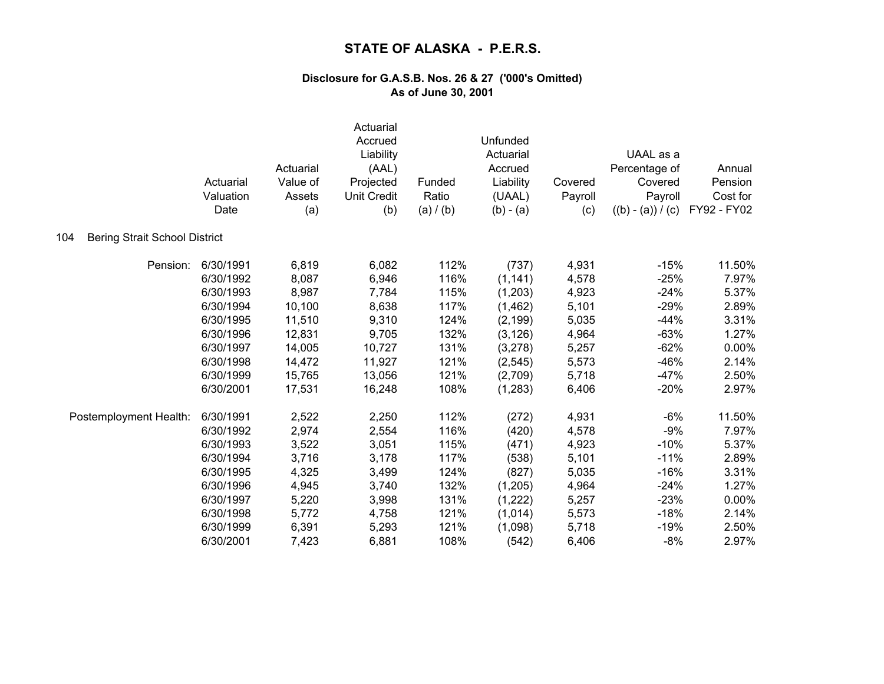# STATE OF ALASKA - P.E.R.S.

### Disclosure for G.A.S.B. Nos. 26 & 27 ('000's Omitted)
### As of June 30, 2001

**104 Bering Strait School District**

| | Actuarial Valuation Date | Actuarial Value of Assets (a) | Actuarial Accrued Liability (AAL) Projected Unit Credit (b) | Funded Ratio (a) / (b) | Unfunded Actuarial Accrued Liability (UAAL) (b) - (a) | Covered Payroll (c) | UAAL as a Percentage of Covered Payroll ((b) - (a)) / (c) | Annual Pension Cost for FY92 - FY02 |
|---|---|---|---|---|---|---|---|---|
| Pension: | 6/30/1991 | 6,819 | 6,082 | 112% | (737) | 4,931 | -15% | 11.50% |
| | 6/30/1992 | 8,087 | 6,946 | 116% | (1,141) | 4,578 | -25% | 7.97% |
| | 6/30/1993 | 8,987 | 7,784 | 115% | (1,203) | 4,923 | -24% | 5.37% |
| | 6/30/1994 | 10,100 | 8,638 | 117% | (1,462) | 5,101 | -29% | 2.89% |
| | 6/30/1995 | 11,510 | 9,310 | 124% | (2,199) | 5,035 | -44% | 3.31% |
| | 6/30/1996 | 12,831 | 9,705 | 132% | (3,126) | 4,964 | -63% | 1.27% |
| | 6/30/1997 | 14,005 | 10,727 | 131% | (3,278) | 5,257 | -62% | 0.00% |
| | 6/30/1998 | 14,472 | 11,927 | 121% | (2,545) | 5,573 | -46% | 2.14% |
| | 6/30/1999 | 15,765 | 13,056 | 121% | (2,709) | 5,718 | -47% | 2.50% |
| | 6/30/2001 | 17,531 | 16,248 | 108% | (1,283) | 6,406 | -20% | 2.97% |
| Postemployment Health: | 6/30/1991 | 2,522 | 2,250 | 112% | (272) | 4,931 | -6% | 11.50% |
| | 6/30/1992 | 2,974 | 2,554 | 116% | (420) | 4,578 | -9% | 7.97% |
| | 6/30/1993 | 3,522 | 3,051 | 115% | (471) | 4,923 | -10% | 5.37% |
| | 6/30/1994 | 3,716 | 3,178 | 117% | (538) | 5,101 | -11% | 2.89% |
| | 6/30/1995 | 4,325 | 3,499 | 124% | (827) | 5,035 | -16% | 3.31% |
| | 6/30/1996 | 4,945 | 3,740 | 132% | (1,205) | 4,964 | -24% | 1.27% |
| | 6/30/1997 | 5,220 | 3,998 | 131% | (1,222) | 5,257 | -23% | 0.00% |
| | 6/30/1998 | 5,772 | 4,758 | 121% | (1,014) | 5,573 | -18% | 2.14% |
| | 6/30/1999 | 6,391 | 5,293 | 121% | (1,098) | 5,718 | -19% | 2.50% |
| | 6/30/2001 | 7,423 | 6,881 | 108% | (542) | 6,406 | -8% | 2.97% |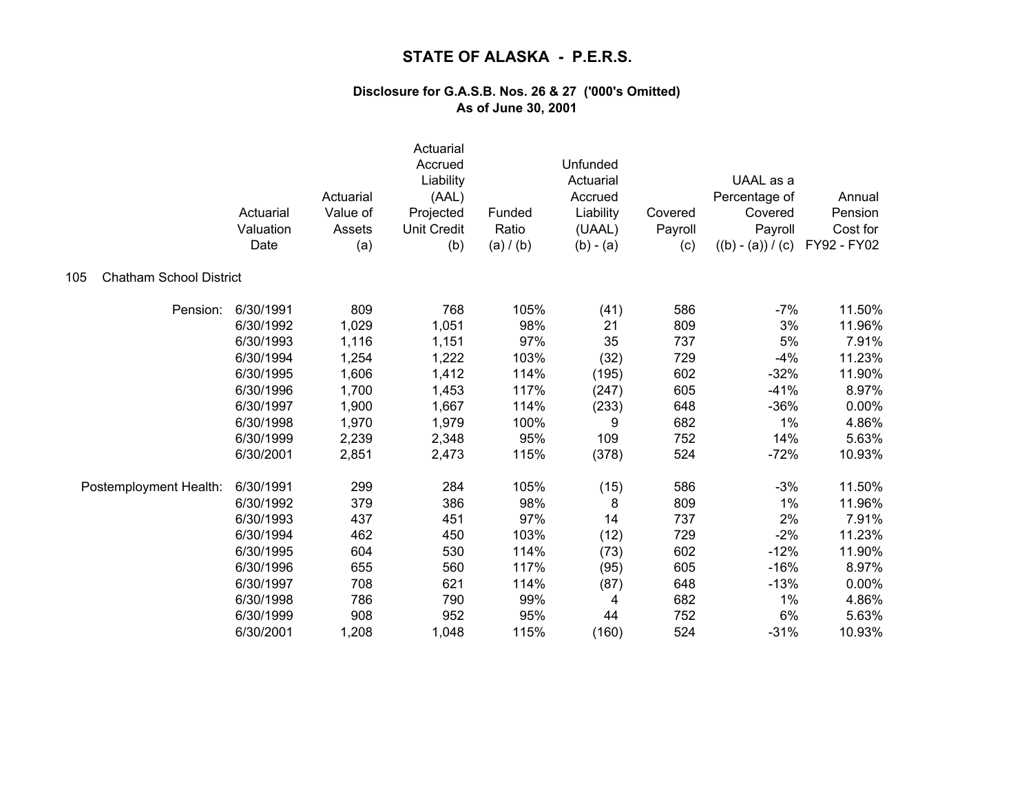# STATE OF ALASKA - P.E.R.S.

### Disclosure for G.A.S.B. Nos. 26 & 27 ('000's Omitted)
### As of June 30, 2001

105 Chatham School District

| | Actuarial Valuation Date | Actuarial Value of Assets (a) | Actuarial Accrued Liability (AAL) Projected Unit Credit (b) | Funded Ratio (a) / (b) | Unfunded Actuarial Accrued Liability (UAAL) (b) - (a) | Covered Payroll (c) | UAAL as a Percentage of Covered Payroll ((b) - (a)) / (c) | Annual Pension Cost for FY92 - FY02 |
|---|---|---|---|---|---|---|---|---|
| Pension: | 6/30/1991 | 809 | 768 | 105% | (41) | 586 | -7% | 11.50% |
| | 6/30/1992 | 1,029 | 1,051 | 98% | 21 | 809 | 3% | 11.96% |
| | 6/30/1993 | 1,116 | 1,151 | 97% | 35 | 737 | 5% | 7.91% |
| | 6/30/1994 | 1,254 | 1,222 | 103% | (32) | 729 | -4% | 11.23% |
| | 6/30/1995 | 1,606 | 1,412 | 114% | (195) | 602 | -32% | 11.90% |
| | 6/30/1996 | 1,700 | 1,453 | 117% | (247) | 605 | -41% | 8.97% |
| | 6/30/1997 | 1,900 | 1,667 | 114% | (233) | 648 | -36% | 0.00% |
| | 6/30/1998 | 1,970 | 1,979 | 100% | 9 | 682 | 1% | 4.86% |
| | 6/30/1999 | 2,239 | 2,348 | 95% | 109 | 752 | 14% | 5.63% |
| | 6/30/2001 | 2,851 | 2,473 | 115% | (378) | 524 | -72% | 10.93% |
| Postemployment Health: | 6/30/1991 | 299 | 284 | 105% | (15) | 586 | -3% | 11.50% |
| | 6/30/1992 | 379 | 386 | 98% | 8 | 809 | 1% | 11.96% |
| | 6/30/1993 | 437 | 451 | 97% | 14 | 737 | 2% | 7.91% |
| | 6/30/1994 | 462 | 450 | 103% | (12) | 729 | -2% | 11.23% |
| | 6/30/1995 | 604 | 530 | 114% | (73) | 602 | -12% | 11.90% |
| | 6/30/1996 | 655 | 560 | 117% | (95) | 605 | -16% | 8.97% |
| | 6/30/1997 | 708 | 621 | 114% | (87) | 648 | -13% | 0.00% |
| | 6/30/1998 | 786 | 790 | 99% | 4 | 682 | 1% | 4.86% |
| | 6/30/1999 | 908 | 952 | 95% | 44 | 752 | 6% | 5.63% |
| | 6/30/2001 | 1,208 | 1,048 | 115% | (160) | 524 | -31% | 10.93% |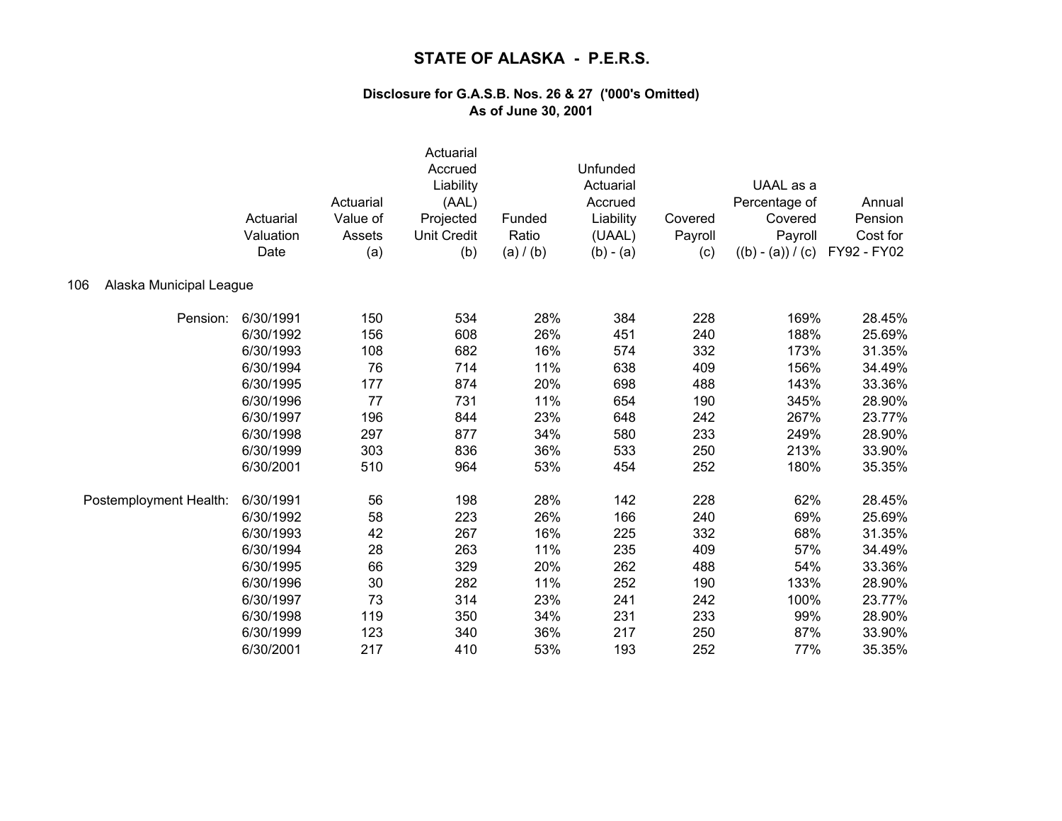# STATE OF ALASKA - P.E.R.S.

### Disclosure for G.A.S.B. Nos. 26 & 27 ('000's Omitted)
### As of June 30, 2001

| | Actuarial Valuation Date | Actuarial Value of Assets (a) | Actuarial Accrued Liability (AAL) Projected Unit Credit (b) | Funded Ratio (a) / (b) | Unfunded Actuarial Accrued Liability (UAAL) (b) - (a) | Covered Payroll (c) | UAAL as a Percentage of Covered Payroll ((b) - (a)) / (c) | Annual Pension Cost for FY92 - FY02 |
|---|---|---|---|---|---|---|---|---|
| **106 Alaska Municipal League** | | | | | | | | |
| Pension: | 6/30/1991 | 150 | 534 | 28% | 384 | 228 | 169% | 28.45% |
| | 6/30/1992 | 156 | 608 | 26% | 451 | 240 | 188% | 25.69% |
| | 6/30/1993 | 108 | 682 | 16% | 574 | 332 | 173% | 31.35% |
| | 6/30/1994 | 76 | 714 | 11% | 638 | 409 | 156% | 34.49% |
| | 6/30/1995 | 177 | 874 | 20% | 698 | 488 | 143% | 33.36% |
| | 6/30/1996 | 77 | 731 | 11% | 654 | 190 | 345% | 28.90% |
| | 6/30/1997 | 196 | 844 | 23% | 648 | 242 | 267% | 23.77% |
| | 6/30/1998 | 297 | 877 | 34% | 580 | 233 | 249% | 28.90% |
| | 6/30/1999 | 303 | 836 | 36% | 533 | 250 | 213% | 33.90% |
| | 6/30/2001 | 510 | 964 | 53% | 454 | 252 | 180% | 35.35% |
| Postemployment Health: | 6/30/1991 | 56 | 198 | 28% | 142 | 228 | 62% | 28.45% |
| | 6/30/1992 | 58 | 223 | 26% | 166 | 240 | 69% | 25.69% |
| | 6/30/1993 | 42 | 267 | 16% | 225 | 332 | 68% | 31.35% |
| | 6/30/1994 | 28 | 263 | 11% | 235 | 409 | 57% | 34.49% |
| | 6/30/1995 | 66 | 329 | 20% | 262 | 488 | 54% | 33.36% |
| | 6/30/1996 | 30 | 282 | 11% | 252 | 190 | 133% | 28.90% |
| | 6/30/1997 | 73 | 314 | 23% | 241 | 242 | 100% | 23.77% |
| | 6/30/1998 | 119 | 350 | 34% | 231 | 233 | 99% | 28.90% |
| | 6/30/1999 | 123 | 340 | 36% | 217 | 250 | 87% | 33.90% |
| | 6/30/2001 | 217 | 410 | 53% | 193 | 252 | 77% | 35.35% |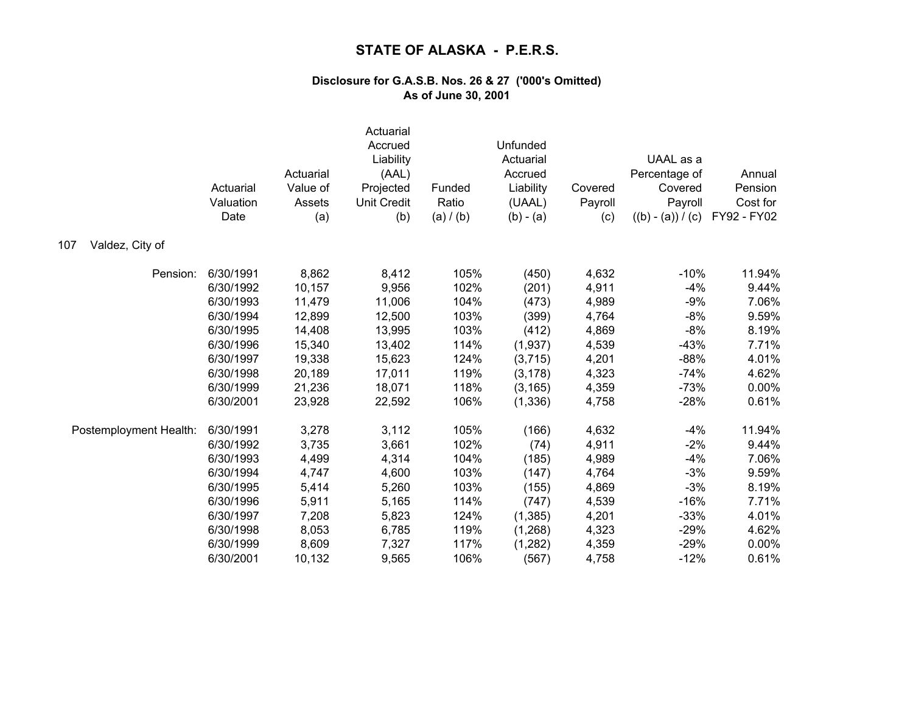# STATE OF ALASKA - P.E.R.S.

### Disclosure for G.A.S.B. Nos. 26 & 27 ('000's Omitted)
### As of June 30, 2001

107 Valdez, City of

| | Actuarial Valuation Date | Actuarial Value of Assets (a) | Actuarial Accrued Liability (AAL) Projected Unit Credit (b) | Funded Ratio (a) / (b) | Unfunded Actuarial Accrued Liability (UAAL) (b) - (a) | Covered Payroll (c) | UAAL as a Percentage of Covered Payroll ((b) - (a)) / (c) | Annual Pension Cost for FY92 - FY02 |
|---|---|---|---|---|---|---|---|---|
| Pension: | 6/30/1991 | 8,862 | 8,412 | 105% | (450) | 4,632 | -10% | 11.94% |
| | 6/30/1992 | 10,157 | 9,956 | 102% | (201) | 4,911 | -4% | 9.44% |
| | 6/30/1993 | 11,479 | 11,006 | 104% | (473) | 4,989 | -9% | 7.06% |
| | 6/30/1994 | 12,899 | 12,500 | 103% | (399) | 4,764 | -8% | 9.59% |
| | 6/30/1995 | 14,408 | 13,995 | 103% | (412) | 4,869 | -8% | 8.19% |
| | 6/30/1996 | 15,340 | 13,402 | 114% | (1,937) | 4,539 | -43% | 7.71% |
| | 6/30/1997 | 19,338 | 15,623 | 124% | (3,715) | 4,201 | -88% | 4.01% |
| | 6/30/1998 | 20,189 | 17,011 | 119% | (3,178) | 4,323 | -74% | 4.62% |
| | 6/30/1999 | 21,236 | 18,071 | 118% | (3,165) | 4,359 | -73% | 0.00% |
| | 6/30/2001 | 23,928 | 22,592 | 106% | (1,336) | 4,758 | -28% | 0.61% |
| Postemployment Health: | 6/30/1991 | 3,278 | 3,112 | 105% | (166) | 4,632 | -4% | 11.94% |
| | 6/30/1992 | 3,735 | 3,661 | 102% | (74) | 4,911 | -2% | 9.44% |
| | 6/30/1993 | 4,499 | 4,314 | 104% | (185) | 4,989 | -4% | 7.06% |
| | 6/30/1994 | 4,747 | 4,600 | 103% | (147) | 4,764 | -3% | 9.59% |
| | 6/30/1995 | 5,414 | 5,260 | 103% | (155) | 4,869 | -3% | 8.19% |
| | 6/30/1996 | 5,911 | 5,165 | 114% | (747) | 4,539 | -16% | 7.71% |
| | 6/30/1997 | 7,208 | 5,823 | 124% | (1,385) | 4,201 | -33% | 4.01% |
| | 6/30/1998 | 8,053 | 6,785 | 119% | (1,268) | 4,323 | -29% | 4.62% |
| | 6/30/1999 | 8,609 | 7,327 | 117% | (1,282) | 4,359 | -29% | 0.00% |
| | 6/30/2001 | 10,132 | 9,565 | 106% | (567) | 4,758 | -12% | 0.61% |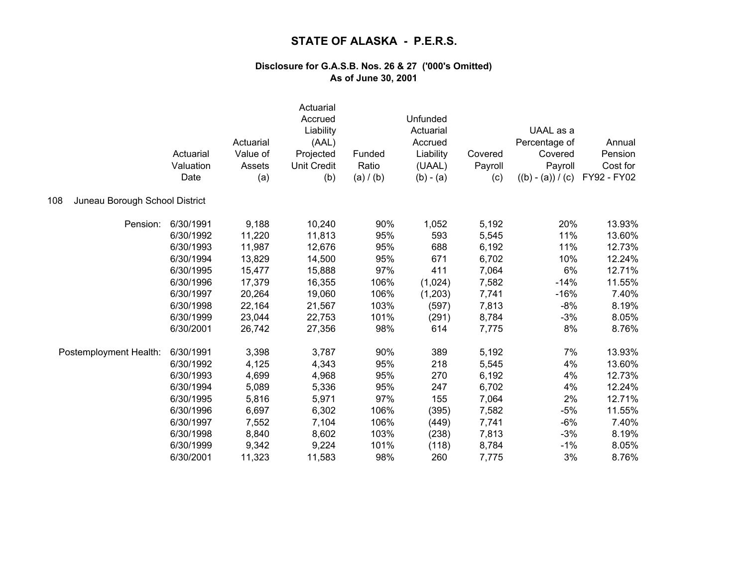# STATE OF ALASKA - P.E.R.S.

### Disclosure for G.A.S.B. Nos. 26 & 27 ('000's Omitted)
### As of June 30, 2001

108 Juneau Borough School District

| | Actuarial Valuation Date | Actuarial Value of Assets (a) | Actuarial Accrued Liability (AAL) Projected Unit Credit (b) | Funded Ratio (a) / (b) | Unfunded Actuarial Accrued Liability (UAAL) (b) - (a) | Covered Payroll (c) | UAAL as a Percentage of Covered Payroll ((b) - (a)) / (c) | Annual Pension Cost for FY92 - FY02 |
|---|---|---|---|---|---|---|---|---|
| Pension: | 6/30/1991 | 9,188 | 10,240 | 90% | 1,052 | 5,192 | 20% | 13.93% |
| | 6/30/1992 | 11,220 | 11,813 | 95% | 593 | 5,545 | 11% | 13.60% |
| | 6/30/1993 | 11,987 | 12,676 | 95% | 688 | 6,192 | 11% | 12.73% |
| | 6/30/1994 | 13,829 | 14,500 | 95% | 671 | 6,702 | 10% | 12.24% |
| | 6/30/1995 | 15,477 | 15,888 | 97% | 411 | 7,064 | 6% | 12.71% |
| | 6/30/1996 | 17,379 | 16,355 | 106% | (1,024) | 7,582 | -14% | 11.55% |
| | 6/30/1997 | 20,264 | 19,060 | 106% | (1,203) | 7,741 | -16% | 7.40% |
| | 6/30/1998 | 22,164 | 21,567 | 103% | (597) | 7,813 | -8% | 8.19% |
| | 6/30/1999 | 23,044 | 22,753 | 101% | (291) | 8,784 | -3% | 8.05% |
| | 6/30/2001 | 26,742 | 27,356 | 98% | 614 | 7,775 | 8% | 8.76% |
| Postemployment Health: | 6/30/1991 | 3,398 | 3,787 | 90% | 389 | 5,192 | 7% | 13.93% |
| | 6/30/1992 | 4,125 | 4,343 | 95% | 218 | 5,545 | 4% | 13.60% |
| | 6/30/1993 | 4,699 | 4,968 | 95% | 270 | 6,192 | 4% | 12.73% |
| | 6/30/1994 | 5,089 | 5,336 | 95% | 247 | 6,702 | 4% | 12.24% |
| | 6/30/1995 | 5,816 | 5,971 | 97% | 155 | 7,064 | 2% | 12.71% |
| | 6/30/1996 | 6,697 | 6,302 | 106% | (395) | 7,582 | -5% | 11.55% |
| | 6/30/1997 | 7,552 | 7,104 | 106% | (449) | 7,741 | -6% | 7.40% |
| | 6/30/1998 | 8,840 | 8,602 | 103% | (238) | 7,813 | -3% | 8.19% |
| | 6/30/1999 | 9,342 | 9,224 | 101% | (118) | 8,784 | -1% | 8.05% |
| | 6/30/2001 | 11,323 | 11,583 | 98% | 260 | 7,775 | 3% | 8.76% |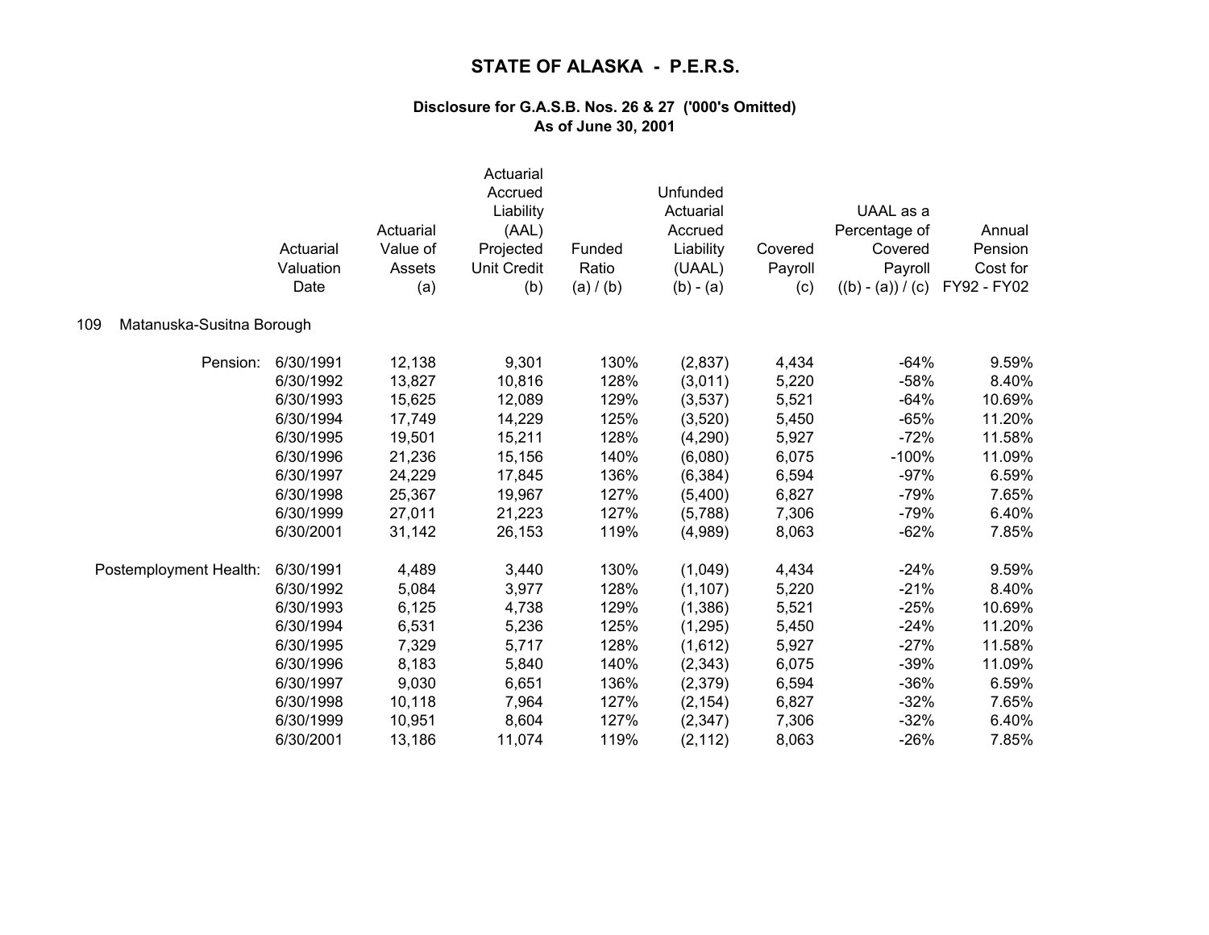# STATE OF ALASKA - P.E.R.S.

**Disclosure for G.A.S.B. Nos. 26 & 27 ('000's Omitted)**
**As of June 30, 2001**

**109 Matanuska-Susitna Borough**

| | Actuarial Valuation Date | Actuarial Value of Assets (a) | Actuarial Accrued Liability (AAL) Projected Unit Credit (b) | Funded Ratio (a) / (b) | Unfunded Actuarial Accrued Liability (UAAL) (b) - (a) | Covered Payroll (c) | UAAL as a Percentage of Covered Payroll ((b) - (a)) / (c) | Annual Pension Cost for FY92 - FY02 |
|---|---|---|---|---|---|---|---|---|
| Pension: | 6/30/1991 | 12,138 | 9,301 | 130% | (2,837) | 4,434 | -64% | 9.59% |
| | 6/30/1992 | 13,827 | 10,816 | 128% | (3,011) | 5,220 | -58% | 8.40% |
| | 6/30/1993 | 15,625 | 12,089 | 129% | (3,537) | 5,521 | -64% | 10.69% |
| | 6/30/1994 | 17,749 | 14,229 | 125% | (3,520) | 5,450 | -65% | 11.20% |
| | 6/30/1995 | 19,501 | 15,211 | 128% | (4,290) | 5,927 | -72% | 11.58% |
| | 6/30/1996 | 21,236 | 15,156 | 140% | (6,080) | 6,075 | -100% | 11.09% |
| | 6/30/1997 | 24,229 | 17,845 | 136% | (6,384) | 6,594 | -97% | 6.59% |
| | 6/30/1998 | 25,367 | 19,967 | 127% | (5,400) | 6,827 | -79% | 7.65% |
| | 6/30/1999 | 27,011 | 21,223 | 127% | (5,788) | 7,306 | -79% | 6.40% |
| | 6/30/2001 | 31,142 | 26,153 | 119% | (4,989) | 8,063 | -62% | 7.85% |
| Postemployment Health: | 6/30/1991 | 4,489 | 3,440 | 130% | (1,049) | 4,434 | -24% | 9.59% |
| | 6/30/1992 | 5,084 | 3,977 | 128% | (1,107) | 5,220 | -21% | 8.40% |
| | 6/30/1993 | 6,125 | 4,738 | 129% | (1,386) | 5,521 | -25% | 10.69% |
| | 6/30/1994 | 6,531 | 5,236 | 125% | (1,295) | 5,450 | -24% | 11.20% |
| | 6/30/1995 | 7,329 | 5,717 | 128% | (1,612) | 5,927 | -27% | 11.58% |
| | 6/30/1996 | 8,183 | 5,840 | 140% | (2,343) | 6,075 | -39% | 11.09% |
| | 6/30/1997 | 9,030 | 6,651 | 136% | (2,379) | 6,594 | -36% | 6.59% |
| | 6/30/1998 | 10,118 | 7,964 | 127% | (2,154) | 6,827 | -32% | 7.65% |
| | 6/30/1999 | 10,951 | 8,604 | 127% | (2,347) | 7,306 | -32% | 6.40% |
| | 6/30/2001 | 13,186 | 11,074 | 119% | (2,112) | 8,063 | -26% | 7.85% |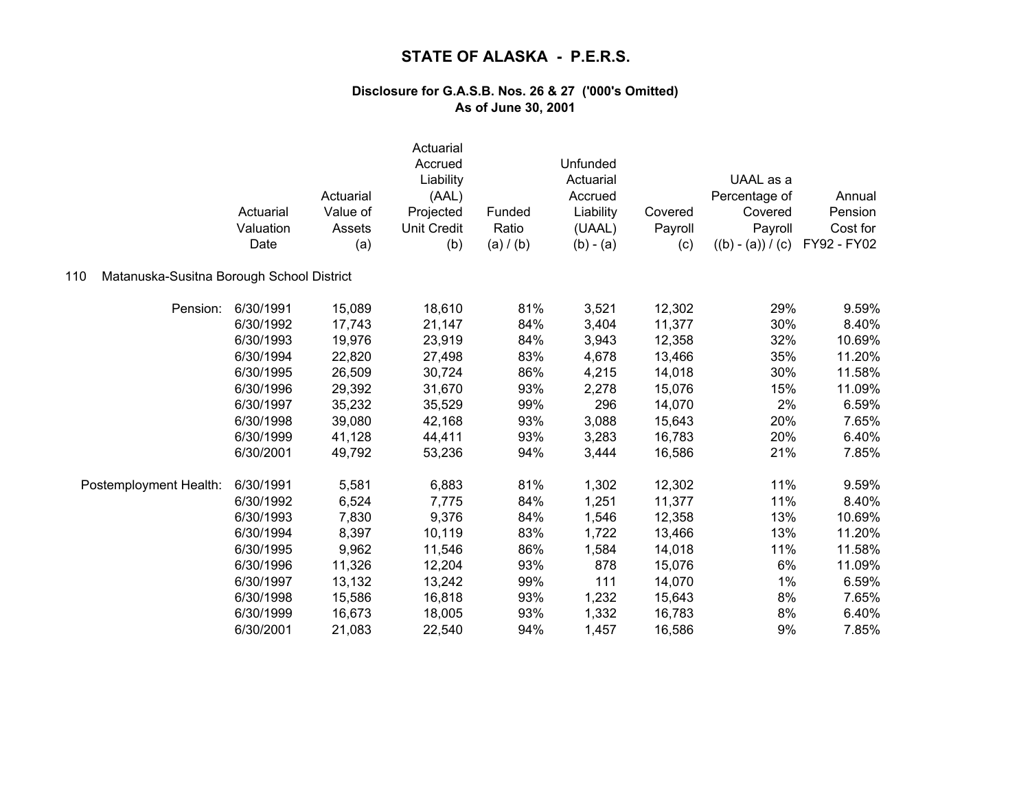# STATE OF ALASKA - P.E.R.S.

### Disclosure for G.A.S.B. Nos. 26 & 27 ('000's Omitted)
### As of June 30, 2001

| | Actuarial Valuation Date | Actuarial Value of Assets (a) | Actuarial Accrued Liability (AAL) Projected Unit Credit (b) | Funded Ratio (a) / (b) | Unfunded Actuarial Accrued Liability (UAAL) (b) - (a) | Covered Payroll (c) | UAAL as a Percentage of Covered Payroll ((b) - (a)) / (c) | Annual Pension Cost for FY92 - FY02 |
|---|---|---|---|---|---|---|---|---|
| **110 Matanuska-Susitna Borough School District** | | | | | | | | |
| Pension: | 6/30/1991 | 15,089 | 18,610 | 81% | 3,521 | 12,302 | 29% | 9.59% |
| | 6/30/1992 | 17,743 | 21,147 | 84% | 3,404 | 11,377 | 30% | 8.40% |
| | 6/30/1993 | 19,976 | 23,919 | 84% | 3,943 | 12,358 | 32% | 10.69% |
| | 6/30/1994 | 22,820 | 27,498 | 83% | 4,678 | 13,466 | 35% | 11.20% |
| | 6/30/1995 | 26,509 | 30,724 | 86% | 4,215 | 14,018 | 30% | 11.58% |
| | 6/30/1996 | 29,392 | 31,670 | 93% | 2,278 | 15,076 | 15% | 11.09% |
| | 6/30/1997 | 35,232 | 35,529 | 99% | 296 | 14,070 | 2% | 6.59% |
| | 6/30/1998 | 39,080 | 42,168 | 93% | 3,088 | 15,643 | 20% | 7.65% |
| | 6/30/1999 | 41,128 | 44,411 | 93% | 3,283 | 16,783 | 20% | 6.40% |
| | 6/30/2001 | 49,792 | 53,236 | 94% | 3,444 | 16,586 | 21% | 7.85% |
| Postemployment Health: | 6/30/1991 | 5,581 | 6,883 | 81% | 1,302 | 12,302 | 11% | 9.59% |
| | 6/30/1992 | 6,524 | 7,775 | 84% | 1,251 | 11,377 | 11% | 8.40% |
| | 6/30/1993 | 7,830 | 9,376 | 84% | 1,546 | 12,358 | 13% | 10.69% |
| | 6/30/1994 | 8,397 | 10,119 | 83% | 1,722 | 13,466 | 13% | 11.20% |
| | 6/30/1995 | 9,962 | 11,546 | 86% | 1,584 | 14,018 | 11% | 11.58% |
| | 6/30/1996 | 11,326 | 12,204 | 93% | 878 | 15,076 | 6% | 11.09% |
| | 6/30/1997 | 13,132 | 13,242 | 99% | 111 | 14,070 | 1% | 6.59% |
| | 6/30/1998 | 15,586 | 16,818 | 93% | 1,232 | 15,643 | 8% | 7.65% |
| | 6/30/1999 | 16,673 | 18,005 | 93% | 1,332 | 16,783 | 8% | 6.40% |
| | 6/30/2001 | 21,083 | 22,540 | 94% | 1,457 | 16,586 | 9% | 7.85% |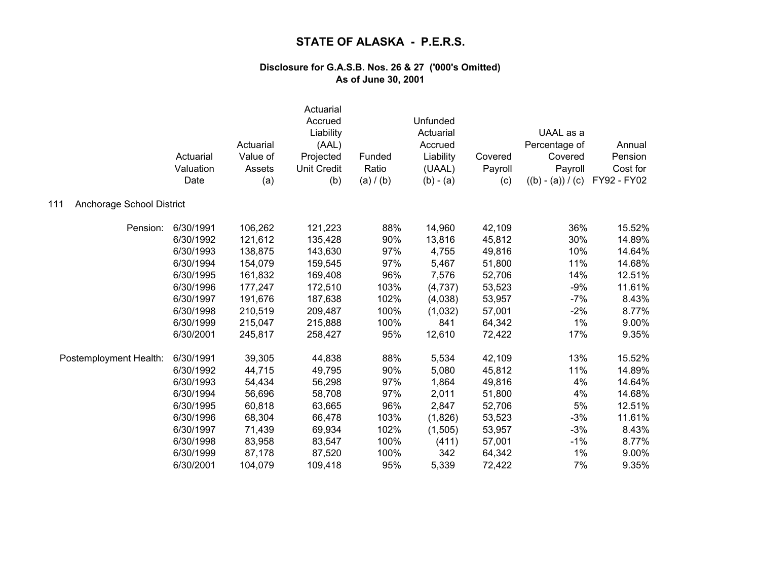# STATE OF ALASKA - P.E.R.S.

### Disclosure for G.A.S.B. Nos. 26 & 27 ('000's Omitted)
### As of June 30, 2001

| | Actuarial Valuation Date | Actuarial Value of Assets (a) | Actuarial Accrued Liability (AAL) Projected Unit Credit (b) | Funded Ratio (a) / (b) | Unfunded Actuarial Accrued Liability (UAAL) (b) - (a) | Covered Payroll (c) | UAAL as a Percentage of Covered Payroll ((b) - (a)) / (c) | Annual Pension Cost for FY92 - FY02 |
|---|---|---|---|---|---|---|---|---|
| **111 Anchorage School District** | | | | | | | | |
| Pension: | 6/30/1991 | 106,262 | 121,223 | 88% | 14,960 | 42,109 | 36% | 15.52% |
| | 6/30/1992 | 121,612 | 135,428 | 90% | 13,816 | 45,812 | 30% | 14.89% |
| | 6/30/1993 | 138,875 | 143,630 | 97% | 4,755 | 49,816 | 10% | 14.64% |
| | 6/30/1994 | 154,079 | 159,545 | 97% | 5,467 | 51,800 | 11% | 14.68% |
| | 6/30/1995 | 161,832 | 169,408 | 96% | 7,576 | 52,706 | 14% | 12.51% |
| | 6/30/1996 | 177,247 | 172,510 | 103% | (4,737) | 53,523 | -9% | 11.61% |
| | 6/30/1997 | 191,676 | 187,638 | 102% | (4,038) | 53,957 | -7% | 8.43% |
| | 6/30/1998 | 210,519 | 209,487 | 100% | (1,032) | 57,001 | -2% | 8.77% |
| | 6/30/1999 | 215,047 | 215,888 | 100% | 841 | 64,342 | 1% | 9.00% |
| | 6/30/2001 | 245,817 | 258,427 | 95% | 12,610 | 72,422 | 17% | 9.35% |
| Postemployment Health: | 6/30/1991 | 39,305 | 44,838 | 88% | 5,534 | 42,109 | 13% | 15.52% |
| | 6/30/1992 | 44,715 | 49,795 | 90% | 5,080 | 45,812 | 11% | 14.89% |
| | 6/30/1993 | 54,434 | 56,298 | 97% | 1,864 | 49,816 | 4% | 14.64% |
| | 6/30/1994 | 56,696 | 58,708 | 97% | 2,011 | 51,800 | 4% | 14.68% |
| | 6/30/1995 | 60,818 | 63,665 | 96% | 2,847 | 52,706 | 5% | 12.51% |
| | 6/30/1996 | 68,304 | 66,478 | 103% | (1,826) | 53,523 | -3% | 11.61% |
| | 6/30/1997 | 71,439 | 69,934 | 102% | (1,505) | 53,957 | -3% | 8.43% |
| | 6/30/1998 | 83,958 | 83,547 | 100% | (411) | 57,001 | -1% | 8.77% |
| | 6/30/1999 | 87,178 | 87,520 | 100% | 342 | 64,342 | 1% | 9.00% |
| | 6/30/2001 | 104,079 | 109,418 | 95% | 5,339 | 72,422 | 7% | 9.35% |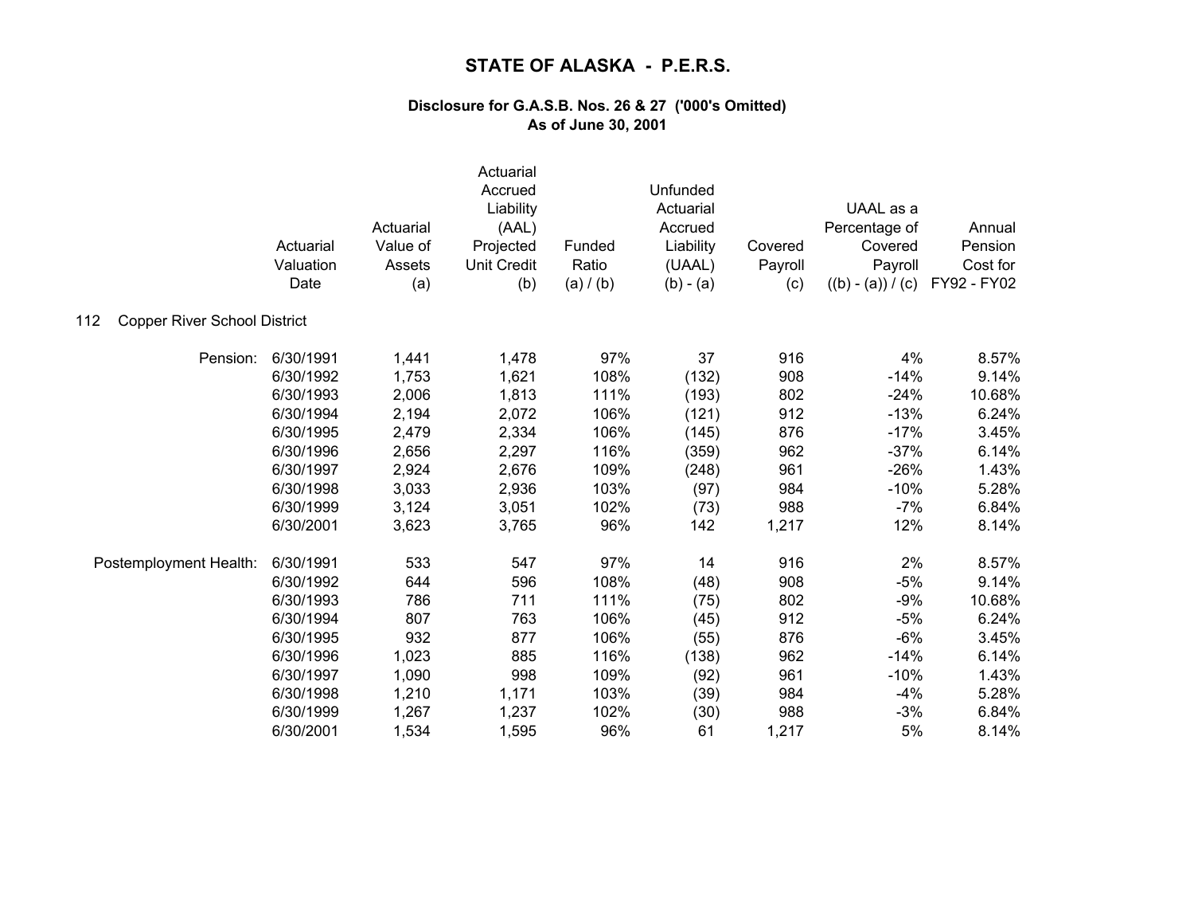# STATE OF ALASKA - P.E.R.S.

### Disclosure for G.A.S.B. Nos. 26 & 27 ('000's Omitted)
### As of June 30, 2001

112 Copper River School District

| | Actuarial Valuation Date | Actuarial Value of Assets (a) | Actuarial Accrued Liability (AAL) Projected Unit Credit (b) | Funded Ratio (a) / (b) | Unfunded Actuarial Accrued Liability (UAAL) (b) - (a) | Covered Payroll (c) | UAAL as a Percentage of Covered Payroll ((b) - (a)) / (c) | Annual Pension Cost for FY92 - FY02 |
|---|---|---|---|---|---|---|---|---|
| Pension: | 6/30/1991 | 1,441 | 1,478 | 97% | 37 | 916 | 4% | 8.57% |
| | 6/30/1992 | 1,753 | 1,621 | 108% | (132) | 908 | -14% | 9.14% |
| | 6/30/1993 | 2,006 | 1,813 | 111% | (193) | 802 | -24% | 10.68% |
| | 6/30/1994 | 2,194 | 2,072 | 106% | (121) | 912 | -13% | 6.24% |
| | 6/30/1995 | 2,479 | 2,334 | 106% | (145) | 876 | -17% | 3.45% |
| | 6/30/1996 | 2,656 | 2,297 | 116% | (359) | 962 | -37% | 6.14% |
| | 6/30/1997 | 2,924 | 2,676 | 109% | (248) | 961 | -26% | 1.43% |
| | 6/30/1998 | 3,033 | 2,936 | 103% | (97) | 984 | -10% | 5.28% |
| | 6/30/1999 | 3,124 | 3,051 | 102% | (73) | 988 | -7% | 6.84% |
| | 6/30/2001 | 3,623 | 3,765 | 96% | 142 | 1,217 | 12% | 8.14% |
| Postemployment Health: | 6/30/1991 | 533 | 547 | 97% | 14 | 916 | 2% | 8.57% |
| | 6/30/1992 | 644 | 596 | 108% | (48) | 908 | -5% | 9.14% |
| | 6/30/1993 | 786 | 711 | 111% | (75) | 802 | -9% | 10.68% |
| | 6/30/1994 | 807 | 763 | 106% | (45) | 912 | -5% | 6.24% |
| | 6/30/1995 | 932 | 877 | 106% | (55) | 876 | -6% | 3.45% |
| | 6/30/1996 | 1,023 | 885 | 116% | (138) | 962 | -14% | 6.14% |
| | 6/30/1997 | 1,090 | 998 | 109% | (92) | 961 | -10% | 1.43% |
| | 6/30/1998 | 1,210 | 1,171 | 103% | (39) | 984 | -4% | 5.28% |
| | 6/30/1999 | 1,267 | 1,237 | 102% | (30) | 988 | -3% | 6.84% |
| | 6/30/2001 | 1,534 | 1,595 | 96% | 61 | 1,217 | 5% | 8.14% |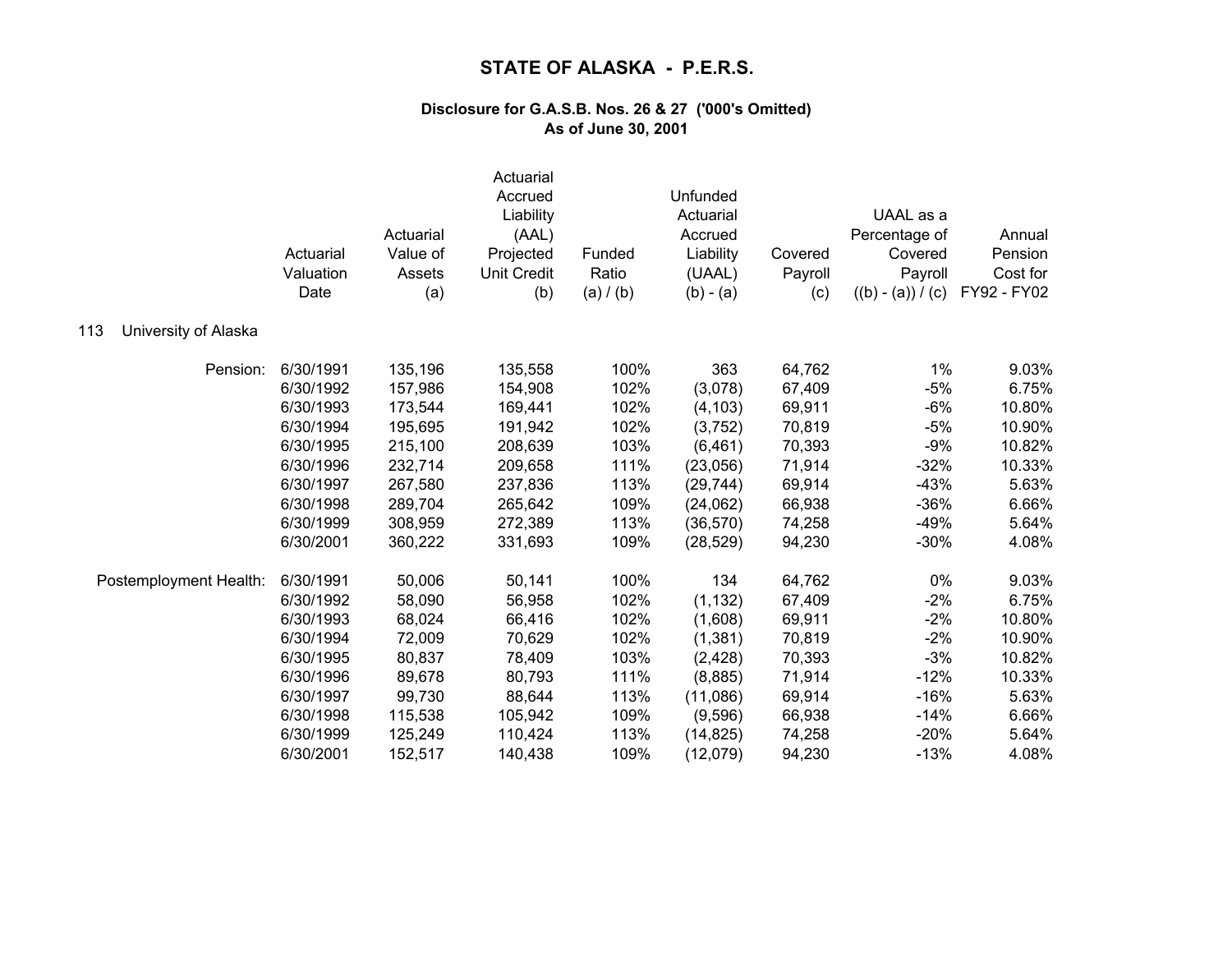# STATE OF ALASKA - P.E.R.S.

### Disclosure for G.A.S.B. Nos. 26 & 27 ('000's Omitted)
### As of June 30, 2001

**113 University of Alaska**

| | Actuarial Valuation Date | Actuarial Value of Assets (a) | Actuarial Accrued Liability (AAL) Projected Unit Credit (b) | Funded Ratio (a) / (b) | Unfunded Actuarial Accrued Liability (UAAL) (b) - (a) | Covered Payroll (c) | UAAL as a Percentage of Covered Payroll ((b) - (a)) / (c) | Annual Pension Cost for FY92 - FY02 |
|---|---|---|---|---|---|---|---|---|
| Pension: | 6/30/1991 | 135,196 | 135,558 | 100% | 363 | 64,762 | 1% | 9.03% |
| | 6/30/1992 | 157,986 | 154,908 | 102% | (3,078) | 67,409 | -5% | 6.75% |
| | 6/30/1993 | 173,544 | 169,441 | 102% | (4,103) | 69,911 | -6% | 10.80% |
| | 6/30/1994 | 195,695 | 191,942 | 102% | (3,752) | 70,819 | -5% | 10.90% |
| | 6/30/1995 | 215,100 | 208,639 | 103% | (6,461) | 70,393 | -9% | 10.82% |
| | 6/30/1996 | 232,714 | 209,658 | 111% | (23,056) | 71,914 | -32% | 10.33% |
| | 6/30/1997 | 267,580 | 237,836 | 113% | (29,744) | 69,914 | -43% | 5.63% |
| | 6/30/1998 | 289,704 | 265,642 | 109% | (24,062) | 66,938 | -36% | 6.66% |
| | 6/30/1999 | 308,959 | 272,389 | 113% | (36,570) | 74,258 | -49% | 5.64% |
| | 6/30/2001 | 360,222 | 331,693 | 109% | (28,529) | 94,230 | -30% | 4.08% |
| Postemployment Health: | 6/30/1991 | 50,006 | 50,141 | 100% | 134 | 64,762 | 0% | 9.03% |
| | 6/30/1992 | 58,090 | 56,958 | 102% | (1,132) | 67,409 | -2% | 6.75% |
| | 6/30/1993 | 68,024 | 66,416 | 102% | (1,608) | 69,911 | -2% | 10.80% |
| | 6/30/1994 | 72,009 | 70,629 | 102% | (1,381) | 70,819 | -2% | 10.90% |
| | 6/30/1995 | 80,837 | 78,409 | 103% | (2,428) | 70,393 | -3% | 10.82% |
| | 6/30/1996 | 89,678 | 80,793 | 111% | (8,885) | 71,914 | -12% | 10.33% |
| | 6/30/1997 | 99,730 | 88,644 | 113% | (11,086) | 69,914 | -16% | 5.63% |
| | 6/30/1998 | 115,538 | 105,942 | 109% | (9,596) | 66,938 | -14% | 6.66% |
| | 6/30/1999 | 125,249 | 110,424 | 113% | (14,825) | 74,258 | -20% | 5.64% |
| | 6/30/2001 | 152,517 | 140,438 | 109% | (12,079) | 94,230 | -13% | 4.08% |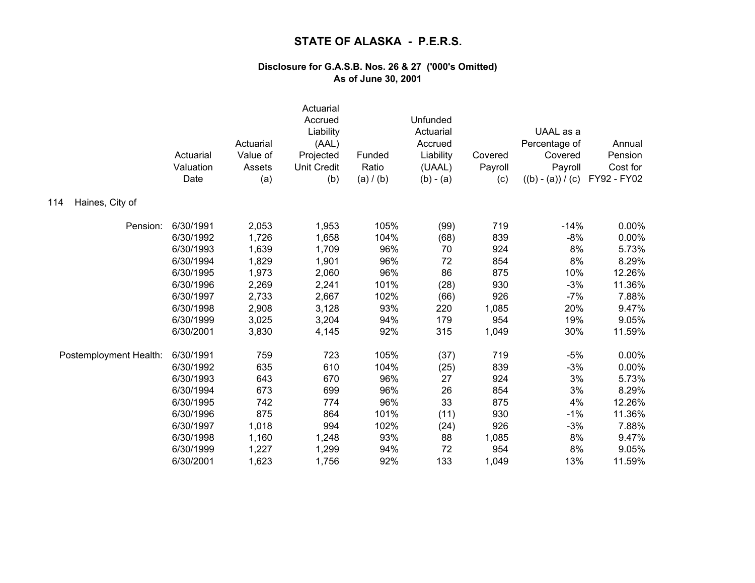# STATE OF ALASKA - P.E.R.S.

### Disclosure for G.A.S.B. Nos. 26 & 27 ('000's Omitted)
### As of June 30, 2001

**114 Haines, City of**

| | Actuarial Valuation Date | Actuarial Value of Assets (a) | Actuarial Accrued Liability (AAL) Projected Unit Credit (b) | Funded Ratio (a) / (b) | Unfunded Actuarial Accrued Liability (UAAL) (b) - (a) | Covered Payroll (c) | UAAL as a Percentage of Covered Payroll ((b) - (a)) / (c) | Annual Pension Cost for FY92 - FY02 |
|---|---|---|---|---|---|---|---|---|
| Pension: | 6/30/1991 | 2,053 | 1,953 | 105% | (99) | 719 | -14% | 0.00% |
| | 6/30/1992 | 1,726 | 1,658 | 104% | (68) | 839 | -8% | 0.00% |
| | 6/30/1993 | 1,639 | 1,709 | 96% | 70 | 924 | 8% | 5.73% |
| | 6/30/1994 | 1,829 | 1,901 | 96% | 72 | 854 | 8% | 8.29% |
| | 6/30/1995 | 1,973 | 2,060 | 96% | 86 | 875 | 10% | 12.26% |
| | 6/30/1996 | 2,269 | 2,241 | 101% | (28) | 930 | -3% | 11.36% |
| | 6/30/1997 | 2,733 | 2,667 | 102% | (66) | 926 | -7% | 7.88% |
| | 6/30/1998 | 2,908 | 3,128 | 93% | 220 | 1,085 | 20% | 9.47% |
| | 6/30/1999 | 3,025 | 3,204 | 94% | 179 | 954 | 19% | 9.05% |
| | 6/30/2001 | 3,830 | 4,145 | 92% | 315 | 1,049 | 30% | 11.59% |
| Postemployment Health: | 6/30/1991 | 759 | 723 | 105% | (37) | 719 | -5% | 0.00% |
| | 6/30/1992 | 635 | 610 | 104% | (25) | 839 | -3% | 0.00% |
| | 6/30/1993 | 643 | 670 | 96% | 27 | 924 | 3% | 5.73% |
| | 6/30/1994 | 673 | 699 | 96% | 26 | 854 | 3% | 8.29% |
| | 6/30/1995 | 742 | 774 | 96% | 33 | 875 | 4% | 12.26% |
| | 6/30/1996 | 875 | 864 | 101% | (11) | 930 | -1% | 11.36% |
| | 6/30/1997 | 1,018 | 994 | 102% | (24) | 926 | -3% | 7.88% |
| | 6/30/1998 | 1,160 | 1,248 | 93% | 88 | 1,085 | 8% | 9.47% |
| | 6/30/1999 | 1,227 | 1,299 | 94% | 72 | 954 | 8% | 9.05% |
| | 6/30/2001 | 1,623 | 1,756 | 92% | 133 | 1,049 | 13% | 11.59% |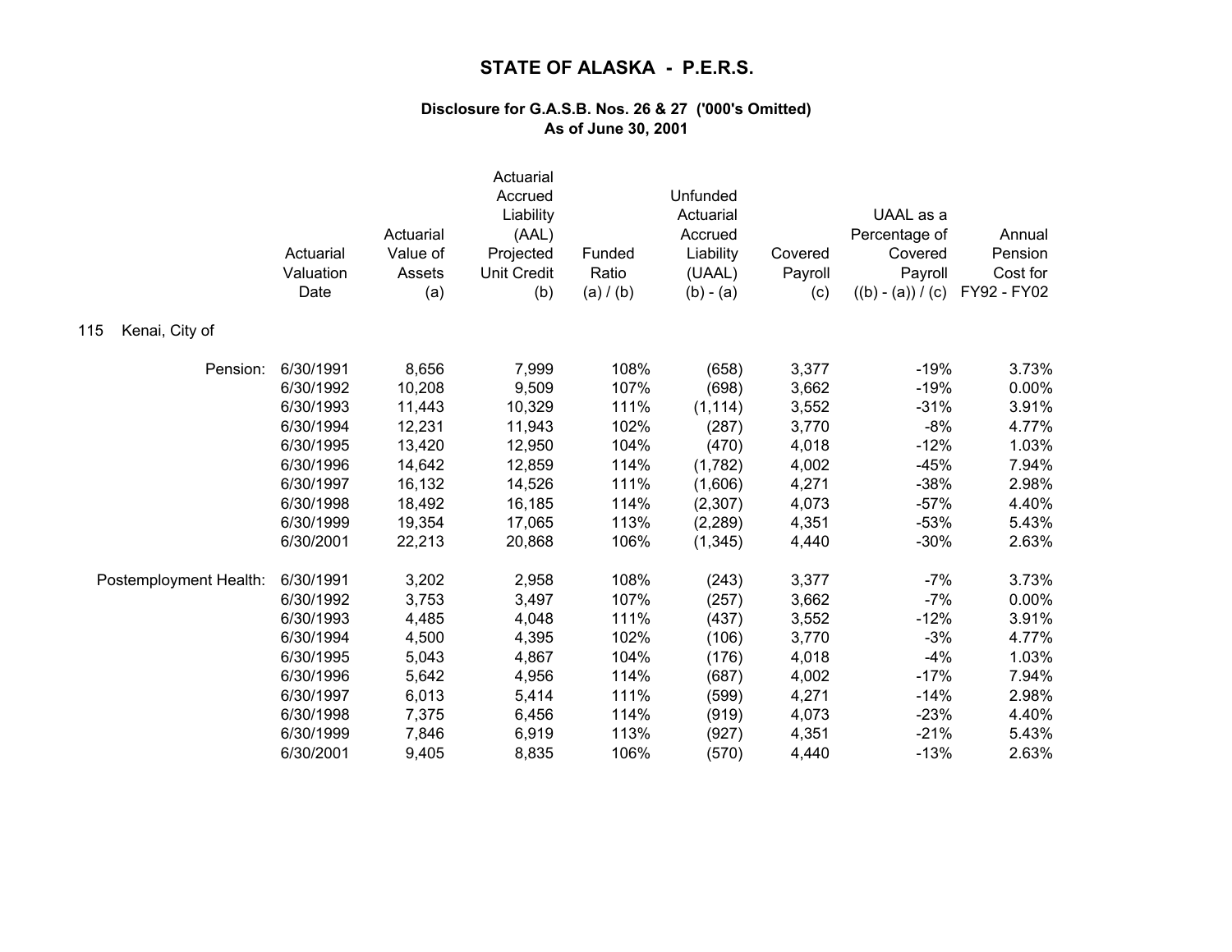# STATE OF ALASKA - P.E.R.S.

**Disclosure for G.A.S.B. Nos. 26 & 27 ('000's Omitted)**
**As of June 30, 2001**

115 Kenai, City of

| | Actuarial Valuation Date | Actuarial Value of Assets (a) | Actuarial Accrued Liability (AAL) Projected Unit Credit (b) | Funded Ratio (a) / (b) | Unfunded Actuarial Accrued Liability (UAAL) (b) - (a) | Covered Payroll (c) | UAAL as a Percentage of Covered Payroll ((b) - (a)) / (c) | Annual Pension Cost for FY92 - FY02 |
|---|---|---|---|---|---|---|---|---|
| Pension: | 6/30/1991 | 8,656 | 7,999 | 108% | (658) | 3,377 | -19% | 3.73% |
| | 6/30/1992 | 10,208 | 9,509 | 107% | (698) | 3,662 | -19% | 0.00% |
| | 6/30/1993 | 11,443 | 10,329 | 111% | (1,114) | 3,552 | -31% | 3.91% |
| | 6/30/1994 | 12,231 | 11,943 | 102% | (287) | 3,770 | -8% | 4.77% |
| | 6/30/1995 | 13,420 | 12,950 | 104% | (470) | 4,018 | -12% | 1.03% |
| | 6/30/1996 | 14,642 | 12,859 | 114% | (1,782) | 4,002 | -45% | 7.94% |
| | 6/30/1997 | 16,132 | 14,526 | 111% | (1,606) | 4,271 | -38% | 2.98% |
| | 6/30/1998 | 18,492 | 16,185 | 114% | (2,307) | 4,073 | -57% | 4.40% |
| | 6/30/1999 | 19,354 | 17,065 | 113% | (2,289) | 4,351 | -53% | 5.43% |
| | 6/30/2001 | 22,213 | 20,868 | 106% | (1,345) | 4,440 | -30% | 2.63% |
| Postemployment Health: | 6/30/1991 | 3,202 | 2,958 | 108% | (243) | 3,377 | -7% | 3.73% |
| | 6/30/1992 | 3,753 | 3,497 | 107% | (257) | 3,662 | -7% | 0.00% |
| | 6/30/1993 | 4,485 | 4,048 | 111% | (437) | 3,552 | -12% | 3.91% |
| | 6/30/1994 | 4,500 | 4,395 | 102% | (106) | 3,770 | -3% | 4.77% |
| | 6/30/1995 | 5,043 | 4,867 | 104% | (176) | 4,018 | -4% | 1.03% |
| | 6/30/1996 | 5,642 | 4,956 | 114% | (687) | 4,002 | -17% | 7.94% |
| | 6/30/1997 | 6,013 | 5,414 | 111% | (599) | 4,271 | -14% | 2.98% |
| | 6/30/1998 | 7,375 | 6,456 | 114% | (919) | 4,073 | -23% | 4.40% |
| | 6/30/1999 | 7,846 | 6,919 | 113% | (927) | 4,351 | -21% | 5.43% |
| | 6/30/2001 | 9,405 | 8,835 | 106% | (570) | 4,440 | -13% | 2.63% |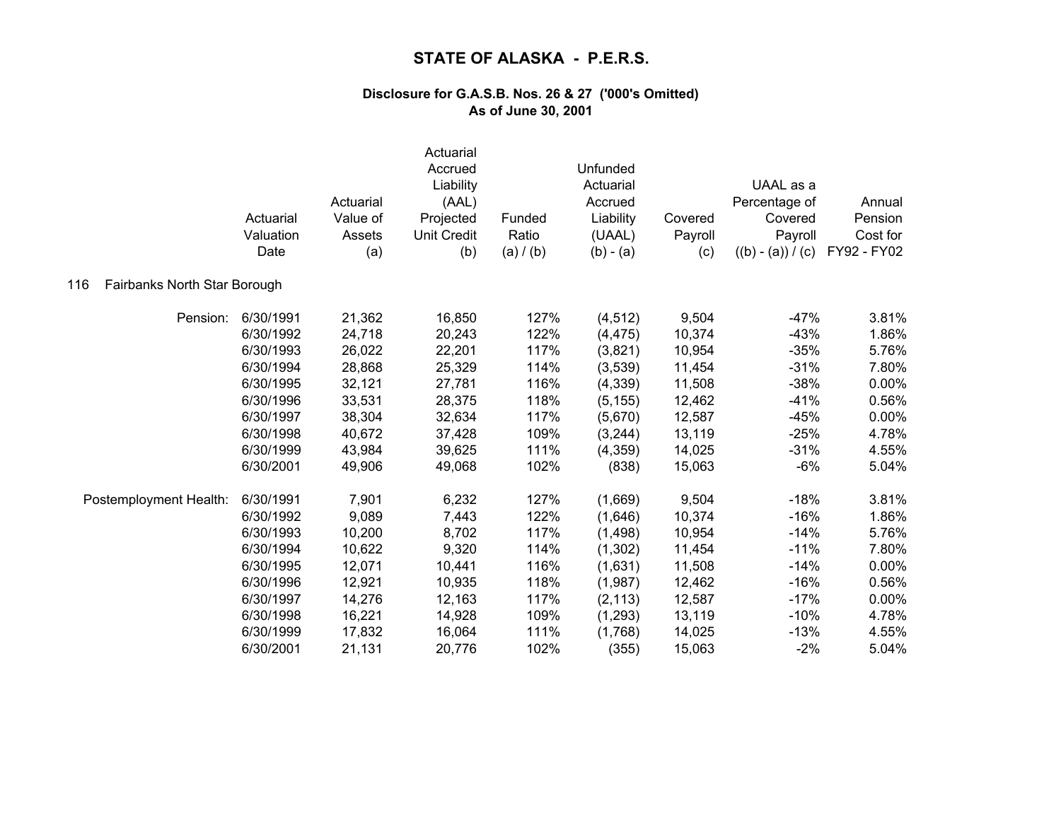# STATE OF ALASKA - P.E.R.S.

### Disclosure for G.A.S.B. Nos. 26 & 27 ('000's Omitted)
### As of June 30, 2001

**116 Fairbanks North Star Borough**

| | Actuarial Valuation Date | Actuarial Value of Assets (a) | Actuarial Accrued Liability (AAL) Projected Unit Credit (b) | Funded Ratio (a) / (b) | Unfunded Actuarial Accrued Liability (UAAL) (b) - (a) | Covered Payroll (c) | UAAL as a Percentage of Covered Payroll ((b) - (a)) / (c) | Annual Pension Cost for FY92 - FY02 |
|---|---|---|---|---|---|---|---|---|
| Pension: | 6/30/1991 | 21,362 | 16,850 | 127% | (4,512) | 9,504 | -47% | 3.81% |
| | 6/30/1992 | 24,718 | 20,243 | 122% | (4,475) | 10,374 | -43% | 1.86% |
| | 6/30/1993 | 26,022 | 22,201 | 117% | (3,821) | 10,954 | -35% | 5.76% |
| | 6/30/1994 | 28,868 | 25,329 | 114% | (3,539) | 11,454 | -31% | 7.80% |
| | 6/30/1995 | 32,121 | 27,781 | 116% | (4,339) | 11,508 | -38% | 0.00% |
| | 6/30/1996 | 33,531 | 28,375 | 118% | (5,155) | 12,462 | -41% | 0.56% |
| | 6/30/1997 | 38,304 | 32,634 | 117% | (5,670) | 12,587 | -45% | 0.00% |
| | 6/30/1998 | 40,672 | 37,428 | 109% | (3,244) | 13,119 | -25% | 4.78% |
| | 6/30/1999 | 43,984 | 39,625 | 111% | (4,359) | 14,025 | -31% | 4.55% |
| | 6/30/2001 | 49,906 | 49,068 | 102% | (838) | 15,063 | -6% | 5.04% |
| Postemployment Health: | 6/30/1991 | 7,901 | 6,232 | 127% | (1,669) | 9,504 | -18% | 3.81% |
| | 6/30/1992 | 9,089 | 7,443 | 122% | (1,646) | 10,374 | -16% | 1.86% |
| | 6/30/1993 | 10,200 | 8,702 | 117% | (1,498) | 10,954 | -14% | 5.76% |
| | 6/30/1994 | 10,622 | 9,320 | 114% | (1,302) | 11,454 | -11% | 7.80% |
| | 6/30/1995 | 12,071 | 10,441 | 116% | (1,631) | 11,508 | -14% | 0.00% |
| | 6/30/1996 | 12,921 | 10,935 | 118% | (1,987) | 12,462 | -16% | 0.56% |
| | 6/30/1997 | 14,276 | 12,163 | 117% | (2,113) | 12,587 | -17% | 0.00% |
| | 6/30/1998 | 16,221 | 14,928 | 109% | (1,293) | 13,119 | -10% | 4.78% |
| | 6/30/1999 | 17,832 | 16,064 | 111% | (1,768) | 14,025 | -13% | 4.55% |
| | 6/30/2001 | 21,131 | 20,776 | 102% | (355) | 15,063 | -2% | 5.04% |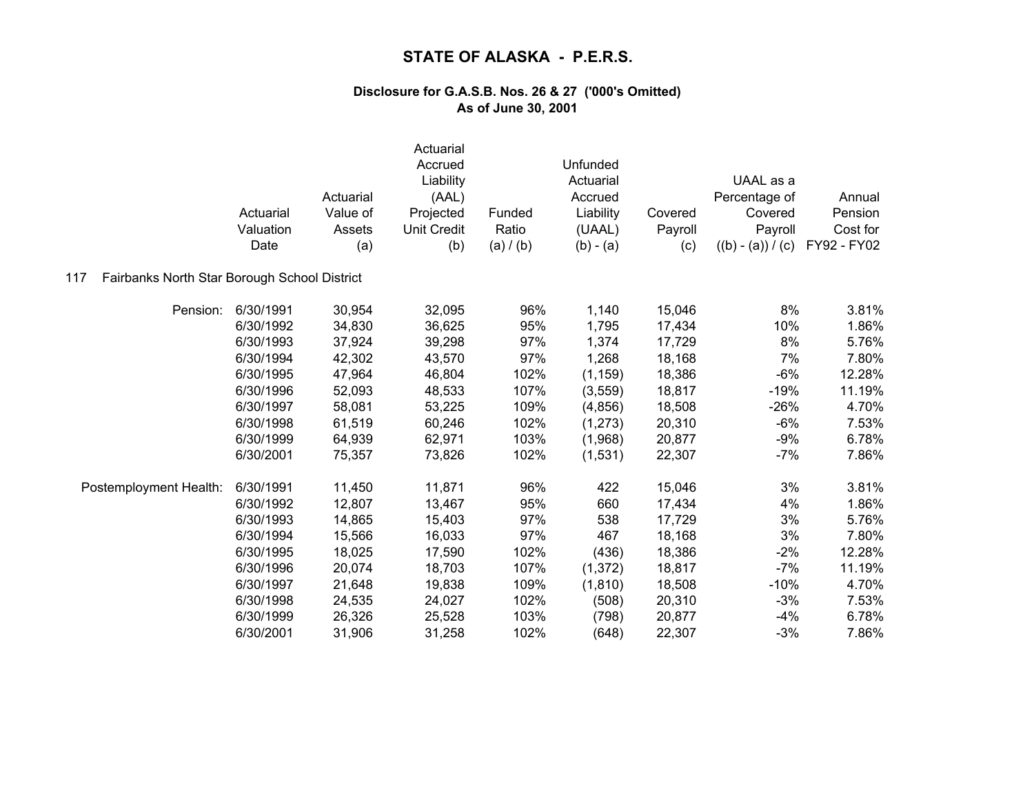# STATE OF ALASKA - P.E.R.S.

**Disclosure for G.A.S.B. Nos. 26 & 27 ('000's Omitted)**
**As of June 30, 2001**

| | Actuarial Valuation Date | Actuarial Value of Assets (a) | Actuarial Accrued Liability (AAL) Projected Unit Credit (b) | Funded Ratio (a) / (b) | Unfunded Actuarial Accrued Liability (UAAL) (b) - (a) | Covered Payroll (c) | UAAL as a Percentage of Covered Payroll ((b) - (a)) / (c) | Annual Pension Cost for FY92 - FY02 |
|---|---|---|---|---|---|---|---|---|
| **117 Fairbanks North Star Borough School District** | | | | | | | | |
| Pension: | 6/30/1991 | 30,954 | 32,095 | 96% | 1,140 | 15,046 | 8% | 3.81% |
| | 6/30/1992 | 34,830 | 36,625 | 95% | 1,795 | 17,434 | 10% | 1.86% |
| | 6/30/1993 | 37,924 | 39,298 | 97% | 1,374 | 17,729 | 8% | 5.76% |
| | 6/30/1994 | 42,302 | 43,570 | 97% | 1,268 | 18,168 | 7% | 7.80% |
| | 6/30/1995 | 47,964 | 46,804 | 102% | (1,159) | 18,386 | -6% | 12.28% |
| | 6/30/1996 | 52,093 | 48,533 | 107% | (3,559) | 18,817 | -19% | 11.19% |
| | 6/30/1997 | 58,081 | 53,225 | 109% | (4,856) | 18,508 | -26% | 4.70% |
| | 6/30/1998 | 61,519 | 60,246 | 102% | (1,273) | 20,310 | -6% | 7.53% |
| | 6/30/1999 | 64,939 | 62,971 | 103% | (1,968) | 20,877 | -9% | 6.78% |
| | 6/30/2001 | 75,357 | 73,826 | 102% | (1,531) | 22,307 | -7% | 7.86% |
| Postemployment Health: | 6/30/1991 | 11,450 | 11,871 | 96% | 422 | 15,046 | 3% | 3.81% |
| | 6/30/1992 | 12,807 | 13,467 | 95% | 660 | 17,434 | 4% | 1.86% |
| | 6/30/1993 | 14,865 | 15,403 | 97% | 538 | 17,729 | 3% | 5.76% |
| | 6/30/1994 | 15,566 | 16,033 | 97% | 467 | 18,168 | 3% | 7.80% |
| | 6/30/1995 | 18,025 | 17,590 | 102% | (436) | 18,386 | -2% | 12.28% |
| | 6/30/1996 | 20,074 | 18,703 | 107% | (1,372) | 18,817 | -7% | 11.19% |
| | 6/30/1997 | 21,648 | 19,838 | 109% | (1,810) | 18,508 | -10% | 4.70% |
| | 6/30/1998 | 24,535 | 24,027 | 102% | (508) | 20,310 | -3% | 7.53% |
| | 6/30/1999 | 26,326 | 25,528 | 103% | (798) | 20,877 | -4% | 6.78% |
| | 6/30/2001 | 31,906 | 31,258 | 102% | (648) | 22,307 | -3% | 7.86% |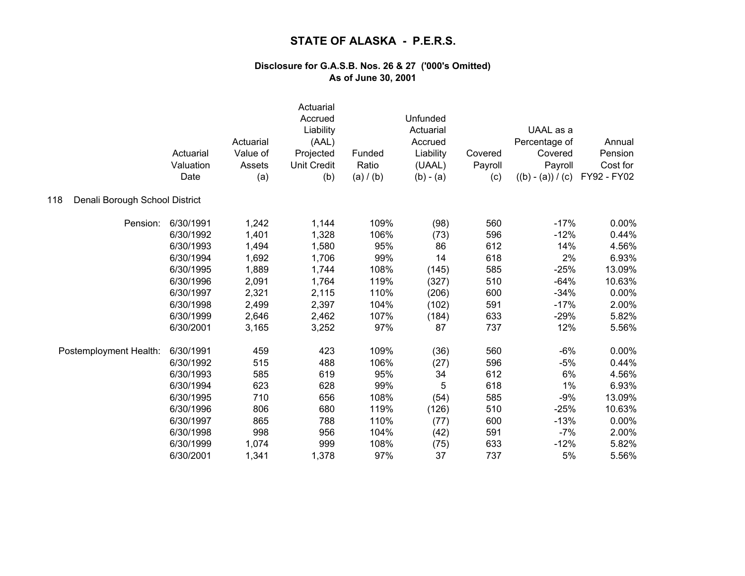# STATE OF ALASKA - P.E.R.S.

### Disclosure for G.A.S.B. Nos. 26 & 27 ('000's Omitted)
### As of June 30, 2001

**118 Denali Borough School District**

| | Actuarial Valuation Date | Actuarial Value of Assets (a) | Actuarial Accrued Liability (AAL) Projected Unit Credit (b) | Funded Ratio (a) / (b) | Unfunded Actuarial Accrued Liability (UAAL) (b) - (a) | Covered Payroll (c) | UAAL as a Percentage of Covered Payroll ((b) - (a)) / (c) | Annual Pension Cost for FY92 - FY02 |
|---|---|---|---|---|---|---|---|---|
| Pension: | 6/30/1991 | 1,242 | 1,144 | 109% | (98) | 560 | -17% | 0.00% |
| | 6/30/1992 | 1,401 | 1,328 | 106% | (73) | 596 | -12% | 0.44% |
| | 6/30/1993 | 1,494 | 1,580 | 95% | 86 | 612 | 14% | 4.56% |
| | 6/30/1994 | 1,692 | 1,706 | 99% | 14 | 618 | 2% | 6.93% |
| | 6/30/1995 | 1,889 | 1,744 | 108% | (145) | 585 | -25% | 13.09% |
| | 6/30/1996 | 2,091 | 1,764 | 119% | (327) | 510 | -64% | 10.63% |
| | 6/30/1997 | 2,321 | 2,115 | 110% | (206) | 600 | -34% | 0.00% |
| | 6/30/1998 | 2,499 | 2,397 | 104% | (102) | 591 | -17% | 2.00% |
| | 6/30/1999 | 2,646 | 2,462 | 107% | (184) | 633 | -29% | 5.82% |
| | 6/30/2001 | 3,165 | 3,252 | 97% | 87 | 737 | 12% | 5.56% |
| Postemployment Health: | 6/30/1991 | 459 | 423 | 109% | (36) | 560 | -6% | 0.00% |
| | 6/30/1992 | 515 | 488 | 106% | (27) | 596 | -5% | 0.44% |
| | 6/30/1993 | 585 | 619 | 95% | 34 | 612 | 6% | 4.56% |
| | 6/30/1994 | 623 | 628 | 99% | 5 | 618 | 1% | 6.93% |
| | 6/30/1995 | 710 | 656 | 108% | (54) | 585 | -9% | 13.09% |
| | 6/30/1996 | 806 | 680 | 119% | (126) | 510 | -25% | 10.63% |
| | 6/30/1997 | 865 | 788 | 110% | (77) | 600 | -13% | 0.00% |
| | 6/30/1998 | 998 | 956 | 104% | (42) | 591 | -7% | 2.00% |
| | 6/30/1999 | 1,074 | 999 | 108% | (75) | 633 | -12% | 5.82% |
| | 6/30/2001 | 1,341 | 1,378 | 97% | 37 | 737 | 5% | 5.56% |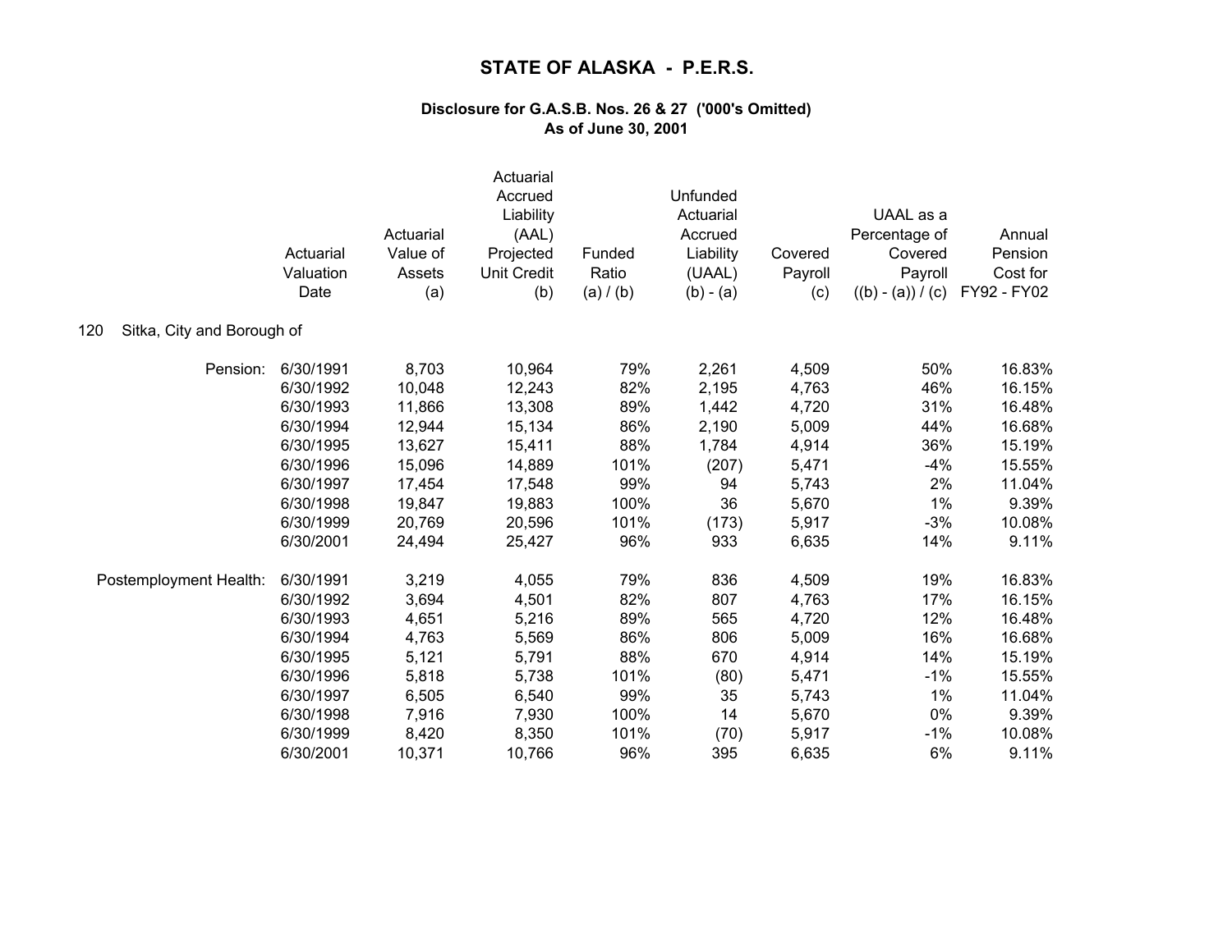# STATE OF ALASKA - P.E.R.S.

### Disclosure for G.A.S.B. Nos. 26 & 27 ('000's Omitted)
### As of June 30, 2001

120 Sitka, City and Borough of

| | Actuarial Valuation Date | Actuarial Value of Assets (a) | Actuarial Accrued Liability (AAL) Projected Unit Credit (b) | Funded Ratio (a) / (b) | Unfunded Actuarial Accrued Liability (UAAL) (b) - (a) | Covered Payroll (c) | UAAL as a Percentage of Covered Payroll ((b) - (a)) / (c) | Annual Pension Cost for FY92 - FY02 |
|---|---|---|---|---|---|---|---|---|
| Pension: | 6/30/1991 | 8,703 | 10,964 | 79% | 2,261 | 4,509 | 50% | 16.83% |
| | 6/30/1992 | 10,048 | 12,243 | 82% | 2,195 | 4,763 | 46% | 16.15% |
| | 6/30/1993 | 11,866 | 13,308 | 89% | 1,442 | 4,720 | 31% | 16.48% |
| | 6/30/1994 | 12,944 | 15,134 | 86% | 2,190 | 5,009 | 44% | 16.68% |
| | 6/30/1995 | 13,627 | 15,411 | 88% | 1,784 | 4,914 | 36% | 15.19% |
| | 6/30/1996 | 15,096 | 14,889 | 101% | (207) | 5,471 | -4% | 15.55% |
| | 6/30/1997 | 17,454 | 17,548 | 99% | 94 | 5,743 | 2% | 11.04% |
| | 6/30/1998 | 19,847 | 19,883 | 100% | 36 | 5,670 | 1% | 9.39% |
| | 6/30/1999 | 20,769 | 20,596 | 101% | (173) | 5,917 | -3% | 10.08% |
| | 6/30/2001 | 24,494 | 25,427 | 96% | 933 | 6,635 | 14% | 9.11% |
| Postemployment Health: | 6/30/1991 | 3,219 | 4,055 | 79% | 836 | 4,509 | 19% | 16.83% |
| | 6/30/1992 | 3,694 | 4,501 | 82% | 807 | 4,763 | 17% | 16.15% |
| | 6/30/1993 | 4,651 | 5,216 | 89% | 565 | 4,720 | 12% | 16.48% |
| | 6/30/1994 | 4,763 | 5,569 | 86% | 806 | 5,009 | 16% | 16.68% |
| | 6/30/1995 | 5,121 | 5,791 | 88% | 670 | 4,914 | 14% | 15.19% |
| | 6/30/1996 | 5,818 | 5,738 | 101% | (80) | 5,471 | -1% | 15.55% |
| | 6/30/1997 | 6,505 | 6,540 | 99% | 35 | 5,743 | 1% | 11.04% |
| | 6/30/1998 | 7,916 | 7,930 | 100% | 14 | 5,670 | 0% | 9.39% |
| | 6/30/1999 | 8,420 | 8,350 | 101% | (70) | 5,917 | -1% | 10.08% |
| | 6/30/2001 | 10,371 | 10,766 | 96% | 395 | 6,635 | 6% | 9.11% |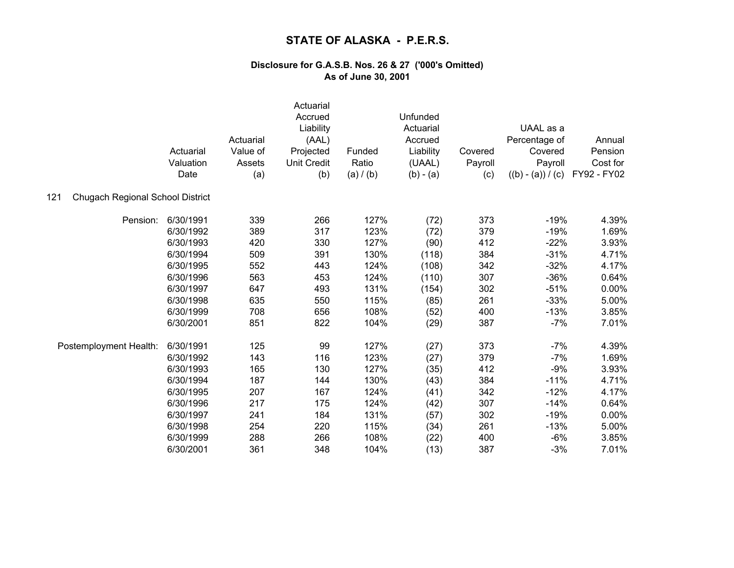# STATE OF ALASKA - P.E.R.S.

### Disclosure for G.A.S.B. Nos. 26 & 27 ('000's Omitted)
### As of June 30, 2001

**121 Chugach Regional School District**

| | Actuarial Valuation Date | Actuarial Value of Assets (a) | Actuarial Accrued Liability (AAL) Projected Unit Credit (b) | Funded Ratio (a) / (b) | Unfunded Actuarial Accrued Liability (UAAL) (b) - (a) | Covered Payroll (c) | UAAL as a Percentage of Covered Payroll ((b) - (a)) / (c) | Annual Pension Cost for FY92 - FY02 |
|---|---|---|---|---|---|---|---|---|
| Pension: | 6/30/1991 | 339 | 266 | 127% | (72) | 373 | -19% | 4.39% |
| | 6/30/1992 | 389 | 317 | 123% | (72) | 379 | -19% | 1.69% |
| | 6/30/1993 | 420 | 330 | 127% | (90) | 412 | -22% | 3.93% |
| | 6/30/1994 | 509 | 391 | 130% | (118) | 384 | -31% | 4.71% |
| | 6/30/1995 | 552 | 443 | 124% | (108) | 342 | -32% | 4.17% |
| | 6/30/1996 | 563 | 453 | 124% | (110) | 307 | -36% | 0.64% |
| | 6/30/1997 | 647 | 493 | 131% | (154) | 302 | -51% | 0.00% |
| | 6/30/1998 | 635 | 550 | 115% | (85) | 261 | -33% | 5.00% |
| | 6/30/1999 | 708 | 656 | 108% | (52) | 400 | -13% | 3.85% |
| | 6/30/2001 | 851 | 822 | 104% | (29) | 387 | -7% | 7.01% |
| Postemployment Health: | 6/30/1991 | 125 | 99 | 127% | (27) | 373 | -7% | 4.39% |
| | 6/30/1992 | 143 | 116 | 123% | (27) | 379 | -7% | 1.69% |
| | 6/30/1993 | 165 | 130 | 127% | (35) | 412 | -9% | 3.93% |
| | 6/30/1994 | 187 | 144 | 130% | (43) | 384 | -11% | 4.71% |
| | 6/30/1995 | 207 | 167 | 124% | (41) | 342 | -12% | 4.17% |
| | 6/30/1996 | 217 | 175 | 124% | (42) | 307 | -14% | 0.64% |
| | 6/30/1997 | 241 | 184 | 131% | (57) | 302 | -19% | 0.00% |
| | 6/30/1998 | 254 | 220 | 115% | (34) | 261 | -13% | 5.00% |
| | 6/30/1999 | 288 | 266 | 108% | (22) | 400 | -6% | 3.85% |
| | 6/30/2001 | 361 | 348 | 104% | (13) | 387 | -3% | 7.01% |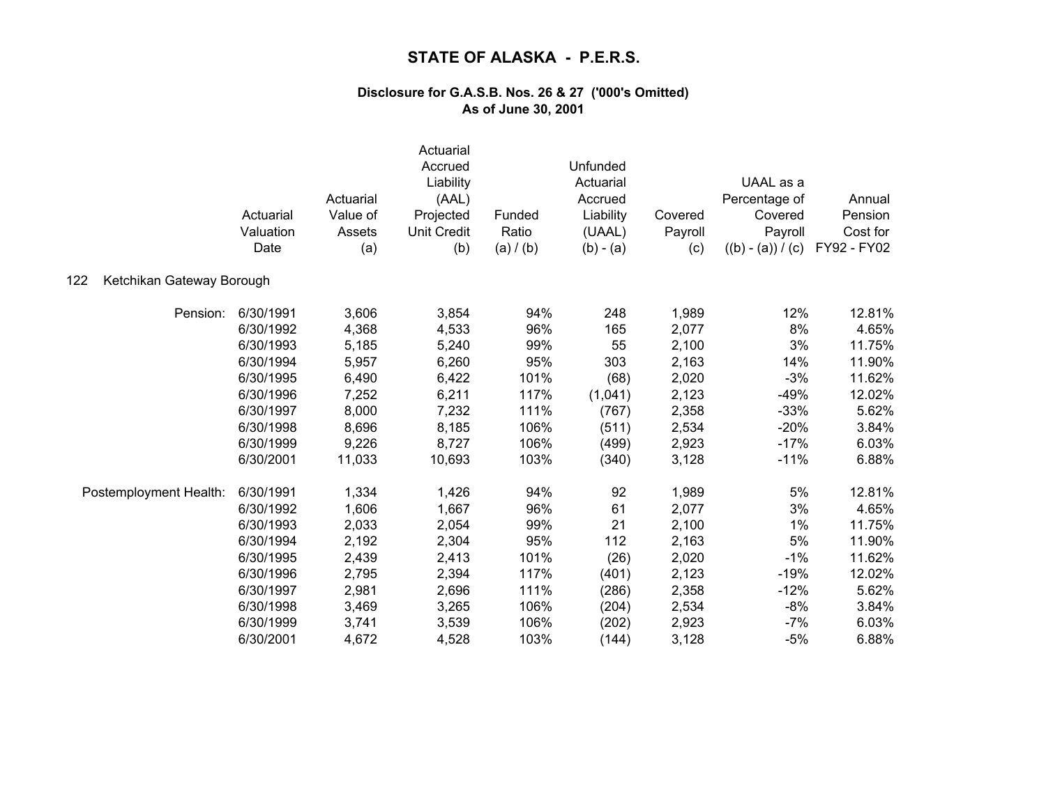# STATE OF ALASKA - P.E.R.S.

### Disclosure for G.A.S.B. Nos. 26 & 27 ('000's Omitted)
### As of June 30, 2001

**122 Ketchikan Gateway Borough**

| | Actuarial Valuation Date | Actuarial Value of Assets (a) | Actuarial Accrued Liability (AAL) Projected Unit Credit (b) | Funded Ratio (a) / (b) | Unfunded Actuarial Accrued Liability (UAAL) (b) - (a) | Covered Payroll (c) | UAAL as a Percentage of Covered Payroll ((b) - (a)) / (c) | Annual Pension Cost for FY92 - FY02 |
|---|---|---|---|---|---|---|---|---|
| Pension: | 6/30/1991 | 3,606 | 3,854 | 94% | 248 | 1,989 | 12% | 12.81% |
| | 6/30/1992 | 4,368 | 4,533 | 96% | 165 | 2,077 | 8% | 4.65% |
| | 6/30/1993 | 5,185 | 5,240 | 99% | 55 | 2,100 | 3% | 11.75% |
| | 6/30/1994 | 5,957 | 6,260 | 95% | 303 | 2,163 | 14% | 11.90% |
| | 6/30/1995 | 6,490 | 6,422 | 101% | (68) | 2,020 | -3% | 11.62% |
| | 6/30/1996 | 7,252 | 6,211 | 117% | (1,041) | 2,123 | -49% | 12.02% |
| | 6/30/1997 | 8,000 | 7,232 | 111% | (767) | 2,358 | -33% | 5.62% |
| | 6/30/1998 | 8,696 | 8,185 | 106% | (511) | 2,534 | -20% | 3.84% |
| | 6/30/1999 | 9,226 | 8,727 | 106% | (499) | 2,923 | -17% | 6.03% |
| | 6/30/2001 | 11,033 | 10,693 | 103% | (340) | 3,128 | -11% | 6.88% |
| Postemployment Health: | 6/30/1991 | 1,334 | 1,426 | 94% | 92 | 1,989 | 5% | 12.81% |
| | 6/30/1992 | 1,606 | 1,667 | 96% | 61 | 2,077 | 3% | 4.65% |
| | 6/30/1993 | 2,033 | 2,054 | 99% | 21 | 2,100 | 1% | 11.75% |
| | 6/30/1994 | 2,192 | 2,304 | 95% | 112 | 2,163 | 5% | 11.90% |
| | 6/30/1995 | 2,439 | 2,413 | 101% | (26) | 2,020 | -1% | 11.62% |
| | 6/30/1996 | 2,795 | 2,394 | 117% | (401) | 2,123 | -19% | 12.02% |
| | 6/30/1997 | 2,981 | 2,696 | 111% | (286) | 2,358 | -12% | 5.62% |
| | 6/30/1998 | 3,469 | 3,265 | 106% | (204) | 2,534 | -8% | 3.84% |
| | 6/30/1999 | 3,741 | 3,539 | 106% | (202) | 2,923 | -7% | 6.03% |
| | 6/30/2001 | 4,672 | 4,528 | 103% | (144) | 3,128 | -5% | 6.88% |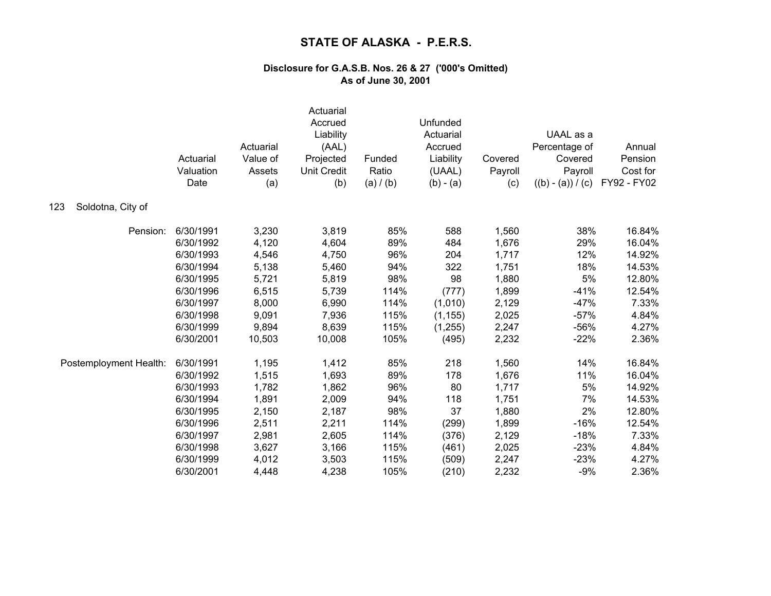# STATE OF ALASKA - P.E.R.S.

### Disclosure for G.A.S.B. Nos. 26 & 27 ('000's Omitted)
### As of June 30, 2001

123 Soldotna, City of

| | Actuarial Valuation Date | Actuarial Value of Assets (a) | Actuarial Accrued Liability (AAL) Projected Unit Credit (b) | Funded Ratio (a) / (b) | Unfunded Actuarial Accrued Liability (UAAL) (b) - (a) | Covered Payroll (c) | UAAL as a Percentage of Covered Payroll ((b) - (a)) / (c) | Annual Pension Cost for FY92 - FY02 |
|---|---|---|---|---|---|---|---|---|
| Pension: | 6/30/1991 | 3,230 | 3,819 | 85% | 588 | 1,560 | 38% | 16.84% |
| | 6/30/1992 | 4,120 | 4,604 | 89% | 484 | 1,676 | 29% | 16.04% |
| | 6/30/1993 | 4,546 | 4,750 | 96% | 204 | 1,717 | 12% | 14.92% |
| | 6/30/1994 | 5,138 | 5,460 | 94% | 322 | 1,751 | 18% | 14.53% |
| | 6/30/1995 | 5,721 | 5,819 | 98% | 98 | 1,880 | 5% | 12.80% |
| | 6/30/1996 | 6,515 | 5,739 | 114% | (777) | 1,899 | -41% | 12.54% |
| | 6/30/1997 | 8,000 | 6,990 | 114% | (1,010) | 2,129 | -47% | 7.33% |
| | 6/30/1998 | 9,091 | 7,936 | 115% | (1,155) | 2,025 | -57% | 4.84% |
| | 6/30/1999 | 9,894 | 8,639 | 115% | (1,255) | 2,247 | -56% | 4.27% |
| | 6/30/2001 | 10,503 | 10,008 | 105% | (495) | 2,232 | -22% | 2.36% |
| Postemployment Health: | 6/30/1991 | 1,195 | 1,412 | 85% | 218 | 1,560 | 14% | 16.84% |
| | 6/30/1992 | 1,515 | 1,693 | 89% | 178 | 1,676 | 11% | 16.04% |
| | 6/30/1993 | 1,782 | 1,862 | 96% | 80 | 1,717 | 5% | 14.92% |
| | 6/30/1994 | 1,891 | 2,009 | 94% | 118 | 1,751 | 7% | 14.53% |
| | 6/30/1995 | 2,150 | 2,187 | 98% | 37 | 1,880 | 2% | 12.80% |
| | 6/30/1996 | 2,511 | 2,211 | 114% | (299) | 1,899 | -16% | 12.54% |
| | 6/30/1997 | 2,981 | 2,605 | 114% | (376) | 2,129 | -18% | 7.33% |
| | 6/30/1998 | 3,627 | 3,166 | 115% | (461) | 2,025 | -23% | 4.84% |
| | 6/30/1999 | 4,012 | 3,503 | 115% | (509) | 2,247 | -23% | 4.27% |
| | 6/30/2001 | 4,448 | 4,238 | 105% | (210) | 2,232 | -9% | 2.36% |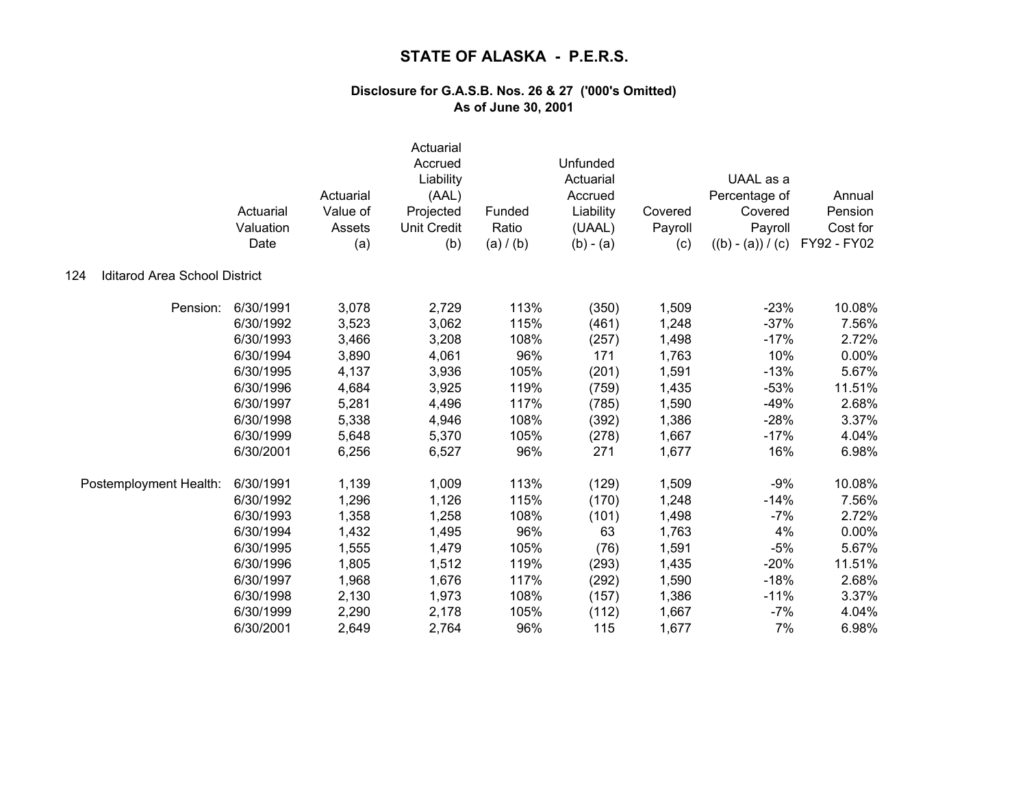# STATE OF ALASKA - P.E.R.S.

## Disclosure for G.A.S.B. Nos. 26 & 27 ('000's Omitted)
## As of June 30, 2001

124 Iditarod Area School District

| | Actuarial Valuation Date | Actuarial Value of Assets (a) | Actuarial Accrued Liability (AAL) Projected Unit Credit (b) | Funded Ratio (a) / (b) | Unfunded Actuarial Accrued Liability (UAAL) (b) - (a) | Covered Payroll (c) | UAAL as a Percentage of Covered Payroll ((b) - (a)) / (c) | Annual Pension Cost for FY92 - FY02 |
|---|---|---|---|---|---|---|---|---|
| Pension: | 6/30/1991 | 3,078 | 2,729 | 113% | (350) | 1,509 | -23% | 10.08% |
| | 6/30/1992 | 3,523 | 3,062 | 115% | (461) | 1,248 | -37% | 7.56% |
| | 6/30/1993 | 3,466 | 3,208 | 108% | (257) | 1,498 | -17% | 2.72% |
| | 6/30/1994 | 3,890 | 4,061 | 96% | 171 | 1,763 | 10% | 0.00% |
| | 6/30/1995 | 4,137 | 3,936 | 105% | (201) | 1,591 | -13% | 5.67% |
| | 6/30/1996 | 4,684 | 3,925 | 119% | (759) | 1,435 | -53% | 11.51% |
| | 6/30/1997 | 5,281 | 4,496 | 117% | (785) | 1,590 | -49% | 2.68% |
| | 6/30/1998 | 5,338 | 4,946 | 108% | (392) | 1,386 | -28% | 3.37% |
| | 6/30/1999 | 5,648 | 5,370 | 105% | (278) | 1,667 | -17% | 4.04% |
| | 6/30/2001 | 6,256 | 6,527 | 96% | 271 | 1,677 | 16% | 6.98% |
| Postemployment Health: | 6/30/1991 | 1,139 | 1,009 | 113% | (129) | 1,509 | -9% | 10.08% |
| | 6/30/1992 | 1,296 | 1,126 | 115% | (170) | 1,248 | -14% | 7.56% |
| | 6/30/1993 | 1,358 | 1,258 | 108% | (101) | 1,498 | -7% | 2.72% |
| | 6/30/1994 | 1,432 | 1,495 | 96% | 63 | 1,763 | 4% | 0.00% |
| | 6/30/1995 | 1,555 | 1,479 | 105% | (76) | 1,591 | -5% | 5.67% |
| | 6/30/1996 | 1,805 | 1,512 | 119% | (293) | 1,435 | -20% | 11.51% |
| | 6/30/1997 | 1,968 | 1,676 | 117% | (292) | 1,590 | -18% | 2.68% |
| | 6/30/1998 | 2,130 | 1,973 | 108% | (157) | 1,386 | -11% | 3.37% |
| | 6/30/1999 | 2,290 | 2,178 | 105% | (112) | 1,667 | -7% | 4.04% |
| | 6/30/2001 | 2,649 | 2,764 | 96% | 115 | 1,677 | 7% | 6.98% |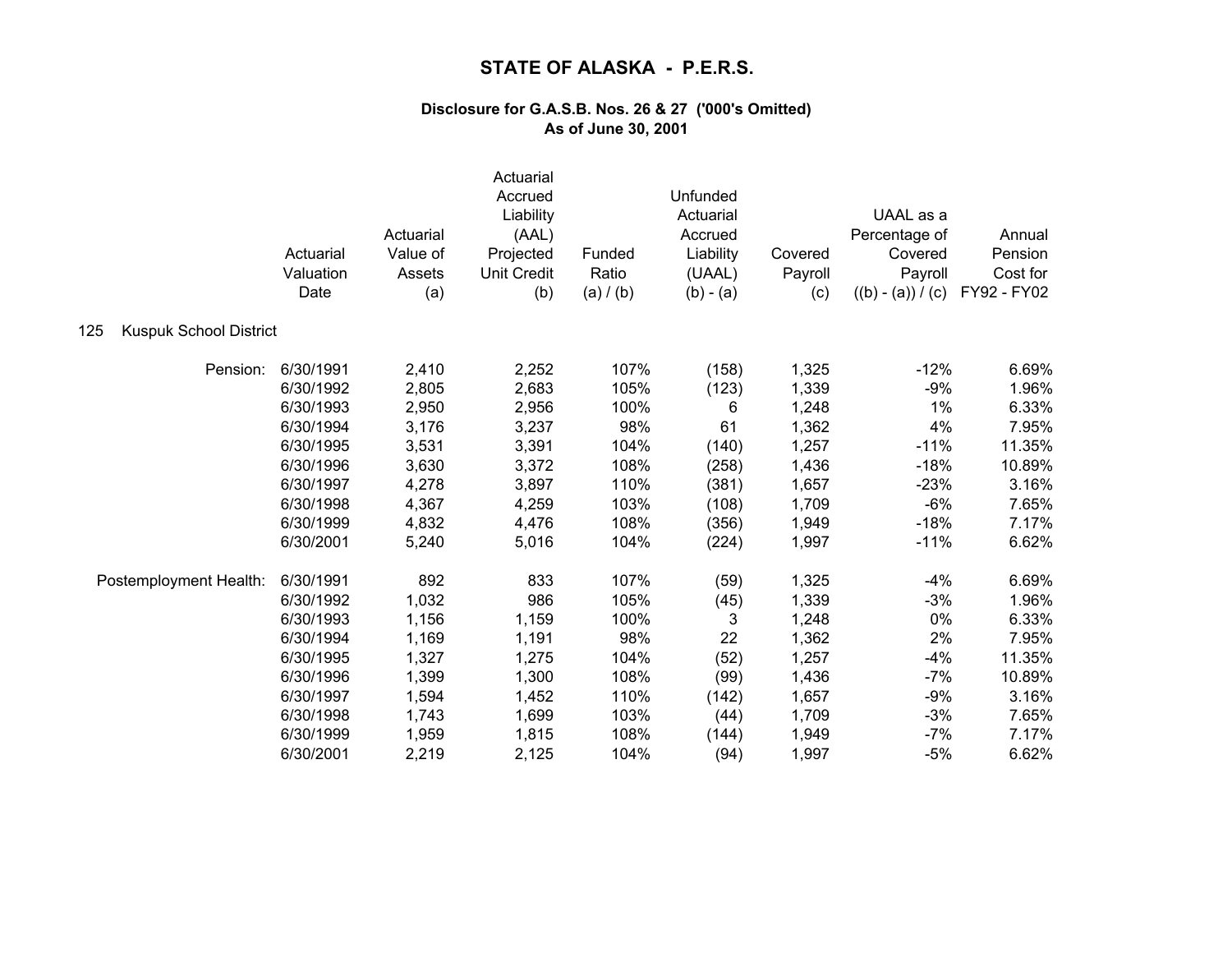# STATE OF ALASKA - P.E.R.S.

**Disclosure for G.A.S.B. Nos. 26 & 27 ('000's Omitted)**
**As of June 30, 2001**

125 Kuspuk School District

| | Actuarial Valuation Date | Actuarial Value of Assets (a) | Actuarial Accrued Liability (AAL) Projected Unit Credit (b) | Funded Ratio (a) / (b) | Unfunded Actuarial Accrued Liability (UAAL) (b) - (a) | Covered Payroll (c) | UAAL as a Percentage of Covered Payroll ((b) - (a)) / (c) | Annual Pension Cost for FY92 - FY02 |
|---|---|---|---|---|---|---|---|---|
| Pension: | 6/30/1991 | 2,410 | 2,252 | 107% | (158) | 1,325 | -12% | 6.69% |
| | 6/30/1992 | 2,805 | 2,683 | 105% | (123) | 1,339 | -9% | 1.96% |
| | 6/30/1993 | 2,950 | 2,956 | 100% | 6 | 1,248 | 1% | 6.33% |
| | 6/30/1994 | 3,176 | 3,237 | 98% | 61 | 1,362 | 4% | 7.95% |
| | 6/30/1995 | 3,531 | 3,391 | 104% | (140) | 1,257 | -11% | 11.35% |
| | 6/30/1996 | 3,630 | 3,372 | 108% | (258) | 1,436 | -18% | 10.89% |
| | 6/30/1997 | 4,278 | 3,897 | 110% | (381) | 1,657 | -23% | 3.16% |
| | 6/30/1998 | 4,367 | 4,259 | 103% | (108) | 1,709 | -6% | 7.65% |
| | 6/30/1999 | 4,832 | 4,476 | 108% | (356) | 1,949 | -18% | 7.17% |
| | 6/30/2001 | 5,240 | 5,016 | 104% | (224) | 1,997 | -11% | 6.62% |
| Postemployment Health: | 6/30/1991 | 892 | 833 | 107% | (59) | 1,325 | -4% | 6.69% |
| | 6/30/1992 | 1,032 | 986 | 105% | (45) | 1,339 | -3% | 1.96% |
| | 6/30/1993 | 1,156 | 1,159 | 100% | 3 | 1,248 | 0% | 6.33% |
| | 6/30/1994 | 1,169 | 1,191 | 98% | 22 | 1,362 | 2% | 7.95% |
| | 6/30/1995 | 1,327 | 1,275 | 104% | (52) | 1,257 | -4% | 11.35% |
| | 6/30/1996 | 1,399 | 1,300 | 108% | (99) | 1,436 | -7% | 10.89% |
| | 6/30/1997 | 1,594 | 1,452 | 110% | (142) | 1,657 | -9% | 3.16% |
| | 6/30/1998 | 1,743 | 1,699 | 103% | (44) | 1,709 | -3% | 7.65% |
| | 6/30/1999 | 1,959 | 1,815 | 108% | (144) | 1,949 | -7% | 7.17% |
| | 6/30/2001 | 2,219 | 2,125 | 104% | (94) | 1,997 | -5% | 6.62% |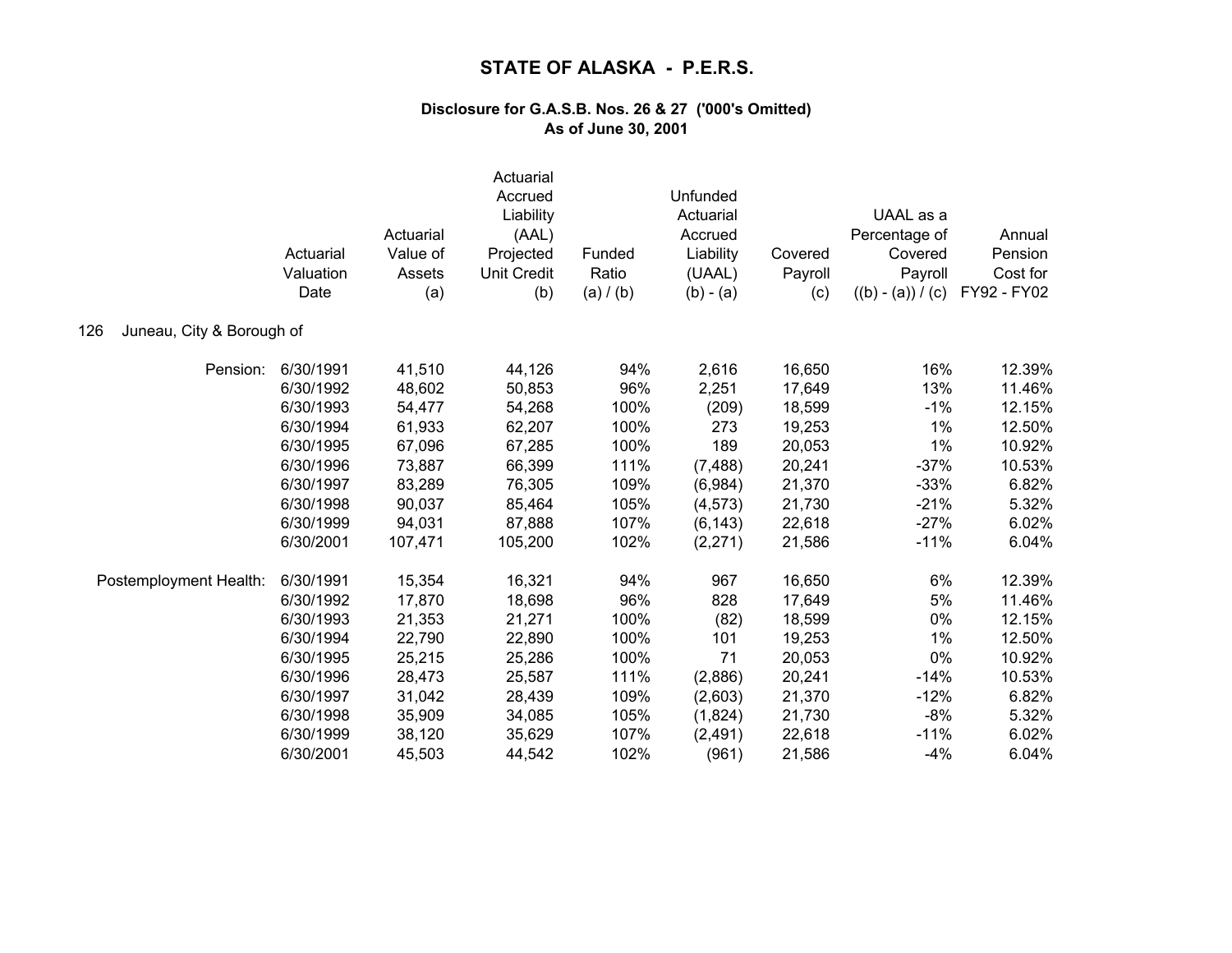# STATE OF ALASKA - P.E.R.S.

**Disclosure for G.A.S.B. Nos. 26 & 27 ('000's Omitted)**
**As of June 30, 2001**

| | Actuarial Valuation Date | Actuarial Value of Assets (a) | Actuarial Accrued Liability (AAL) Projected Unit Credit (b) | Funded Ratio (a) / (b) | Unfunded Actuarial Accrued Liability (UAAL) (b) - (a) | Covered Payroll (c) | UAAL as a Percentage of Covered Payroll ((b) - (a)) / (c) | Annual Pension Cost for FY92 - FY02 |
|---|---|---|---|---|---|---|---|---|
| **126 Juneau, City & Borough of** | | | | | | | | |
| Pension: | 6/30/1991 | 41,510 | 44,126 | 94% | 2,616 | 16,650 | 16% | 12.39% |
| | 6/30/1992 | 48,602 | 50,853 | 96% | 2,251 | 17,649 | 13% | 11.46% |
| | 6/30/1993 | 54,477 | 54,268 | 100% | (209) | 18,599 | -1% | 12.15% |
| | 6/30/1994 | 61,933 | 62,207 | 100% | 273 | 19,253 | 1% | 12.50% |
| | 6/30/1995 | 67,096 | 67,285 | 100% | 189 | 20,053 | 1% | 10.92% |
| | 6/30/1996 | 73,887 | 66,399 | 111% | (7,488) | 20,241 | -37% | 10.53% |
| | 6/30/1997 | 83,289 | 76,305 | 109% | (6,984) | 21,370 | -33% | 6.82% |
| | 6/30/1998 | 90,037 | 85,464 | 105% | (4,573) | 21,730 | -21% | 5.32% |
| | 6/30/1999 | 94,031 | 87,888 | 107% | (6,143) | 22,618 | -27% | 6.02% |
| | 6/30/2001 | 107,471 | 105,200 | 102% | (2,271) | 21,586 | -11% | 6.04% |
| Postemployment Health: | 6/30/1991 | 15,354 | 16,321 | 94% | 967 | 16,650 | 6% | 12.39% |
| | 6/30/1992 | 17,870 | 18,698 | 96% | 828 | 17,649 | 5% | 11.46% |
| | 6/30/1993 | 21,353 | 21,271 | 100% | (82) | 18,599 | 0% | 12.15% |
| | 6/30/1994 | 22,790 | 22,890 | 100% | 101 | 19,253 | 1% | 12.50% |
| | 6/30/1995 | 25,215 | 25,286 | 100% | 71 | 20,053 | 0% | 10.92% |
| | 6/30/1996 | 28,473 | 25,587 | 111% | (2,886) | 20,241 | -14% | 10.53% |
| | 6/30/1997 | 31,042 | 28,439 | 109% | (2,603) | 21,370 | -12% | 6.82% |
| | 6/30/1998 | 35,909 | 34,085 | 105% | (1,824) | 21,730 | -8% | 5.32% |
| | 6/30/1999 | 38,120 | 35,629 | 107% | (2,491) | 22,618 | -11% | 6.02% |
| | 6/30/2001 | 45,503 | 44,542 | 102% | (961) | 21,586 | -4% | 6.04% |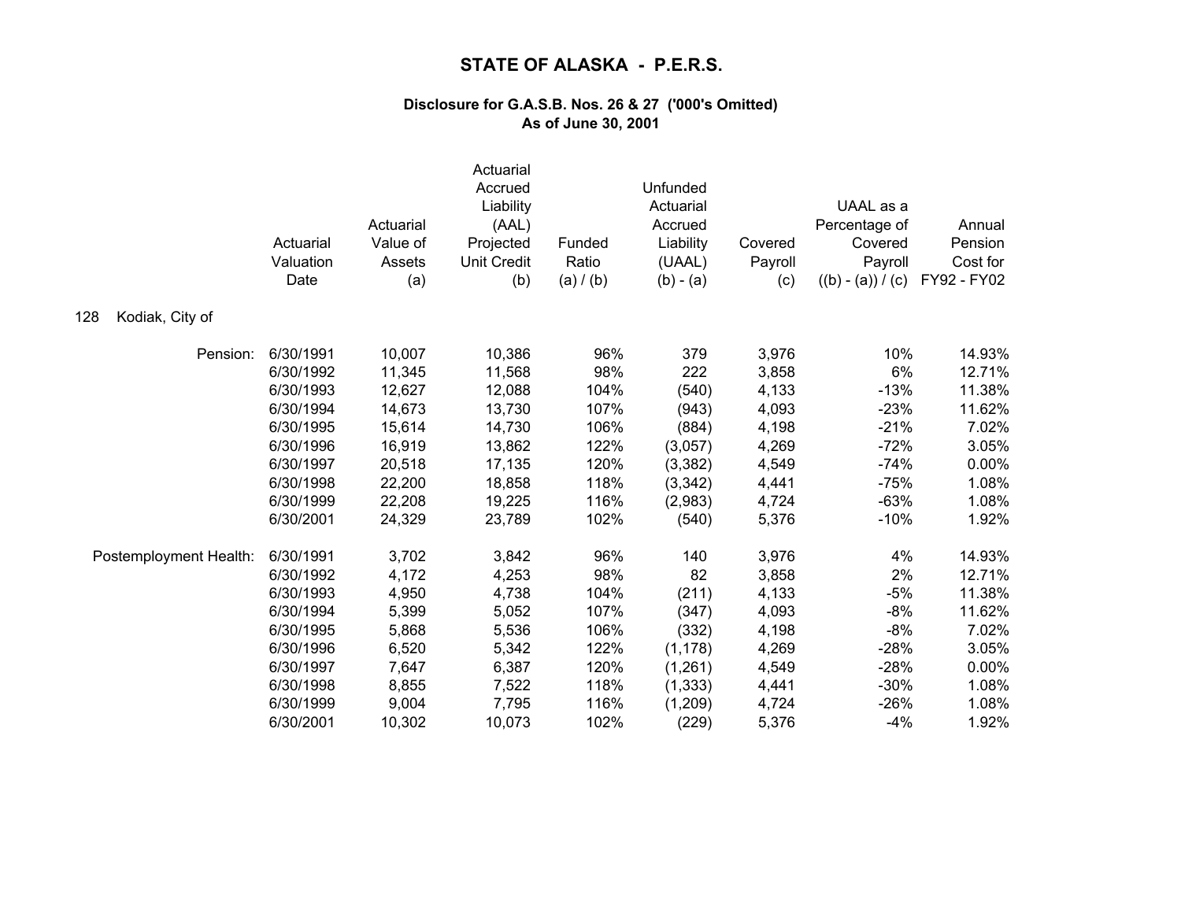# STATE OF ALASKA - P.E.R.S.

**Disclosure for G.A.S.B. Nos. 26 & 27 ('000's Omitted)**
**As of June 30, 2001**

128 Kodiak, City of

| | Actuarial Valuation Date | Actuarial Value of Assets (a) | Actuarial Accrued Liability (AAL) Projected Unit Credit (b) | Funded Ratio (a) / (b) | Unfunded Actuarial Accrued Liability (UAAL) (b) - (a) | Covered Payroll (c) | UAAL as a Percentage of Covered Payroll ((b) - (a)) / (c) | Annual Pension Cost for FY92 - FY02 |
|---|---|---|---|---|---|---|---|---|
| Pension: | 6/30/1991 | 10,007 | 10,386 | 96% | 379 | 3,976 | 10% | 14.93% |
| | 6/30/1992 | 11,345 | 11,568 | 98% | 222 | 3,858 | 6% | 12.71% |
| | 6/30/1993 | 12,627 | 12,088 | 104% | (540) | 4,133 | -13% | 11.38% |
| | 6/30/1994 | 14,673 | 13,730 | 107% | (943) | 4,093 | -23% | 11.62% |
| | 6/30/1995 | 15,614 | 14,730 | 106% | (884) | 4,198 | -21% | 7.02% |
| | 6/30/1996 | 16,919 | 13,862 | 122% | (3,057) | 4,269 | -72% | 3.05% |
| | 6/30/1997 | 20,518 | 17,135 | 120% | (3,382) | 4,549 | -74% | 0.00% |
| | 6/30/1998 | 22,200 | 18,858 | 118% | (3,342) | 4,441 | -75% | 1.08% |
| | 6/30/1999 | 22,208 | 19,225 | 116% | (2,983) | 4,724 | -63% | 1.08% |
| | 6/30/2001 | 24,329 | 23,789 | 102% | (540) | 5,376 | -10% | 1.92% |
| Postemployment Health: | 6/30/1991 | 3,702 | 3,842 | 96% | 140 | 3,976 | 4% | 14.93% |
| | 6/30/1992 | 4,172 | 4,253 | 98% | 82 | 3,858 | 2% | 12.71% |
| | 6/30/1993 | 4,950 | 4,738 | 104% | (211) | 4,133 | -5% | 11.38% |
| | 6/30/1994 | 5,399 | 5,052 | 107% | (347) | 4,093 | -8% | 11.62% |
| | 6/30/1995 | 5,868 | 5,536 | 106% | (332) | 4,198 | -8% | 7.02% |
| | 6/30/1996 | 6,520 | 5,342 | 122% | (1,178) | 4,269 | -28% | 3.05% |
| | 6/30/1997 | 7,647 | 6,387 | 120% | (1,261) | 4,549 | -28% | 0.00% |
| | 6/30/1998 | 8,855 | 7,522 | 118% | (1,333) | 4,441 | -30% | 1.08% |
| | 6/30/1999 | 9,004 | 7,795 | 116% | (1,209) | 4,724 | -26% | 1.08% |
| | 6/30/2001 | 10,302 | 10,073 | 102% | (229) | 5,376 | -4% | 1.92% |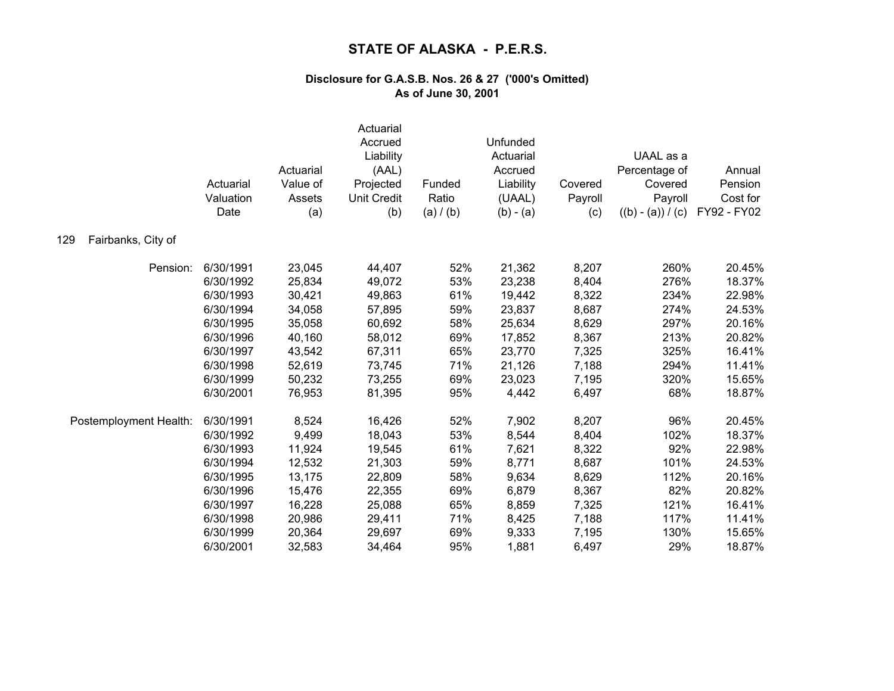# STATE OF ALASKA - P.E.R.S.

**Disclosure for G.A.S.B. Nos. 26 & 27 ('000's Omitted)**
**As of June 30, 2001**

129 Fairbanks, City of

| | Actuarial Valuation Date | Actuarial Value of Assets (a) | Actuarial Accrued Liability (AAL) Projected Unit Credit (b) | Funded Ratio (a) / (b) | Unfunded Actuarial Accrued Liability (UAAL) (b) - (a) | Covered Payroll (c) | UAAL as a Percentage of Covered Payroll ((b) - (a)) / (c) | Annual Pension Cost for FY92 - FY02 |
|---|---|---|---|---|---|---|---|---|
| Pension: | 6/30/1991 | 23,045 | 44,407 | 52% | 21,362 | 8,207 | 260% | 20.45% |
| | 6/30/1992 | 25,834 | 49,072 | 53% | 23,238 | 8,404 | 276% | 18.37% |
| | 6/30/1993 | 30,421 | 49,863 | 61% | 19,442 | 8,322 | 234% | 22.98% |
| | 6/30/1994 | 34,058 | 57,895 | 59% | 23,837 | 8,687 | 274% | 24.53% |
| | 6/30/1995 | 35,058 | 60,692 | 58% | 25,634 | 8,629 | 297% | 20.16% |
| | 6/30/1996 | 40,160 | 58,012 | 69% | 17,852 | 8,367 | 213% | 20.82% |
| | 6/30/1997 | 43,542 | 67,311 | 65% | 23,770 | 7,325 | 325% | 16.41% |
| | 6/30/1998 | 52,619 | 73,745 | 71% | 21,126 | 7,188 | 294% | 11.41% |
| | 6/30/1999 | 50,232 | 73,255 | 69% | 23,023 | 7,195 | 320% | 15.65% |
| | 6/30/2001 | 76,953 | 81,395 | 95% | 4,442 | 6,497 | 68% | 18.87% |
| Postemployment Health: | 6/30/1991 | 8,524 | 16,426 | 52% | 7,902 | 8,207 | 96% | 20.45% |
| | 6/30/1992 | 9,499 | 18,043 | 53% | 8,544 | 8,404 | 102% | 18.37% |
| | 6/30/1993 | 11,924 | 19,545 | 61% | 7,621 | 8,322 | 92% | 22.98% |
| | 6/30/1994 | 12,532 | 21,303 | 59% | 8,771 | 8,687 | 101% | 24.53% |
| | 6/30/1995 | 13,175 | 22,809 | 58% | 9,634 | 8,629 | 112% | 20.16% |
| | 6/30/1996 | 15,476 | 22,355 | 69% | 6,879 | 8,367 | 82% | 20.82% |
| | 6/30/1997 | 16,228 | 25,088 | 65% | 8,859 | 7,325 | 121% | 16.41% |
| | 6/30/1998 | 20,986 | 29,411 | 71% | 8,425 | 7,188 | 117% | 11.41% |
| | 6/30/1999 | 20,364 | 29,697 | 69% | 9,333 | 7,195 | 130% | 15.65% |
| | 6/30/2001 | 32,583 | 34,464 | 95% | 1,881 | 6,497 | 29% | 18.87% |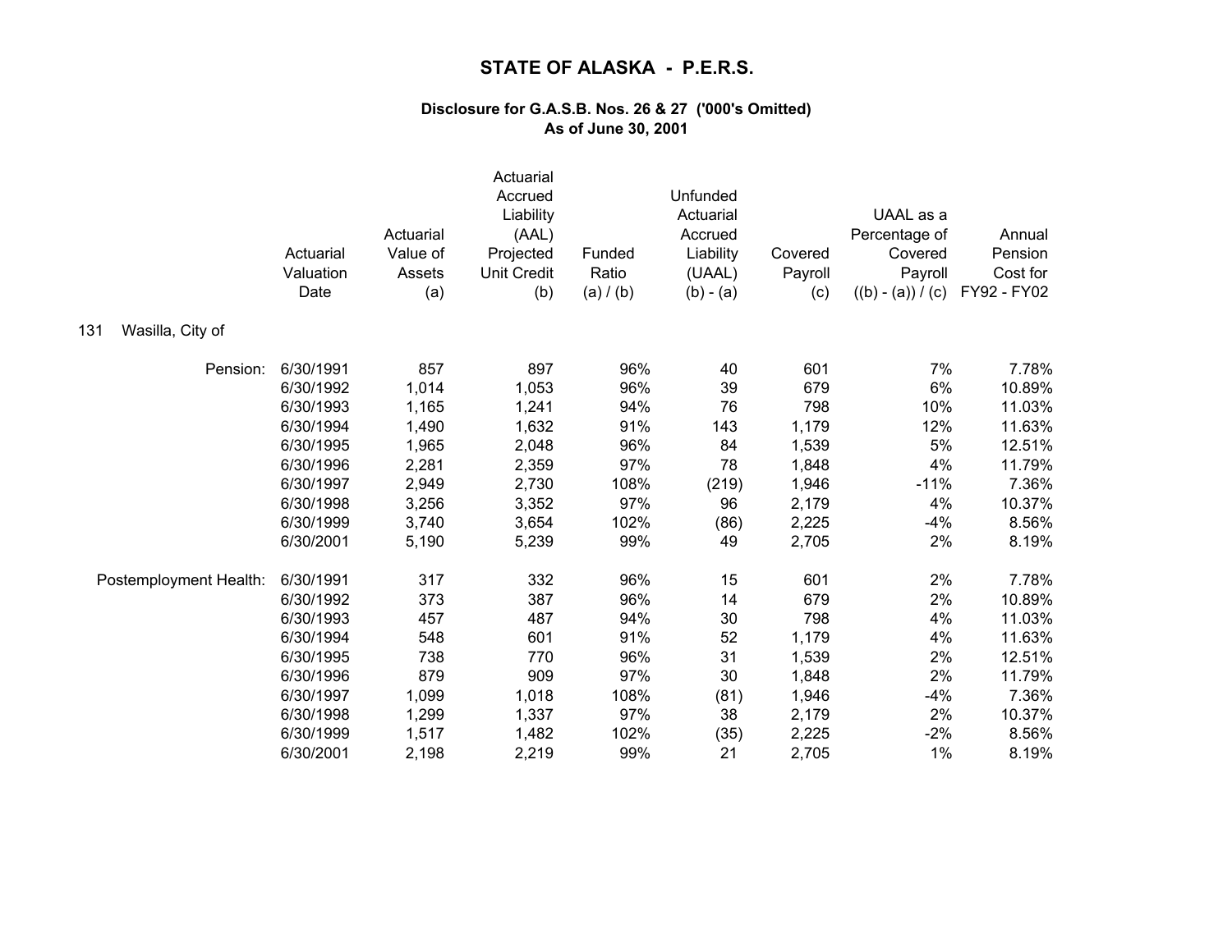# STATE OF ALASKA - P.E.R.S.

### Disclosure for G.A.S.B. Nos. 26 & 27 ('000's Omitted)
### As of June 30, 2001

131 Wasilla, City of

| | Actuarial Valuation Date | Actuarial Value of Assets (a) | Actuarial Accrued Liability (AAL) Projected Unit Credit (b) | Funded Ratio (a) / (b) | Unfunded Actuarial Accrued Liability (UAAL) (b) - (a) | Covered Payroll (c) | UAAL as a Percentage of Covered Payroll ((b) - (a)) / (c) | Annual Pension Cost for FY92 - FY02 |
|---|---|---|---|---|---|---|---|---|
| Pension: | 6/30/1991 | 857 | 897 | 96% | 40 | 601 | 7% | 7.78% |
| | 6/30/1992 | 1,014 | 1,053 | 96% | 39 | 679 | 6% | 10.89% |
| | 6/30/1993 | 1,165 | 1,241 | 94% | 76 | 798 | 10% | 11.03% |
| | 6/30/1994 | 1,490 | 1,632 | 91% | 143 | 1,179 | 12% | 11.63% |
| | 6/30/1995 | 1,965 | 2,048 | 96% | 84 | 1,539 | 5% | 12.51% |
| | 6/30/1996 | 2,281 | 2,359 | 97% | 78 | 1,848 | 4% | 11.79% |
| | 6/30/1997 | 2,949 | 2,730 | 108% | (219) | 1,946 | -11% | 7.36% |
| | 6/30/1998 | 3,256 | 3,352 | 97% | 96 | 2,179 | 4% | 10.37% |
| | 6/30/1999 | 3,740 | 3,654 | 102% | (86) | 2,225 | -4% | 8.56% |
| | 6/30/2001 | 5,190 | 5,239 | 99% | 49 | 2,705 | 2% | 8.19% |
| Postemployment Health: | 6/30/1991 | 317 | 332 | 96% | 15 | 601 | 2% | 7.78% |
| | 6/30/1992 | 373 | 387 | 96% | 14 | 679 | 2% | 10.89% |
| | 6/30/1993 | 457 | 487 | 94% | 30 | 798 | 4% | 11.03% |
| | 6/30/1994 | 548 | 601 | 91% | 52 | 1,179 | 4% | 11.63% |
| | 6/30/1995 | 738 | 770 | 96% | 31 | 1,539 | 2% | 12.51% |
| | 6/30/1996 | 879 | 909 | 97% | 30 | 1,848 | 2% | 11.79% |
| | 6/30/1997 | 1,099 | 1,018 | 108% | (81) | 1,946 | -4% | 7.36% |
| | 6/30/1998 | 1,299 | 1,337 | 97% | 38 | 2,179 | 2% | 10.37% |
| | 6/30/1999 | 1,517 | 1,482 | 102% | (35) | 2,225 | -2% | 8.56% |
| | 6/30/2001 | 2,198 | 2,219 | 99% | 21 | 2,705 | 1% | 8.19% |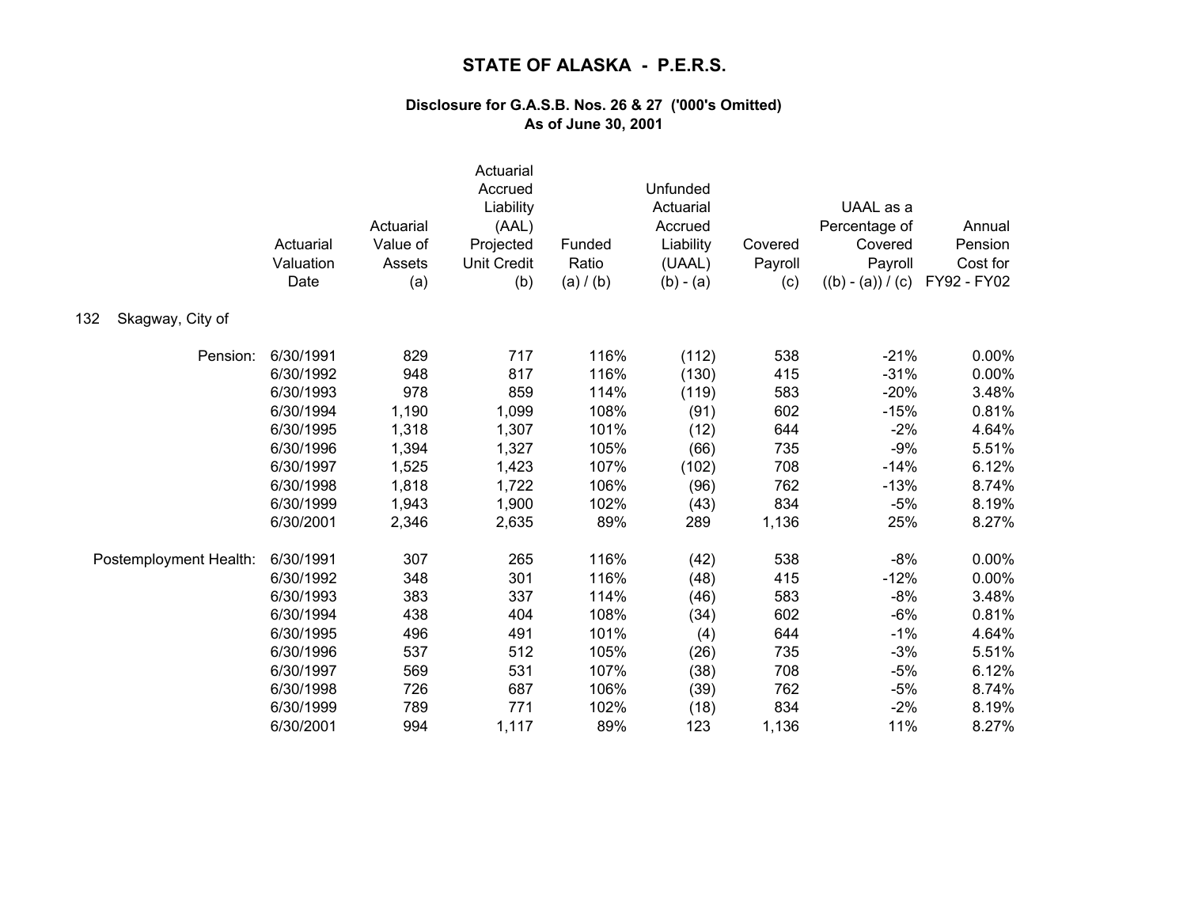# STATE OF ALASKA - P.E.R.S.

### Disclosure for G.A.S.B. Nos. 26 & 27 ('000's Omitted)
### As of June 30, 2001

132 Skagway, City of

| | Actuarial Valuation Date | Actuarial Value of Assets (a) | Actuarial Accrued Liability (AAL) Projected Unit Credit (b) | Funded Ratio (a) / (b) | Unfunded Actuarial Accrued Liability (UAAL) (b) - (a) | Covered Payroll (c) | UAAL as a Percentage of Covered Payroll ((b) - (a)) / (c) | Annual Pension Cost for FY92 - FY02 |
|---|---|---|---|---|---|---|---|---|
| Pension: | 6/30/1991 | 829 | 717 | 116% | (112) | 538 | -21% | 0.00% |
| | 6/30/1992 | 948 | 817 | 116% | (130) | 415 | -31% | 0.00% |
| | 6/30/1993 | 978 | 859 | 114% | (119) | 583 | -20% | 3.48% |
| | 6/30/1994 | 1,190 | 1,099 | 108% | (91) | 602 | -15% | 0.81% |
| | 6/30/1995 | 1,318 | 1,307 | 101% | (12) | 644 | -2% | 4.64% |
| | 6/30/1996 | 1,394 | 1,327 | 105% | (66) | 735 | -9% | 5.51% |
| | 6/30/1997 | 1,525 | 1,423 | 107% | (102) | 708 | -14% | 6.12% |
| | 6/30/1998 | 1,818 | 1,722 | 106% | (96) | 762 | -13% | 8.74% |
| | 6/30/1999 | 1,943 | 1,900 | 102% | (43) | 834 | -5% | 8.19% |
| | 6/30/2001 | 2,346 | 2,635 | 89% | 289 | 1,136 | 25% | 8.27% |
| Postemployment Health: | 6/30/1991 | 307 | 265 | 116% | (42) | 538 | -8% | 0.00% |
| | 6/30/1992 | 348 | 301 | 116% | (48) | 415 | -12% | 0.00% |
| | 6/30/1993 | 383 | 337 | 114% | (46) | 583 | -8% | 3.48% |
| | 6/30/1994 | 438 | 404 | 108% | (34) | 602 | -6% | 0.81% |
| | 6/30/1995 | 496 | 491 | 101% | (4) | 644 | -1% | 4.64% |
| | 6/30/1996 | 537 | 512 | 105% | (26) | 735 | -3% | 5.51% |
| | 6/30/1997 | 569 | 531 | 107% | (38) | 708 | -5% | 6.12% |
| | 6/30/1998 | 726 | 687 | 106% | (39) | 762 | -5% | 8.74% |
| | 6/30/1999 | 789 | 771 | 102% | (18) | 834 | -2% | 8.19% |
| | 6/30/2001 | 994 | 1,117 | 89% | 123 | 1,136 | 11% | 8.27% |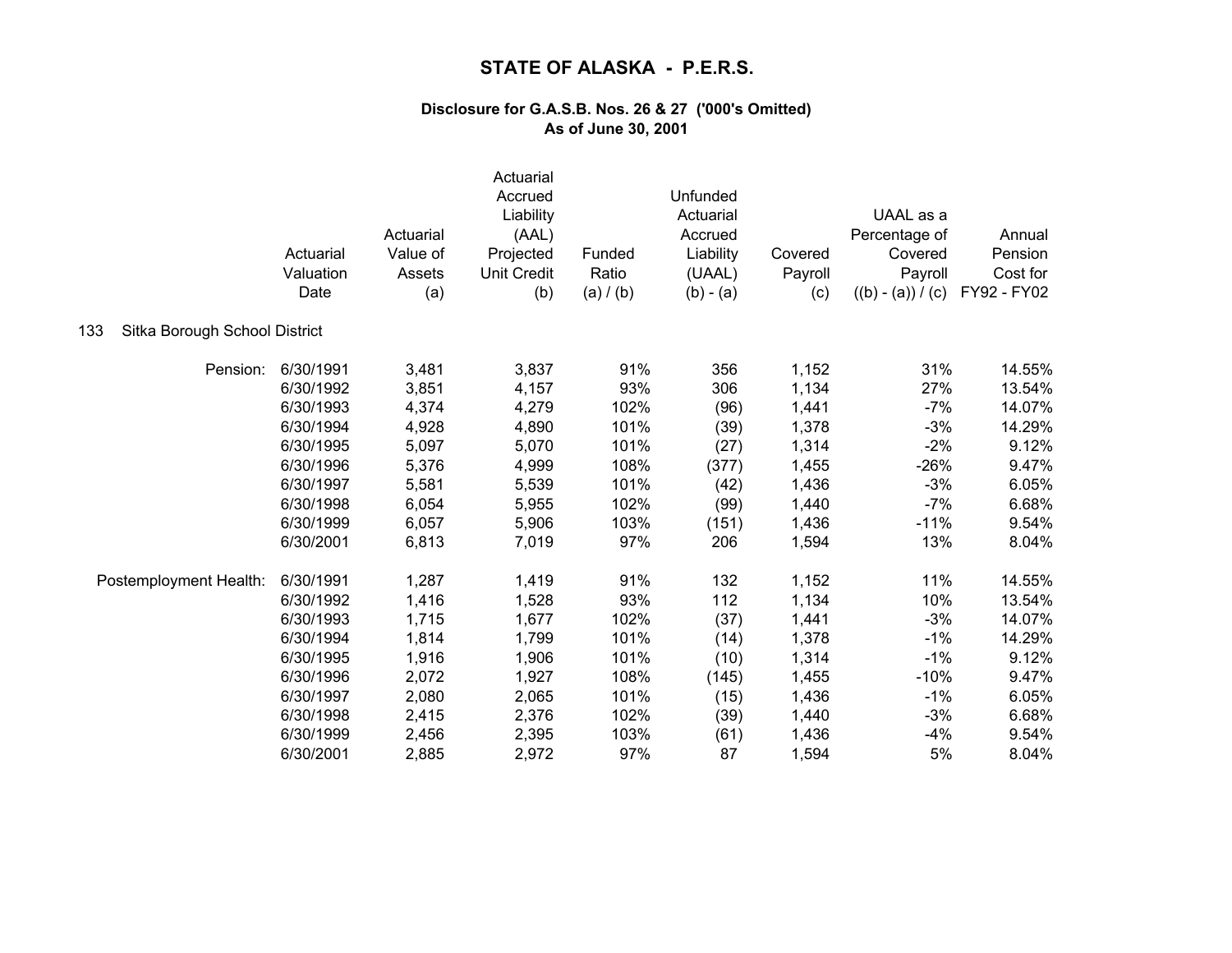# STATE OF ALASKA - P.E.R.S.

### Disclosure for G.A.S.B. Nos. 26 & 27 ('000's Omitted)
### As of June 30, 2001

| | Actuarial Valuation Date | Actuarial Value of Assets (a) | Actuarial Accrued Liability (AAL) Projected Unit Credit (b) | Funded Ratio (a) / (b) | Unfunded Actuarial Accrued Liability (UAAL) (b) - (a) | Covered Payroll (c) | UAAL as a Percentage of Covered Payroll ((b) - (a)) / (c) | Annual Pension Cost for FY92 - FY02 |
|---|---|---|---|---|---|---|---|---|
| 133 Sitka Borough School District | | | | | | | | |
| Pension: | 6/30/1991 | 3,481 | 3,837 | 91% | 356 | 1,152 | 31% | 14.55% |
| | 6/30/1992 | 3,851 | 4,157 | 93% | 306 | 1,134 | 27% | 13.54% |
| | 6/30/1993 | 4,374 | 4,279 | 102% | (96) | 1,441 | -7% | 14.07% |
| | 6/30/1994 | 4,928 | 4,890 | 101% | (39) | 1,378 | -3% | 14.29% |
| | 6/30/1995 | 5,097 | 5,070 | 101% | (27) | 1,314 | -2% | 9.12% |
| | 6/30/1996 | 5,376 | 4,999 | 108% | (377) | 1,455 | -26% | 9.47% |
| | 6/30/1997 | 5,581 | 5,539 | 101% | (42) | 1,436 | -3% | 6.05% |
| | 6/30/1998 | 6,054 | 5,955 | 102% | (99) | 1,440 | -7% | 6.68% |
| | 6/30/1999 | 6,057 | 5,906 | 103% | (151) | 1,436 | -11% | 9.54% |
| | 6/30/2001 | 6,813 | 7,019 | 97% | 206 | 1,594 | 13% | 8.04% |
| Postemployment Health: | 6/30/1991 | 1,287 | 1,419 | 91% | 132 | 1,152 | 11% | 14.55% |
| | 6/30/1992 | 1,416 | 1,528 | 93% | 112 | 1,134 | 10% | 13.54% |
| | 6/30/1993 | 1,715 | 1,677 | 102% | (37) | 1,441 | -3% | 14.07% |
| | 6/30/1994 | 1,814 | 1,799 | 101% | (14) | 1,378 | -1% | 14.29% |
| | 6/30/1995 | 1,916 | 1,906 | 101% | (10) | 1,314 | -1% | 9.12% |
| | 6/30/1996 | 2,072 | 1,927 | 108% | (145) | 1,455 | -10% | 9.47% |
| | 6/30/1997 | 2,080 | 2,065 | 101% | (15) | 1,436 | -1% | 6.05% |
| | 6/30/1998 | 2,415 | 2,376 | 102% | (39) | 1,440 | -3% | 6.68% |
| | 6/30/1999 | 2,456 | 2,395 | 103% | (61) | 1,436 | -4% | 9.54% |
| | 6/30/2001 | 2,885 | 2,972 | 97% | 87 | 1,594 | 5% | 8.04% |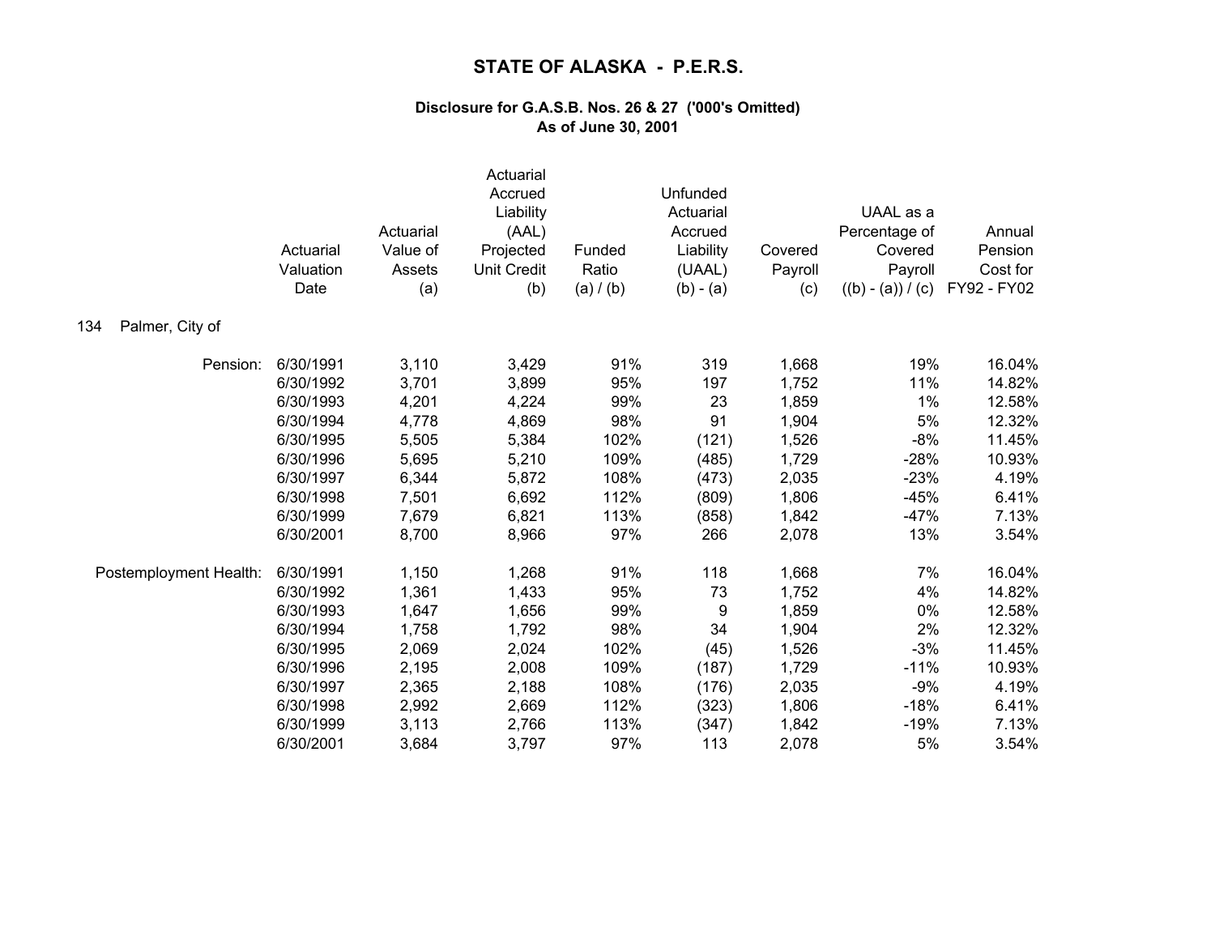# STATE OF ALASKA - P.E.R.S.

### Disclosure for G.A.S.B. Nos. 26 & 27 ('000's Omitted)
### As of June 30, 2001

**134 Palmer, City of**

| | Actuarial Valuation Date | Actuarial Value of Assets (a) | Actuarial Accrued Liability (AAL) Projected Unit Credit (b) | Funded Ratio (a) / (b) | Unfunded Actuarial Accrued Liability (UAAL) (b) - (a) | Covered Payroll (c) | UAAL as a Percentage of Covered Payroll ((b) - (a)) / (c) | Annual Pension Cost for FY92 - FY02 |
|---|---|---|---|---|---|---|---|---|
| Pension: | 6/30/1991 | 3,110 | 3,429 | 91% | 319 | 1,668 | 19% | 16.04% |
| | 6/30/1992 | 3,701 | 3,899 | 95% | 197 | 1,752 | 11% | 14.82% |
| | 6/30/1993 | 4,201 | 4,224 | 99% | 23 | 1,859 | 1% | 12.58% |
| | 6/30/1994 | 4,778 | 4,869 | 98% | 91 | 1,904 | 5% | 12.32% |
| | 6/30/1995 | 5,505 | 5,384 | 102% | (121) | 1,526 | -8% | 11.45% |
| | 6/30/1996 | 5,695 | 5,210 | 109% | (485) | 1,729 | -28% | 10.93% |
| | 6/30/1997 | 6,344 | 5,872 | 108% | (473) | 2,035 | -23% | 4.19% |
| | 6/30/1998 | 7,501 | 6,692 | 112% | (809) | 1,806 | -45% | 6.41% |
| | 6/30/1999 | 7,679 | 6,821 | 113% | (858) | 1,842 | -47% | 7.13% |
| | 6/30/2001 | 8,700 | 8,966 | 97% | 266 | 2,078 | 13% | 3.54% |
| Postemployment Health: | 6/30/1991 | 1,150 | 1,268 | 91% | 118 | 1,668 | 7% | 16.04% |
| | 6/30/1992 | 1,361 | 1,433 | 95% | 73 | 1,752 | 4% | 14.82% |
| | 6/30/1993 | 1,647 | 1,656 | 99% | 9 | 1,859 | 0% | 12.58% |
| | 6/30/1994 | 1,758 | 1,792 | 98% | 34 | 1,904 | 2% | 12.32% |
| | 6/30/1995 | 2,069 | 2,024 | 102% | (45) | 1,526 | -3% | 11.45% |
| | 6/30/1996 | 2,195 | 2,008 | 109% | (187) | 1,729 | -11% | 10.93% |
| | 6/30/1997 | 2,365 | 2,188 | 108% | (176) | 2,035 | -9% | 4.19% |
| | 6/30/1998 | 2,992 | 2,669 | 112% | (323) | 1,806 | -18% | 6.41% |
| | 6/30/1999 | 3,113 | 2,766 | 113% | (347) | 1,842 | -19% | 7.13% |
| | 6/30/2001 | 3,684 | 3,797 | 97% | 113 | 2,078 | 5% | 3.54% |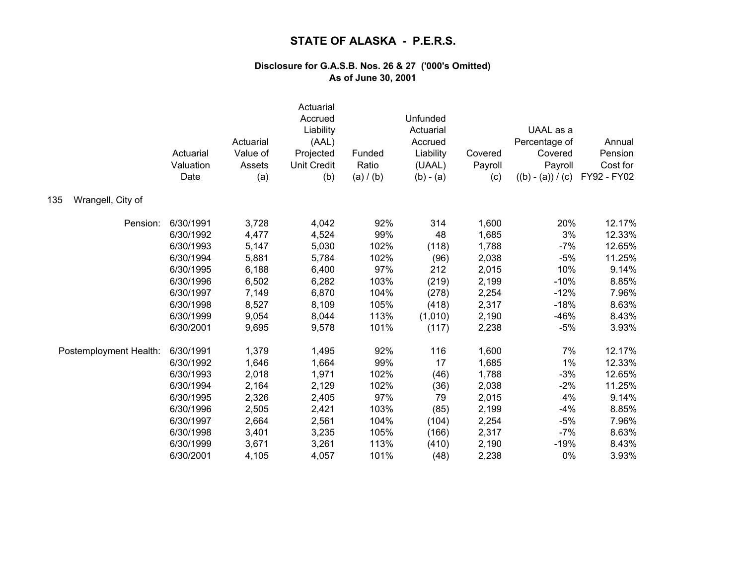# STATE OF ALASKA - P.E.R.S.

### Disclosure for G.A.S.B. Nos. 26 & 27 ('000's Omitted)
### As of June 30, 2001

135 Wrangell, City of

| | Actuarial Valuation Date | Actuarial Value of Assets (a) | Actuarial Accrued Liability (AAL) Projected Unit Credit (b) | Funded Ratio (a) / (b) | Unfunded Actuarial Accrued Liability (UAAL) (b) - (a) | Covered Payroll (c) | UAAL as a Percentage of Covered Payroll ((b) - (a)) / (c) | Annual Pension Cost for FY92 - FY02 |
|---|---|---|---|---|---|---|---|---|
| Pension: | 6/30/1991 | 3,728 | 4,042 | 92% | 314 | 1,600 | 20% | 12.17% |
| | 6/30/1992 | 4,477 | 4,524 | 99% | 48 | 1,685 | 3% | 12.33% |
| | 6/30/1993 | 5,147 | 5,030 | 102% | (118) | 1,788 | -7% | 12.65% |
| | 6/30/1994 | 5,881 | 5,784 | 102% | (96) | 2,038 | -5% | 11.25% |
| | 6/30/1995 | 6,188 | 6,400 | 97% | 212 | 2,015 | 10% | 9.14% |
| | 6/30/1996 | 6,502 | 6,282 | 103% | (219) | 2,199 | -10% | 8.85% |
| | 6/30/1997 | 7,149 | 6,870 | 104% | (278) | 2,254 | -12% | 7.96% |
| | 6/30/1998 | 8,527 | 8,109 | 105% | (418) | 2,317 | -18% | 8.63% |
| | 6/30/1999 | 9,054 | 8,044 | 113% | (1,010) | 2,190 | -46% | 8.43% |
| | 6/30/2001 | 9,695 | 9,578 | 101% | (117) | 2,238 | -5% | 3.93% |
| Postemployment Health: | 6/30/1991 | 1,379 | 1,495 | 92% | 116 | 1,600 | 7% | 12.17% |
| | 6/30/1992 | 1,646 | 1,664 | 99% | 17 | 1,685 | 1% | 12.33% |
| | 6/30/1993 | 2,018 | 1,971 | 102% | (46) | 1,788 | -3% | 12.65% |
| | 6/30/1994 | 2,164 | 2,129 | 102% | (36) | 2,038 | -2% | 11.25% |
| | 6/30/1995 | 2,326 | 2,405 | 97% | 79 | 2,015 | 4% | 9.14% |
| | 6/30/1996 | 2,505 | 2,421 | 103% | (85) | 2,199 | -4% | 8.85% |
| | 6/30/1997 | 2,664 | 2,561 | 104% | (104) | 2,254 | -5% | 7.96% |
| | 6/30/1998 | 3,401 | 3,235 | 105% | (166) | 2,317 | -7% | 8.63% |
| | 6/30/1999 | 3,671 | 3,261 | 113% | (410) | 2,190 | -19% | 8.43% |
| | 6/30/2001 | 4,105 | 4,057 | 101% | (48) | 2,238 | 0% | 3.93% |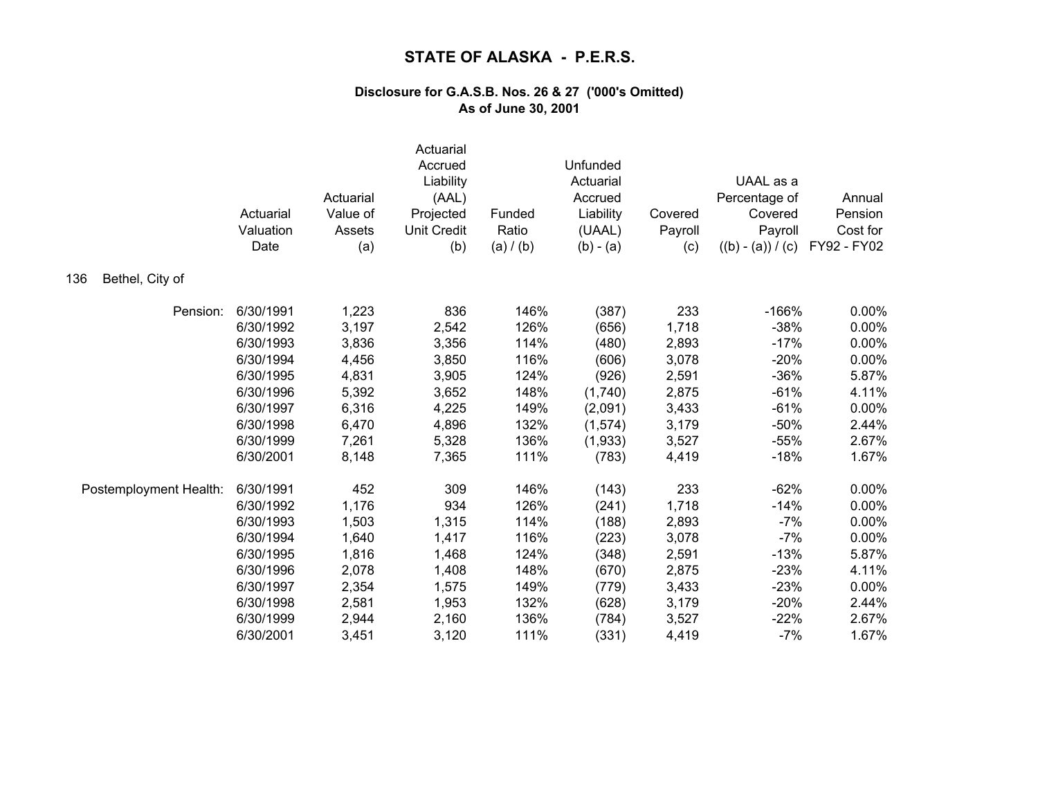# STATE OF ALASKA - P.E.R.S.

### Disclosure for G.A.S.B. Nos. 26 & 27 ('000's Omitted)
### As of June 30, 2001

**136 Bethel, City of**

| | Actuarial Valuation Date | Actuarial Value of Assets (a) | Actuarial Accrued Liability (AAL) Projected Unit Credit (b) | Funded Ratio (a) / (b) | Unfunded Actuarial Accrued Liability (UAAL) (b) - (a) | Covered Payroll (c) | UAAL as a Percentage of Covered Payroll ((b) - (a)) / (c) | Annual Pension Cost for FY92 - FY02 |
|---|---|---|---|---|---|---|---|---|
| Pension: | 6/30/1991 | 1,223 | 836 | 146% | (387) | 233 | -166% | 0.00% |
| | 6/30/1992 | 3,197 | 2,542 | 126% | (656) | 1,718 | -38% | 0.00% |
| | 6/30/1993 | 3,836 | 3,356 | 114% | (480) | 2,893 | -17% | 0.00% |
| | 6/30/1994 | 4,456 | 3,850 | 116% | (606) | 3,078 | -20% | 0.00% |
| | 6/30/1995 | 4,831 | 3,905 | 124% | (926) | 2,591 | -36% | 5.87% |
| | 6/30/1996 | 5,392 | 3,652 | 148% | (1,740) | 2,875 | -61% | 4.11% |
| | 6/30/1997 | 6,316 | 4,225 | 149% | (2,091) | 3,433 | -61% | 0.00% |
| | 6/30/1998 | 6,470 | 4,896 | 132% | (1,574) | 3,179 | -50% | 2.44% |
| | 6/30/1999 | 7,261 | 5,328 | 136% | (1,933) | 3,527 | -55% | 2.67% |
| | 6/30/2001 | 8,148 | 7,365 | 111% | (783) | 4,419 | -18% | 1.67% |
| Postemployment Health: | 6/30/1991 | 452 | 309 | 146% | (143) | 233 | -62% | 0.00% |
| | 6/30/1992 | 1,176 | 934 | 126% | (241) | 1,718 | -14% | 0.00% |
| | 6/30/1993 | 1,503 | 1,315 | 114% | (188) | 2,893 | -7% | 0.00% |
| | 6/30/1994 | 1,640 | 1,417 | 116% | (223) | 3,078 | -7% | 0.00% |
| | 6/30/1995 | 1,816 | 1,468 | 124% | (348) | 2,591 | -13% | 5.87% |
| | 6/30/1996 | 2,078 | 1,408 | 148% | (670) | 2,875 | -23% | 4.11% |
| | 6/30/1997 | 2,354 | 1,575 | 149% | (779) | 3,433 | -23% | 0.00% |
| | 6/30/1998 | 2,581 | 1,953 | 132% | (628) | 3,179 | -20% | 2.44% |
| | 6/30/1999 | 2,944 | 2,160 | 136% | (784) | 3,527 | -22% | 2.67% |
| | 6/30/2001 | 3,451 | 3,120 | 111% | (331) | 4,419 | -7% | 1.67% |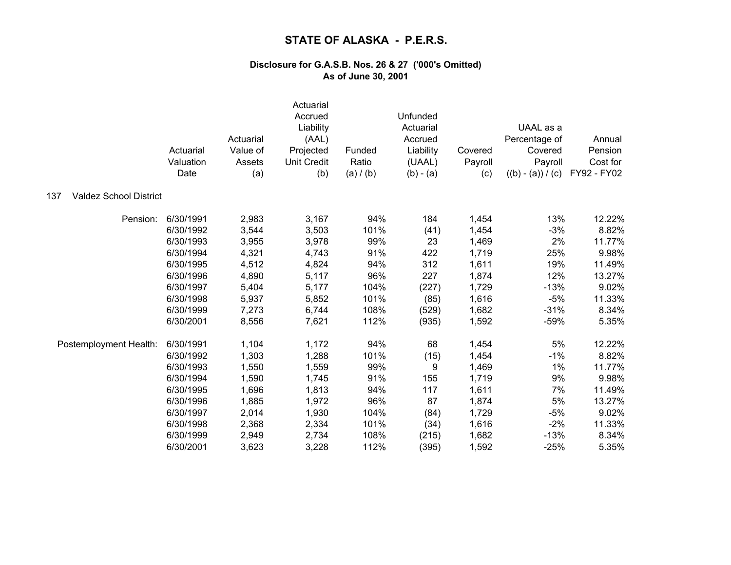# STATE OF ALASKA - P.E.R.S.

### Disclosure for G.A.S.B. Nos. 26 & 27 ('000's Omitted)
### As of June 30, 2001

137 Valdez School District

| | Actuarial Valuation Date | Actuarial Value of Assets (a) | Actuarial Accrued Liability (AAL) Projected Unit Credit (b) | Funded Ratio (a) / (b) | Unfunded Actuarial Accrued Liability (UAAL) (b) - (a) | Covered Payroll (c) | UAAL as a Percentage of Covered Payroll ((b) - (a)) / (c) | Annual Pension Cost for FY92 - FY02 |
|---|---|---|---|---|---|---|---|---|
| Pension: | 6/30/1991 | 2,983 | 3,167 | 94% | 184 | 1,454 | 13% | 12.22% |
| | 6/30/1992 | 3,544 | 3,503 | 101% | (41) | 1,454 | -3% | 8.82% |
| | 6/30/1993 | 3,955 | 3,978 | 99% | 23 | 1,469 | 2% | 11.77% |
| | 6/30/1994 | 4,321 | 4,743 | 91% | 422 | 1,719 | 25% | 9.98% |
| | 6/30/1995 | 4,512 | 4,824 | 94% | 312 | 1,611 | 19% | 11.49% |
| | 6/30/1996 | 4,890 | 5,117 | 96% | 227 | 1,874 | 12% | 13.27% |
| | 6/30/1997 | 5,404 | 5,177 | 104% | (227) | 1,729 | -13% | 9.02% |
| | 6/30/1998 | 5,937 | 5,852 | 101% | (85) | 1,616 | -5% | 11.33% |
| | 6/30/1999 | 7,273 | 6,744 | 108% | (529) | 1,682 | -31% | 8.34% |
| | 6/30/2001 | 8,556 | 7,621 | 112% | (935) | 1,592 | -59% | 5.35% |
| Postemployment Health: | 6/30/1991 | 1,104 | 1,172 | 94% | 68 | 1,454 | 5% | 12.22% |
| | 6/30/1992 | 1,303 | 1,288 | 101% | (15) | 1,454 | -1% | 8.82% |
| | 6/30/1993 | 1,550 | 1,559 | 99% | 9 | 1,469 | 1% | 11.77% |
| | 6/30/1994 | 1,590 | 1,745 | 91% | 155 | 1,719 | 9% | 9.98% |
| | 6/30/1995 | 1,696 | 1,813 | 94% | 117 | 1,611 | 7% | 11.49% |
| | 6/30/1996 | 1,885 | 1,972 | 96% | 87 | 1,874 | 5% | 13.27% |
| | 6/30/1997 | 2,014 | 1,930 | 104% | (84) | 1,729 | -5% | 9.02% |
| | 6/30/1998 | 2,368 | 2,334 | 101% | (34) | 1,616 | -2% | 11.33% |
| | 6/30/1999 | 2,949 | 2,734 | 108% | (215) | 1,682 | -13% | 8.34% |
| | 6/30/2001 | 3,623 | 3,228 | 112% | (395) | 1,592 | -25% | 5.35% |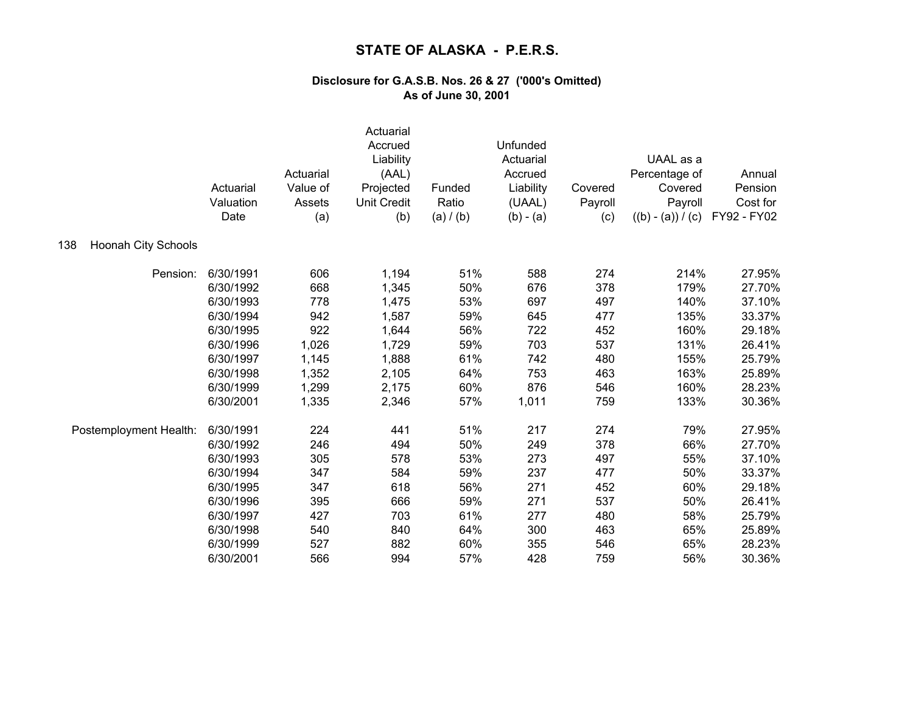# STATE OF ALASKA - P.E.R.S.

### Disclosure for G.A.S.B. Nos. 26 & 27 ('000's Omitted)
### As of June 30, 2001

| | Actuarial Valuation Date | Actuarial Value of Assets (a) | Actuarial Accrued Liability (AAL) Projected Unit Credit (b) | Funded Ratio (a) / (b) | Unfunded Actuarial Accrued Liability (UAAL) (b) - (a) | Covered Payroll (c) | UAAL as a Percentage of Covered Payroll ((b) - (a)) / (c) | Annual Pension Cost for FY92 - FY02 |
|---|---|---|---|---|---|---|---|---|
| **138 Hoonah City Schools** | | | | | | | | |
| Pension: | 6/30/1991 | 606 | 1,194 | 51% | 588 | 274 | 214% | 27.95% |
| | 6/30/1992 | 668 | 1,345 | 50% | 676 | 378 | 179% | 27.70% |
| | 6/30/1993 | 778 | 1,475 | 53% | 697 | 497 | 140% | 37.10% |
| | 6/30/1994 | 942 | 1,587 | 59% | 645 | 477 | 135% | 33.37% |
| | 6/30/1995 | 922 | 1,644 | 56% | 722 | 452 | 160% | 29.18% |
| | 6/30/1996 | 1,026 | 1,729 | 59% | 703 | 537 | 131% | 26.41% |
| | 6/30/1997 | 1,145 | 1,888 | 61% | 742 | 480 | 155% | 25.79% |
| | 6/30/1998 | 1,352 | 2,105 | 64% | 753 | 463 | 163% | 25.89% |
| | 6/30/1999 | 1,299 | 2,175 | 60% | 876 | 546 | 160% | 28.23% |
| | 6/30/2001 | 1,335 | 2,346 | 57% | 1,011 | 759 | 133% | 30.36% |
| Postemployment Health: | 6/30/1991 | 224 | 441 | 51% | 217 | 274 | 79% | 27.95% |
| | 6/30/1992 | 246 | 494 | 50% | 249 | 378 | 66% | 27.70% |
| | 6/30/1993 | 305 | 578 | 53% | 273 | 497 | 55% | 37.10% |
| | 6/30/1994 | 347 | 584 | 59% | 237 | 477 | 50% | 33.37% |
| | 6/30/1995 | 347 | 618 | 56% | 271 | 452 | 60% | 29.18% |
| | 6/30/1996 | 395 | 666 | 59% | 271 | 537 | 50% | 26.41% |
| | 6/30/1997 | 427 | 703 | 61% | 277 | 480 | 58% | 25.79% |
| | 6/30/1998 | 540 | 840 | 64% | 300 | 463 | 65% | 25.89% |
| | 6/30/1999 | 527 | 882 | 60% | 355 | 546 | 65% | 28.23% |
| | 6/30/2001 | 566 | 994 | 57% | 428 | 759 | 56% | 30.36% |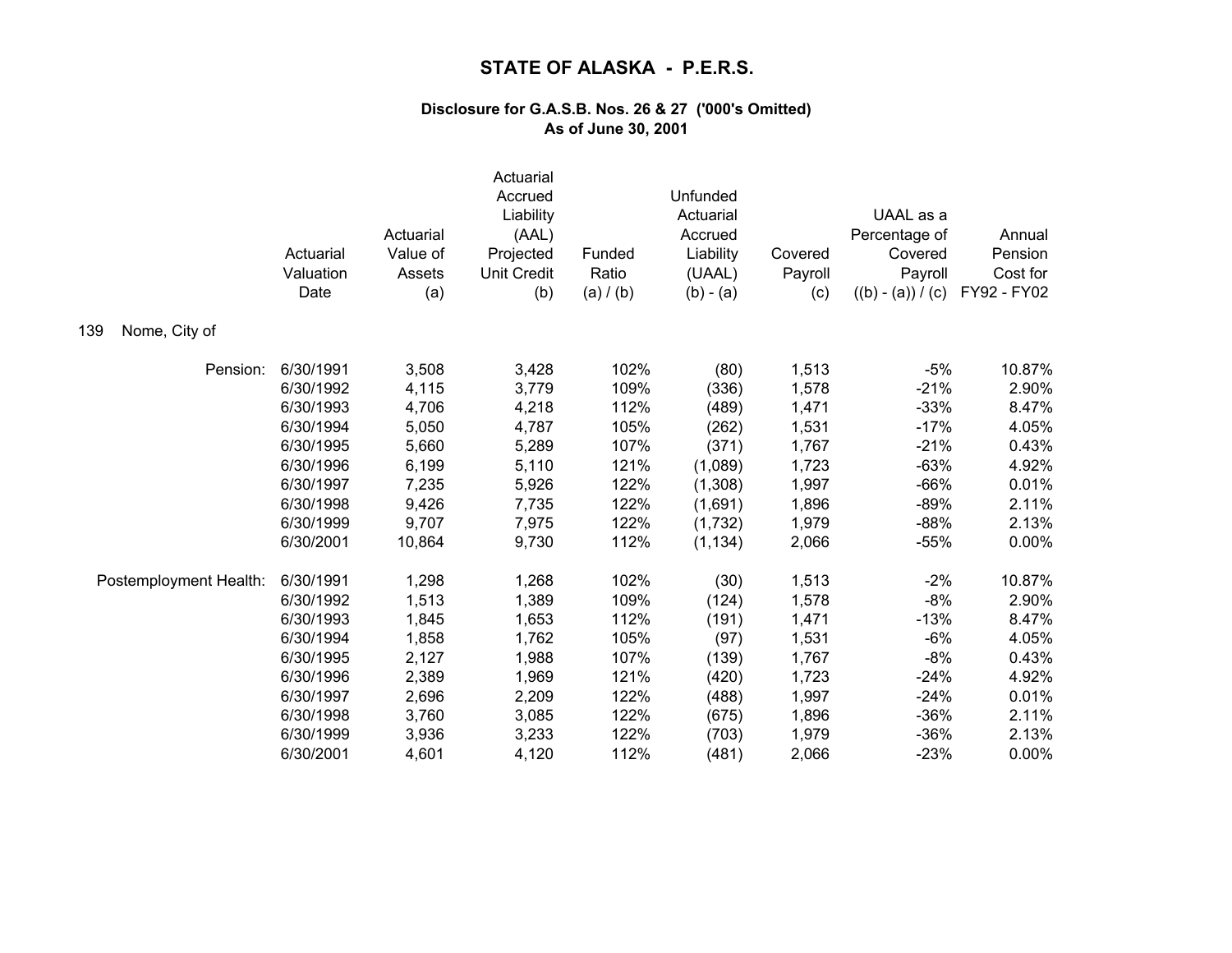# STATE OF ALASKA - P.E.R.S.

### Disclosure for G.A.S.B. Nos. 26 & 27 ('000's Omitted)
### As of June 30, 2001

**139 Nome, City of**

| | Actuarial Valuation Date | Actuarial Value of Assets (a) | Actuarial Accrued Liability (AAL) Projected Unit Credit (b) | Funded Ratio (a) / (b) | Unfunded Actuarial Accrued Liability (UAAL) (b) - (a) | Covered Payroll (c) | UAAL as a Percentage of Covered Payroll ((b) - (a)) / (c) | Annual Pension Cost for FY92 - FY02 |
|---|---|---|---|---|---|---|---|---|
| Pension: | 6/30/1991 | 3,508 | 3,428 | 102% | (80) | 1,513 | -5% | 10.87% |
| | 6/30/1992 | 4,115 | 3,779 | 109% | (336) | 1,578 | -21% | 2.90% |
| | 6/30/1993 | 4,706 | 4,218 | 112% | (489) | 1,471 | -33% | 8.47% |
| | 6/30/1994 | 5,050 | 4,787 | 105% | (262) | 1,531 | -17% | 4.05% |
| | 6/30/1995 | 5,660 | 5,289 | 107% | (371) | 1,767 | -21% | 0.43% |
| | 6/30/1996 | 6,199 | 5,110 | 121% | (1,089) | 1,723 | -63% | 4.92% |
| | 6/30/1997 | 7,235 | 5,926 | 122% | (1,308) | 1,997 | -66% | 0.01% |
| | 6/30/1998 | 9,426 | 7,735 | 122% | (1,691) | 1,896 | -89% | 2.11% |
| | 6/30/1999 | 9,707 | 7,975 | 122% | (1,732) | 1,979 | -88% | 2.13% |
| | 6/30/2001 | 10,864 | 9,730 | 112% | (1,134) | 2,066 | -55% | 0.00% |
| Postemployment Health: | 6/30/1991 | 1,298 | 1,268 | 102% | (30) | 1,513 | -2% | 10.87% |
| | 6/30/1992 | 1,513 | 1,389 | 109% | (124) | 1,578 | -8% | 2.90% |
| | 6/30/1993 | 1,845 | 1,653 | 112% | (191) | 1,471 | -13% | 8.47% |
| | 6/30/1994 | 1,858 | 1,762 | 105% | (97) | 1,531 | -6% | 4.05% |
| | 6/30/1995 | 2,127 | 1,988 | 107% | (139) | 1,767 | -8% | 0.43% |
| | 6/30/1996 | 2,389 | 1,969 | 121% | (420) | 1,723 | -24% | 4.92% |
| | 6/30/1997 | 2,696 | 2,209 | 122% | (488) | 1,997 | -24% | 0.01% |
| | 6/30/1998 | 3,760 | 3,085 | 122% | (675) | 1,896 | -36% | 2.11% |
| | 6/30/1999 | 3,936 | 3,233 | 122% | (703) | 1,979 | -36% | 2.13% |
| | 6/30/2001 | 4,601 | 4,120 | 112% | (481) | 2,066 | -23% | 0.00% |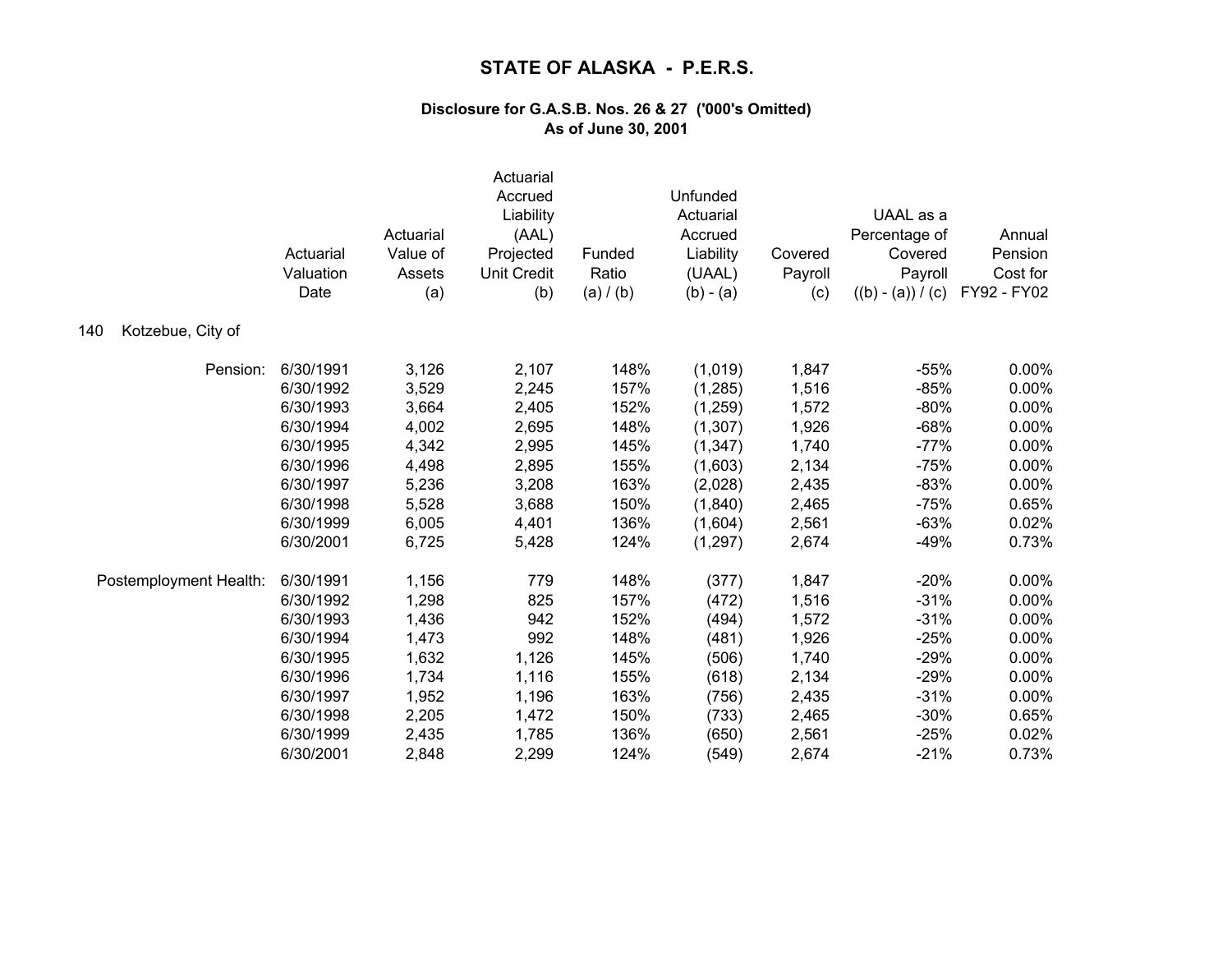# STATE OF ALASKA - P.E.R.S.

## Disclosure for G.A.S.B. Nos. 26 & 27 ('000's Omitted)
## As of June 30, 2001

140 Kotzebue, City of

| | Actuarial Valuation Date | Actuarial Value of Assets (a) | Actuarial Accrued Liability (AAL) Projected Unit Credit (b) | Funded Ratio (a) / (b) | Unfunded Actuarial Accrued Liability (UAAL) (b) - (a) | Covered Payroll (c) | UAAL as a Percentage of Covered Payroll ((b) - (a)) / (c) | Annual Pension Cost for FY92 - FY02 |
|---|---|---|---|---|---|---|---|---|
| Pension: | 6/30/1991 | 3,126 | 2,107 | 148% | (1,019) | 1,847 | -55% | 0.00% |
| | 6/30/1992 | 3,529 | 2,245 | 157% | (1,285) | 1,516 | -85% | 0.00% |
| | 6/30/1993 | 3,664 | 2,405 | 152% | (1,259) | 1,572 | -80% | 0.00% |
| | 6/30/1994 | 4,002 | 2,695 | 148% | (1,307) | 1,926 | -68% | 0.00% |
| | 6/30/1995 | 4,342 | 2,995 | 145% | (1,347) | 1,740 | -77% | 0.00% |
| | 6/30/1996 | 4,498 | 2,895 | 155% | (1,603) | 2,134 | -75% | 0.00% |
| | 6/30/1997 | 5,236 | 3,208 | 163% | (2,028) | 2,435 | -83% | 0.00% |
| | 6/30/1998 | 5,528 | 3,688 | 150% | (1,840) | 2,465 | -75% | 0.65% |
| | 6/30/1999 | 6,005 | 4,401 | 136% | (1,604) | 2,561 | -63% | 0.02% |
| | 6/30/2001 | 6,725 | 5,428 | 124% | (1,297) | 2,674 | -49% | 0.73% |
| Postemployment Health: | 6/30/1991 | 1,156 | 779 | 148% | (377) | 1,847 | -20% | 0.00% |
| | 6/30/1992 | 1,298 | 825 | 157% | (472) | 1,516 | -31% | 0.00% |
| | 6/30/1993 | 1,436 | 942 | 152% | (494) | 1,572 | -31% | 0.00% |
| | 6/30/1994 | 1,473 | 992 | 148% | (481) | 1,926 | -25% | 0.00% |
| | 6/30/1995 | 1,632 | 1,126 | 145% | (506) | 1,740 | -29% | 0.00% |
| | 6/30/1996 | 1,734 | 1,116 | 155% | (618) | 2,134 | -29% | 0.00% |
| | 6/30/1997 | 1,952 | 1,196 | 163% | (756) | 2,435 | -31% | 0.00% |
| | 6/30/1998 | 2,205 | 1,472 | 150% | (733) | 2,465 | -30% | 0.65% |
| | 6/30/1999 | 2,435 | 1,785 | 136% | (650) | 2,561 | -25% | 0.02% |
| | 6/30/2001 | 2,848 | 2,299 | 124% | (549) | 2,674 | -21% | 0.73% |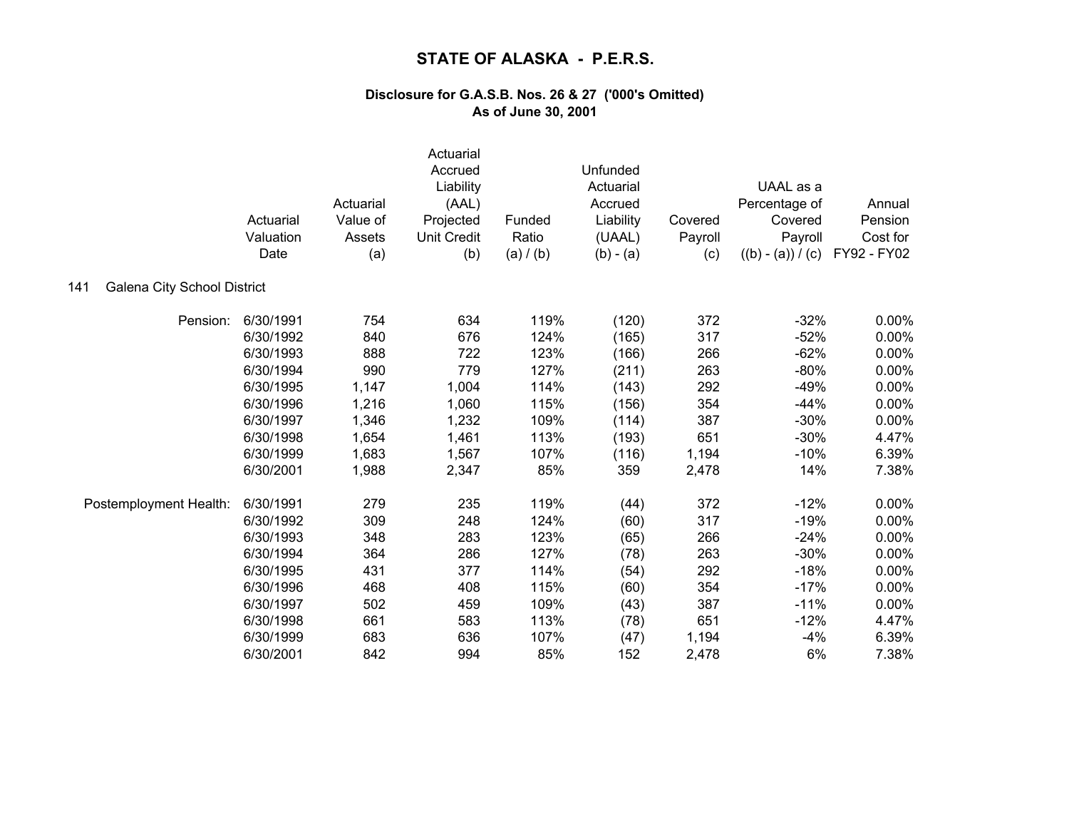# STATE OF ALASKA - P.E.R.S.

### Disclosure for G.A.S.B. Nos. 26 & 27 ('000's Omitted)
### As of June 30, 2001

**141 Galena City School District**

| | Actuarial Valuation Date | Actuarial Value of Assets (a) | Actuarial Accrued Liability (AAL) Projected Unit Credit (b) | Funded Ratio (a) / (b) | Unfunded Actuarial Accrued Liability (UAAL) (b) - (a) | Covered Payroll (c) | UAAL as a Percentage of Covered Payroll ((b) - (a)) / (c) | Annual Pension Cost for FY92 - FY02 |
|---|---|---|---|---|---|---|---|---|
| Pension: | 6/30/1991 | 754 | 634 | 119% | (120) | 372 | -32% | 0.00% |
| | 6/30/1992 | 840 | 676 | 124% | (165) | 317 | -52% | 0.00% |
| | 6/30/1993 | 888 | 722 | 123% | (166) | 266 | -62% | 0.00% |
| | 6/30/1994 | 990 | 779 | 127% | (211) | 263 | -80% | 0.00% |
| | 6/30/1995 | 1,147 | 1,004 | 114% | (143) | 292 | -49% | 0.00% |
| | 6/30/1996 | 1,216 | 1,060 | 115% | (156) | 354 | -44% | 0.00% |
| | 6/30/1997 | 1,346 | 1,232 | 109% | (114) | 387 | -30% | 0.00% |
| | 6/30/1998 | 1,654 | 1,461 | 113% | (193) | 651 | -30% | 4.47% |
| | 6/30/1999 | 1,683 | 1,567 | 107% | (116) | 1,194 | -10% | 6.39% |
| | 6/30/2001 | 1,988 | 2,347 | 85% | 359 | 2,478 | 14% | 7.38% |
| Postemployment Health: | 6/30/1991 | 279 | 235 | 119% | (44) | 372 | -12% | 0.00% |
| | 6/30/1992 | 309 | 248 | 124% | (60) | 317 | -19% | 0.00% |
| | 6/30/1993 | 348 | 283 | 123% | (65) | 266 | -24% | 0.00% |
| | 6/30/1994 | 364 | 286 | 127% | (78) | 263 | -30% | 0.00% |
| | 6/30/1995 | 431 | 377 | 114% | (54) | 292 | -18% | 0.00% |
| | 6/30/1996 | 468 | 408 | 115% | (60) | 354 | -17% | 0.00% |
| | 6/30/1997 | 502 | 459 | 109% | (43) | 387 | -11% | 0.00% |
| | 6/30/1998 | 661 | 583 | 113% | (78) | 651 | -12% | 4.47% |
| | 6/30/1999 | 683 | 636 | 107% | (47) | 1,194 | -4% | 6.39% |
| | 6/30/2001 | 842 | 994 | 85% | 152 | 2,478 | 6% | 7.38% |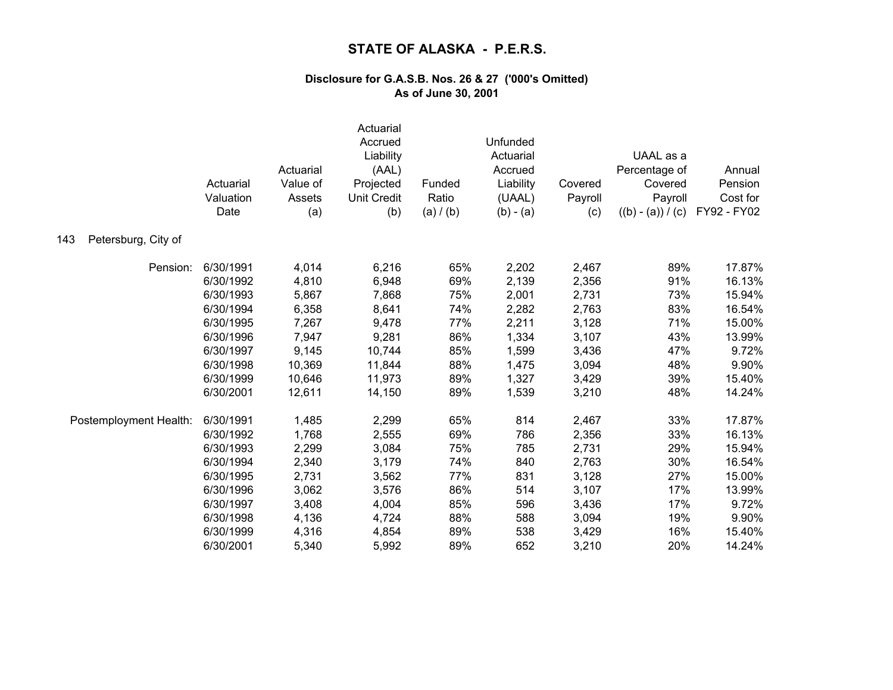# STATE OF ALASKA - P.E.R.S.

### Disclosure for G.A.S.B. Nos. 26 & 27 ('000's Omitted)
### As of June 30, 2001

**143 Petersburg, City of**

| | Actuarial Valuation Date | Actuarial Value of Assets (a) | Actuarial Accrued Liability (AAL) Projected Unit Credit (b) | Funded Ratio (a) / (b) | Unfunded Actuarial Accrued Liability (UAAL) (b) - (a) | Covered Payroll (c) | UAAL as a Percentage of Covered Payroll ((b) - (a)) / (c) | Annual Pension Cost for FY92 - FY02 |
|---|---|---|---|---|---|---|---|---|
| Pension: | 6/30/1991 | 4,014 | 6,216 | 65% | 2,202 | 2,467 | 89% | 17.87% |
| | 6/30/1992 | 4,810 | 6,948 | 69% | 2,139 | 2,356 | 91% | 16.13% |
| | 6/30/1993 | 5,867 | 7,868 | 75% | 2,001 | 2,731 | 73% | 15.94% |
| | 6/30/1994 | 6,358 | 8,641 | 74% | 2,282 | 2,763 | 83% | 16.54% |
| | 6/30/1995 | 7,267 | 9,478 | 77% | 2,211 | 3,128 | 71% | 15.00% |
| | 6/30/1996 | 7,947 | 9,281 | 86% | 1,334 | 3,107 | 43% | 13.99% |
| | 6/30/1997 | 9,145 | 10,744 | 85% | 1,599 | 3,436 | 47% | 9.72% |
| | 6/30/1998 | 10,369 | 11,844 | 88% | 1,475 | 3,094 | 48% | 9.90% |
| | 6/30/1999 | 10,646 | 11,973 | 89% | 1,327 | 3,429 | 39% | 15.40% |
| | 6/30/2001 | 12,611 | 14,150 | 89% | 1,539 | 3,210 | 48% | 14.24% |
| Postemployment Health: | 6/30/1991 | 1,485 | 2,299 | 65% | 814 | 2,467 | 33% | 17.87% |
| | 6/30/1992 | 1,768 | 2,555 | 69% | 786 | 2,356 | 33% | 16.13% |
| | 6/30/1993 | 2,299 | 3,084 | 75% | 785 | 2,731 | 29% | 15.94% |
| | 6/30/1994 | 2,340 | 3,179 | 74% | 840 | 2,763 | 30% | 16.54% |
| | 6/30/1995 | 2,731 | 3,562 | 77% | 831 | 3,128 | 27% | 15.00% |
| | 6/30/1996 | 3,062 | 3,576 | 86% | 514 | 3,107 | 17% | 13.99% |
| | 6/30/1997 | 3,408 | 4,004 | 85% | 596 | 3,436 | 17% | 9.72% |
| | 6/30/1998 | 4,136 | 4,724 | 88% | 588 | 3,094 | 19% | 9.90% |
| | 6/30/1999 | 4,316 | 4,854 | 89% | 538 | 3,429 | 16% | 15.40% |
| | 6/30/2001 | 5,340 | 5,992 | 89% | 652 | 3,210 | 20% | 14.24% |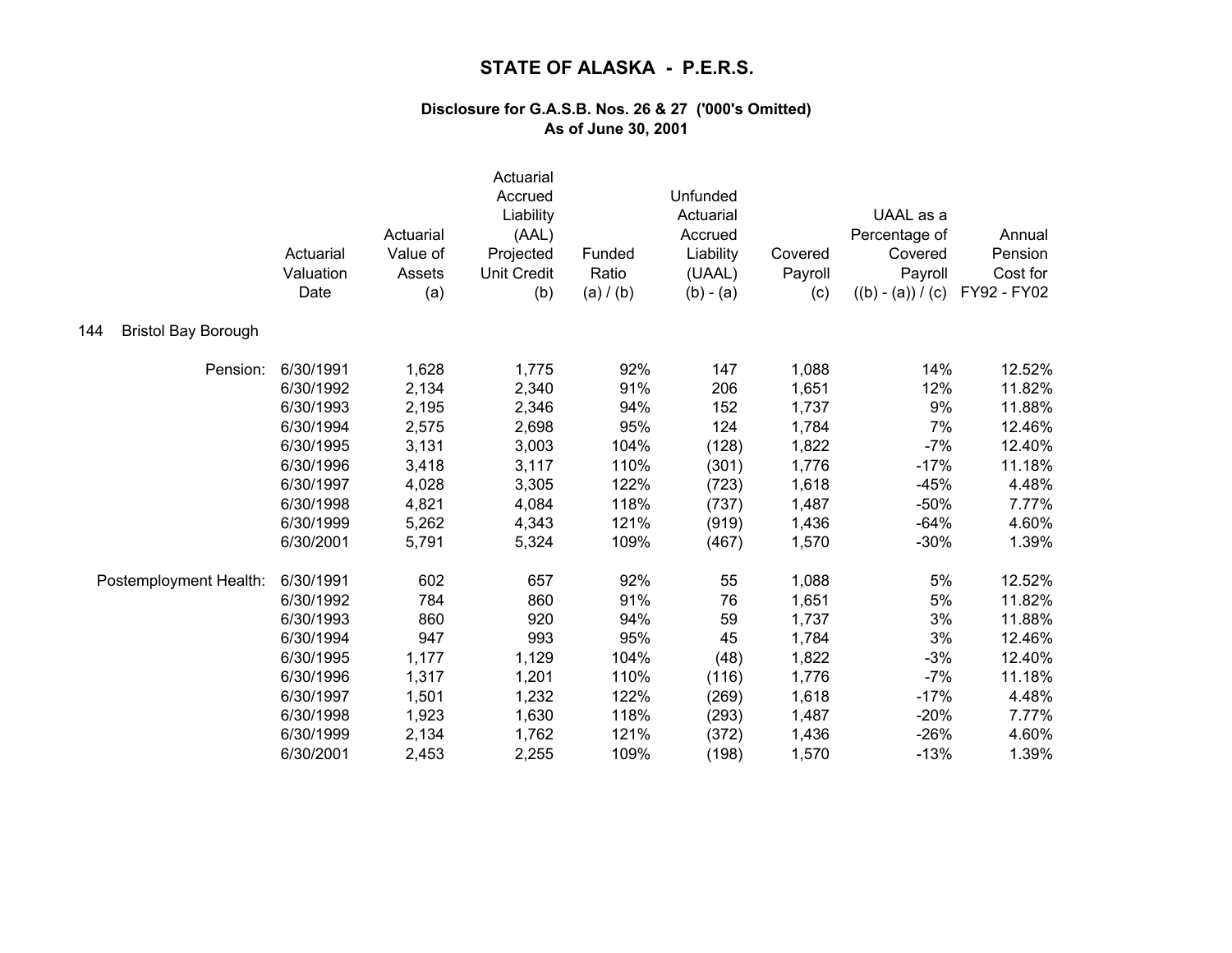# STATE OF ALASKA - P.E.R.S.

### Disclosure for G.A.S.B. Nos. 26 & 27 ('000's Omitted)
### As of June 30, 2001

144 Bristol Bay Borough

| | Actuarial Valuation Date | Actuarial Value of Assets (a) | Actuarial Accrued Liability (AAL) Projected Unit Credit (b) | Funded Ratio (a) / (b) | Unfunded Actuarial Accrued Liability (UAAL) (b) - (a) | Covered Payroll (c) | UAAL as a Percentage of Covered Payroll ((b) - (a)) / (c) | Annual Pension Cost for FY92 - FY02 |
|---|---|---|---|---|---|---|---|---|
| Pension: | 6/30/1991 | 1,628 | 1,775 | 92% | 147 | 1,088 | 14% | 12.52% |
| | 6/30/1992 | 2,134 | 2,340 | 91% | 206 | 1,651 | 12% | 11.82% |
| | 6/30/1993 | 2,195 | 2,346 | 94% | 152 | 1,737 | 9% | 11.88% |
| | 6/30/1994 | 2,575 | 2,698 | 95% | 124 | 1,784 | 7% | 12.46% |
| | 6/30/1995 | 3,131 | 3,003 | 104% | (128) | 1,822 | -7% | 12.40% |
| | 6/30/1996 | 3,418 | 3,117 | 110% | (301) | 1,776 | -17% | 11.18% |
| | 6/30/1997 | 4,028 | 3,305 | 122% | (723) | 1,618 | -45% | 4.48% |
| | 6/30/1998 | 4,821 | 4,084 | 118% | (737) | 1,487 | -50% | 7.77% |
| | 6/30/1999 | 5,262 | 4,343 | 121% | (919) | 1,436 | -64% | 4.60% |
| | 6/30/2001 | 5,791 | 5,324 | 109% | (467) | 1,570 | -30% | 1.39% |
| Postemployment Health: | 6/30/1991 | 602 | 657 | 92% | 55 | 1,088 | 5% | 12.52% |
| | 6/30/1992 | 784 | 860 | 91% | 76 | 1,651 | 5% | 11.82% |
| | 6/30/1993 | 860 | 920 | 94% | 59 | 1,737 | 3% | 11.88% |
| | 6/30/1994 | 947 | 993 | 95% | 45 | 1,784 | 3% | 12.46% |
| | 6/30/1995 | 1,177 | 1,129 | 104% | (48) | 1,822 | -3% | 12.40% |
| | 6/30/1996 | 1,317 | 1,201 | 110% | (116) | 1,776 | -7% | 11.18% |
| | 6/30/1997 | 1,501 | 1,232 | 122% | (269) | 1,618 | -17% | 4.48% |
| | 6/30/1998 | 1,923 | 1,630 | 118% | (293) | 1,487 | -20% | 7.77% |
| | 6/30/1999 | 2,134 | 1,762 | 121% | (372) | 1,436 | -26% | 4.60% |
| | 6/30/2001 | 2,453 | 2,255 | 109% | (198) | 1,570 | -13% | 1.39% |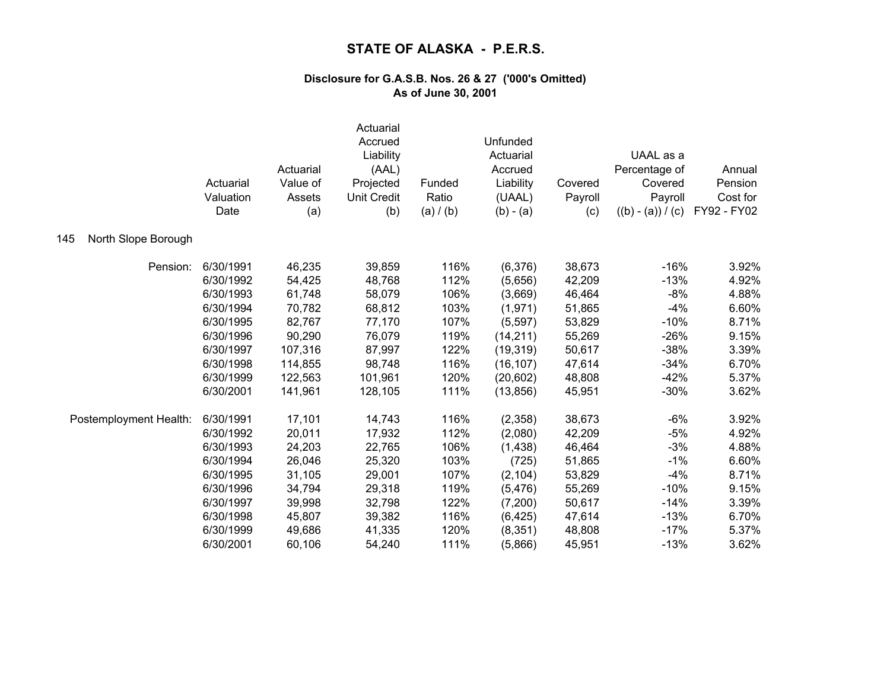# STATE OF ALASKA - P.E.R.S.

**Disclosure for G.A.S.B. Nos. 26 & 27 ('000's Omitted)**
**As of June 30, 2001**

**145 North Slope Borough**

| | Actuarial Valuation Date | Actuarial Value of Assets (a) | Actuarial Accrued Liability (AAL) Projected Unit Credit (b) | Funded Ratio (a) / (b) | Unfunded Actuarial Accrued Liability (UAAL) (b) - (a) | Covered Payroll (c) | UAAL as a Percentage of Covered Payroll ((b) - (a)) / (c) | Annual Pension Cost for FY92 - FY02 |
|---|---|---|---|---|---|---|---|---|
| Pension: | 6/30/1991 | 46,235 | 39,859 | 116% | (6,376) | 38,673 | -16% | 3.92% |
| | 6/30/1992 | 54,425 | 48,768 | 112% | (5,656) | 42,209 | -13% | 4.92% |
| | 6/30/1993 | 61,748 | 58,079 | 106% | (3,669) | 46,464 | -8% | 4.88% |
| | 6/30/1994 | 70,782 | 68,812 | 103% | (1,971) | 51,865 | -4% | 6.60% |
| | 6/30/1995 | 82,767 | 77,170 | 107% | (5,597) | 53,829 | -10% | 8.71% |
| | 6/30/1996 | 90,290 | 76,079 | 119% | (14,211) | 55,269 | -26% | 9.15% |
| | 6/30/1997 | 107,316 | 87,997 | 122% | (19,319) | 50,617 | -38% | 3.39% |
| | 6/30/1998 | 114,855 | 98,748 | 116% | (16,107) | 47,614 | -34% | 6.70% |
| | 6/30/1999 | 122,563 | 101,961 | 120% | (20,602) | 48,808 | -42% | 5.37% |
| | 6/30/2001 | 141,961 | 128,105 | 111% | (13,856) | 45,951 | -30% | 3.62% |
| Postemployment Health: | 6/30/1991 | 17,101 | 14,743 | 116% | (2,358) | 38,673 | -6% | 3.92% |
| | 6/30/1992 | 20,011 | 17,932 | 112% | (2,080) | 42,209 | -5% | 4.92% |
| | 6/30/1993 | 24,203 | 22,765 | 106% | (1,438) | 46,464 | -3% | 4.88% |
| | 6/30/1994 | 26,046 | 25,320 | 103% | (725) | 51,865 | -1% | 6.60% |
| | 6/30/1995 | 31,105 | 29,001 | 107% | (2,104) | 53,829 | -4% | 8.71% |
| | 6/30/1996 | 34,794 | 29,318 | 119% | (5,476) | 55,269 | -10% | 9.15% |
| | 6/30/1997 | 39,998 | 32,798 | 122% | (7,200) | 50,617 | -14% | 3.39% |
| | 6/30/1998 | 45,807 | 39,382 | 116% | (6,425) | 47,614 | -13% | 6.70% |
| | 6/30/1999 | 49,686 | 41,335 | 120% | (8,351) | 48,808 | -17% | 5.37% |
| | 6/30/2001 | 60,106 | 54,240 | 111% | (5,866) | 45,951 | -13% | 3.62% |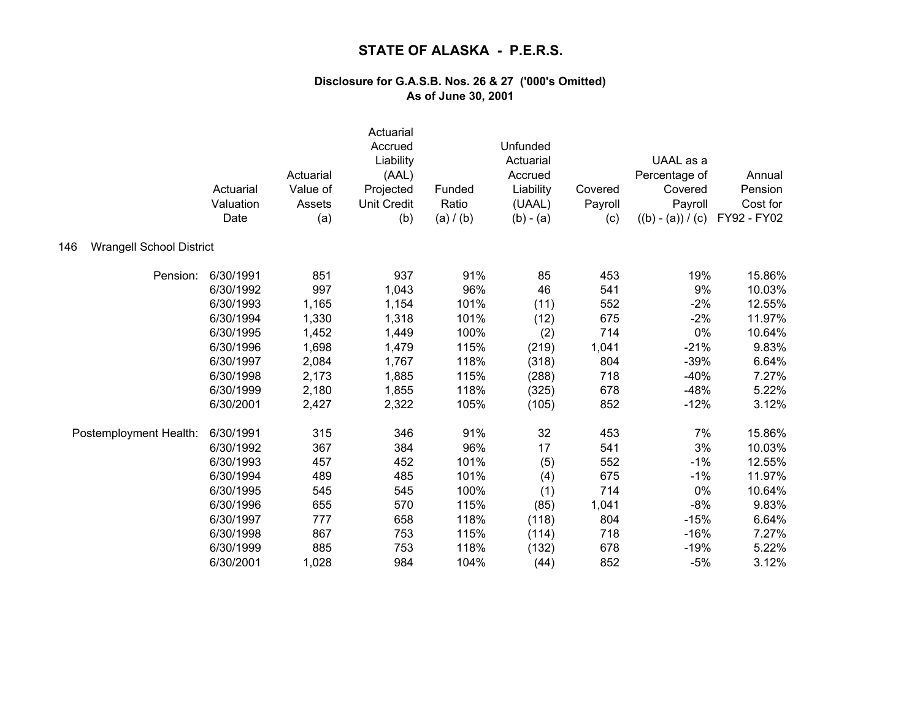# STATE OF ALASKA - P.E.R.S.

### Disclosure for G.A.S.B. Nos. 26 & 27 ('000's Omitted)
### As of June 30, 2001

**146 Wrangell School District**

| | Actuarial Valuation Date | Actuarial Value of Assets (a) | Actuarial Accrued Liability (AAL) Projected Unit Credit (b) | Funded Ratio (a) / (b) | Unfunded Actuarial Accrued Liability (UAAL) (b) - (a) | Covered Payroll (c) | UAAL as a Percentage of Covered Payroll ((b) - (a)) / (c) | Annual Pension Cost for FY92 - FY02 |
|---|---|---|---|---|---|---|---|---|
| Pension: | 6/30/1991 | 851 | 937 | 91% | 85 | 453 | 19% | 15.86% |
| | 6/30/1992 | 997 | 1,043 | 96% | 46 | 541 | 9% | 10.03% |
| | 6/30/1993 | 1,165 | 1,154 | 101% | (11) | 552 | -2% | 12.55% |
| | 6/30/1994 | 1,330 | 1,318 | 101% | (12) | 675 | -2% | 11.97% |
| | 6/30/1995 | 1,452 | 1,449 | 100% | (2) | 714 | 0% | 10.64% |
| | 6/30/1996 | 1,698 | 1,479 | 115% | (219) | 1,041 | -21% | 9.83% |
| | 6/30/1997 | 2,084 | 1,767 | 118% | (318) | 804 | -39% | 6.64% |
| | 6/30/1998 | 2,173 | 1,885 | 115% | (288) | 718 | -40% | 7.27% |
| | 6/30/1999 | 2,180 | 1,855 | 118% | (325) | 678 | -48% | 5.22% |
| | 6/30/2001 | 2,427 | 2,322 | 105% | (105) | 852 | -12% | 3.12% |
| Postemployment Health: | 6/30/1991 | 315 | 346 | 91% | 32 | 453 | 7% | 15.86% |
| | 6/30/1992 | 367 | 384 | 96% | 17 | 541 | 3% | 10.03% |
| | 6/30/1993 | 457 | 452 | 101% | (5) | 552 | -1% | 12.55% |
| | 6/30/1994 | 489 | 485 | 101% | (4) | 675 | -1% | 11.97% |
| | 6/30/1995 | 545 | 545 | 100% | (1) | 714 | 0% | 10.64% |
| | 6/30/1996 | 655 | 570 | 115% | (85) | 1,041 | -8% | 9.83% |
| | 6/30/1997 | 777 | 658 | 118% | (118) | 804 | -15% | 6.64% |
| | 6/30/1998 | 867 | 753 | 115% | (114) | 718 | -16% | 7.27% |
| | 6/30/1999 | 885 | 753 | 118% | (132) | 678 | -19% | 5.22% |
| | 6/30/2001 | 1,028 | 984 | 104% | (44) | 852 | -5% | 3.12% |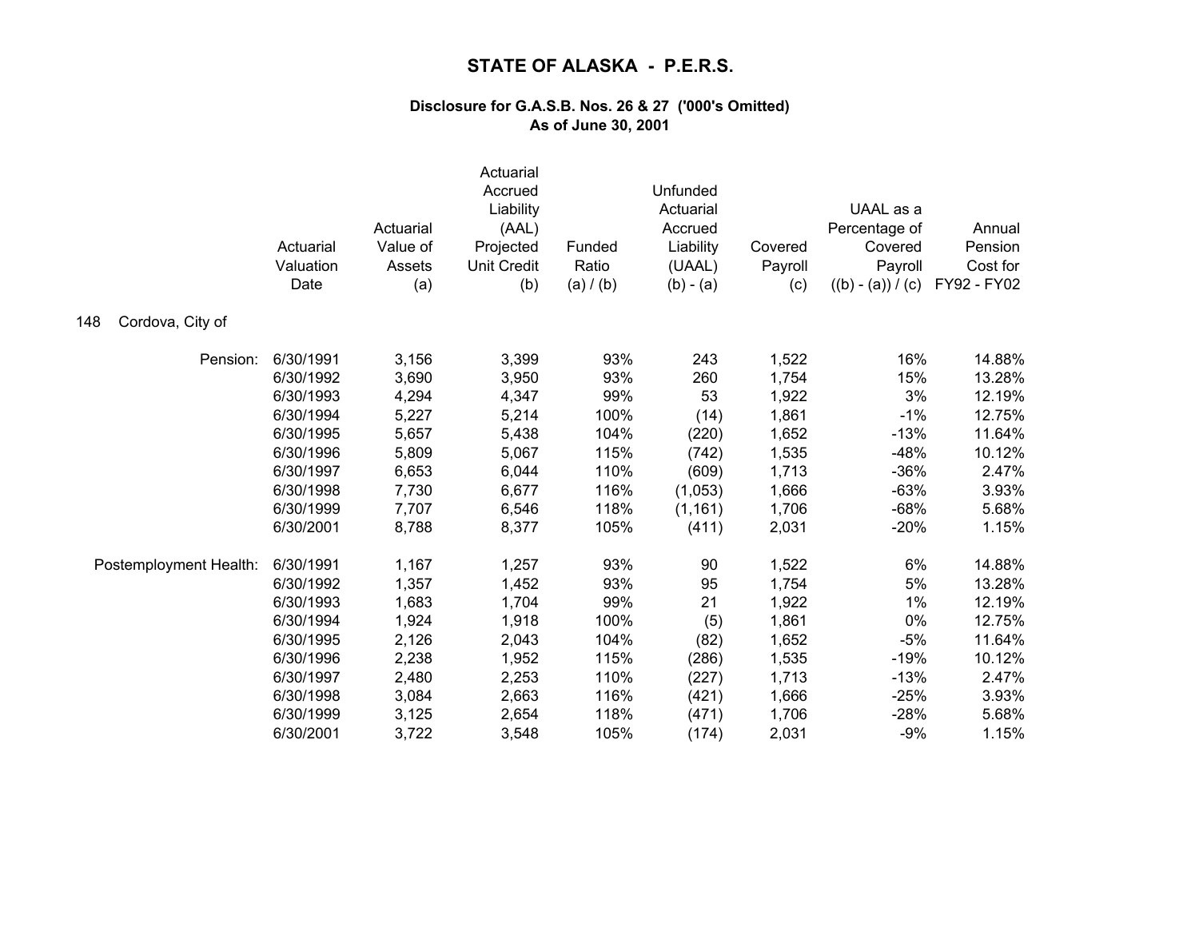# STATE OF ALASKA - P.E.R.S.

### Disclosure for G.A.S.B. Nos. 26 & 27 ('000's Omitted)
### As of June 30, 2001

148 Cordova, City of

| | Actuarial Valuation Date | Actuarial Value of Assets (a) | Actuarial Accrued Liability (AAL) Projected Unit Credit (b) | Funded Ratio (a) / (b) | Unfunded Actuarial Accrued Liability (UAAL) (b) - (a) | Covered Payroll (c) | UAAL as a Percentage of Covered Payroll ((b) - (a)) / (c) | Annual Pension Cost for FY92 - FY02 |
|---|---|---|---|---|---|---|---|---|
| Pension: | 6/30/1991 | 3,156 | 3,399 | 93% | 243 | 1,522 | 16% | 14.88% |
| | 6/30/1992 | 3,690 | 3,950 | 93% | 260 | 1,754 | 15% | 13.28% |
| | 6/30/1993 | 4,294 | 4,347 | 99% | 53 | 1,922 | 3% | 12.19% |
| | 6/30/1994 | 5,227 | 5,214 | 100% | (14) | 1,861 | -1% | 12.75% |
| | 6/30/1995 | 5,657 | 5,438 | 104% | (220) | 1,652 | -13% | 11.64% |
| | 6/30/1996 | 5,809 | 5,067 | 115% | (742) | 1,535 | -48% | 10.12% |
| | 6/30/1997 | 6,653 | 6,044 | 110% | (609) | 1,713 | -36% | 2.47% |
| | 6/30/1998 | 7,730 | 6,677 | 116% | (1,053) | 1,666 | -63% | 3.93% |
| | 6/30/1999 | 7,707 | 6,546 | 118% | (1,161) | 1,706 | -68% | 5.68% |
| | 6/30/2001 | 8,788 | 8,377 | 105% | (411) | 2,031 | -20% | 1.15% |
| Postemployment Health: | 6/30/1991 | 1,167 | 1,257 | 93% | 90 | 1,522 | 6% | 14.88% |
| | 6/30/1992 | 1,357 | 1,452 | 93% | 95 | 1,754 | 5% | 13.28% |
| | 6/30/1993 | 1,683 | 1,704 | 99% | 21 | 1,922 | 1% | 12.19% |
| | 6/30/1994 | 1,924 | 1,918 | 100% | (5) | 1,861 | 0% | 12.75% |
| | 6/30/1995 | 2,126 | 2,043 | 104% | (82) | 1,652 | -5% | 11.64% |
| | 6/30/1996 | 2,238 | 1,952 | 115% | (286) | 1,535 | -19% | 10.12% |
| | 6/30/1997 | 2,480 | 2,253 | 110% | (227) | 1,713 | -13% | 2.47% |
| | 6/30/1998 | 3,084 | 2,663 | 116% | (421) | 1,666 | -25% | 3.93% |
| | 6/30/1999 | 3,125 | 2,654 | 118% | (471) | 1,706 | -28% | 5.68% |
| | 6/30/2001 | 3,722 | 3,548 | 105% | (174) | 2,031 | -9% | 1.15% |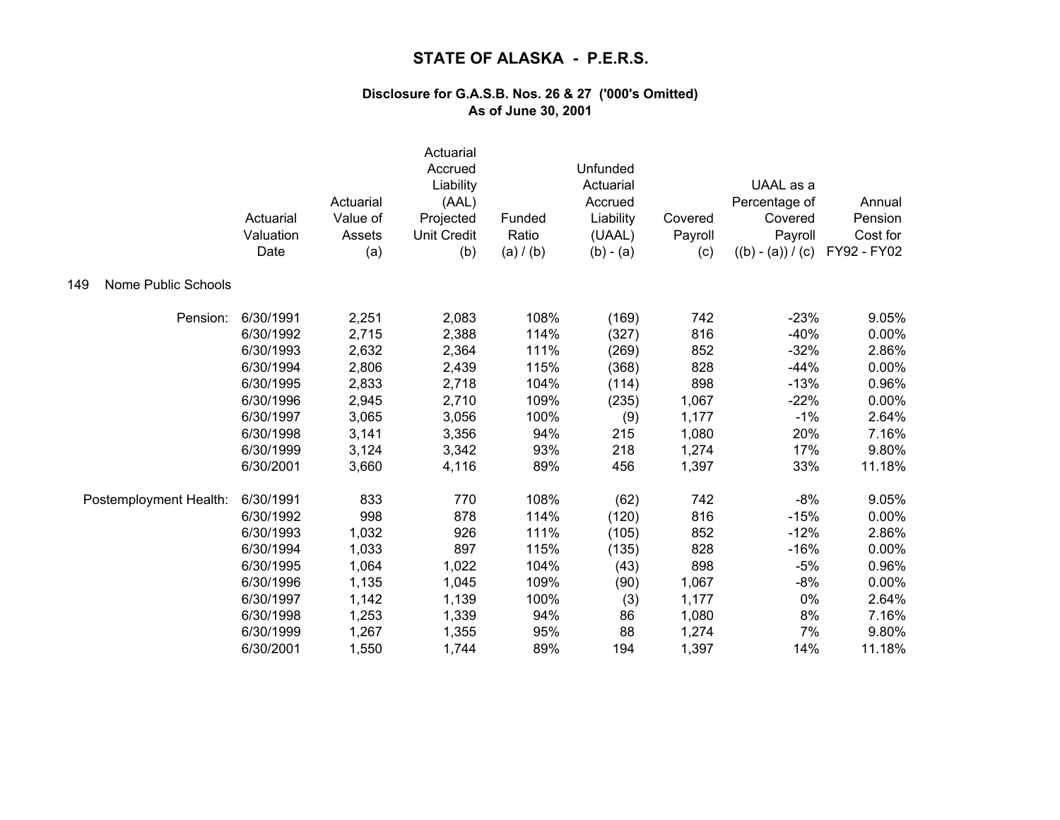# STATE OF ALASKA - P.E.R.S.

**Disclosure for G.A.S.B. Nos. 26 & 27 ('000's Omitted)**
**As of June 30, 2001**

149 Nome Public Schools

| | Actuarial Valuation Date | Actuarial Value of Assets (a) | Actuarial Accrued Liability (AAL) Projected Unit Credit (b) | Funded Ratio (a) / (b) | Unfunded Actuarial Accrued Liability (UAAL) (b) - (a) | Covered Payroll (c) | UAAL as a Percentage of Covered Payroll ((b) - (a)) / (c) | Annual Pension Cost for FY92 - FY02 |
|---|---|---|---|---|---|---|---|---|
| Pension: | 6/30/1991 | 2,251 | 2,083 | 108% | (169) | 742 | -23% | 9.05% |
| | 6/30/1992 | 2,715 | 2,388 | 114% | (327) | 816 | -40% | 0.00% |
| | 6/30/1993 | 2,632 | 2,364 | 111% | (269) | 852 | -32% | 2.86% |
| | 6/30/1994 | 2,806 | 2,439 | 115% | (368) | 828 | -44% | 0.00% |
| | 6/30/1995 | 2,833 | 2,718 | 104% | (114) | 898 | -13% | 0.96% |
| | 6/30/1996 | 2,945 | 2,710 | 109% | (235) | 1,067 | -22% | 0.00% |
| | 6/30/1997 | 3,065 | 3,056 | 100% | (9) | 1,177 | -1% | 2.64% |
| | 6/30/1998 | 3,141 | 3,356 | 94% | 215 | 1,080 | 20% | 7.16% |
| | 6/30/1999 | 3,124 | 3,342 | 93% | 218 | 1,274 | 17% | 9.80% |
| | 6/30/2001 | 3,660 | 4,116 | 89% | 456 | 1,397 | 33% | 11.18% |
| Postemployment Health: | 6/30/1991 | 833 | 770 | 108% | (62) | 742 | -8% | 9.05% |
| | 6/30/1992 | 998 | 878 | 114% | (120) | 816 | -15% | 0.00% |
| | 6/30/1993 | 1,032 | 926 | 111% | (105) | 852 | -12% | 2.86% |
| | 6/30/1994 | 1,033 | 897 | 115% | (135) | 828 | -16% | 0.00% |
| | 6/30/1995 | 1,064 | 1,022 | 104% | (43) | 898 | -5% | 0.96% |
| | 6/30/1996 | 1,135 | 1,045 | 109% | (90) | 1,067 | -8% | 0.00% |
| | 6/30/1997 | 1,142 | 1,139 | 100% | (3) | 1,177 | 0% | 2.64% |
| | 6/30/1998 | 1,253 | 1,339 | 94% | 86 | 1,080 | 8% | 7.16% |
| | 6/30/1999 | 1,267 | 1,355 | 95% | 88 | 1,274 | 7% | 9.80% |
| | 6/30/2001 | 1,550 | 1,744 | 89% | 194 | 1,397 | 14% | 11.18% |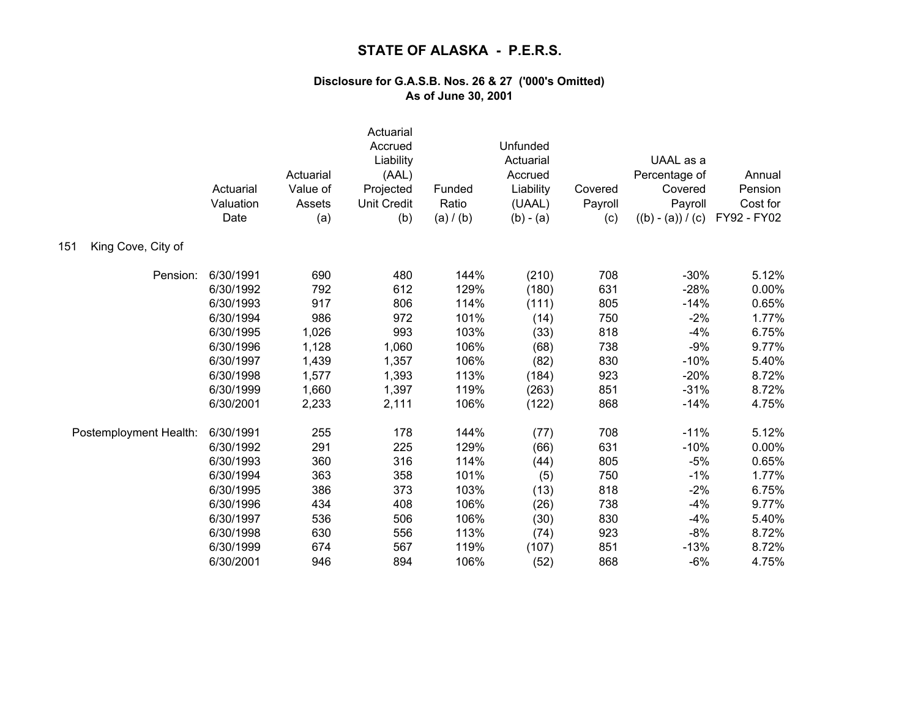# STATE OF ALASKA - P.E.R.S.

**Disclosure for G.A.S.B. Nos. 26 & 27 ('000's Omitted)**
**As of June 30, 2001**

151 King Cove, City of

| | Actuarial Valuation Date | Actuarial Value of Assets (a) | Actuarial Accrued Liability (AAL) Projected Unit Credit (b) | Funded Ratio (a) / (b) | Unfunded Actuarial Accrued Liability (UAAL) (b) - (a) | Covered Payroll (c) | UAAL as a Percentage of Covered Payroll ((b) - (a)) / (c) | Annual Pension Cost for FY92 - FY02 |
|---|---|---|---|---|---|---|---|---|
| Pension: | 6/30/1991 | 690 | 480 | 144% | (210) | 708 | -30% | 5.12% |
| | 6/30/1992 | 792 | 612 | 129% | (180) | 631 | -28% | 0.00% |
| | 6/30/1993 | 917 | 806 | 114% | (111) | 805 | -14% | 0.65% |
| | 6/30/1994 | 986 | 972 | 101% | (14) | 750 | -2% | 1.77% |
| | 6/30/1995 | 1,026 | 993 | 103% | (33) | 818 | -4% | 6.75% |
| | 6/30/1996 | 1,128 | 1,060 | 106% | (68) | 738 | -9% | 9.77% |
| | 6/30/1997 | 1,439 | 1,357 | 106% | (82) | 830 | -10% | 5.40% |
| | 6/30/1998 | 1,577 | 1,393 | 113% | (184) | 923 | -20% | 8.72% |
| | 6/30/1999 | 1,660 | 1,397 | 119% | (263) | 851 | -31% | 8.72% |
| | 6/30/2001 | 2,233 | 2,111 | 106% | (122) | 868 | -14% | 4.75% |
| Postemployment Health: | 6/30/1991 | 255 | 178 | 144% | (77) | 708 | -11% | 5.12% |
| | 6/30/1992 | 291 | 225 | 129% | (66) | 631 | -10% | 0.00% |
| | 6/30/1993 | 360 | 316 | 114% | (44) | 805 | -5% | 0.65% |
| | 6/30/1994 | 363 | 358 | 101% | (5) | 750 | -1% | 1.77% |
| | 6/30/1995 | 386 | 373 | 103% | (13) | 818 | -2% | 6.75% |
| | 6/30/1996 | 434 | 408 | 106% | (26) | 738 | -4% | 9.77% |
| | 6/30/1997 | 536 | 506 | 106% | (30) | 830 | -4% | 5.40% |
| | 6/30/1998 | 630 | 556 | 113% | (74) | 923 | -8% | 8.72% |
| | 6/30/1999 | 674 | 567 | 119% | (107) | 851 | -13% | 8.72% |
| | 6/30/2001 | 946 | 894 | 106% | (52) | 868 | -6% | 4.75% |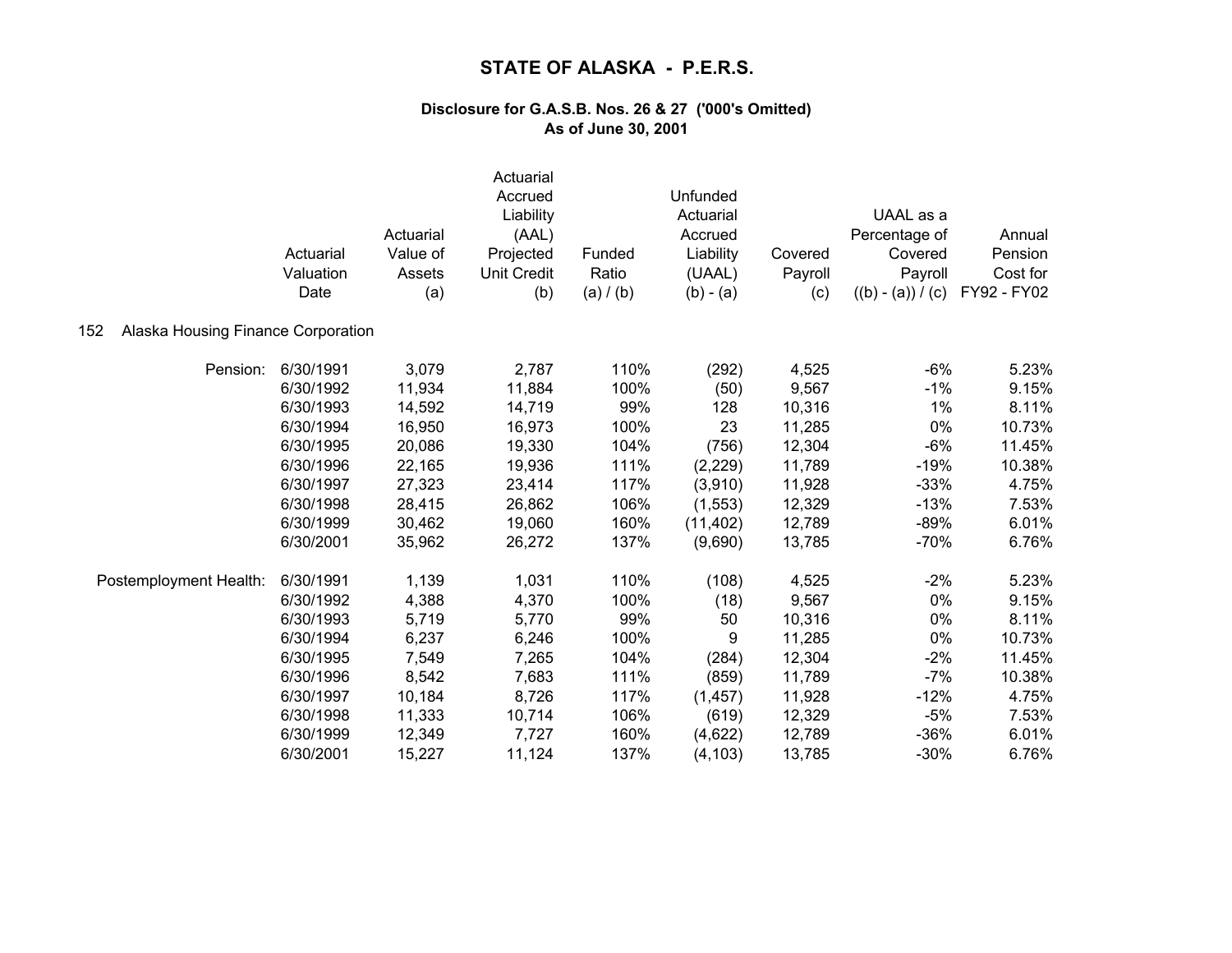# STATE OF ALASKA - P.E.R.S.

### Disclosure for G.A.S.B. Nos. 26 & 27 ('000's Omitted)
### As of June 30, 2001

**152 Alaska Housing Finance Corporation**

| | Actuarial Valuation Date | Actuarial Value of Assets (a) | Actuarial Accrued Liability (AAL) Projected Unit Credit (b) | Funded Ratio (a) / (b) | Unfunded Actuarial Accrued Liability (UAAL) (b) - (a) | Covered Payroll (c) | UAAL as a Percentage of Covered Payroll ((b) - (a)) / (c) | Annual Pension Cost for FY92 - FY02 |
|---|---|---|---|---|---|---|---|---|
| Pension: | 6/30/1991 | 3,079 | 2,787 | 110% | (292) | 4,525 | -6% | 5.23% |
| | 6/30/1992 | 11,934 | 11,884 | 100% | (50) | 9,567 | -1% | 9.15% |
| | 6/30/1993 | 14,592 | 14,719 | 99% | 128 | 10,316 | 1% | 8.11% |
| | 6/30/1994 | 16,950 | 16,973 | 100% | 23 | 11,285 | 0% | 10.73% |
| | 6/30/1995 | 20,086 | 19,330 | 104% | (756) | 12,304 | -6% | 11.45% |
| | 6/30/1996 | 22,165 | 19,936 | 111% | (2,229) | 11,789 | -19% | 10.38% |
| | 6/30/1997 | 27,323 | 23,414 | 117% | (3,910) | 11,928 | -33% | 4.75% |
| | 6/30/1998 | 28,415 | 26,862 | 106% | (1,553) | 12,329 | -13% | 7.53% |
| | 6/30/1999 | 30,462 | 19,060 | 160% | (11,402) | 12,789 | -89% | 6.01% |
| | 6/30/2001 | 35,962 | 26,272 | 137% | (9,690) | 13,785 | -70% | 6.76% |
| Postemployment Health: | 6/30/1991 | 1,139 | 1,031 | 110% | (108) | 4,525 | -2% | 5.23% |
| | 6/30/1992 | 4,388 | 4,370 | 100% | (18) | 9,567 | 0% | 9.15% |
| | 6/30/1993 | 5,719 | 5,770 | 99% | 50 | 10,316 | 0% | 8.11% |
| | 6/30/1994 | 6,237 | 6,246 | 100% | 9 | 11,285 | 0% | 10.73% |
| | 6/30/1995 | 7,549 | 7,265 | 104% | (284) | 12,304 | -2% | 11.45% |
| | 6/30/1996 | 8,542 | 7,683 | 111% | (859) | 11,789 | -7% | 10.38% |
| | 6/30/1997 | 10,184 | 8,726 | 117% | (1,457) | 11,928 | -12% | 4.75% |
| | 6/30/1998 | 11,333 | 10,714 | 106% | (619) | 12,329 | -5% | 7.53% |
| | 6/30/1999 | 12,349 | 7,727 | 160% | (4,622) | 12,789 | -36% | 6.01% |
| | 6/30/2001 | 15,227 | 11,124 | 137% | (4,103) | 13,785 | -30% | 6.76% |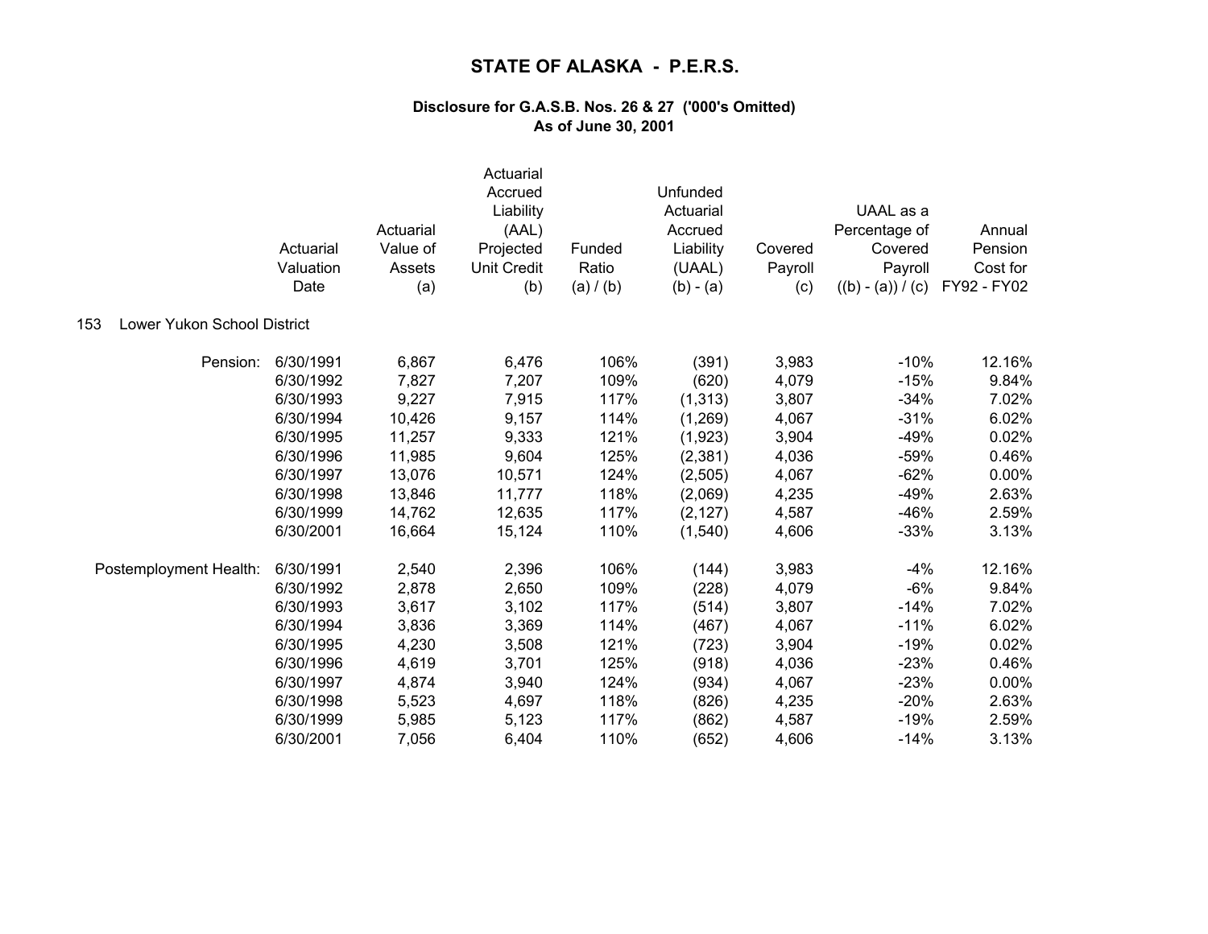# STATE OF ALASKA - P.E.R.S.

### Disclosure for G.A.S.B. Nos. 26 & 27 ('000's Omitted)
### As of June 30, 2001

153 Lower Yukon School District

| | Actuarial Valuation Date | Actuarial Value of Assets (a) | Actuarial Accrued Liability (AAL) Projected Unit Credit (b) | Funded Ratio (a) / (b) | Unfunded Actuarial Accrued Liability (UAAL) (b) - (a) | Covered Payroll (c) | UAAL as a Percentage of Covered Payroll ((b) - (a)) / (c) | Annual Pension Cost for FY92 - FY02 |
|---|---|---|---|---|---|---|---|---|
| Pension: | 6/30/1991 | 6,867 | 6,476 | 106% | (391) | 3,983 | -10% | 12.16% |
| | 6/30/1992 | 7,827 | 7,207 | 109% | (620) | 4,079 | -15% | 9.84% |
| | 6/30/1993 | 9,227 | 7,915 | 117% | (1,313) | 3,807 | -34% | 7.02% |
| | 6/30/1994 | 10,426 | 9,157 | 114% | (1,269) | 4,067 | -31% | 6.02% |
| | 6/30/1995 | 11,257 | 9,333 | 121% | (1,923) | 3,904 | -49% | 0.02% |
| | 6/30/1996 | 11,985 | 9,604 | 125% | (2,381) | 4,036 | -59% | 0.46% |
| | 6/30/1997 | 13,076 | 10,571 | 124% | (2,505) | 4,067 | -62% | 0.00% |
| | 6/30/1998 | 13,846 | 11,777 | 118% | (2,069) | 4,235 | -49% | 2.63% |
| | 6/30/1999 | 14,762 | 12,635 | 117% | (2,127) | 4,587 | -46% | 2.59% |
| | 6/30/2001 | 16,664 | 15,124 | 110% | (1,540) | 4,606 | -33% | 3.13% |
| Postemployment Health: | 6/30/1991 | 2,540 | 2,396 | 106% | (144) | 3,983 | -4% | 12.16% |
| | 6/30/1992 | 2,878 | 2,650 | 109% | (228) | 4,079 | -6% | 9.84% |
| | 6/30/1993 | 3,617 | 3,102 | 117% | (514) | 3,807 | -14% | 7.02% |
| | 6/30/1994 | 3,836 | 3,369 | 114% | (467) | 4,067 | -11% | 6.02% |
| | 6/30/1995 | 4,230 | 3,508 | 121% | (723) | 3,904 | -19% | 0.02% |
| | 6/30/1996 | 4,619 | 3,701 | 125% | (918) | 4,036 | -23% | 0.46% |
| | 6/30/1997 | 4,874 | 3,940 | 124% | (934) | 4,067 | -23% | 0.00% |
| | 6/30/1998 | 5,523 | 4,697 | 118% | (826) | 4,235 | -20% | 2.63% |
| | 6/30/1999 | 5,985 | 5,123 | 117% | (862) | 4,587 | -19% | 2.59% |
| | 6/30/2001 | 7,056 | 6,404 | 110% | (652) | 4,606 | -14% | 3.13% |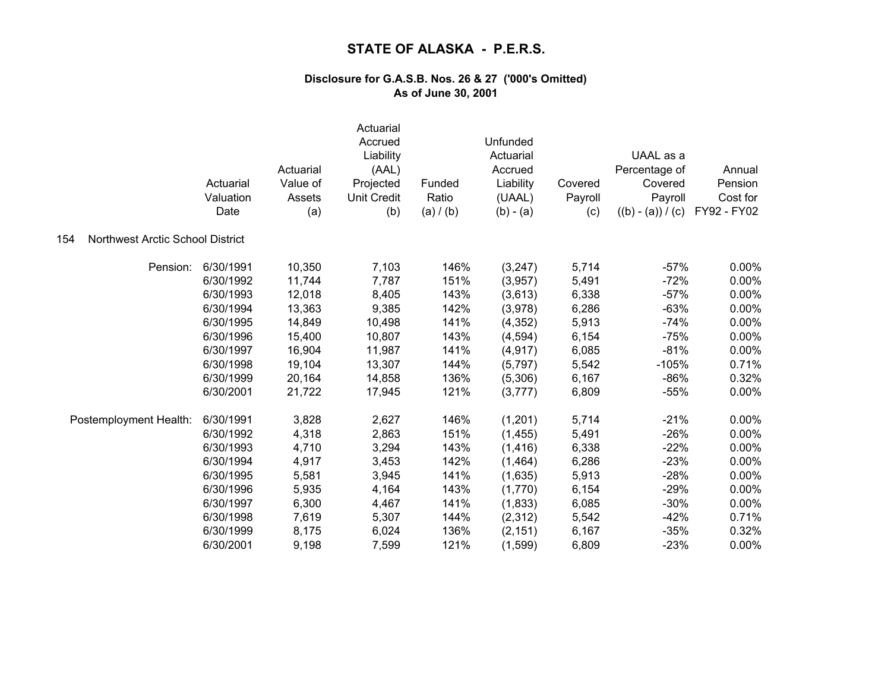# STATE OF ALASKA - P.E.R.S.

### Disclosure for G.A.S.B. Nos. 26 & 27 ('000's Omitted)
### As of June 30, 2001

**154 Northwest Arctic School District**

| | Actuarial Valuation Date | Actuarial Value of Assets (a) | Actuarial Accrued Liability (AAL) Projected Unit Credit (b) | Funded Ratio (a) / (b) | Unfunded Actuarial Accrued Liability (UAAL) (b) - (a) | Covered Payroll (c) | UAAL as a Percentage of Covered Payroll ((b) - (a)) / (c) | Annual Pension Cost for FY92 - FY02 |
|---|---|---|---|---|---|---|---|---|
| Pension: | 6/30/1991 | 10,350 | 7,103 | 146% | (3,247) | 5,714 | -57% | 0.00% |
| | 6/30/1992 | 11,744 | 7,787 | 151% | (3,957) | 5,491 | -72% | 0.00% |
| | 6/30/1993 | 12,018 | 8,405 | 143% | (3,613) | 6,338 | -57% | 0.00% |
| | 6/30/1994 | 13,363 | 9,385 | 142% | (3,978) | 6,286 | -63% | 0.00% |
| | 6/30/1995 | 14,849 | 10,498 | 141% | (4,352) | 5,913 | -74% | 0.00% |
| | 6/30/1996 | 15,400 | 10,807 | 143% | (4,594) | 6,154 | -75% | 0.00% |
| | 6/30/1997 | 16,904 | 11,987 | 141% | (4,917) | 6,085 | -81% | 0.00% |
| | 6/30/1998 | 19,104 | 13,307 | 144% | (5,797) | 5,542 | -105% | 0.71% |
| | 6/30/1999 | 20,164 | 14,858 | 136% | (5,306) | 6,167 | -86% | 0.32% |
| | 6/30/2001 | 21,722 | 17,945 | 121% | (3,777) | 6,809 | -55% | 0.00% |
| Postemployment Health: | 6/30/1991 | 3,828 | 2,627 | 146% | (1,201) | 5,714 | -21% | 0.00% |
| | 6/30/1992 | 4,318 | 2,863 | 151% | (1,455) | 5,491 | -26% | 0.00% |
| | 6/30/1993 | 4,710 | 3,294 | 143% | (1,416) | 6,338 | -22% | 0.00% |
| | 6/30/1994 | 4,917 | 3,453 | 142% | (1,464) | 6,286 | -23% | 0.00% |
| | 6/30/1995 | 5,581 | 3,945 | 141% | (1,635) | 5,913 | -28% | 0.00% |
| | 6/30/1996 | 5,935 | 4,164 | 143% | (1,770) | 6,154 | -29% | 0.00% |
| | 6/30/1997 | 6,300 | 4,467 | 141% | (1,833) | 6,085 | -30% | 0.00% |
| | 6/30/1998 | 7,619 | 5,307 | 144% | (2,312) | 5,542 | -42% | 0.71% |
| | 6/30/1999 | 8,175 | 6,024 | 136% | (2,151) | 6,167 | -35% | 0.32% |
| | 6/30/2001 | 9,198 | 7,599 | 121% | (1,599) | 6,809 | -23% | 0.00% |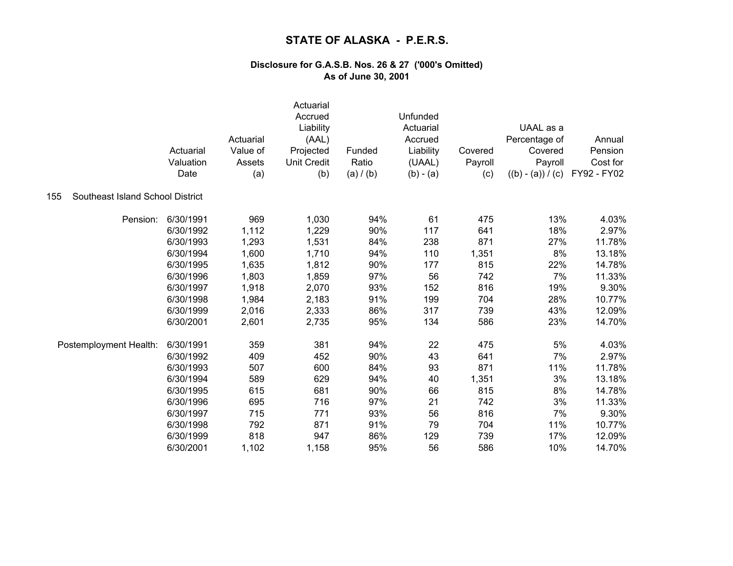# STATE OF ALASKA - P.E.R.S.

### Disclosure for G.A.S.B. Nos. 26 & 27 ('000's Omitted)
### As of June 30, 2001

**155 Southeast Island School District**

| | Actuarial Valuation Date | Actuarial Value of Assets (a) | Actuarial Accrued Liability (AAL) Projected Unit Credit (b) | Funded Ratio (a) / (b) | Unfunded Actuarial Accrued Liability (UAAL) (b) - (a) | Covered Payroll (c) | UAAL as a Percentage of Covered Payroll ((b) - (a)) / (c) | Annual Pension Cost for FY92 - FY02 |
|---|---|---|---|---|---|---|---|---|
| Pension: | 6/30/1991 | 969 | 1,030 | 94% | 61 | 475 | 13% | 4.03% |
| | 6/30/1992 | 1,112 | 1,229 | 90% | 117 | 641 | 18% | 2.97% |
| | 6/30/1993 | 1,293 | 1,531 | 84% | 238 | 871 | 27% | 11.78% |
| | 6/30/1994 | 1,600 | 1,710 | 94% | 110 | 1,351 | 8% | 13.18% |
| | 6/30/1995 | 1,635 | 1,812 | 90% | 177 | 815 | 22% | 14.78% |
| | 6/30/1996 | 1,803 | 1,859 | 97% | 56 | 742 | 7% | 11.33% |
| | 6/30/1997 | 1,918 | 2,070 | 93% | 152 | 816 | 19% | 9.30% |
| | 6/30/1998 | 1,984 | 2,183 | 91% | 199 | 704 | 28% | 10.77% |
| | 6/30/1999 | 2,016 | 2,333 | 86% | 317 | 739 | 43% | 12.09% |
| | 6/30/2001 | 2,601 | 2,735 | 95% | 134 | 586 | 23% | 14.70% |
| Postemployment Health: | 6/30/1991 | 359 | 381 | 94% | 22 | 475 | 5% | 4.03% |
| | 6/30/1992 | 409 | 452 | 90% | 43 | 641 | 7% | 2.97% |
| | 6/30/1993 | 507 | 600 | 84% | 93 | 871 | 11% | 11.78% |
| | 6/30/1994 | 589 | 629 | 94% | 40 | 1,351 | 3% | 13.18% |
| | 6/30/1995 | 615 | 681 | 90% | 66 | 815 | 8% | 14.78% |
| | 6/30/1996 | 695 | 716 | 97% | 21 | 742 | 3% | 11.33% |
| | 6/30/1997 | 715 | 771 | 93% | 56 | 816 | 7% | 9.30% |
| | 6/30/1998 | 792 | 871 | 91% | 79 | 704 | 11% | 10.77% |
| | 6/30/1999 | 818 | 947 | 86% | 129 | 739 | 17% | 12.09% |
| | 6/30/2001 | 1,102 | 1,158 | 95% | 56 | 586 | 10% | 14.70% |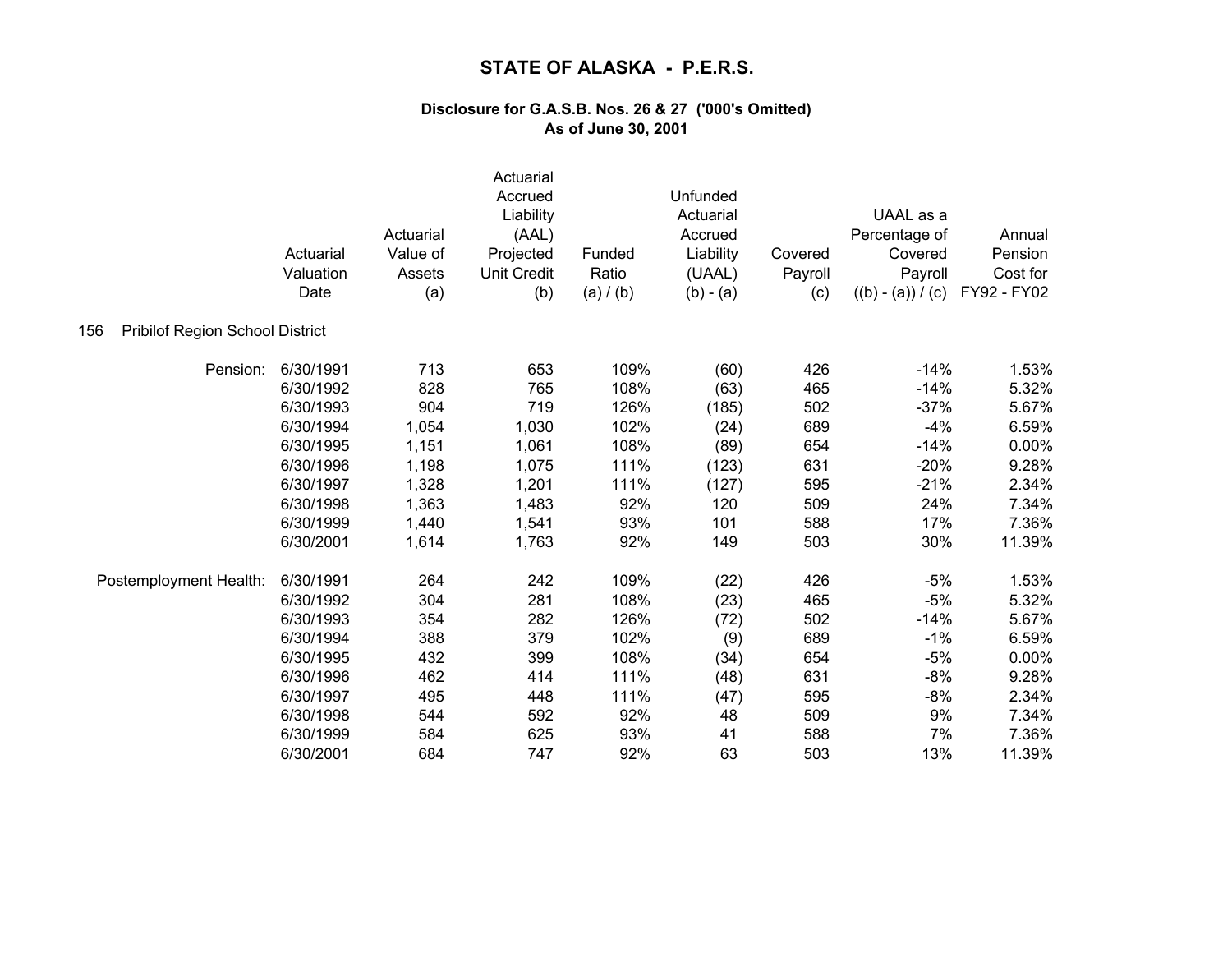# STATE OF ALASKA - P.E.R.S.

### Disclosure for G.A.S.B. Nos. 26 & 27 ('000's Omitted)
### As of June 30, 2001

**156 Pribilof Region School District**

| | Actuarial Valuation Date | Actuarial Value of Assets (a) | Actuarial Accrued Liability (AAL) Projected Unit Credit (b) | Funded Ratio (a) / (b) | Unfunded Actuarial Accrued Liability (UAAL) (b) - (a) | Covered Payroll (c) | UAAL as a Percentage of Covered Payroll ((b) - (a)) / (c) | Annual Pension Cost for FY92 - FY02 |
|---|---|---|---|---|---|---|---|---|
| Pension: | 6/30/1991 | 713 | 653 | 109% | (60) | 426 | -14% | 1.53% |
| | 6/30/1992 | 828 | 765 | 108% | (63) | 465 | -14% | 5.32% |
| | 6/30/1993 | 904 | 719 | 126% | (185) | 502 | -37% | 5.67% |
| | 6/30/1994 | 1,054 | 1,030 | 102% | (24) | 689 | -4% | 6.59% |
| | 6/30/1995 | 1,151 | 1,061 | 108% | (89) | 654 | -14% | 0.00% |
| | 6/30/1996 | 1,198 | 1,075 | 111% | (123) | 631 | -20% | 9.28% |
| | 6/30/1997 | 1,328 | 1,201 | 111% | (127) | 595 | -21% | 2.34% |
| | 6/30/1998 | 1,363 | 1,483 | 92% | 120 | 509 | 24% | 7.34% |
| | 6/30/1999 | 1,440 | 1,541 | 93% | 101 | 588 | 17% | 7.36% |
| | 6/30/2001 | 1,614 | 1,763 | 92% | 149 | 503 | 30% | 11.39% |
| Postemployment Health: | 6/30/1991 | 264 | 242 | 109% | (22) | 426 | -5% | 1.53% |
| | 6/30/1992 | 304 | 281 | 108% | (23) | 465 | -5% | 5.32% |
| | 6/30/1993 | 354 | 282 | 126% | (72) | 502 | -14% | 5.67% |
| | 6/30/1994 | 388 | 379 | 102% | (9) | 689 | -1% | 6.59% |
| | 6/30/1995 | 432 | 399 | 108% | (34) | 654 | -5% | 0.00% |
| | 6/30/1996 | 462 | 414 | 111% | (48) | 631 | -8% | 9.28% |
| | 6/30/1997 | 495 | 448 | 111% | (47) | 595 | -8% | 2.34% |
| | 6/30/1998 | 544 | 592 | 92% | 48 | 509 | 9% | 7.34% |
| | 6/30/1999 | 584 | 625 | 93% | 41 | 588 | 7% | 7.36% |
| | 6/30/2001 | 684 | 747 | 92% | 63 | 503 | 13% | 11.39% |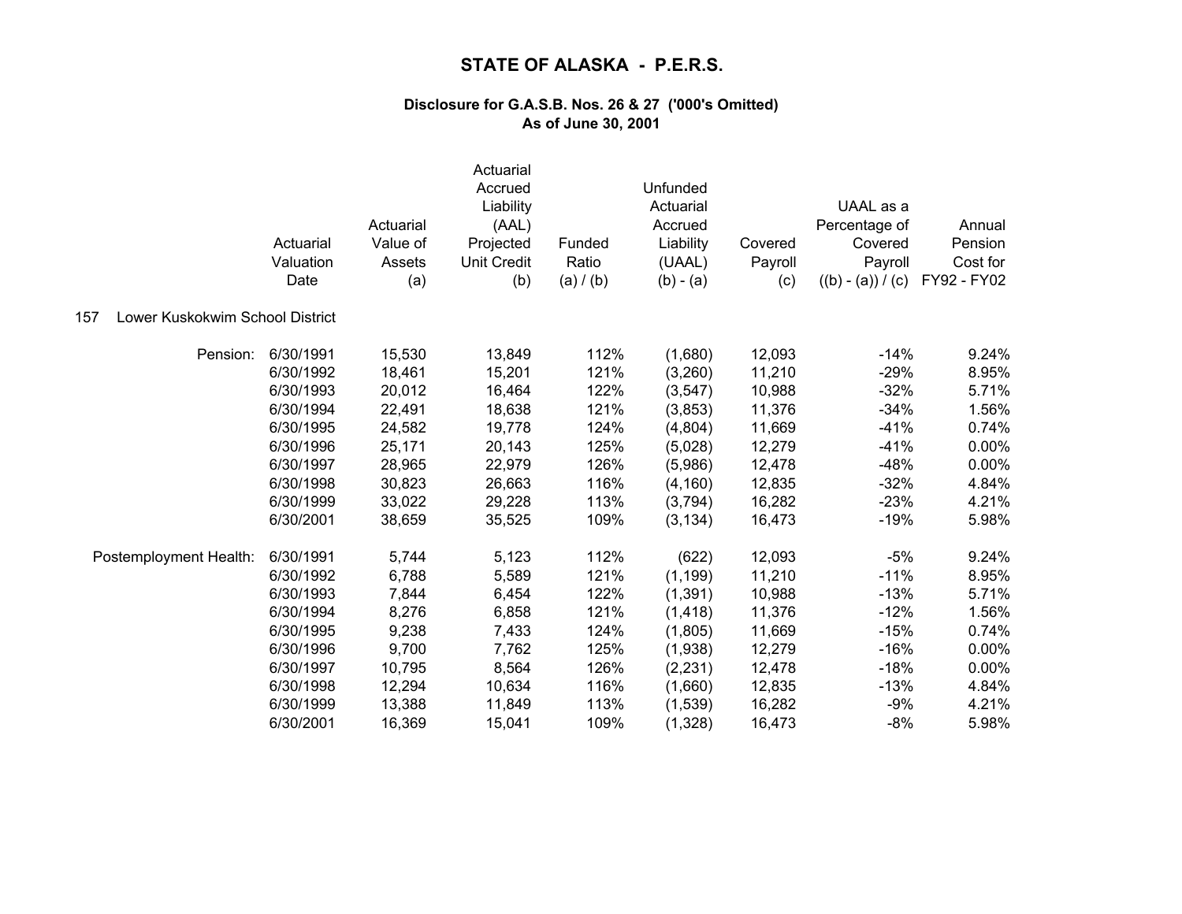# STATE OF ALASKA - P.E.R.S.

### Disclosure for G.A.S.B. Nos. 26 & 27 ('000's Omitted)
### As of June 30, 2001

**157 Lower Kuskokwim School District**

| | Actuarial Valuation Date | Actuarial Value of Assets (a) | Actuarial Accrued Liability (AAL) Projected Unit Credit (b) | Funded Ratio (a) / (b) | Unfunded Actuarial Accrued Liability (UAAL) (b) - (a) | Covered Payroll (c) | UAAL as a Percentage of Covered Payroll ((b) - (a)) / (c) | Annual Pension Cost for FY92 - FY02 |
|---|---|---|---|---|---|---|---|---|
| Pension: | 6/30/1991 | 15,530 | 13,849 | 112% | (1,680) | 12,093 | -14% | 9.24% |
| | 6/30/1992 | 18,461 | 15,201 | 121% | (3,260) | 11,210 | -29% | 8.95% |
| | 6/30/1993 | 20,012 | 16,464 | 122% | (3,547) | 10,988 | -32% | 5.71% |
| | 6/30/1994 | 22,491 | 18,638 | 121% | (3,853) | 11,376 | -34% | 1.56% |
| | 6/30/1995 | 24,582 | 19,778 | 124% | (4,804) | 11,669 | -41% | 0.74% |
| | 6/30/1996 | 25,171 | 20,143 | 125% | (5,028) | 12,279 | -41% | 0.00% |
| | 6/30/1997 | 28,965 | 22,979 | 126% | (5,986) | 12,478 | -48% | 0.00% |
| | 6/30/1998 | 30,823 | 26,663 | 116% | (4,160) | 12,835 | -32% | 4.84% |
| | 6/30/1999 | 33,022 | 29,228 | 113% | (3,794) | 16,282 | -23% | 4.21% |
| | 6/30/2001 | 38,659 | 35,525 | 109% | (3,134) | 16,473 | -19% | 5.98% |
| Postemployment Health: | 6/30/1991 | 5,744 | 5,123 | 112% | (622) | 12,093 | -5% | 9.24% |
| | 6/30/1992 | 6,788 | 5,589 | 121% | (1,199) | 11,210 | -11% | 8.95% |
| | 6/30/1993 | 7,844 | 6,454 | 122% | (1,391) | 10,988 | -13% | 5.71% |
| | 6/30/1994 | 8,276 | 6,858 | 121% | (1,418) | 11,376 | -12% | 1.56% |
| | 6/30/1995 | 9,238 | 7,433 | 124% | (1,805) | 11,669 | -15% | 0.74% |
| | 6/30/1996 | 9,700 | 7,762 | 125% | (1,938) | 12,279 | -16% | 0.00% |
| | 6/30/1997 | 10,795 | 8,564 | 126% | (2,231) | 12,478 | -18% | 0.00% |
| | 6/30/1998 | 12,294 | 10,634 | 116% | (1,660) | 12,835 | -13% | 4.84% |
| | 6/30/1999 | 13,388 | 11,849 | 113% | (1,539) | 16,282 | -9% | 4.21% |
| | 6/30/2001 | 16,369 | 15,041 | 109% | (1,328) | 16,473 | -8% | 5.98% |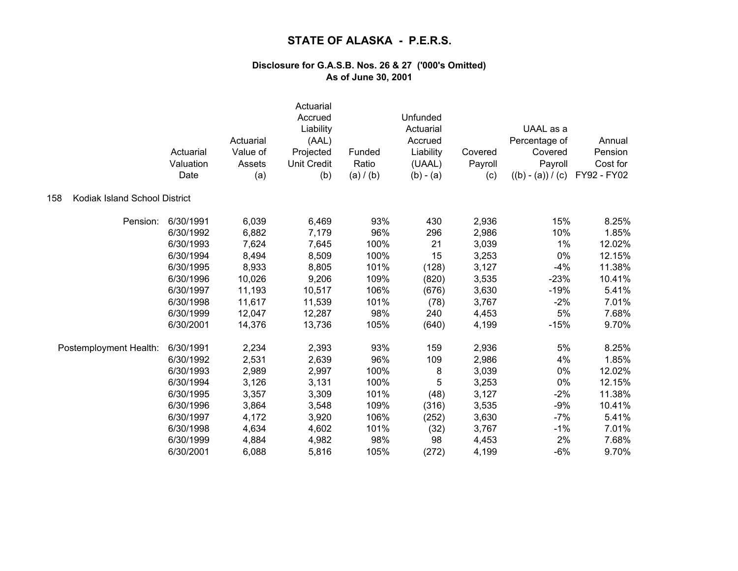# STATE OF ALASKA - P.E.R.S.

**Disclosure for G.A.S.B. Nos. 26 & 27 ('000's Omitted)**
**As of June 30, 2001**

158 Kodiak Island School District

| | Actuarial Valuation Date | Actuarial Value of Assets (a) | Actuarial Accrued Liability (AAL) Projected Unit Credit (b) | Funded Ratio (a) / (b) | Unfunded Actuarial Accrued Liability (UAAL) (b) - (a) | Covered Payroll (c) | UAAL as a Percentage of Covered Payroll ((b) - (a)) / (c) | Annual Pension Cost for FY92 - FY02 |
|---|---|---|---|---|---|---|---|---|
| Pension: | 6/30/1991 | 6,039 | 6,469 | 93% | 430 | 2,936 | 15% | 8.25% |
| | 6/30/1992 | 6,882 | 7,179 | 96% | 296 | 2,986 | 10% | 1.85% |
| | 6/30/1993 | 7,624 | 7,645 | 100% | 21 | 3,039 | 1% | 12.02% |
| | 6/30/1994 | 8,494 | 8,509 | 100% | 15 | 3,253 | 0% | 12.15% |
| | 6/30/1995 | 8,933 | 8,805 | 101% | (128) | 3,127 | -4% | 11.38% |
| | 6/30/1996 | 10,026 | 9,206 | 109% | (820) | 3,535 | -23% | 10.41% |
| | 6/30/1997 | 11,193 | 10,517 | 106% | (676) | 3,630 | -19% | 5.41% |
| | 6/30/1998 | 11,617 | 11,539 | 101% | (78) | 3,767 | -2% | 7.01% |
| | 6/30/1999 | 12,047 | 12,287 | 98% | 240 | 4,453 | 5% | 7.68% |
| | 6/30/2001 | 14,376 | 13,736 | 105% | (640) | 4,199 | -15% | 9.70% |
| Postemployment Health: | 6/30/1991 | 2,234 | 2,393 | 93% | 159 | 2,936 | 5% | 8.25% |
| | 6/30/1992 | 2,531 | 2,639 | 96% | 109 | 2,986 | 4% | 1.85% |
| | 6/30/1993 | 2,989 | 2,997 | 100% | 8 | 3,039 | 0% | 12.02% |
| | 6/30/1994 | 3,126 | 3,131 | 100% | 5 | 3,253 | 0% | 12.15% |
| | 6/30/1995 | 3,357 | 3,309 | 101% | (48) | 3,127 | -2% | 11.38% |
| | 6/30/1996 | 3,864 | 3,548 | 109% | (316) | 3,535 | -9% | 10.41% |
| | 6/30/1997 | 4,172 | 3,920 | 106% | (252) | 3,630 | -7% | 5.41% |
| | 6/30/1998 | 4,634 | 4,602 | 101% | (32) | 3,767 | -1% | 7.01% |
| | 6/30/1999 | 4,884 | 4,982 | 98% | 98 | 4,453 | 2% | 7.68% |
| | 6/30/2001 | 6,088 | 5,816 | 105% | (272) | 4,199 | -6% | 9.70% |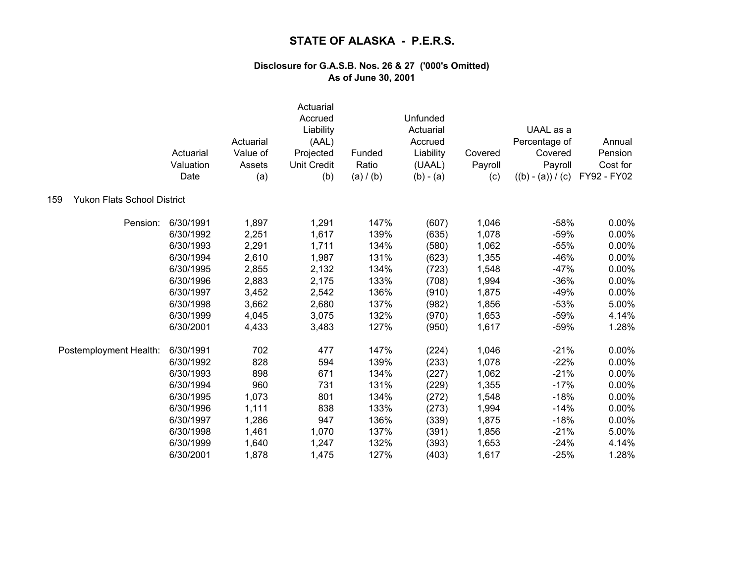# STATE OF ALASKA - P.E.R.S.

**Disclosure for G.A.S.B. Nos. 26 & 27 ('000's Omitted)**
**As of June 30, 2001**

159 Yukon Flats School District

| | Actuarial Valuation Date | Actuarial Value of Assets (a) | Actuarial Accrued Liability (AAL) Projected Unit Credit (b) | Funded Ratio (a) / (b) | Unfunded Actuarial Accrued Liability (UAAL) (b) - (a) | Covered Payroll (c) | UAAL as a Percentage of Covered Payroll ((b) - (a)) / (c) | Annual Pension Cost for FY92 - FY02 |
|---|---|---|---|---|---|---|---|---|
| Pension: | 6/30/1991 | 1,897 | 1,291 | 147% | (607) | 1,046 | -58% | 0.00% |
| | 6/30/1992 | 2,251 | 1,617 | 139% | (635) | 1,078 | -59% | 0.00% |
| | 6/30/1993 | 2,291 | 1,711 | 134% | (580) | 1,062 | -55% | 0.00% |
| | 6/30/1994 | 2,610 | 1,987 | 131% | (623) | 1,355 | -46% | 0.00% |
| | 6/30/1995 | 2,855 | 2,132 | 134% | (723) | 1,548 | -47% | 0.00% |
| | 6/30/1996 | 2,883 | 2,175 | 133% | (708) | 1,994 | -36% | 0.00% |
| | 6/30/1997 | 3,452 | 2,542 | 136% | (910) | 1,875 | -49% | 0.00% |
| | 6/30/1998 | 3,662 | 2,680 | 137% | (982) | 1,856 | -53% | 5.00% |
| | 6/30/1999 | 4,045 | 3,075 | 132% | (970) | 1,653 | -59% | 4.14% |
| | 6/30/2001 | 4,433 | 3,483 | 127% | (950) | 1,617 | -59% | 1.28% |
| Postemployment Health: | 6/30/1991 | 702 | 477 | 147% | (224) | 1,046 | -21% | 0.00% |
| | 6/30/1992 | 828 | 594 | 139% | (233) | 1,078 | -22% | 0.00% |
| | 6/30/1993 | 898 | 671 | 134% | (227) | 1,062 | -21% | 0.00% |
| | 6/30/1994 | 960 | 731 | 131% | (229) | 1,355 | -17% | 0.00% |
| | 6/30/1995 | 1,073 | 801 | 134% | (272) | 1,548 | -18% | 0.00% |
| | 6/30/1996 | 1,111 | 838 | 133% | (273) | 1,994 | -14% | 0.00% |
| | 6/30/1997 | 1,286 | 947 | 136% | (339) | 1,875 | -18% | 0.00% |
| | 6/30/1998 | 1,461 | 1,070 | 137% | (391) | 1,856 | -21% | 5.00% |
| | 6/30/1999 | 1,640 | 1,247 | 132% | (393) | 1,653 | -24% | 4.14% |
| | 6/30/2001 | 1,878 | 1,475 | 127% | (403) | 1,617 | -25% | 1.28% |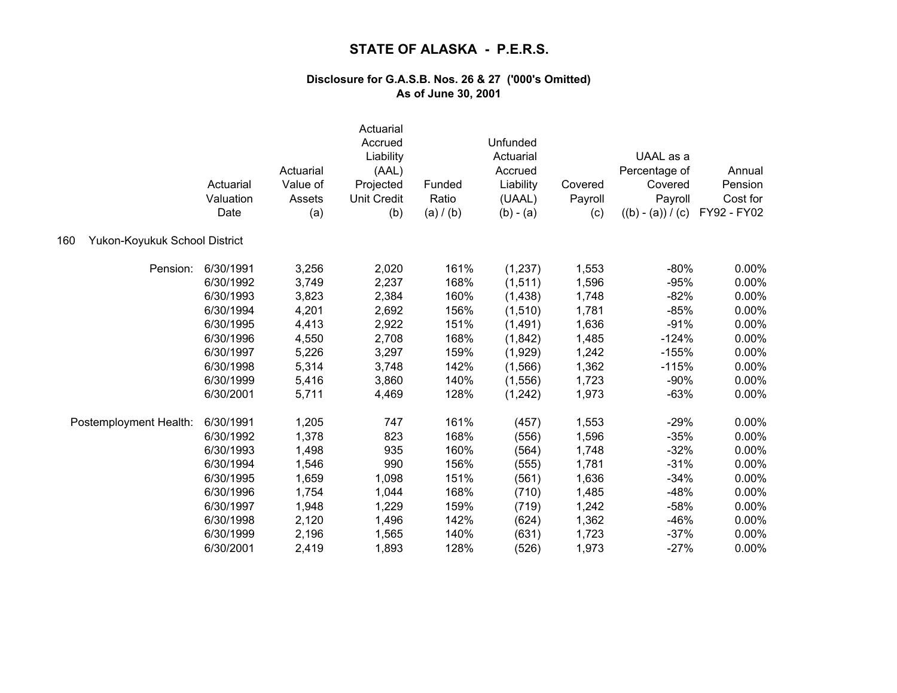# STATE OF ALASKA - P.E.R.S.

### Disclosure for G.A.S.B. Nos. 26 & 27 ('000's Omitted)
### As of June 30, 2001

| | Actuarial Valuation Date | Actuarial Value of Assets (a) | Actuarial Accrued Liability (AAL) Projected Unit Credit (b) | Funded Ratio (a) / (b) | Unfunded Actuarial Accrued Liability (UAAL) (b) - (a) | Covered Payroll (c) | UAAL as a Percentage of Covered Payroll ((b) - (a)) / (c) | Annual Pension Cost for FY92 - FY02 |
|---|---|---|---|---|---|---|---|---|
| **160 Yukon-Koyukuk School District** | | | | | | | | |
| Pension: | 6/30/1991 | 3,256 | 2,020 | 161% | (1,237) | 1,553 | -80% | 0.00% |
| | 6/30/1992 | 3,749 | 2,237 | 168% | (1,511) | 1,596 | -95% | 0.00% |
| | 6/30/1993 | 3,823 | 2,384 | 160% | (1,438) | 1,748 | -82% | 0.00% |
| | 6/30/1994 | 4,201 | 2,692 | 156% | (1,510) | 1,781 | -85% | 0.00% |
| | 6/30/1995 | 4,413 | 2,922 | 151% | (1,491) | 1,636 | -91% | 0.00% |
| | 6/30/1996 | 4,550 | 2,708 | 168% | (1,842) | 1,485 | -124% | 0.00% |
| | 6/30/1997 | 5,226 | 3,297 | 159% | (1,929) | 1,242 | -155% | 0.00% |
| | 6/30/1998 | 5,314 | 3,748 | 142% | (1,566) | 1,362 | -115% | 0.00% |
| | 6/30/1999 | 5,416 | 3,860 | 140% | (1,556) | 1,723 | -90% | 0.00% |
| | 6/30/2001 | 5,711 | 4,469 | 128% | (1,242) | 1,973 | -63% | 0.00% |
| Postemployment Health: | 6/30/1991 | 1,205 | 747 | 161% | (457) | 1,553 | -29% | 0.00% |
| | 6/30/1992 | 1,378 | 823 | 168% | (556) | 1,596 | -35% | 0.00% |
| | 6/30/1993 | 1,498 | 935 | 160% | (564) | 1,748 | -32% | 0.00% |
| | 6/30/1994 | 1,546 | 990 | 156% | (555) | 1,781 | -31% | 0.00% |
| | 6/30/1995 | 1,659 | 1,098 | 151% | (561) | 1,636 | -34% | 0.00% |
| | 6/30/1996 | 1,754 | 1,044 | 168% | (710) | 1,485 | -48% | 0.00% |
| | 6/30/1997 | 1,948 | 1,229 | 159% | (719) | 1,242 | -58% | 0.00% |
| | 6/30/1998 | 2,120 | 1,496 | 142% | (624) | 1,362 | -46% | 0.00% |
| | 6/30/1999 | 2,196 | 1,565 | 140% | (631) | 1,723 | -37% | 0.00% |
| | 6/30/2001 | 2,419 | 1,893 | 128% | (526) | 1,973 | -27% | 0.00% |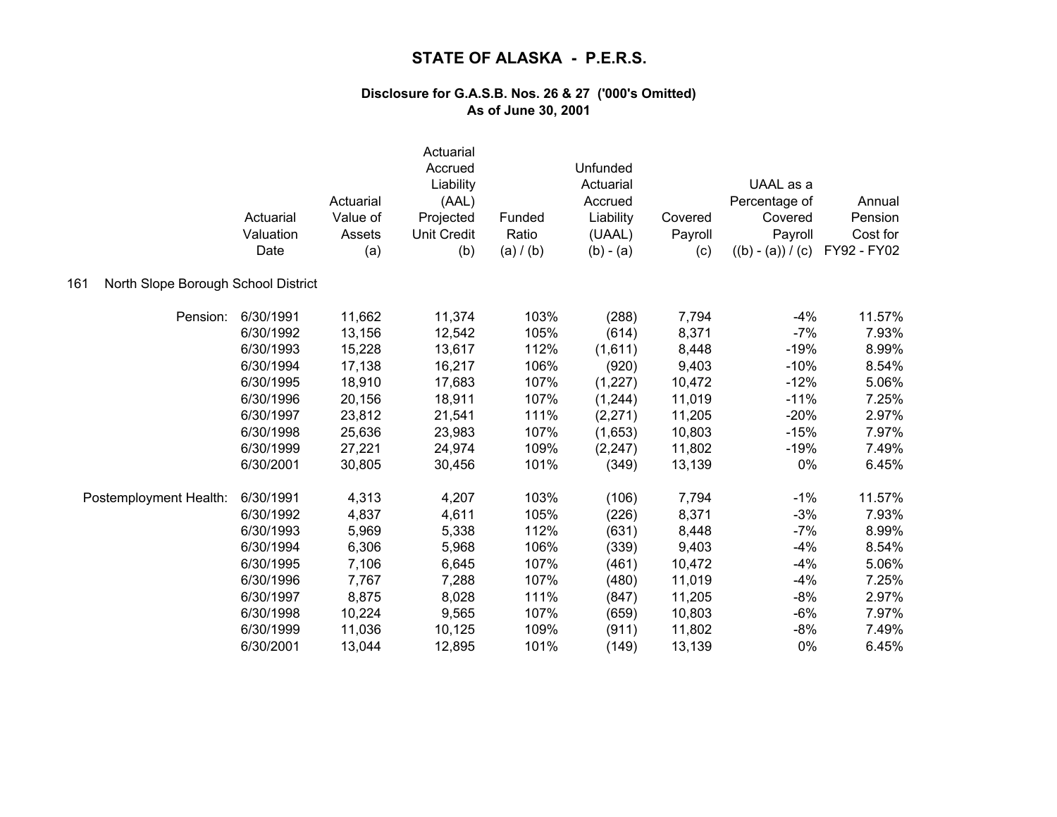# STATE OF ALASKA - P.E.R.S.

**Disclosure for G.A.S.B. Nos. 26 & 27 ('000's Omitted)**
**As of June 30, 2001**

| | Actuarial Valuation Date | Actuarial Value of Assets (a) | Actuarial Accrued Liability (AAL) Projected Unit Credit (b) | Funded Ratio (a) / (b) | Unfunded Actuarial Accrued Liability (UAAL) (b) - (a) | Covered Payroll (c) | UAAL as a Percentage of Covered Payroll ((b) - (a)) / (c) | Annual Pension Cost for FY92 - FY02 |
|---|---|---|---|---|---|---|---|---|
| **161 North Slope Borough School District** | | | | | | | | |
| Pension: | 6/30/1991 | 11,662 | 11,374 | 103% | (288) | 7,794 | -4% | 11.57% |
| | 6/30/1992 | 13,156 | 12,542 | 105% | (614) | 8,371 | -7% | 7.93% |
| | 6/30/1993 | 15,228 | 13,617 | 112% | (1,611) | 8,448 | -19% | 8.99% |
| | 6/30/1994 | 17,138 | 16,217 | 106% | (920) | 9,403 | -10% | 8.54% |
| | 6/30/1995 | 18,910 | 17,683 | 107% | (1,227) | 10,472 | -12% | 5.06% |
| | 6/30/1996 | 20,156 | 18,911 | 107% | (1,244) | 11,019 | -11% | 7.25% |
| | 6/30/1997 | 23,812 | 21,541 | 111% | (2,271) | 11,205 | -20% | 2.97% |
| | 6/30/1998 | 25,636 | 23,983 | 107% | (1,653) | 10,803 | -15% | 7.97% |
| | 6/30/1999 | 27,221 | 24,974 | 109% | (2,247) | 11,802 | -19% | 7.49% |
| | 6/30/2001 | 30,805 | 30,456 | 101% | (349) | 13,139 | 0% | 6.45% |
| Postemployment Health: | 6/30/1991 | 4,313 | 4,207 | 103% | (106) | 7,794 | -1% | 11.57% |
| | 6/30/1992 | 4,837 | 4,611 | 105% | (226) | 8,371 | -3% | 7.93% |
| | 6/30/1993 | 5,969 | 5,338 | 112% | (631) | 8,448 | -7% | 8.99% |
| | 6/30/1994 | 6,306 | 5,968 | 106% | (339) | 9,403 | -4% | 8.54% |
| | 6/30/1995 | 7,106 | 6,645 | 107% | (461) | 10,472 | -4% | 5.06% |
| | 6/30/1996 | 7,767 | 7,288 | 107% | (480) | 11,019 | -4% | 7.25% |
| | 6/30/1997 | 8,875 | 8,028 | 111% | (847) | 11,205 | -8% | 2.97% |
| | 6/30/1998 | 10,224 | 9,565 | 107% | (659) | 10,803 | -6% | 7.97% |
| | 6/30/1999 | 11,036 | 10,125 | 109% | (911) | 11,802 | -8% | 7.49% |
| | 6/30/2001 | 13,044 | 12,895 | 101% | (149) | 13,139 | 0% | 6.45% |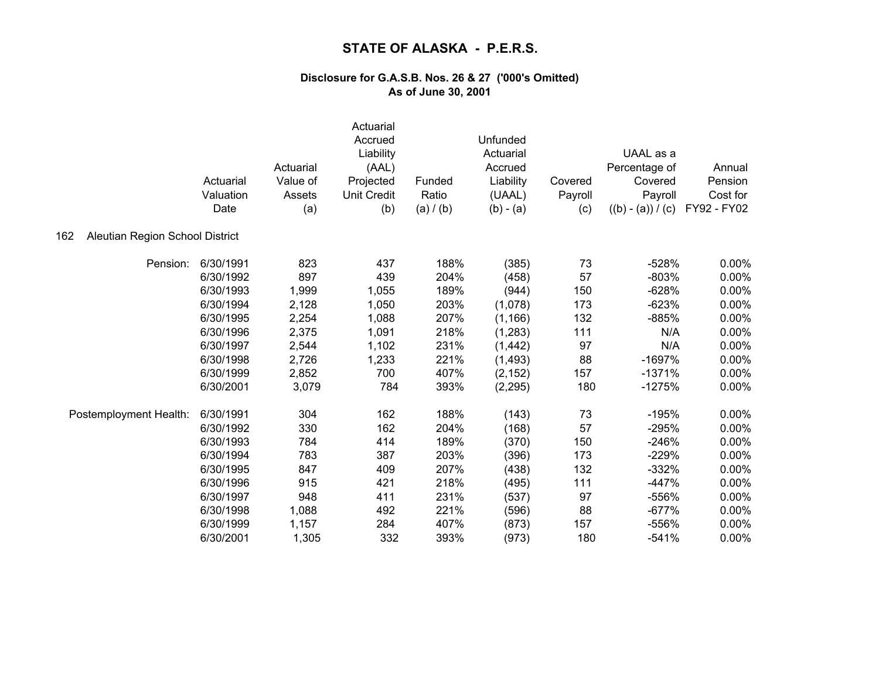# STATE OF ALASKA - P.E.R.S.

### Disclosure for G.A.S.B. Nos. 26 & 27 ('000's Omitted)
### As of June 30, 2001

**162 Aleutian Region School District**

| | Actuarial Valuation Date | Actuarial Value of Assets (a) | Actuarial Accrued Liability (AAL) Projected Unit Credit (b) | Funded Ratio (a) / (b) | Unfunded Actuarial Accrued Liability (UAAL) (b) - (a) | Covered Payroll (c) | UAAL as a Percentage of Covered Payroll ((b) - (a)) / (c) | Annual Pension Cost for FY92 - FY02 |
|---|---|---|---|---|---|---|---|---|
| Pension: | 6/30/1991 | 823 | 437 | 188% | (385) | 73 | -528% | 0.00% |
| | 6/30/1992 | 897 | 439 | 204% | (458) | 57 | -803% | 0.00% |
| | 6/30/1993 | 1,999 | 1,055 | 189% | (944) | 150 | -628% | 0.00% |
| | 6/30/1994 | 2,128 | 1,050 | 203% | (1,078) | 173 | -623% | 0.00% |
| | 6/30/1995 | 2,254 | 1,088 | 207% | (1,166) | 132 | -885% | 0.00% |
| | 6/30/1996 | 2,375 | 1,091 | 218% | (1,283) | 111 | N/A | 0.00% |
| | 6/30/1997 | 2,544 | 1,102 | 231% | (1,442) | 97 | N/A | 0.00% |
| | 6/30/1998 | 2,726 | 1,233 | 221% | (1,493) | 88 | -1697% | 0.00% |
| | 6/30/1999 | 2,852 | 700 | 407% | (2,152) | 157 | -1371% | 0.00% |
| | 6/30/2001 | 3,079 | 784 | 393% | (2,295) | 180 | -1275% | 0.00% |
| Postemployment Health: | 6/30/1991 | 304 | 162 | 188% | (143) | 73 | -195% | 0.00% |
| | 6/30/1992 | 330 | 162 | 204% | (168) | 57 | -295% | 0.00% |
| | 6/30/1993 | 784 | 414 | 189% | (370) | 150 | -246% | 0.00% |
| | 6/30/1994 | 783 | 387 | 203% | (396) | 173 | -229% | 0.00% |
| | 6/30/1995 | 847 | 409 | 207% | (438) | 132 | -332% | 0.00% |
| | 6/30/1996 | 915 | 421 | 218% | (495) | 111 | -447% | 0.00% |
| | 6/30/1997 | 948 | 411 | 231% | (537) | 97 | -556% | 0.00% |
| | 6/30/1998 | 1,088 | 492 | 221% | (596) | 88 | -677% | 0.00% |
| | 6/30/1999 | 1,157 | 284 | 407% | (873) | 157 | -556% | 0.00% |
| | 6/30/2001 | 1,305 | 332 | 393% | (973) | 180 | -541% | 0.00% |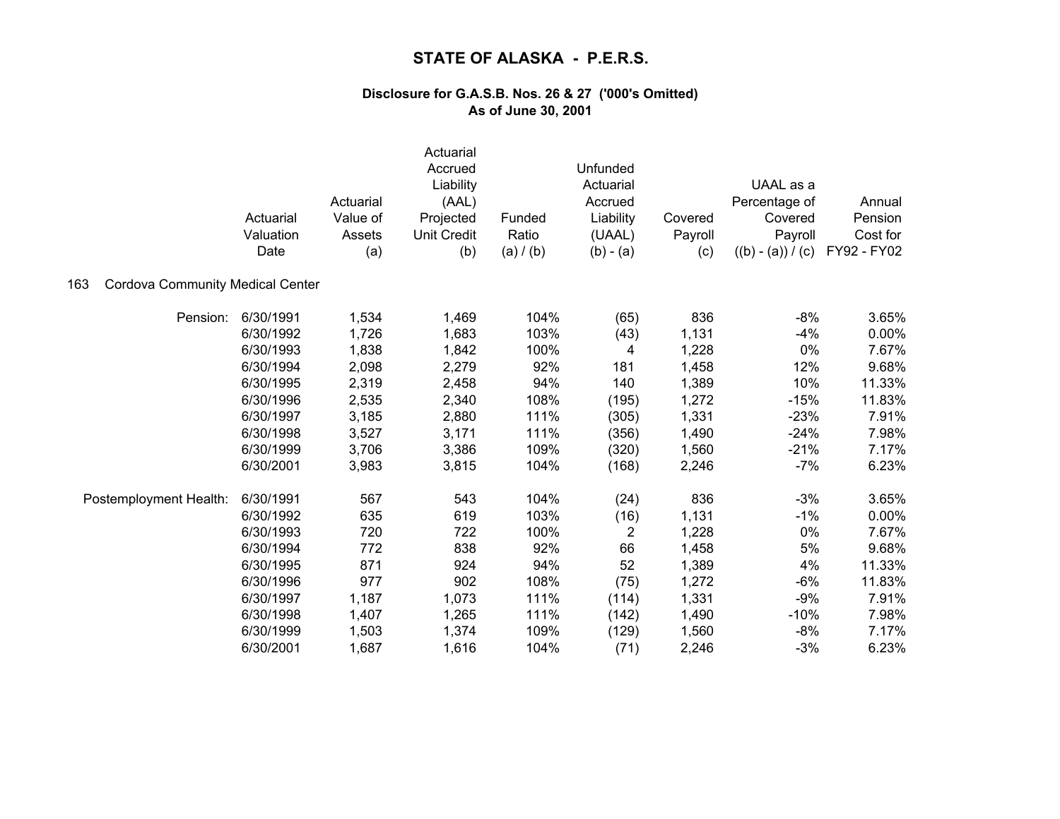# STATE OF ALASKA - P.E.R.S.

### Disclosure for G.A.S.B. Nos. 26 & 27 ('000's Omitted)
### As of June 30, 2001

| | Actuarial Valuation Date | Actuarial Value of Assets (a) | Actuarial Accrued Liability (AAL) Projected Unit Credit (b) | Funded Ratio (a) / (b) | Unfunded Actuarial Accrued Liability (UAAL) (b) - (a) | Covered Payroll (c) | UAAL as a Percentage of Covered Payroll ((b) - (a)) / (c) | Annual Pension Cost for FY92 - FY02 |
|---|---|---|---|---|---|---|---|---|
| **163 Cordova Community Medical Center** | | | | | | | | |
| Pension: | 6/30/1991 | 1,534 | 1,469 | 104% | (65) | 836 | -8% | 3.65% |
| | 6/30/1992 | 1,726 | 1,683 | 103% | (43) | 1,131 | -4% | 0.00% |
| | 6/30/1993 | 1,838 | 1,842 | 100% | 4 | 1,228 | 0% | 7.67% |
| | 6/30/1994 | 2,098 | 2,279 | 92% | 181 | 1,458 | 12% | 9.68% |
| | 6/30/1995 | 2,319 | 2,458 | 94% | 140 | 1,389 | 10% | 11.33% |
| | 6/30/1996 | 2,535 | 2,340 | 108% | (195) | 1,272 | -15% | 11.83% |
| | 6/30/1997 | 3,185 | 2,880 | 111% | (305) | 1,331 | -23% | 7.91% |
| | 6/30/1998 | 3,527 | 3,171 | 111% | (356) | 1,490 | -24% | 7.98% |
| | 6/30/1999 | 3,706 | 3,386 | 109% | (320) | 1,560 | -21% | 7.17% |
| | 6/30/2001 | 3,983 | 3,815 | 104% | (168) | 2,246 | -7% | 6.23% |
| Postemployment Health: | 6/30/1991 | 567 | 543 | 104% | (24) | 836 | -3% | 3.65% |
| | 6/30/1992 | 635 | 619 | 103% | (16) | 1,131 | -1% | 0.00% |
| | 6/30/1993 | 720 | 722 | 100% | 2 | 1,228 | 0% | 7.67% |
| | 6/30/1994 | 772 | 838 | 92% | 66 | 1,458 | 5% | 9.68% |
| | 6/30/1995 | 871 | 924 | 94% | 52 | 1,389 | 4% | 11.33% |
| | 6/30/1996 | 977 | 902 | 108% | (75) | 1,272 | -6% | 11.83% |
| | 6/30/1997 | 1,187 | 1,073 | 111% | (114) | 1,331 | -9% | 7.91% |
| | 6/30/1998 | 1,407 | 1,265 | 111% | (142) | 1,490 | -10% | 7.98% |
| | 6/30/1999 | 1,503 | 1,374 | 109% | (129) | 1,560 | -8% | 7.17% |
| | 6/30/2001 | 1,687 | 1,616 | 104% | (71) | 2,246 | -3% | 6.23% |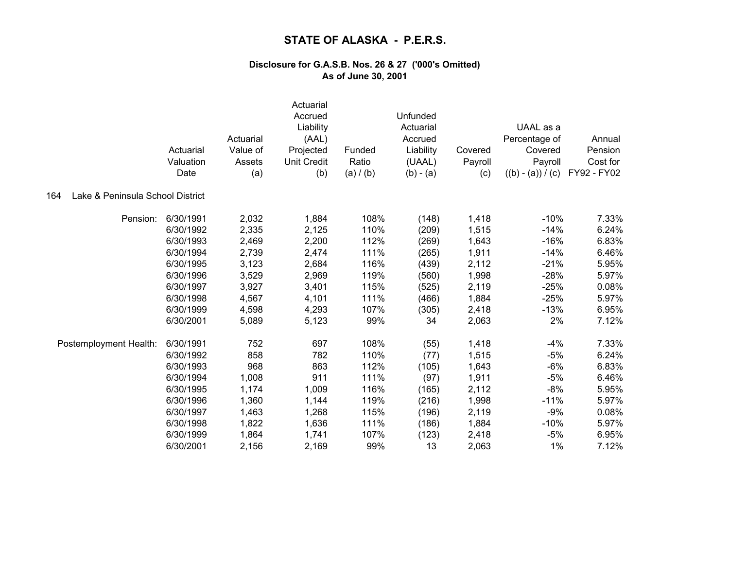# STATE OF ALASKA - P.E.R.S.

### Disclosure for G.A.S.B. Nos. 26 & 27 ('000's Omitted)
### As of June 30, 2001

| | Actuarial Valuation Date | Actuarial Value of Assets (a) | Actuarial Accrued Liability (AAL) Projected Unit Credit (b) | Funded Ratio (a) / (b) | Unfunded Actuarial Accrued Liability (UAAL) (b) - (a) | Covered Payroll (c) | UAAL as a Percentage of Covered Payroll ((b) - (a)) / (c) | Annual Pension Cost for FY92 - FY02 |
|---|---|---|---|---|---|---|---|---|
| **164 Lake & Peninsula School District** | | | | | | | | |
| Pension: | 6/30/1991 | 2,032 | 1,884 | 108% | (148) | 1,418 | -10% | 7.33% |
| | 6/30/1992 | 2,335 | 2,125 | 110% | (209) | 1,515 | -14% | 6.24% |
| | 6/30/1993 | 2,469 | 2,200 | 112% | (269) | 1,643 | -16% | 6.83% |
| | 6/30/1994 | 2,739 | 2,474 | 111% | (265) | 1,911 | -14% | 6.46% |
| | 6/30/1995 | 3,123 | 2,684 | 116% | (439) | 2,112 | -21% | 5.95% |
| | 6/30/1996 | 3,529 | 2,969 | 119% | (560) | 1,998 | -28% | 5.97% |
| | 6/30/1997 | 3,927 | 3,401 | 115% | (525) | 2,119 | -25% | 0.08% |
| | 6/30/1998 | 4,567 | 4,101 | 111% | (466) | 1,884 | -25% | 5.97% |
| | 6/30/1999 | 4,598 | 4,293 | 107% | (305) | 2,418 | -13% | 6.95% |
| | 6/30/2001 | 5,089 | 5,123 | 99% | 34 | 2,063 | 2% | 7.12% |
| Postemployment Health: | 6/30/1991 | 752 | 697 | 108% | (55) | 1,418 | -4% | 7.33% |
| | 6/30/1992 | 858 | 782 | 110% | (77) | 1,515 | -5% | 6.24% |
| | 6/30/1993 | 968 | 863 | 112% | (105) | 1,643 | -6% | 6.83% |
| | 6/30/1994 | 1,008 | 911 | 111% | (97) | 1,911 | -5% | 6.46% |
| | 6/30/1995 | 1,174 | 1,009 | 116% | (165) | 2,112 | -8% | 5.95% |
| | 6/30/1996 | 1,360 | 1,144 | 119% | (216) | 1,998 | -11% | 5.97% |
| | 6/30/1997 | 1,463 | 1,268 | 115% | (196) | 2,119 | -9% | 0.08% |
| | 6/30/1998 | 1,822 | 1,636 | 111% | (186) | 1,884 | -10% | 5.97% |
| | 6/30/1999 | 1,864 | 1,741 | 107% | (123) | 2,418 | -5% | 6.95% |
| | 6/30/2001 | 2,156 | 2,169 | 99% | 13 | 2,063 | 1% | 7.12% |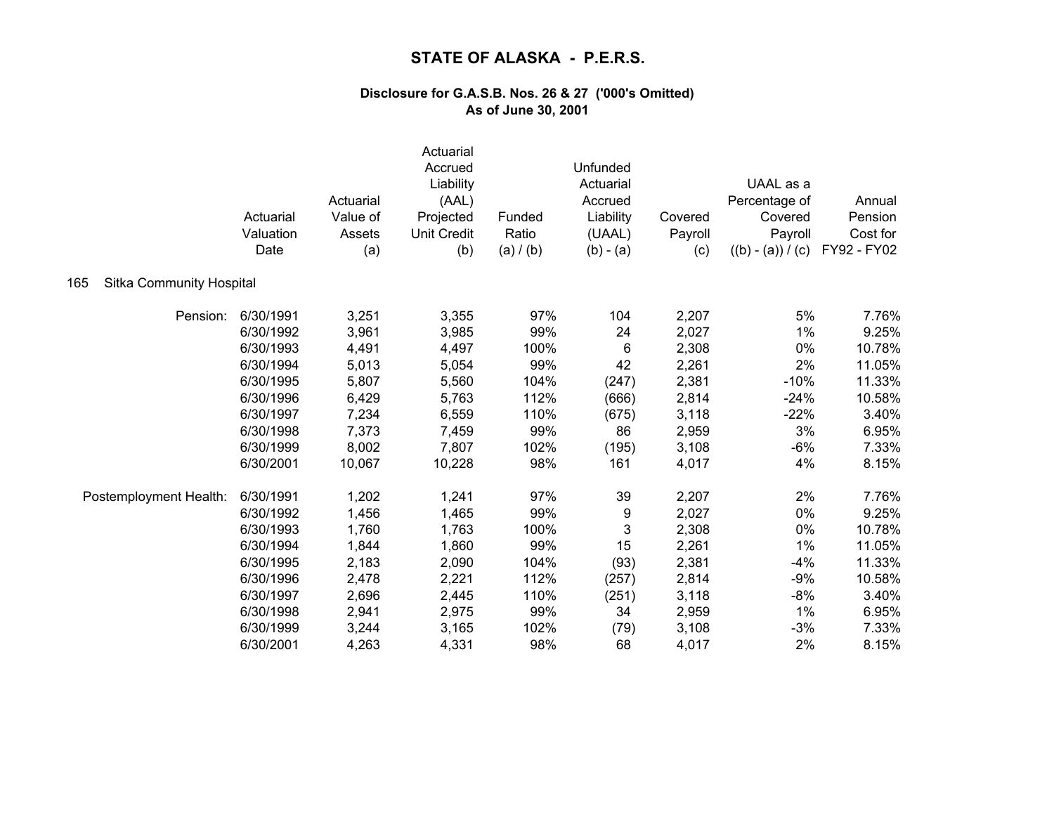# STATE OF ALASKA - P.E.R.S.

### Disclosure for G.A.S.B. Nos. 26 & 27 ('000's Omitted)
### As of June 30, 2001

165 Sitka Community Hospital

| | Actuarial Valuation Date | Actuarial Value of Assets (a) | Actuarial Accrued Liability (AAL) Projected Unit Credit (b) | Funded Ratio (a) / (b) | Unfunded Actuarial Accrued Liability (UAAL) (b) - (a) | Covered Payroll (c) | UAAL as a Percentage of Covered Payroll ((b) - (a)) / (c) | Annual Pension Cost for FY92 - FY02 |
|---|---|---|---|---|---|---|---|---|
| Pension: | 6/30/1991 | 3,251 | 3,355 | 97% | 104 | 2,207 | 5% | 7.76% |
| | 6/30/1992 | 3,961 | 3,985 | 99% | 24 | 2,027 | 1% | 9.25% |
| | 6/30/1993 | 4,491 | 4,497 | 100% | 6 | 2,308 | 0% | 10.78% |
| | 6/30/1994 | 5,013 | 5,054 | 99% | 42 | 2,261 | 2% | 11.05% |
| | 6/30/1995 | 5,807 | 5,560 | 104% | (247) | 2,381 | -10% | 11.33% |
| | 6/30/1996 | 6,429 | 5,763 | 112% | (666) | 2,814 | -24% | 10.58% |
| | 6/30/1997 | 7,234 | 6,559 | 110% | (675) | 3,118 | -22% | 3.40% |
| | 6/30/1998 | 7,373 | 7,459 | 99% | 86 | 2,959 | 3% | 6.95% |
| | 6/30/1999 | 8,002 | 7,807 | 102% | (195) | 3,108 | -6% | 7.33% |
| | 6/30/2001 | 10,067 | 10,228 | 98% | 161 | 4,017 | 4% | 8.15% |
| Postemployment Health: | 6/30/1991 | 1,202 | 1,241 | 97% | 39 | 2,207 | 2% | 7.76% |
| | 6/30/1992 | 1,456 | 1,465 | 99% | 9 | 2,027 | 0% | 9.25% |
| | 6/30/1993 | 1,760 | 1,763 | 100% | 3 | 2,308 | 0% | 10.78% |
| | 6/30/1994 | 1,844 | 1,860 | 99% | 15 | 2,261 | 1% | 11.05% |
| | 6/30/1995 | 2,183 | 2,090 | 104% | (93) | 2,381 | -4% | 11.33% |
| | 6/30/1996 | 2,478 | 2,221 | 112% | (257) | 2,814 | -9% | 10.58% |
| | 6/30/1997 | 2,696 | 2,445 | 110% | (251) | 3,118 | -8% | 3.40% |
| | 6/30/1998 | 2,941 | 2,975 | 99% | 34 | 2,959 | 1% | 6.95% |
| | 6/30/1999 | 3,244 | 3,165 | 102% | (79) | 3,108 | -3% | 7.33% |
| | 6/30/2001 | 4,263 | 4,331 | 98% | 68 | 4,017 | 2% | 8.15% |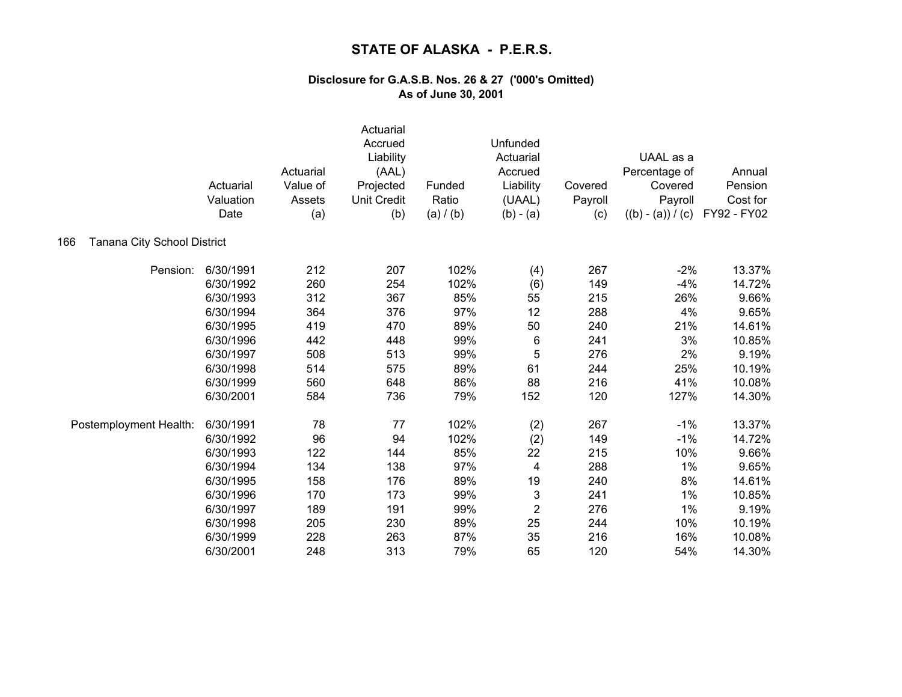# STATE OF ALASKA - P.E.R.S.

### Disclosure for G.A.S.B. Nos. 26 & 27 ('000's Omitted)
### As of June 30, 2001

166 Tanana City School District

| | Actuarial Valuation Date | Actuarial Value of Assets (a) | Actuarial Accrued Liability (AAL) Projected Unit Credit (b) | Funded Ratio (a) / (b) | Unfunded Actuarial Accrued Liability (UAAL) (b) - (a) | Covered Payroll (c) | UAAL as a Percentage of Covered Payroll ((b) - (a)) / (c) | Annual Pension Cost for FY92 - FY02 |
|---|---|---|---|---|---|---|---|---|
| Pension: | 6/30/1991 | 212 | 207 | 102% | (4) | 267 | -2% | 13.37% |
| | 6/30/1992 | 260 | 254 | 102% | (6) | 149 | -4% | 14.72% |
| | 6/30/1993 | 312 | 367 | 85% | 55 | 215 | 26% | 9.66% |
| | 6/30/1994 | 364 | 376 | 97% | 12 | 288 | 4% | 9.65% |
| | 6/30/1995 | 419 | 470 | 89% | 50 | 240 | 21% | 14.61% |
| | 6/30/1996 | 442 | 448 | 99% | 6 | 241 | 3% | 10.85% |
| | 6/30/1997 | 508 | 513 | 99% | 5 | 276 | 2% | 9.19% |
| | 6/30/1998 | 514 | 575 | 89% | 61 | 244 | 25% | 10.19% |
| | 6/30/1999 | 560 | 648 | 86% | 88 | 216 | 41% | 10.08% |
| | 6/30/2001 | 584 | 736 | 79% | 152 | 120 | 127% | 14.30% |
| Postemployment Health: | 6/30/1991 | 78 | 77 | 102% | (2) | 267 | -1% | 13.37% |
| | 6/30/1992 | 96 | 94 | 102% | (2) | 149 | -1% | 14.72% |
| | 6/30/1993 | 122 | 144 | 85% | 22 | 215 | 10% | 9.66% |
| | 6/30/1994 | 134 | 138 | 97% | 4 | 288 | 1% | 9.65% |
| | 6/30/1995 | 158 | 176 | 89% | 19 | 240 | 8% | 14.61% |
| | 6/30/1996 | 170 | 173 | 99% | 3 | 241 | 1% | 10.85% |
| | 6/30/1997 | 189 | 191 | 99% | 2 | 276 | 1% | 9.19% |
| | 6/30/1998 | 205 | 230 | 89% | 25 | 244 | 10% | 10.19% |
| | 6/30/1999 | 228 | 263 | 87% | 35 | 216 | 16% | 10.08% |
| | 6/30/2001 | 248 | 313 | 79% | 65 | 120 | 54% | 14.30% |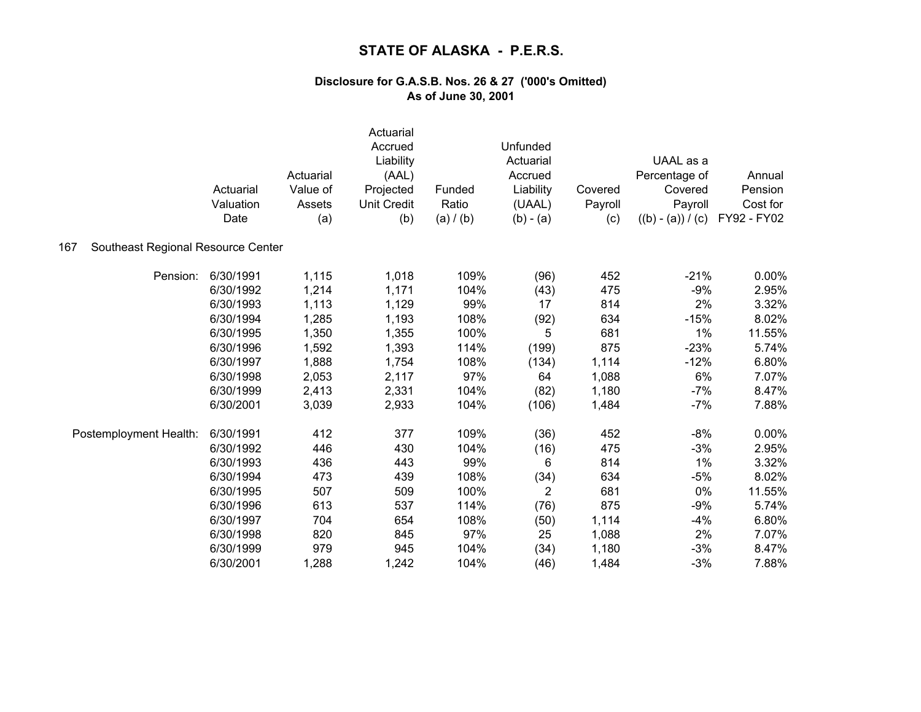# STATE OF ALASKA - P.E.R.S.

### Disclosure for G.A.S.B. Nos. 26 & 27 ('000's Omitted)
### As of June 30, 2001

**167 Southeast Regional Resource Center**

| | Actuarial Valuation Date | Actuarial Value of Assets (a) | Actuarial Accrued Liability (AAL) Projected Unit Credit (b) | Funded Ratio (a) / (b) | Unfunded Actuarial Accrued Liability (UAAL) (b) - (a) | Covered Payroll (c) | UAAL as a Percentage of Covered Payroll ((b) - (a)) / (c) | Annual Pension Cost for FY92 - FY02 |
|---|---|---|---|---|---|---|---|---|
| Pension: | 6/30/1991 | 1,115 | 1,018 | 109% | (96) | 452 | -21% | 0.00% |
| | 6/30/1992 | 1,214 | 1,171 | 104% | (43) | 475 | -9% | 2.95% |
| | 6/30/1993 | 1,113 | 1,129 | 99% | 17 | 814 | 2% | 3.32% |
| | 6/30/1994 | 1,285 | 1,193 | 108% | (92) | 634 | -15% | 8.02% |
| | 6/30/1995 | 1,350 | 1,355 | 100% | 5 | 681 | 1% | 11.55% |
| | 6/30/1996 | 1,592 | 1,393 | 114% | (199) | 875 | -23% | 5.74% |
| | 6/30/1997 | 1,888 | 1,754 | 108% | (134) | 1,114 | -12% | 6.80% |
| | 6/30/1998 | 2,053 | 2,117 | 97% | 64 | 1,088 | 6% | 7.07% |
| | 6/30/1999 | 2,413 | 2,331 | 104% | (82) | 1,180 | -7% | 8.47% |
| | 6/30/2001 | 3,039 | 2,933 | 104% | (106) | 1,484 | -7% | 7.88% |
| Postemployment Health: | 6/30/1991 | 412 | 377 | 109% | (36) | 452 | -8% | 0.00% |
| | 6/30/1992 | 446 | 430 | 104% | (16) | 475 | -3% | 2.95% |
| | 6/30/1993 | 436 | 443 | 99% | 6 | 814 | 1% | 3.32% |
| | 6/30/1994 | 473 | 439 | 108% | (34) | 634 | -5% | 8.02% |
| | 6/30/1995 | 507 | 509 | 100% | 2 | 681 | 0% | 11.55% |
| | 6/30/1996 | 613 | 537 | 114% | (76) | 875 | -9% | 5.74% |
| | 6/30/1997 | 704 | 654 | 108% | (50) | 1,114 | -4% | 6.80% |
| | 6/30/1998 | 820 | 845 | 97% | 25 | 1,088 | 2% | 7.07% |
| | 6/30/1999 | 979 | 945 | 104% | (34) | 1,180 | -3% | 8.47% |
| | 6/30/2001 | 1,288 | 1,242 | 104% | (46) | 1,484 | -3% | 7.88% |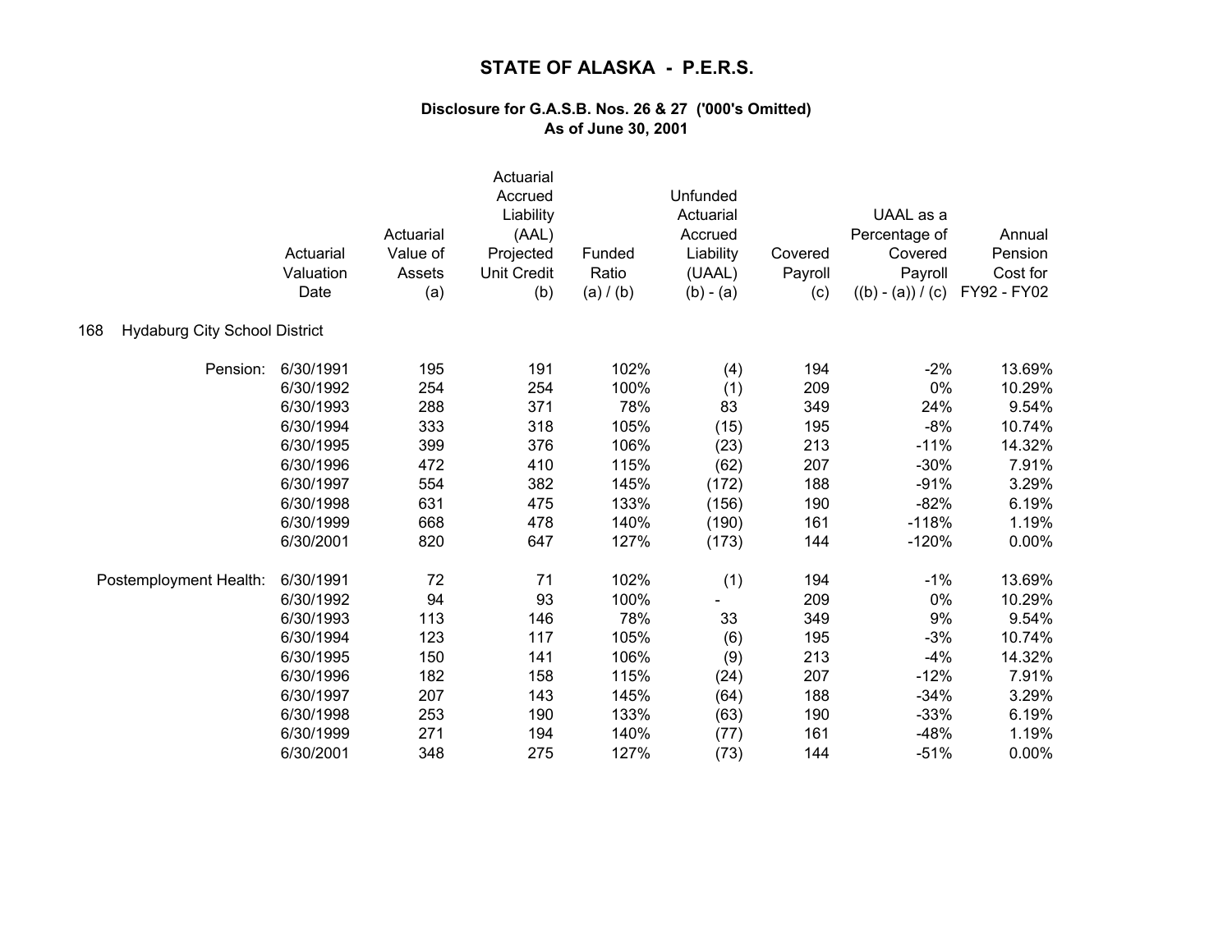# STATE OF ALASKA - P.E.R.S.

### Disclosure for G.A.S.B. Nos. 26 & 27 ('000's Omitted)
### As of June 30, 2001

**168 Hydaburg City School District**

| | Actuarial Valuation Date | Actuarial Value of Assets (a) | Actuarial Accrued Liability (AAL) Projected Unit Credit (b) | Funded Ratio (a) / (b) | Unfunded Actuarial Accrued Liability (UAAL) (b) - (a) | Covered Payroll (c) | UAAL as a Percentage of Covered Payroll ((b) - (a)) / (c) | Annual Pension Cost for FY92 - FY02 |
|---|---|---|---|---|---|---|---|---|
| Pension: | 6/30/1991 | 195 | 191 | 102% | (4) | 194 | -2% | 13.69% |
| | 6/30/1992 | 254 | 254 | 100% | (1) | 209 | 0% | 10.29% |
| | 6/30/1993 | 288 | 371 | 78% | 83 | 349 | 24% | 9.54% |
| | 6/30/1994 | 333 | 318 | 105% | (15) | 195 | -8% | 10.74% |
| | 6/30/1995 | 399 | 376 | 106% | (23) | 213 | -11% | 14.32% |
| | 6/30/1996 | 472 | 410 | 115% | (62) | 207 | -30% | 7.91% |
| | 6/30/1997 | 554 | 382 | 145% | (172) | 188 | -91% | 3.29% |
| | 6/30/1998 | 631 | 475 | 133% | (156) | 190 | -82% | 6.19% |
| | 6/30/1999 | 668 | 478 | 140% | (190) | 161 | -118% | 1.19% |
| | 6/30/2001 | 820 | 647 | 127% | (173) | 144 | -120% | 0.00% |
| Postemployment Health: | 6/30/1991 | 72 | 71 | 102% | (1) | 194 | -1% | 13.69% |
| | 6/30/1992 | 94 | 93 | 100% | - | 209 | 0% | 10.29% |
| | 6/30/1993 | 113 | 146 | 78% | 33 | 349 | 9% | 9.54% |
| | 6/30/1994 | 123 | 117 | 105% | (6) | 195 | -3% | 10.74% |
| | 6/30/1995 | 150 | 141 | 106% | (9) | 213 | -4% | 14.32% |
| | 6/30/1996 | 182 | 158 | 115% | (24) | 207 | -12% | 7.91% |
| | 6/30/1997 | 207 | 143 | 145% | (64) | 188 | -34% | 3.29% |
| | 6/30/1998 | 253 | 190 | 133% | (63) | 190 | -33% | 6.19% |
| | 6/30/1999 | 271 | 194 | 140% | (77) | 161 | -48% | 1.19% |
| | 6/30/2001 | 348 | 275 | 127% | (73) | 144 | -51% | 0.00% |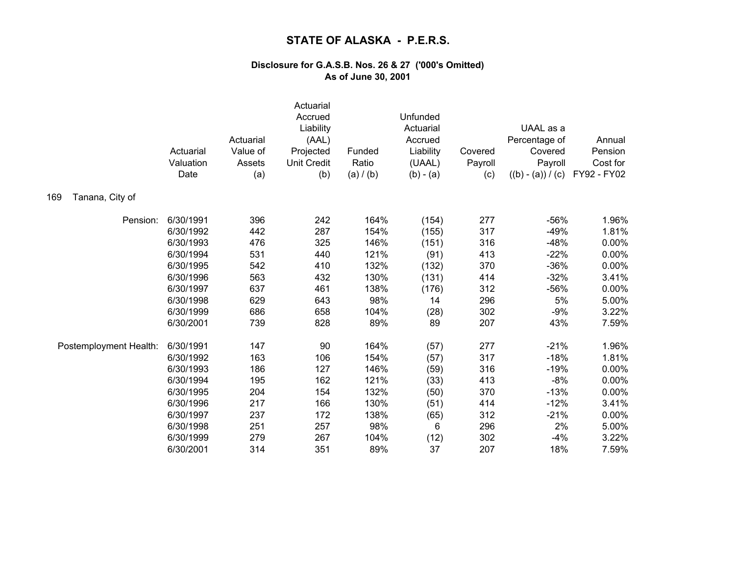# STATE OF ALASKA - P.E.R.S.

### Disclosure for G.A.S.B. Nos. 26 & 27 ('000's Omitted)
### As of June 30, 2001

169 Tanana, City of

| | Actuarial Valuation Date | Actuarial Value of Assets (a) | Actuarial Accrued Liability (AAL) Projected Unit Credit (b) | Funded Ratio (a) / (b) | Unfunded Actuarial Accrued Liability (UAAL) (b) - (a) | Covered Payroll (c) | UAAL as a Percentage of Covered Payroll ((b) - (a)) / (c) | Annual Pension Cost for FY92 - FY02 |
|---|---|---|---|---|---|---|---|---|
| Pension: | 6/30/1991 | 396 | 242 | 164% | (154) | 277 | -56% | 1.96% |
| | 6/30/1992 | 442 | 287 | 154% | (155) | 317 | -49% | 1.81% |
| | 6/30/1993 | 476 | 325 | 146% | (151) | 316 | -48% | 0.00% |
| | 6/30/1994 | 531 | 440 | 121% | (91) | 413 | -22% | 0.00% |
| | 6/30/1995 | 542 | 410 | 132% | (132) | 370 | -36% | 0.00% |
| | 6/30/1996 | 563 | 432 | 130% | (131) | 414 | -32% | 3.41% |
| | 6/30/1997 | 637 | 461 | 138% | (176) | 312 | -56% | 0.00% |
| | 6/30/1998 | 629 | 643 | 98% | 14 | 296 | 5% | 5.00% |
| | 6/30/1999 | 686 | 658 | 104% | (28) | 302 | -9% | 3.22% |
| | 6/30/2001 | 739 | 828 | 89% | 89 | 207 | 43% | 7.59% |
| Postemployment Health: | 6/30/1991 | 147 | 90 | 164% | (57) | 277 | -21% | 1.96% |
| | 6/30/1992 | 163 | 106 | 154% | (57) | 317 | -18% | 1.81% |
| | 6/30/1993 | 186 | 127 | 146% | (59) | 316 | -19% | 0.00% |
| | 6/30/1994 | 195 | 162 | 121% | (33) | 413 | -8% | 0.00% |
| | 6/30/1995 | 204 | 154 | 132% | (50) | 370 | -13% | 0.00% |
| | 6/30/1996 | 217 | 166 | 130% | (51) | 414 | -12% | 3.41% |
| | 6/30/1997 | 237 | 172 | 138% | (65) | 312 | -21% | 0.00% |
| | 6/30/1998 | 251 | 257 | 98% | 6 | 296 | 2% | 5.00% |
| | 6/30/1999 | 279 | 267 | 104% | (12) | 302 | -4% | 3.22% |
| | 6/30/2001 | 314 | 351 | 89% | 37 | 207 | 18% | 7.59% |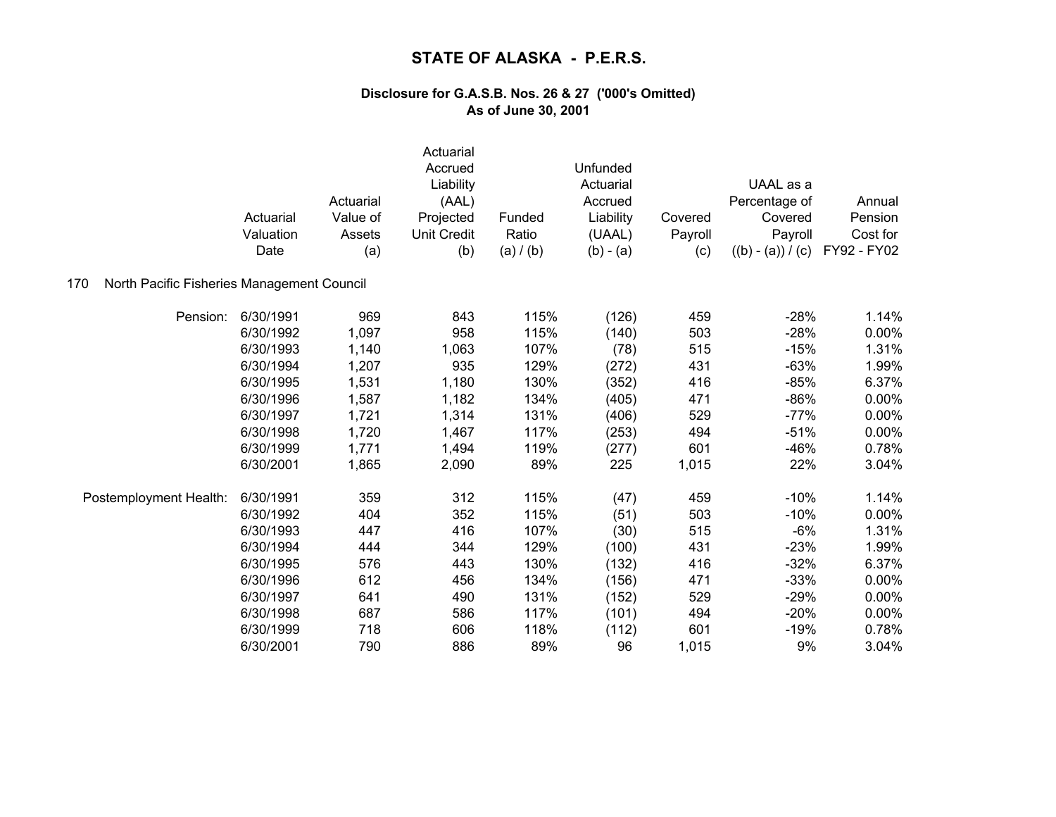# STATE OF ALASKA - P.E.R.S.

### Disclosure for G.A.S.B. Nos. 26 & 27 ('000's Omitted)
### As of June 30, 2001

170 North Pacific Fisheries Management Council

| | Actuarial Valuation Date | Actuarial Value of Assets (a) | Actuarial Accrued Liability (AAL) Projected Unit Credit (b) | Funded Ratio (a) / (b) | Unfunded Actuarial Accrued Liability (UAAL) (b) - (a) | Covered Payroll (c) | UAAL as a Percentage of Covered Payroll ((b) - (a)) / (c) | Annual Pension Cost for FY92 - FY02 |
|---|---|---|---|---|---|---|---|---|
| Pension: | 6/30/1991 | 969 | 843 | 115% | (126) | 459 | -28% | 1.14% |
| | 6/30/1992 | 1,097 | 958 | 115% | (140) | 503 | -28% | 0.00% |
| | 6/30/1993 | 1,140 | 1,063 | 107% | (78) | 515 | -15% | 1.31% |
| | 6/30/1994 | 1,207 | 935 | 129% | (272) | 431 | -63% | 1.99% |
| | 6/30/1995 | 1,531 | 1,180 | 130% | (352) | 416 | -85% | 6.37% |
| | 6/30/1996 | 1,587 | 1,182 | 134% | (405) | 471 | -86% | 0.00% |
| | 6/30/1997 | 1,721 | 1,314 | 131% | (406) | 529 | -77% | 0.00% |
| | 6/30/1998 | 1,720 | 1,467 | 117% | (253) | 494 | -51% | 0.00% |
| | 6/30/1999 | 1,771 | 1,494 | 119% | (277) | 601 | -46% | 0.78% |
| | 6/30/2001 | 1,865 | 2,090 | 89% | 225 | 1,015 | 22% | 3.04% |
| Postemployment Health: | 6/30/1991 | 359 | 312 | 115% | (47) | 459 | -10% | 1.14% |
| | 6/30/1992 | 404 | 352 | 115% | (51) | 503 | -10% | 0.00% |
| | 6/30/1993 | 447 | 416 | 107% | (30) | 515 | -6% | 1.31% |
| | 6/30/1994 | 444 | 344 | 129% | (100) | 431 | -23% | 1.99% |
| | 6/30/1995 | 576 | 443 | 130% | (132) | 416 | -32% | 6.37% |
| | 6/30/1996 | 612 | 456 | 134% | (156) | 471 | -33% | 0.00% |
| | 6/30/1997 | 641 | 490 | 131% | (152) | 529 | -29% | 0.00% |
| | 6/30/1998 | 687 | 586 | 117% | (101) | 494 | -20% | 0.00% |
| | 6/30/1999 | 718 | 606 | 118% | (112) | 601 | -19% | 0.78% |
| | 6/30/2001 | 790 | 886 | 89% | 96 | 1,015 | 9% | 3.04% |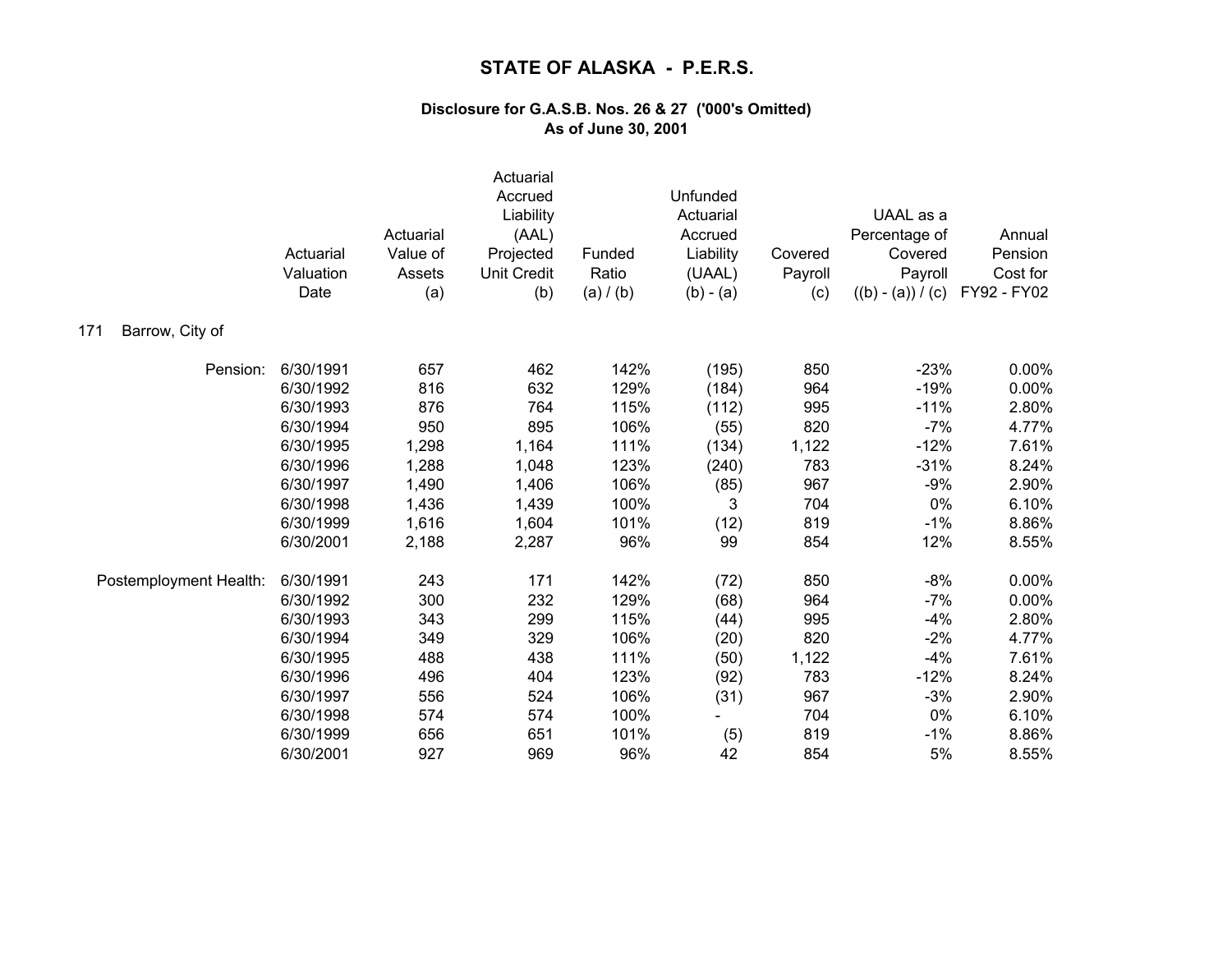# STATE OF ALASKA - P.E.R.S.

**Disclosure for G.A.S.B. Nos. 26 & 27 ('000's Omitted)**
**As of June 30, 2001**

171 Barrow, City of

| | Actuarial Valuation Date | Actuarial Value of Assets (a) | Actuarial Accrued Liability (AAL) Projected Unit Credit (b) | Funded Ratio (a) / (b) | Unfunded Actuarial Accrued Liability (UAAL) (b) - (a) | Covered Payroll (c) | UAAL as a Percentage of Covered Payroll ((b) - (a)) / (c) | Annual Pension Cost for FY92 - FY02 |
|---|---|---|---|---|---|---|---|---|
| Pension: | 6/30/1991 | 657 | 462 | 142% | (195) | 850 | -23% | 0.00% |
| | 6/30/1992 | 816 | 632 | 129% | (184) | 964 | -19% | 0.00% |
| | 6/30/1993 | 876 | 764 | 115% | (112) | 995 | -11% | 2.80% |
| | 6/30/1994 | 950 | 895 | 106% | (55) | 820 | -7% | 4.77% |
| | 6/30/1995 | 1,298 | 1,164 | 111% | (134) | 1,122 | -12% | 7.61% |
| | 6/30/1996 | 1,288 | 1,048 | 123% | (240) | 783 | -31% | 8.24% |
| | 6/30/1997 | 1,490 | 1,406 | 106% | (85) | 967 | -9% | 2.90% |
| | 6/30/1998 | 1,436 | 1,439 | 100% | 3 | 704 | 0% | 6.10% |
| | 6/30/1999 | 1,616 | 1,604 | 101% | (12) | 819 | -1% | 8.86% |
| | 6/30/2001 | 2,188 | 2,287 | 96% | 99 | 854 | 12% | 8.55% |
| Postemployment Health: | 6/30/1991 | 243 | 171 | 142% | (72) | 850 | -8% | 0.00% |
| | 6/30/1992 | 300 | 232 | 129% | (68) | 964 | -7% | 0.00% |
| | 6/30/1993 | 343 | 299 | 115% | (44) | 995 | -4% | 2.80% |
| | 6/30/1994 | 349 | 329 | 106% | (20) | 820 | -2% | 4.77% |
| | 6/30/1995 | 488 | 438 | 111% | (50) | 1,122 | -4% | 7.61% |
| | 6/30/1996 | 496 | 404 | 123% | (92) | 783 | -12% | 8.24% |
| | 6/30/1997 | 556 | 524 | 106% | (31) | 967 | -3% | 2.90% |
| | 6/30/1998 | 574 | 574 | 100% | - | 704 | 0% | 6.10% |
| | 6/30/1999 | 656 | 651 | 101% | (5) | 819 | -1% | 8.86% |
| | 6/30/2001 | 927 | 969 | 96% | 42 | 854 | 5% | 8.55% |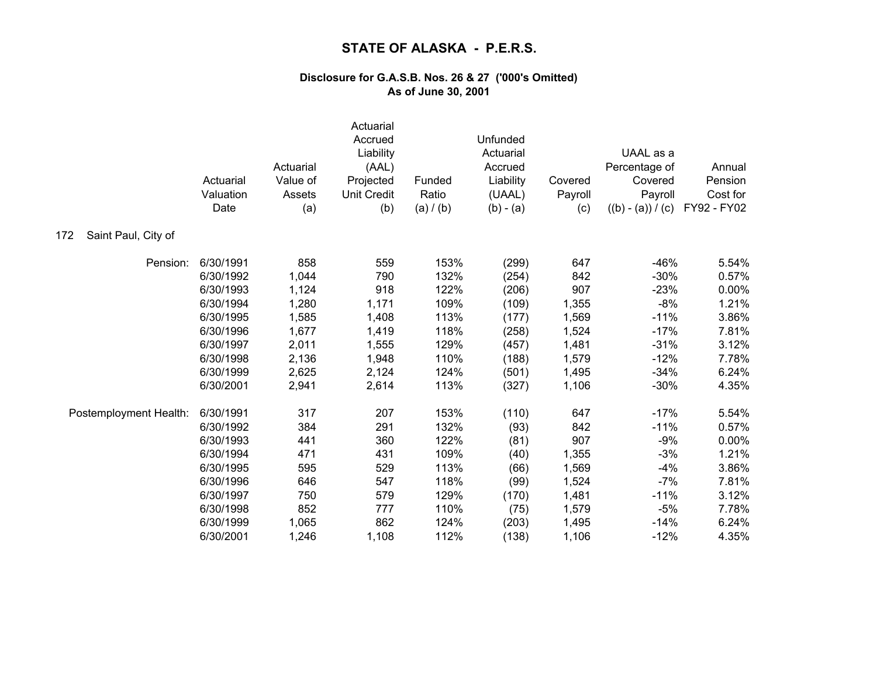# STATE OF ALASKA - P.E.R.S.

### Disclosure for G.A.S.B. Nos. 26 & 27 ('000's Omitted)
### As of June 30, 2001

172 Saint Paul, City of

| | Actuarial Valuation Date | Actuarial Value of Assets (a) | Actuarial Accrued Liability (AAL) Projected Unit Credit (b) | Funded Ratio (a) / (b) | Unfunded Actuarial Accrued Liability (UAAL) (b) - (a) | Covered Payroll (c) | UAAL as a Percentage of Covered Payroll ((b) - (a)) / (c) | Annual Pension Cost for FY92 - FY02 |
|---|---|---|---|---|---|---|---|---|
| Pension: | 6/30/1991 | 858 | 559 | 153% | (299) | 647 | -46% | 5.54% |
| | 6/30/1992 | 1,044 | 790 | 132% | (254) | 842 | -30% | 0.57% |
| | 6/30/1993 | 1,124 | 918 | 122% | (206) | 907 | -23% | 0.00% |
| | 6/30/1994 | 1,280 | 1,171 | 109% | (109) | 1,355 | -8% | 1.21% |
| | 6/30/1995 | 1,585 | 1,408 | 113% | (177) | 1,569 | -11% | 3.86% |
| | 6/30/1996 | 1,677 | 1,419 | 118% | (258) | 1,524 | -17% | 7.81% |
| | 6/30/1997 | 2,011 | 1,555 | 129% | (457) | 1,481 | -31% | 3.12% |
| | 6/30/1998 | 2,136 | 1,948 | 110% | (188) | 1,579 | -12% | 7.78% |
| | 6/30/1999 | 2,625 | 2,124 | 124% | (501) | 1,495 | -34% | 6.24% |
| | 6/30/2001 | 2,941 | 2,614 | 113% | (327) | 1,106 | -30% | 4.35% |
| Postemployment Health: | 6/30/1991 | 317 | 207 | 153% | (110) | 647 | -17% | 5.54% |
| | 6/30/1992 | 384 | 291 | 132% | (93) | 842 | -11% | 0.57% |
| | 6/30/1993 | 441 | 360 | 122% | (81) | 907 | -9% | 0.00% |
| | 6/30/1994 | 471 | 431 | 109% | (40) | 1,355 | -3% | 1.21% |
| | 6/30/1995 | 595 | 529 | 113% | (66) | 1,569 | -4% | 3.86% |
| | 6/30/1996 | 646 | 547 | 118% | (99) | 1,524 | -7% | 7.81% |
| | 6/30/1997 | 750 | 579 | 129% | (170) | 1,481 | -11% | 3.12% |
| | 6/30/1998 | 852 | 777 | 110% | (75) | 1,579 | -5% | 7.78% |
| | 6/30/1999 | 1,065 | 862 | 124% | (203) | 1,495 | -14% | 6.24% |
| | 6/30/2001 | 1,246 | 1,108 | 112% | (138) | 1,106 | -12% | 4.35% |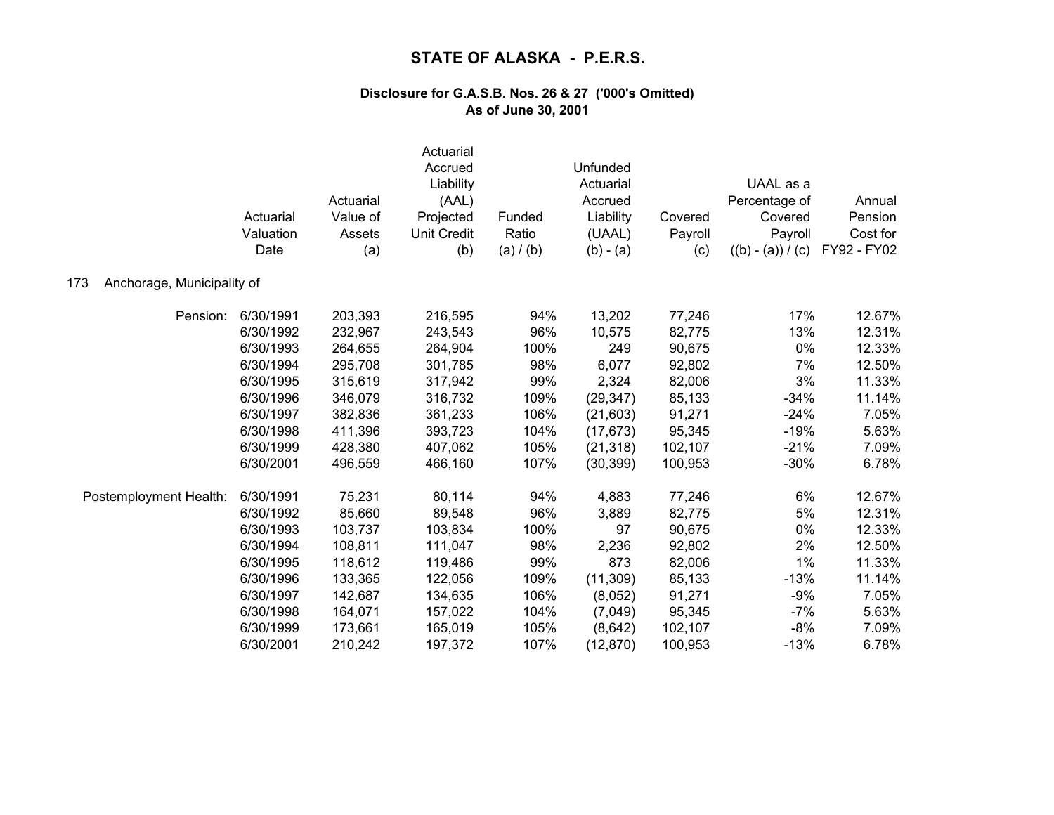# STATE OF ALASKA - P.E.R.S.

### Disclosure for G.A.S.B. Nos. 26 & 27 ('000's Omitted)
### As of June 30, 2001

173 Anchorage, Municipality of

| | Actuarial Valuation Date | Actuarial Value of Assets (a) | Actuarial Accrued Liability (AAL) Projected Unit Credit (b) | Funded Ratio (a) / (b) | Unfunded Actuarial Accrued Liability (UAAL) (b) - (a) | Covered Payroll (c) | UAAL as a Percentage of Covered Payroll ((b) - (a)) / (c) | Annual Pension Cost for FY92 - FY02 |
|---|---|---|---|---|---|---|---|---|
| Pension: | 6/30/1991 | 203,393 | 216,595 | 94% | 13,202 | 77,246 | 17% | 12.67% |
| | 6/30/1992 | 232,967 | 243,543 | 96% | 10,575 | 82,775 | 13% | 12.31% |
| | 6/30/1993 | 264,655 | 264,904 | 100% | 249 | 90,675 | 0% | 12.33% |
| | 6/30/1994 | 295,708 | 301,785 | 98% | 6,077 | 92,802 | 7% | 12.50% |
| | 6/30/1995 | 315,619 | 317,942 | 99% | 2,324 | 82,006 | 3% | 11.33% |
| | 6/30/1996 | 346,079 | 316,732 | 109% | (29,347) | 85,133 | -34% | 11.14% |
| | 6/30/1997 | 382,836 | 361,233 | 106% | (21,603) | 91,271 | -24% | 7.05% |
| | 6/30/1998 | 411,396 | 393,723 | 104% | (17,673) | 95,345 | -19% | 5.63% |
| | 6/30/1999 | 428,380 | 407,062 | 105% | (21,318) | 102,107 | -21% | 7.09% |
| | 6/30/2001 | 496,559 | 466,160 | 107% | (30,399) | 100,953 | -30% | 6.78% |
| Postemployment Health: | 6/30/1991 | 75,231 | 80,114 | 94% | 4,883 | 77,246 | 6% | 12.67% |
| | 6/30/1992 | 85,660 | 89,548 | 96% | 3,889 | 82,775 | 5% | 12.31% |
| | 6/30/1993 | 103,737 | 103,834 | 100% | 97 | 90,675 | 0% | 12.33% |
| | 6/30/1994 | 108,811 | 111,047 | 98% | 2,236 | 92,802 | 2% | 12.50% |
| | 6/30/1995 | 118,612 | 119,486 | 99% | 873 | 82,006 | 1% | 11.33% |
| | 6/30/1996 | 133,365 | 122,056 | 109% | (11,309) | 85,133 | -13% | 11.14% |
| | 6/30/1997 | 142,687 | 134,635 | 106% | (8,052) | 91,271 | -9% | 7.05% |
| | 6/30/1998 | 164,071 | 157,022 | 104% | (7,049) | 95,345 | -7% | 5.63% |
| | 6/30/1999 | 173,661 | 165,019 | 105% | (8,642) | 102,107 | -8% | 7.09% |
| | 6/30/2001 | 210,242 | 197,372 | 107% | (12,870) | 100,953 | -13% | 6.78% |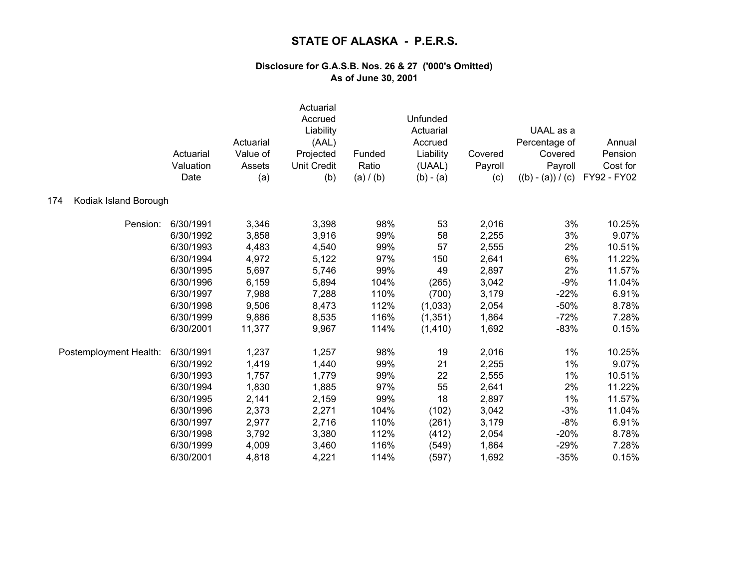# STATE OF ALASKA - P.E.R.S.

### Disclosure for G.A.S.B. Nos. 26 & 27 ('000's Omitted)
### As of June 30, 2001

**174 Kodiak Island Borough**

| | Actuarial Valuation Date | Actuarial Value of Assets (a) | Actuarial Accrued Liability (AAL) Projected Unit Credit (b) | Funded Ratio (a) / (b) | Unfunded Actuarial Accrued Liability (UAAL) (b) - (a) | Covered Payroll (c) | UAAL as a Percentage of Covered Payroll ((b) - (a)) / (c) | Annual Pension Cost for FY92 - FY02 |
|---|---|---|---|---|---|---|---|---|
| Pension: | 6/30/1991 | 3,346 | 3,398 | 98% | 53 | 2,016 | 3% | 10.25% |
| | 6/30/1992 | 3,858 | 3,916 | 99% | 58 | 2,255 | 3% | 9.07% |
| | 6/30/1993 | 4,483 | 4,540 | 99% | 57 | 2,555 | 2% | 10.51% |
| | 6/30/1994 | 4,972 | 5,122 | 97% | 150 | 2,641 | 6% | 11.22% |
| | 6/30/1995 | 5,697 | 5,746 | 99% | 49 | 2,897 | 2% | 11.57% |
| | 6/30/1996 | 6,159 | 5,894 | 104% | (265) | 3,042 | -9% | 11.04% |
| | 6/30/1997 | 7,988 | 7,288 | 110% | (700) | 3,179 | -22% | 6.91% |
| | 6/30/1998 | 9,506 | 8,473 | 112% | (1,033) | 2,054 | -50% | 8.78% |
| | 6/30/1999 | 9,886 | 8,535 | 116% | (1,351) | 1,864 | -72% | 7.28% |
| | 6/30/2001 | 11,377 | 9,967 | 114% | (1,410) | 1,692 | -83% | 0.15% |
| Postemployment Health: | 6/30/1991 | 1,237 | 1,257 | 98% | 19 | 2,016 | 1% | 10.25% |
| | 6/30/1992 | 1,419 | 1,440 | 99% | 21 | 2,255 | 1% | 9.07% |
| | 6/30/1993 | 1,757 | 1,779 | 99% | 22 | 2,555 | 1% | 10.51% |
| | 6/30/1994 | 1,830 | 1,885 | 97% | 55 | 2,641 | 2% | 11.22% |
| | 6/30/1995 | 2,141 | 2,159 | 99% | 18 | 2,897 | 1% | 11.57% |
| | 6/30/1996 | 2,373 | 2,271 | 104% | (102) | 3,042 | -3% | 11.04% |
| | 6/30/1997 | 2,977 | 2,716 | 110% | (261) | 3,179 | -8% | 6.91% |
| | 6/30/1998 | 3,792 | 3,380 | 112% | (412) | 2,054 | -20% | 8.78% |
| | 6/30/1999 | 4,009 | 3,460 | 116% | (549) | 1,864 | -29% | 7.28% |
| | 6/30/2001 | 4,818 | 4,221 | 114% | (597) | 1,692 | -35% | 0.15% |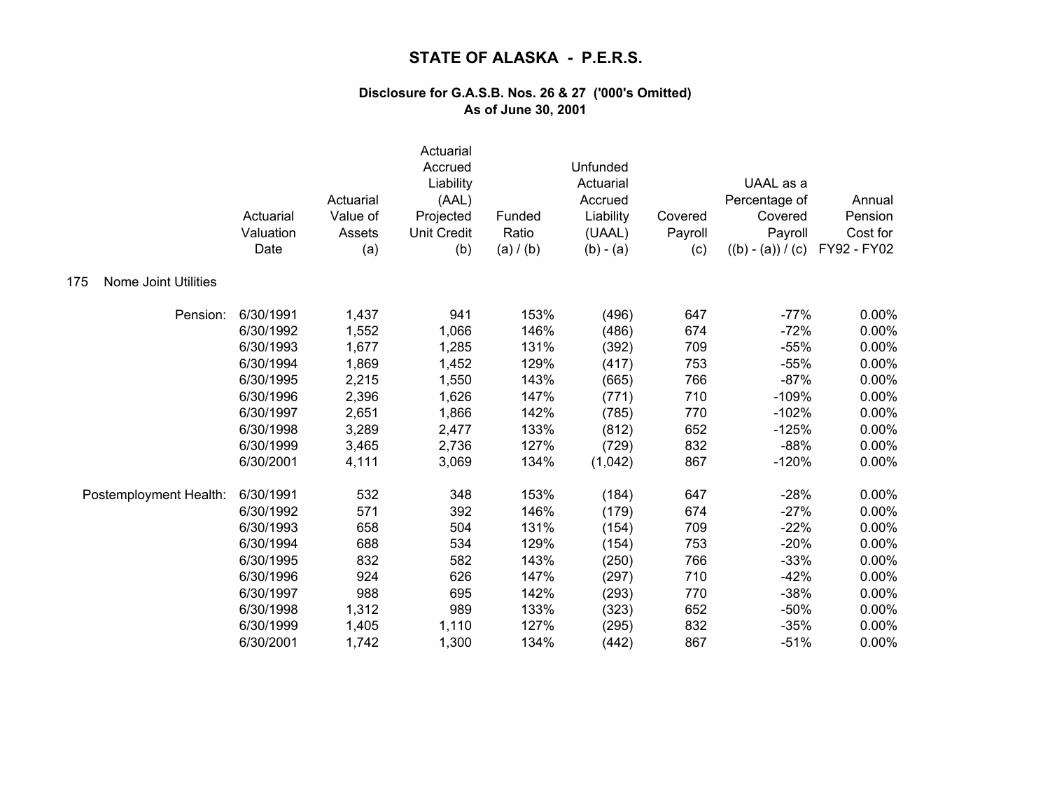# STATE OF ALASKA - P.E.R.S.

### Disclosure for G.A.S.B. Nos. 26 & 27 ('000's Omitted)
### As of June 30, 2001

175 Nome Joint Utilities

| | Actuarial Valuation Date | Actuarial Value of Assets (a) | Actuarial Accrued Liability (AAL) Projected Unit Credit (b) | Funded Ratio (a) / (b) | Unfunded Actuarial Accrued Liability (UAAL) (b) - (a) | Covered Payroll (c) | UAAL as a Percentage of Covered Payroll ((b) - (a)) / (c) | Annual Pension Cost for FY92 - FY02 |
|---|---|---|---|---|---|---|---|---|
| Pension: | 6/30/1991 | 1,437 | 941 | 153% | (496) | 647 | -77% | 0.00% |
| | 6/30/1992 | 1,552 | 1,066 | 146% | (486) | 674 | -72% | 0.00% |
| | 6/30/1993 | 1,677 | 1,285 | 131% | (392) | 709 | -55% | 0.00% |
| | 6/30/1994 | 1,869 | 1,452 | 129% | (417) | 753 | -55% | 0.00% |
| | 6/30/1995 | 2,215 | 1,550 | 143% | (665) | 766 | -87% | 0.00% |
| | 6/30/1996 | 2,396 | 1,626 | 147% | (771) | 710 | -109% | 0.00% |
| | 6/30/1997 | 2,651 | 1,866 | 142% | (785) | 770 | -102% | 0.00% |
| | 6/30/1998 | 3,289 | 2,477 | 133% | (812) | 652 | -125% | 0.00% |
| | 6/30/1999 | 3,465 | 2,736 | 127% | (729) | 832 | -88% | 0.00% |
| | 6/30/2001 | 4,111 | 3,069 | 134% | (1,042) | 867 | -120% | 0.00% |
| Postemployment Health: | 6/30/1991 | 532 | 348 | 153% | (184) | 647 | -28% | 0.00% |
| | 6/30/1992 | 571 | 392 | 146% | (179) | 674 | -27% | 0.00% |
| | 6/30/1993 | 658 | 504 | 131% | (154) | 709 | -22% | 0.00% |
| | 6/30/1994 | 688 | 534 | 129% | (154) | 753 | -20% | 0.00% |
| | 6/30/1995 | 832 | 582 | 143% | (250) | 766 | -33% | 0.00% |
| | 6/30/1996 | 924 | 626 | 147% | (297) | 710 | -42% | 0.00% |
| | 6/30/1997 | 988 | 695 | 142% | (293) | 770 | -38% | 0.00% |
| | 6/30/1998 | 1,312 | 989 | 133% | (323) | 652 | -50% | 0.00% |
| | 6/30/1999 | 1,405 | 1,110 | 127% | (295) | 832 | -35% | 0.00% |
| | 6/30/2001 | 1,742 | 1,300 | 134% | (442) | 867 | -51% | 0.00% |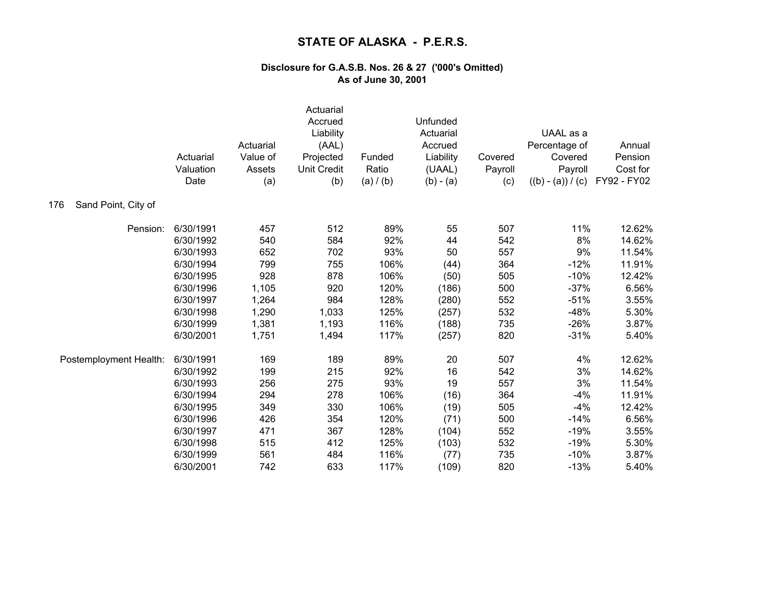# STATE OF ALASKA - P.E.R.S.

### Disclosure for G.A.S.B. Nos. 26 & 27 ('000's Omitted)
### As of June 30, 2001

| | Actuarial Valuation Date | Actuarial Value of Assets (a) | Actuarial Accrued Liability (AAL) Projected Unit Credit (b) | Funded Ratio (a) / (b) | Unfunded Actuarial Accrued Liability (UAAL) (b) - (a) | Covered Payroll (c) | UAAL as a Percentage of Covered Payroll ((b) - (a)) / (c) | Annual Pension Cost for FY92 - FY02 |
|---|---|---|---|---|---|---|---|---|
| 176 Sand Point, City of | | | | | | | | |
| Pension: | 6/30/1991 | 457 | 512 | 89% | 55 | 507 | 11% | 12.62% |
| | 6/30/1992 | 540 | 584 | 92% | 44 | 542 | 8% | 14.62% |
| | 6/30/1993 | 652 | 702 | 93% | 50 | 557 | 9% | 11.54% |
| | 6/30/1994 | 799 | 755 | 106% | (44) | 364 | -12% | 11.91% |
| | 6/30/1995 | 928 | 878 | 106% | (50) | 505 | -10% | 12.42% |
| | 6/30/1996 | 1,105 | 920 | 120% | (186) | 500 | -37% | 6.56% |
| | 6/30/1997 | 1,264 | 984 | 128% | (280) | 552 | -51% | 3.55% |
| | 6/30/1998 | 1,290 | 1,033 | 125% | (257) | 532 | -48% | 5.30% |
| | 6/30/1999 | 1,381 | 1,193 | 116% | (188) | 735 | -26% | 3.87% |
| | 6/30/2001 | 1,751 | 1,494 | 117% | (257) | 820 | -31% | 5.40% |
| Postemployment Health: | 6/30/1991 | 169 | 189 | 89% | 20 | 507 | 4% | 12.62% |
| | 6/30/1992 | 199 | 215 | 92% | 16 | 542 | 3% | 14.62% |
| | 6/30/1993 | 256 | 275 | 93% | 19 | 557 | 3% | 11.54% |
| | 6/30/1994 | 294 | 278 | 106% | (16) | 364 | -4% | 11.91% |
| | 6/30/1995 | 349 | 330 | 106% | (19) | 505 | -4% | 12.42% |
| | 6/30/1996 | 426 | 354 | 120% | (71) | 500 | -14% | 6.56% |
| | 6/30/1997 | 471 | 367 | 128% | (104) | 552 | -19% | 3.55% |
| | 6/30/1998 | 515 | 412 | 125% | (103) | 532 | -19% | 5.30% |
| | 6/30/1999 | 561 | 484 | 116% | (77) | 735 | -10% | 3.87% |
| | 6/30/2001 | 742 | 633 | 117% | (109) | 820 | -13% | 5.40% |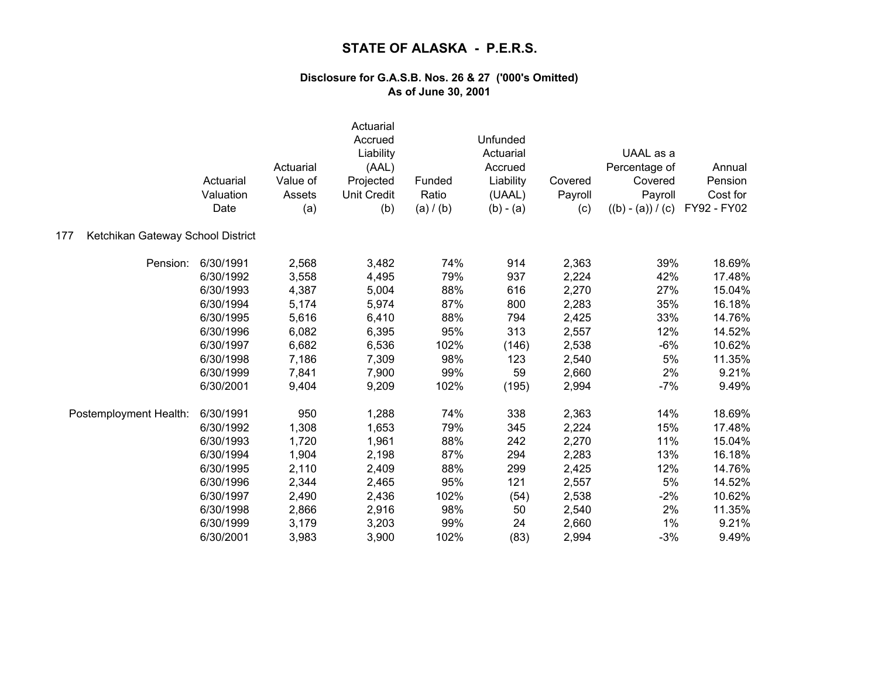# STATE OF ALASKA - P.E.R.S.

### Disclosure for G.A.S.B. Nos. 26 & 27 ('000's Omitted)
### As of June 30, 2001

**177 Ketchikan Gateway School District**

| | Actuarial Valuation Date | Actuarial Value of Assets (a) | Actuarial Accrued Liability (AAL) Projected Unit Credit (b) | Funded Ratio (a) / (b) | Unfunded Actuarial Accrued Liability (UAAL) (b) - (a) | Covered Payroll (c) | UAAL as a Percentage of Covered Payroll ((b) - (a)) / (c) | Annual Pension Cost for FY92 - FY02 |
|---|---|---|---|---|---|---|---|---|
| Pension: | 6/30/1991 | 2,568 | 3,482 | 74% | 914 | 2,363 | 39% | 18.69% |
| | 6/30/1992 | 3,558 | 4,495 | 79% | 937 | 2,224 | 42% | 17.48% |
| | 6/30/1993 | 4,387 | 5,004 | 88% | 616 | 2,270 | 27% | 15.04% |
| | 6/30/1994 | 5,174 | 5,974 | 87% | 800 | 2,283 | 35% | 16.18% |
| | 6/30/1995 | 5,616 | 6,410 | 88% | 794 | 2,425 | 33% | 14.76% |
| | 6/30/1996 | 6,082 | 6,395 | 95% | 313 | 2,557 | 12% | 14.52% |
| | 6/30/1997 | 6,682 | 6,536 | 102% | (146) | 2,538 | -6% | 10.62% |
| | 6/30/1998 | 7,186 | 7,309 | 98% | 123 | 2,540 | 5% | 11.35% |
| | 6/30/1999 | 7,841 | 7,900 | 99% | 59 | 2,660 | 2% | 9.21% |
| | 6/30/2001 | 9,404 | 9,209 | 102% | (195) | 2,994 | -7% | 9.49% |
| Postemployment Health: | 6/30/1991 | 950 | 1,288 | 74% | 338 | 2,363 | 14% | 18.69% |
| | 6/30/1992 | 1,308 | 1,653 | 79% | 345 | 2,224 | 15% | 17.48% |
| | 6/30/1993 | 1,720 | 1,961 | 88% | 242 | 2,270 | 11% | 15.04% |
| | 6/30/1994 | 1,904 | 2,198 | 87% | 294 | 2,283 | 13% | 16.18% |
| | 6/30/1995 | 2,110 | 2,409 | 88% | 299 | 2,425 | 12% | 14.76% |
| | 6/30/1996 | 2,344 | 2,465 | 95% | 121 | 2,557 | 5% | 14.52% |
| | 6/30/1997 | 2,490 | 2,436 | 102% | (54) | 2,538 | -2% | 10.62% |
| | 6/30/1998 | 2,866 | 2,916 | 98% | 50 | 2,540 | 2% | 11.35% |
| | 6/30/1999 | 3,179 | 3,203 | 99% | 24 | 2,660 | 1% | 9.21% |
| | 6/30/2001 | 3,983 | 3,900 | 102% | (83) | 2,994 | -3% | 9.49% |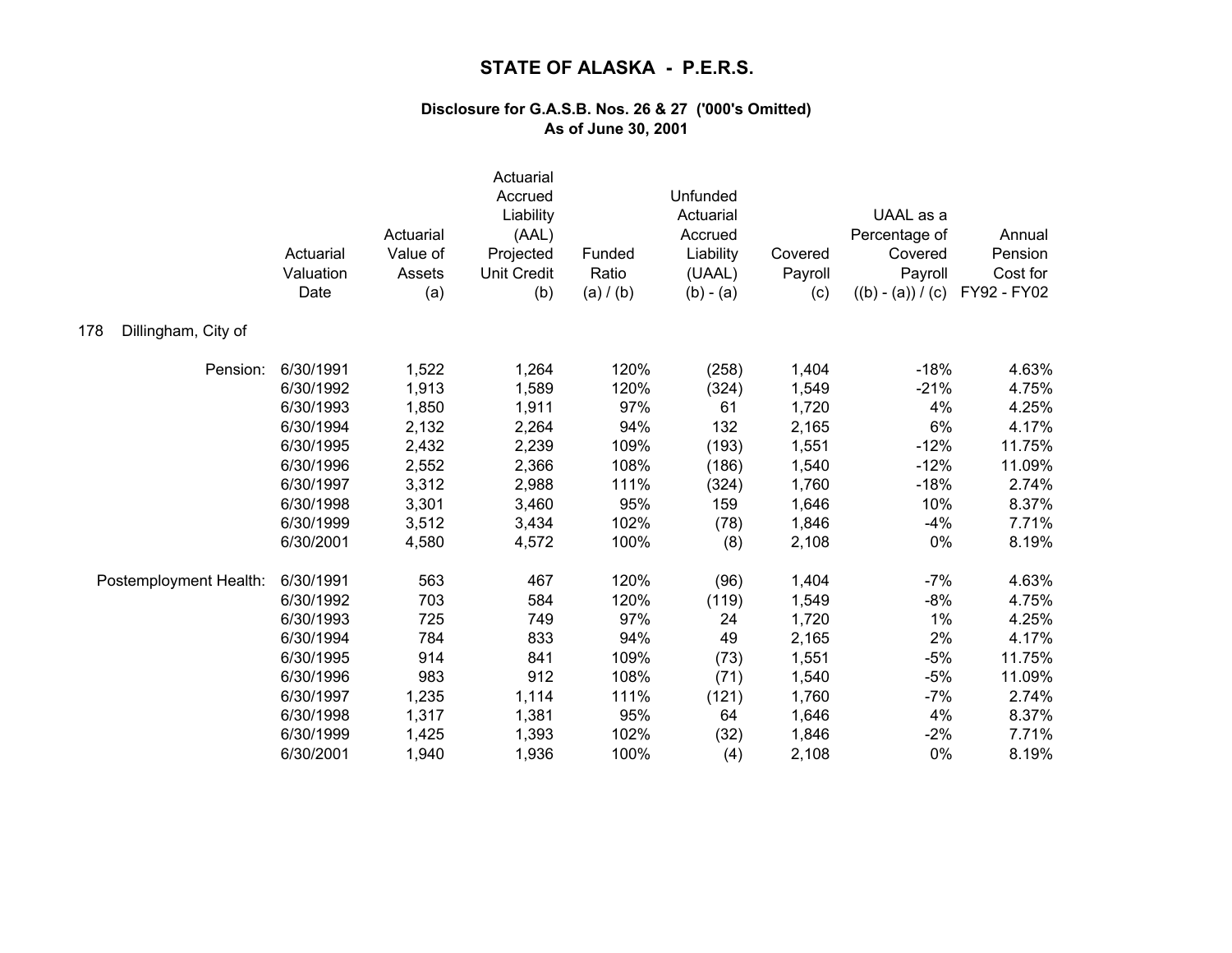# STATE OF ALASKA - P.E.R.S.

### Disclosure for G.A.S.B. Nos. 26 & 27 ('000's Omitted)
### As of June 30, 2001

178 Dillingham, City of

| | Actuarial Valuation Date | Actuarial Value of Assets (a) | Actuarial Accrued Liability (AAL) Projected Unit Credit (b) | Funded Ratio (a) / (b) | Unfunded Actuarial Accrued Liability (UAAL) (b) - (a) | Covered Payroll (c) | UAAL as a Percentage of Covered Payroll ((b) - (a)) / (c) | Annual Pension Cost for FY92 - FY02 |
|---|---|---|---|---|---|---|---|---|
| Pension: | 6/30/1991 | 1,522 | 1,264 | 120% | (258) | 1,404 | -18% | 4.63% |
| | 6/30/1992 | 1,913 | 1,589 | 120% | (324) | 1,549 | -21% | 4.75% |
| | 6/30/1993 | 1,850 | 1,911 | 97% | 61 | 1,720 | 4% | 4.25% |
| | 6/30/1994 | 2,132 | 2,264 | 94% | 132 | 2,165 | 6% | 4.17% |
| | 6/30/1995 | 2,432 | 2,239 | 109% | (193) | 1,551 | -12% | 11.75% |
| | 6/30/1996 | 2,552 | 2,366 | 108% | (186) | 1,540 | -12% | 11.09% |
| | 6/30/1997 | 3,312 | 2,988 | 111% | (324) | 1,760 | -18% | 2.74% |
| | 6/30/1998 | 3,301 | 3,460 | 95% | 159 | 1,646 | 10% | 8.37% |
| | 6/30/1999 | 3,512 | 3,434 | 102% | (78) | 1,846 | -4% | 7.71% |
| | 6/30/2001 | 4,580 | 4,572 | 100% | (8) | 2,108 | 0% | 8.19% |
| Postemployment Health: | 6/30/1991 | 563 | 467 | 120% | (96) | 1,404 | -7% | 4.63% |
| | 6/30/1992 | 703 | 584 | 120% | (119) | 1,549 | -8% | 4.75% |
| | 6/30/1993 | 725 | 749 | 97% | 24 | 1,720 | 1% | 4.25% |
| | 6/30/1994 | 784 | 833 | 94% | 49 | 2,165 | 2% | 4.17% |
| | 6/30/1995 | 914 | 841 | 109% | (73) | 1,551 | -5% | 11.75% |
| | 6/30/1996 | 983 | 912 | 108% | (71) | 1,540 | -5% | 11.09% |
| | 6/30/1997 | 1,235 | 1,114 | 111% | (121) | 1,760 | -7% | 2.74% |
| | 6/30/1998 | 1,317 | 1,381 | 95% | 64 | 1,646 | 4% | 8.37% |
| | 6/30/1999 | 1,425 | 1,393 | 102% | (32) | 1,846 | -2% | 7.71% |
| | 6/30/2001 | 1,940 | 1,936 | 100% | (4) | 2,108 | 0% | 8.19% |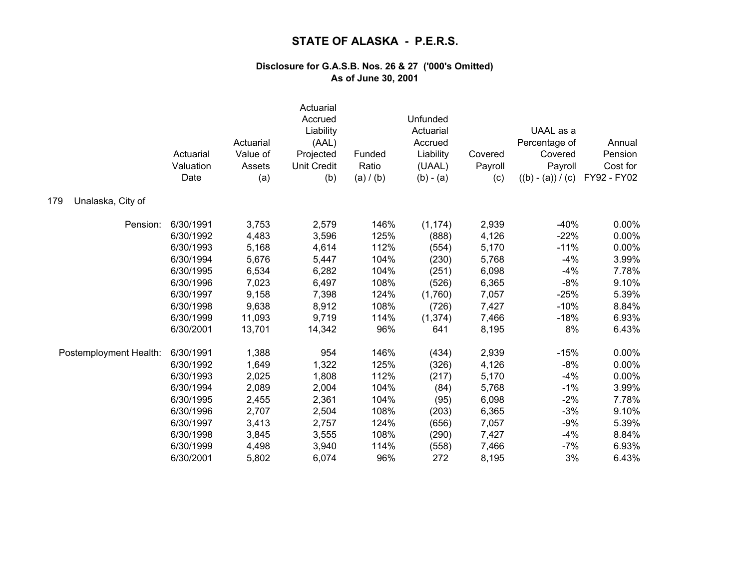# STATE OF ALASKA - P.E.R.S.

### Disclosure for G.A.S.B. Nos. 26 & 27 ('000's Omitted)
### As of June 30, 2001

179 Unalaska, City of

| | Actuarial Valuation Date | Actuarial Value of Assets (a) | Actuarial Accrued Liability (AAL) Projected Unit Credit (b) | Funded Ratio (a) / (b) | Unfunded Actuarial Accrued Liability (UAAL) (b) - (a) | Covered Payroll (c) | UAAL as a Percentage of Covered Payroll ((b) - (a)) / (c) | Annual Pension Cost for FY92 - FY02 |
|---|---|---|---|---|---|---|---|---|
| Pension: | 6/30/1991 | 3,753 | 2,579 | 146% | (1,174) | 2,939 | -40% | 0.00% |
| | 6/30/1992 | 4,483 | 3,596 | 125% | (888) | 4,126 | -22% | 0.00% |
| | 6/30/1993 | 5,168 | 4,614 | 112% | (554) | 5,170 | -11% | 0.00% |
| | 6/30/1994 | 5,676 | 5,447 | 104% | (230) | 5,768 | -4% | 3.99% |
| | 6/30/1995 | 6,534 | 6,282 | 104% | (251) | 6,098 | -4% | 7.78% |
| | 6/30/1996 | 7,023 | 6,497 | 108% | (526) | 6,365 | -8% | 9.10% |
| | 6/30/1997 | 9,158 | 7,398 | 124% | (1,760) | 7,057 | -25% | 5.39% |
| | 6/30/1998 | 9,638 | 8,912 | 108% | (726) | 7,427 | -10% | 8.84% |
| | 6/30/1999 | 11,093 | 9,719 | 114% | (1,374) | 7,466 | -18% | 6.93% |
| | 6/30/2001 | 13,701 | 14,342 | 96% | 641 | 8,195 | 8% | 6.43% |
| Postemployment Health: | 6/30/1991 | 1,388 | 954 | 146% | (434) | 2,939 | -15% | 0.00% |
| | 6/30/1992 | 1,649 | 1,322 | 125% | (326) | 4,126 | -8% | 0.00% |
| | 6/30/1993 | 2,025 | 1,808 | 112% | (217) | 5,170 | -4% | 0.00% |
| | 6/30/1994 | 2,089 | 2,004 | 104% | (84) | 5,768 | -1% | 3.99% |
| | 6/30/1995 | 2,455 | 2,361 | 104% | (95) | 6,098 | -2% | 7.78% |
| | 6/30/1996 | 2,707 | 2,504 | 108% | (203) | 6,365 | -3% | 9.10% |
| | 6/30/1997 | 3,413 | 2,757 | 124% | (656) | 7,057 | -9% | 5.39% |
| | 6/30/1998 | 3,845 | 3,555 | 108% | (290) | 7,427 | -4% | 8.84% |
| | 6/30/1999 | 4,498 | 3,940 | 114% | (558) | 7,466 | -7% | 6.93% |
| | 6/30/2001 | 5,802 | 6,074 | 96% | 272 | 8,195 | 3% | 6.43% |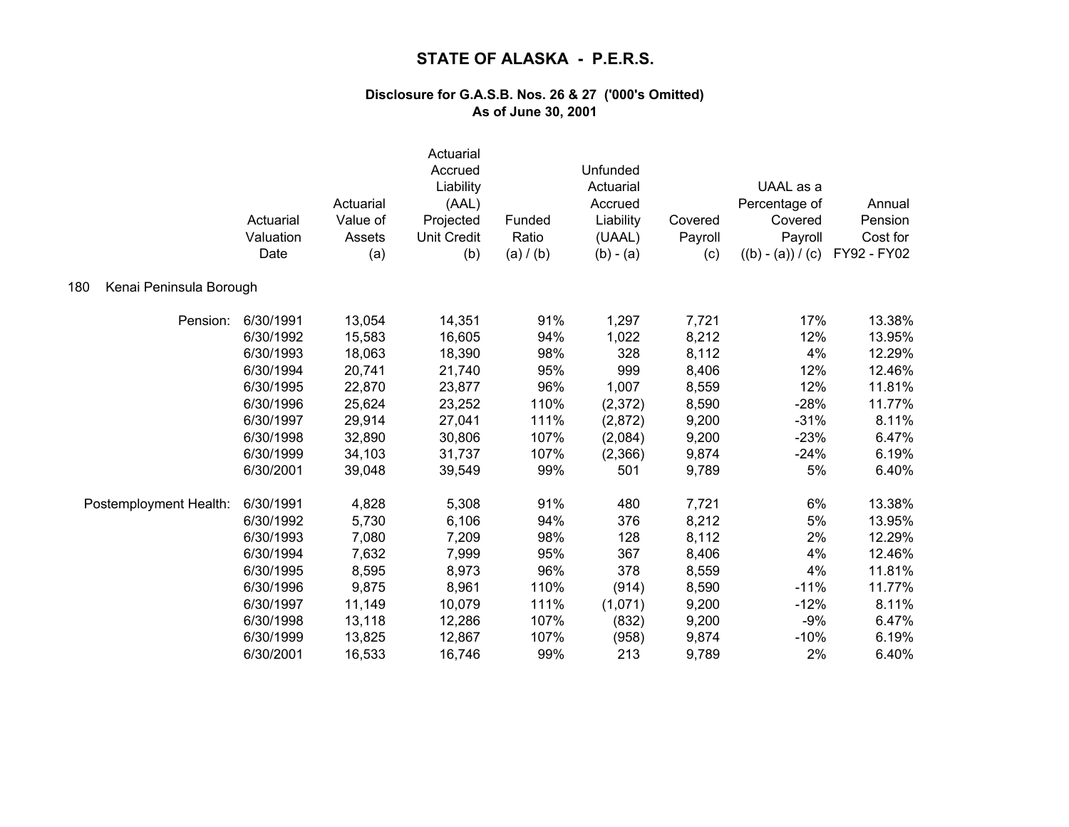# STATE OF ALASKA - P.E.R.S.

### Disclosure for G.A.S.B. Nos. 26 & 27 ('000's Omitted)
### As of June 30, 2001

**180 Kenai Peninsula Borough**

| | Actuarial Valuation Date | Actuarial Value of Assets (a) | Actuarial Accrued Liability (AAL) Projected Unit Credit (b) | Funded Ratio (a) / (b) | Unfunded Actuarial Accrued Liability (UAAL) (b) - (a) | Covered Payroll (c) | UAAL as a Percentage of Covered Payroll ((b) - (a)) / (c) | Annual Pension Cost for FY92 - FY02 |
|---|---|---|---|---|---|---|---|---|
| Pension: | 6/30/1991 | 13,054 | 14,351 | 91% | 1,297 | 7,721 | 17% | 13.38% |
| | 6/30/1992 | 15,583 | 16,605 | 94% | 1,022 | 8,212 | 12% | 13.95% |
| | 6/30/1993 | 18,063 | 18,390 | 98% | 328 | 8,112 | 4% | 12.29% |
| | 6/30/1994 | 20,741 | 21,740 | 95% | 999 | 8,406 | 12% | 12.46% |
| | 6/30/1995 | 22,870 | 23,877 | 96% | 1,007 | 8,559 | 12% | 11.81% |
| | 6/30/1996 | 25,624 | 23,252 | 110% | (2,372) | 8,590 | -28% | 11.77% |
| | 6/30/1997 | 29,914 | 27,041 | 111% | (2,872) | 9,200 | -31% | 8.11% |
| | 6/30/1998 | 32,890 | 30,806 | 107% | (2,084) | 9,200 | -23% | 6.47% |
| | 6/30/1999 | 34,103 | 31,737 | 107% | (2,366) | 9,874 | -24% | 6.19% |
| | 6/30/2001 | 39,048 | 39,549 | 99% | 501 | 9,789 | 5% | 6.40% |
| Postemployment Health: | 6/30/1991 | 4,828 | 5,308 | 91% | 480 | 7,721 | 6% | 13.38% |
| | 6/30/1992 | 5,730 | 6,106 | 94% | 376 | 8,212 | 5% | 13.95% |
| | 6/30/1993 | 7,080 | 7,209 | 98% | 128 | 8,112 | 2% | 12.29% |
| | 6/30/1994 | 7,632 | 7,999 | 95% | 367 | 8,406 | 4% | 12.46% |
| | 6/30/1995 | 8,595 | 8,973 | 96% | 378 | 8,559 | 4% | 11.81% |
| | 6/30/1996 | 9,875 | 8,961 | 110% | (914) | 8,590 | -11% | 11.77% |
| | 6/30/1997 | 11,149 | 10,079 | 111% | (1,071) | 9,200 | -12% | 8.11% |
| | 6/30/1998 | 13,118 | 12,286 | 107% | (832) | 9,200 | -9% | 6.47% |
| | 6/30/1999 | 13,825 | 12,867 | 107% | (958) | 9,874 | -10% | 6.19% |
| | 6/30/2001 | 16,533 | 16,746 | 99% | 213 | 9,789 | 2% | 6.40% |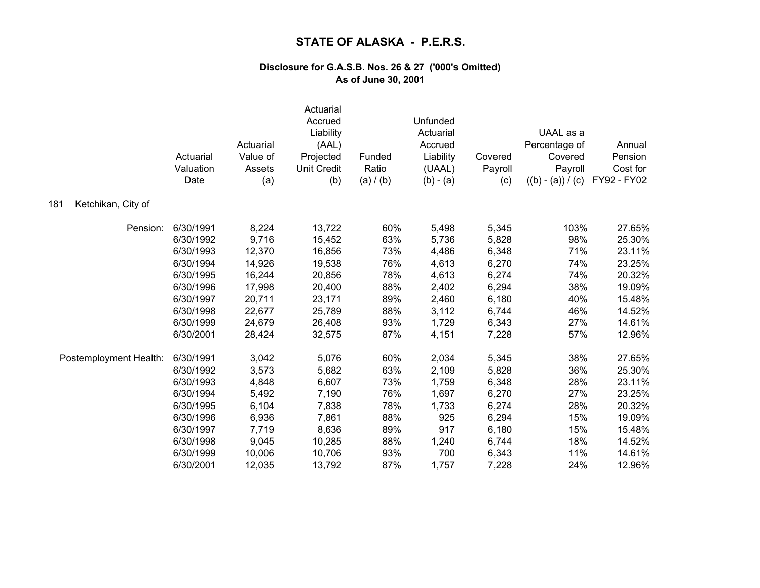# STATE OF ALASKA - P.E.R.S.

## Disclosure for G.A.S.B. Nos. 26 & 27 ('000's Omitted)
## As of June 30, 2001

181 Ketchikan, City of

| | Actuarial Valuation Date | Actuarial Value of Assets (a) | Actuarial Accrued Liability (AAL) Projected Unit Credit (b) | Funded Ratio (a) / (b) | Unfunded Actuarial Accrued Liability (UAAL) (b) - (a) | Covered Payroll (c) | UAAL as a Percentage of Covered Payroll ((b) - (a)) / (c) | Annual Pension Cost for FY92 - FY02 |
|---|---|---|---|---|---|---|---|---|
| Pension: | 6/30/1991 | 8,224 | 13,722 | 60% | 5,498 | 5,345 | 103% | 27.65% |
| | 6/30/1992 | 9,716 | 15,452 | 63% | 5,736 | 5,828 | 98% | 25.30% |
| | 6/30/1993 | 12,370 | 16,856 | 73% | 4,486 | 6,348 | 71% | 23.11% |
| | 6/30/1994 | 14,926 | 19,538 | 76% | 4,613 | 6,270 | 74% | 23.25% |
| | 6/30/1995 | 16,244 | 20,856 | 78% | 4,613 | 6,274 | 74% | 20.32% |
| | 6/30/1996 | 17,998 | 20,400 | 88% | 2,402 | 6,294 | 38% | 19.09% |
| | 6/30/1997 | 20,711 | 23,171 | 89% | 2,460 | 6,180 | 40% | 15.48% |
| | 6/30/1998 | 22,677 | 25,789 | 88% | 3,112 | 6,744 | 46% | 14.52% |
| | 6/30/1999 | 24,679 | 26,408 | 93% | 1,729 | 6,343 | 27% | 14.61% |
| | 6/30/2001 | 28,424 | 32,575 | 87% | 4,151 | 7,228 | 57% | 12.96% |
| Postemployment Health: | 6/30/1991 | 3,042 | 5,076 | 60% | 2,034 | 5,345 | 38% | 27.65% |
| | 6/30/1992 | 3,573 | 5,682 | 63% | 2,109 | 5,828 | 36% | 25.30% |
| | 6/30/1993 | 4,848 | 6,607 | 73% | 1,759 | 6,348 | 28% | 23.11% |
| | 6/30/1994 | 5,492 | 7,190 | 76% | 1,697 | 6,270 | 27% | 23.25% |
| | 6/30/1995 | 6,104 | 7,838 | 78% | 1,733 | 6,274 | 28% | 20.32% |
| | 6/30/1996 | 6,936 | 7,861 | 88% | 925 | 6,294 | 15% | 19.09% |
| | 6/30/1997 | 7,719 | 8,636 | 89% | 917 | 6,180 | 15% | 15.48% |
| | 6/30/1998 | 9,045 | 10,285 | 88% | 1,240 | 6,744 | 18% | 14.52% |
| | 6/30/1999 | 10,006 | 10,706 | 93% | 700 | 6,343 | 11% | 14.61% |
| | 6/30/2001 | 12,035 | 13,792 | 87% | 1,757 | 7,228 | 24% | 12.96% |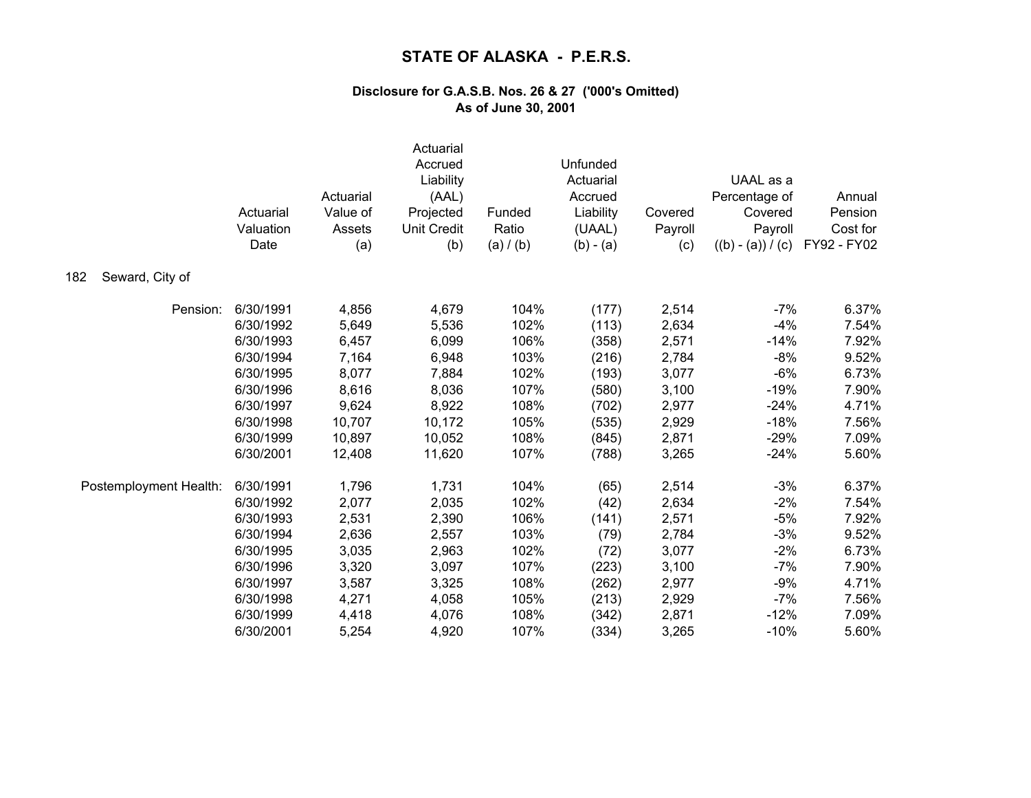# STATE OF ALASKA - P.E.R.S.

## Disclosure for G.A.S.B. Nos. 26 & 27 ('000's Omitted)
## As of June 30, 2001

182 Seward, City of

| | Actuarial Valuation Date | Actuarial Value of Assets (a) | Actuarial Accrued Liability (AAL) Projected Unit Credit (b) | Funded Ratio (a) / (b) | Unfunded Actuarial Accrued Liability (UAAL) (b) - (a) | Covered Payroll (c) | UAAL as a Percentage of Covered Payroll ((b) - (a)) / (c) | Annual Pension Cost for FY92 - FY02 |
|---|---|---|---|---|---|---|---|---|
| Pension: | 6/30/1991 | 4,856 | 4,679 | 104% | (177) | 2,514 | -7% | 6.37% |
| | 6/30/1992 | 5,649 | 5,536 | 102% | (113) | 2,634 | -4% | 7.54% |
| | 6/30/1993 | 6,457 | 6,099 | 106% | (358) | 2,571 | -14% | 7.92% |
| | 6/30/1994 | 7,164 | 6,948 | 103% | (216) | 2,784 | -8% | 9.52% |
| | 6/30/1995 | 8,077 | 7,884 | 102% | (193) | 3,077 | -6% | 6.73% |
| | 6/30/1996 | 8,616 | 8,036 | 107% | (580) | 3,100 | -19% | 7.90% |
| | 6/30/1997 | 9,624 | 8,922 | 108% | (702) | 2,977 | -24% | 4.71% |
| | 6/30/1998 | 10,707 | 10,172 | 105% | (535) | 2,929 | -18% | 7.56% |
| | 6/30/1999 | 10,897 | 10,052 | 108% | (845) | 2,871 | -29% | 7.09% |
| | 6/30/2001 | 12,408 | 11,620 | 107% | (788) | 3,265 | -24% | 5.60% |
| Postemployment Health: | 6/30/1991 | 1,796 | 1,731 | 104% | (65) | 2,514 | -3% | 6.37% |
| | 6/30/1992 | 2,077 | 2,035 | 102% | (42) | 2,634 | -2% | 7.54% |
| | 6/30/1993 | 2,531 | 2,390 | 106% | (141) | 2,571 | -5% | 7.92% |
| | 6/30/1994 | 2,636 | 2,557 | 103% | (79) | 2,784 | -3% | 9.52% |
| | 6/30/1995 | 3,035 | 2,963 | 102% | (72) | 3,077 | -2% | 6.73% |
| | 6/30/1996 | 3,320 | 3,097 | 107% | (223) | 3,100 | -7% | 7.90% |
| | 6/30/1997 | 3,587 | 3,325 | 108% | (262) | 2,977 | -9% | 4.71% |
| | 6/30/1998 | 4,271 | 4,058 | 105% | (213) | 2,929 | -7% | 7.56% |
| | 6/30/1999 | 4,418 | 4,076 | 108% | (342) | 2,871 | -12% | 7.09% |
| | 6/30/2001 | 5,254 | 4,920 | 107% | (334) | 3,265 | -10% | 5.60% |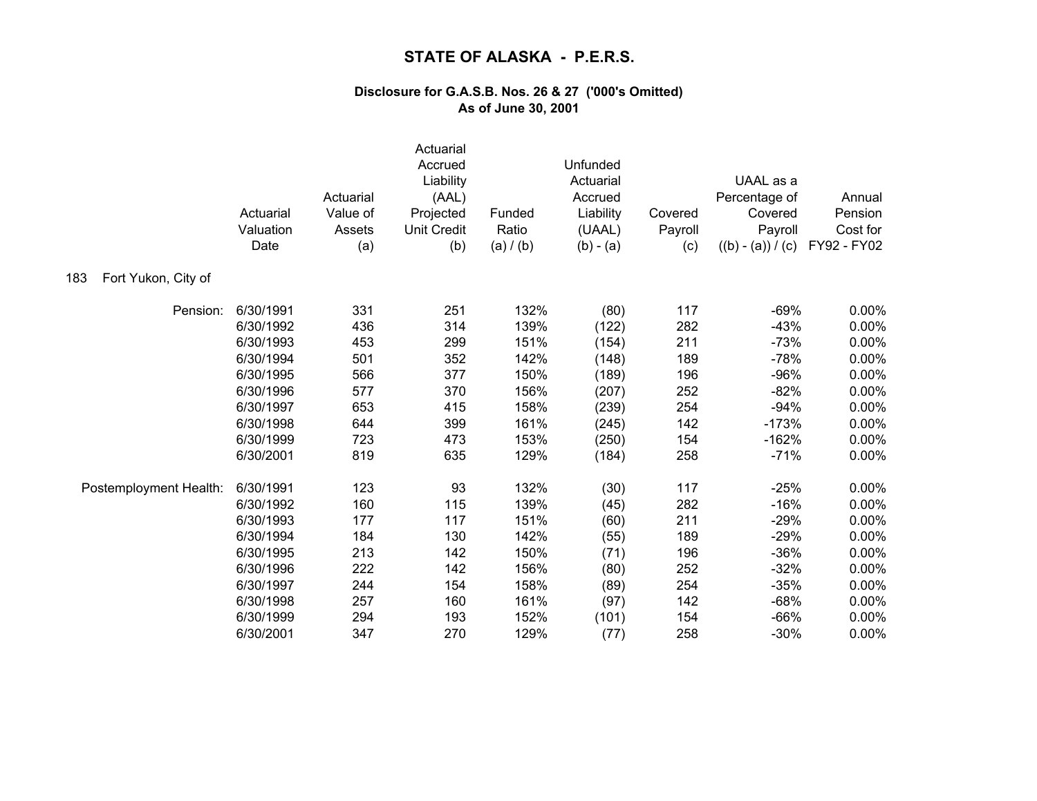# STATE OF ALASKA - P.E.R.S.

### Disclosure for G.A.S.B. Nos. 26 & 27 ('000's Omitted)
### As of June 30, 2001

183 Fort Yukon, City of

| | Actuarial Valuation Date | Actuarial Value of Assets (a) | Actuarial Accrued Liability (AAL) Projected Unit Credit (b) | Funded Ratio (a) / (b) | Unfunded Actuarial Accrued Liability (UAAL) (b) - (a) | Covered Payroll (c) | UAAL as a Percentage of Covered Payroll ((b) - (a)) / (c) | Annual Pension Cost for FY92 - FY02 |
|---|---|---|---|---|---|---|---|---|
| Pension: | 6/30/1991 | 331 | 251 | 132% | (80) | 117 | -69% | 0.00% |
| | 6/30/1992 | 436 | 314 | 139% | (122) | 282 | -43% | 0.00% |
| | 6/30/1993 | 453 | 299 | 151% | (154) | 211 | -73% | 0.00% |
| | 6/30/1994 | 501 | 352 | 142% | (148) | 189 | -78% | 0.00% |
| | 6/30/1995 | 566 | 377 | 150% | (189) | 196 | -96% | 0.00% |
| | 6/30/1996 | 577 | 370 | 156% | (207) | 252 | -82% | 0.00% |
| | 6/30/1997 | 653 | 415 | 158% | (239) | 254 | -94% | 0.00% |
| | 6/30/1998 | 644 | 399 | 161% | (245) | 142 | -173% | 0.00% |
| | 6/30/1999 | 723 | 473 | 153% | (250) | 154 | -162% | 0.00% |
| | 6/30/2001 | 819 | 635 | 129% | (184) | 258 | -71% | 0.00% |
| Postemployment Health: | 6/30/1991 | 123 | 93 | 132% | (30) | 117 | -25% | 0.00% |
| | 6/30/1992 | 160 | 115 | 139% | (45) | 282 | -16% | 0.00% |
| | 6/30/1993 | 177 | 117 | 151% | (60) | 211 | -29% | 0.00% |
| | 6/30/1994 | 184 | 130 | 142% | (55) | 189 | -29% | 0.00% |
| | 6/30/1995 | 213 | 142 | 150% | (71) | 196 | -36% | 0.00% |
| | 6/30/1996 | 222 | 142 | 156% | (80) | 252 | -32% | 0.00% |
| | 6/30/1997 | 244 | 154 | 158% | (89) | 254 | -35% | 0.00% |
| | 6/30/1998 | 257 | 160 | 161% | (97) | 142 | -68% | 0.00% |
| | 6/30/1999 | 294 | 193 | 152% | (101) | 154 | -66% | 0.00% |
| | 6/30/2001 | 347 | 270 | 129% | (77) | 258 | -30% | 0.00% |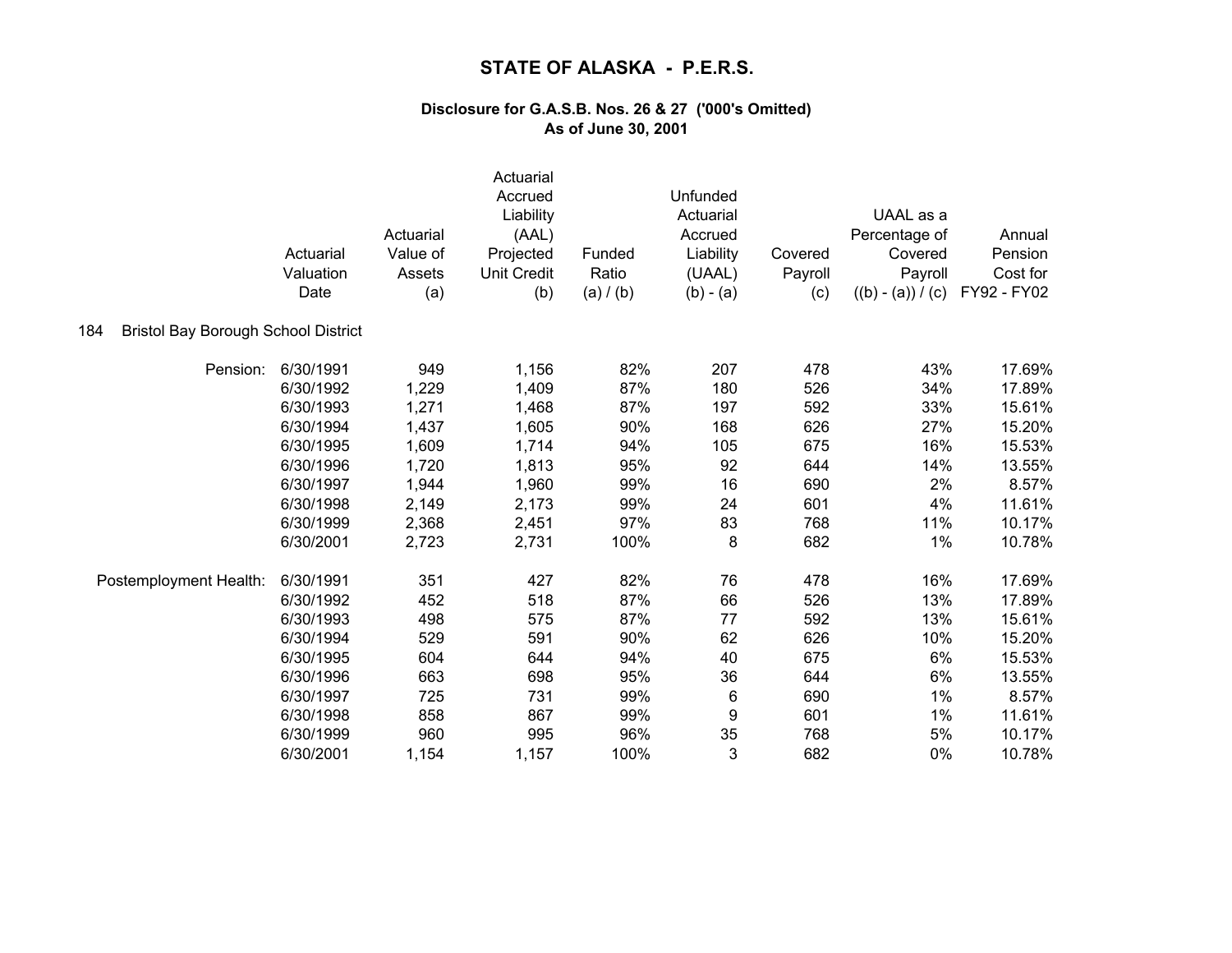# STATE OF ALASKA - P.E.R.S.

### Disclosure for G.A.S.B. Nos. 26 & 27 ('000's Omitted)
### As of June 30, 2001

| | Actuarial Valuation Date | Actuarial Value of Assets (a) | Actuarial Accrued Liability (AAL) Projected Unit Credit (b) | Funded Ratio (a) / (b) | Unfunded Actuarial Accrued Liability (UAAL) (b) - (a) | Covered Payroll (c) | UAAL as a Percentage of Covered Payroll ((b) - (a)) / (c) | Annual Pension Cost for FY92 - FY02 |
|---|---|---|---|---|---|---|---|---|
| **184 Bristol Bay Borough School District** | | | | | | | | |
| Pension: | 6/30/1991 | 949 | 1,156 | 82% | 207 | 478 | 43% | 17.69% |
| | 6/30/1992 | 1,229 | 1,409 | 87% | 180 | 526 | 34% | 17.89% |
| | 6/30/1993 | 1,271 | 1,468 | 87% | 197 | 592 | 33% | 15.61% |
| | 6/30/1994 | 1,437 | 1,605 | 90% | 168 | 626 | 27% | 15.20% |
| | 6/30/1995 | 1,609 | 1,714 | 94% | 105 | 675 | 16% | 15.53% |
| | 6/30/1996 | 1,720 | 1,813 | 95% | 92 | 644 | 14% | 13.55% |
| | 6/30/1997 | 1,944 | 1,960 | 99% | 16 | 690 | 2% | 8.57% |
| | 6/30/1998 | 2,149 | 2,173 | 99% | 24 | 601 | 4% | 11.61% |
| | 6/30/1999 | 2,368 | 2,451 | 97% | 83 | 768 | 11% | 10.17% |
| | 6/30/2001 | 2,723 | 2,731 | 100% | 8 | 682 | 1% | 10.78% |
| Postemployment Health: | 6/30/1991 | 351 | 427 | 82% | 76 | 478 | 16% | 17.69% |
| | 6/30/1992 | 452 | 518 | 87% | 66 | 526 | 13% | 17.89% |
| | 6/30/1993 | 498 | 575 | 87% | 77 | 592 | 13% | 15.61% |
| | 6/30/1994 | 529 | 591 | 90% | 62 | 626 | 10% | 15.20% |
| | 6/30/1995 | 604 | 644 | 94% | 40 | 675 | 6% | 15.53% |
| | 6/30/1996 | 663 | 698 | 95% | 36 | 644 | 6% | 13.55% |
| | 6/30/1997 | 725 | 731 | 99% | 6 | 690 | 1% | 8.57% |
| | 6/30/1998 | 858 | 867 | 99% | 9 | 601 | 1% | 11.61% |
| | 6/30/1999 | 960 | 995 | 96% | 35 | 768 | 5% | 10.17% |
| | 6/30/2001 | 1,154 | 1,157 | 100% | 3 | 682 | 0% | 10.78% |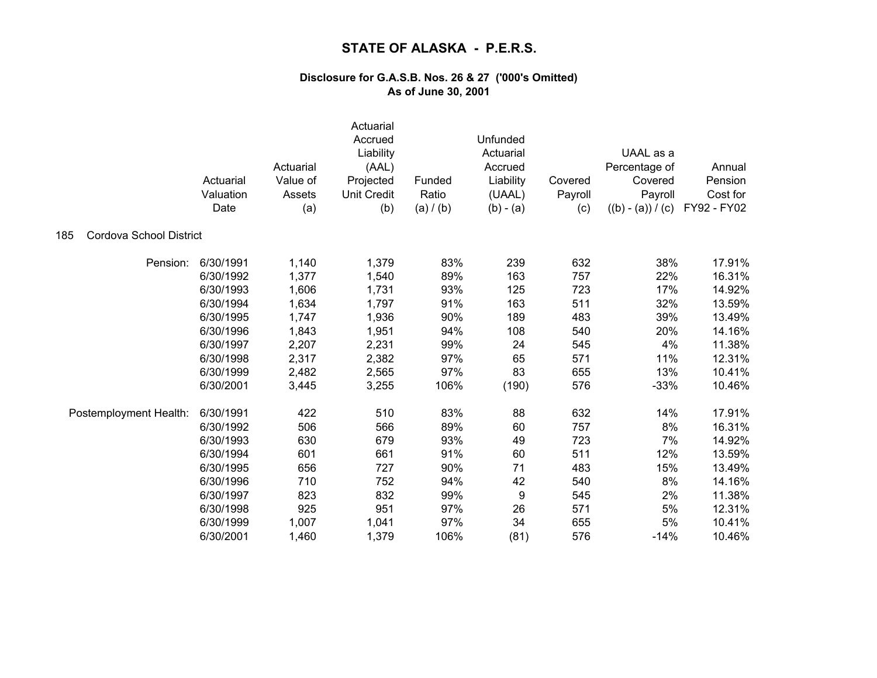# STATE OF ALASKA - P.E.R.S.

### Disclosure for G.A.S.B. Nos. 26 & 27 ('000's Omitted)
### As of June 30, 2001

185 Cordova School District

| | Actuarial Valuation Date | Actuarial Value of Assets (a) | Actuarial Accrued Liability (AAL) Projected Unit Credit (b) | Funded Ratio (a) / (b) | Unfunded Actuarial Accrued Liability (UAAL) (b) - (a) | Covered Payroll (c) | UAAL as a Percentage of Covered Payroll ((b) - (a)) / (c) | Annual Pension Cost for FY92 - FY02 |
|---|---|---|---|---|---|---|---|---|
| Pension: | 6/30/1991 | 1,140 | 1,379 | 83% | 239 | 632 | 38% | 17.91% |
| | 6/30/1992 | 1,377 | 1,540 | 89% | 163 | 757 | 22% | 16.31% |
| | 6/30/1993 | 1,606 | 1,731 | 93% | 125 | 723 | 17% | 14.92% |
| | 6/30/1994 | 1,634 | 1,797 | 91% | 163 | 511 | 32% | 13.59% |
| | 6/30/1995 | 1,747 | 1,936 | 90% | 189 | 483 | 39% | 13.49% |
| | 6/30/1996 | 1,843 | 1,951 | 94% | 108 | 540 | 20% | 14.16% |
| | 6/30/1997 | 2,207 | 2,231 | 99% | 24 | 545 | 4% | 11.38% |
| | 6/30/1998 | 2,317 | 2,382 | 97% | 65 | 571 | 11% | 12.31% |
| | 6/30/1999 | 2,482 | 2,565 | 97% | 83 | 655 | 13% | 10.41% |
| | 6/30/2001 | 3,445 | 3,255 | 106% | (190) | 576 | -33% | 10.46% |
| Postemployment Health: | 6/30/1991 | 422 | 510 | 83% | 88 | 632 | 14% | 17.91% |
| | 6/30/1992 | 506 | 566 | 89% | 60 | 757 | 8% | 16.31% |
| | 6/30/1993 | 630 | 679 | 93% | 49 | 723 | 7% | 14.92% |
| | 6/30/1994 | 601 | 661 | 91% | 60 | 511 | 12% | 13.59% |
| | 6/30/1995 | 656 | 727 | 90% | 71 | 483 | 15% | 13.49% |
| | 6/30/1996 | 710 | 752 | 94% | 42 | 540 | 8% | 14.16% |
| | 6/30/1997 | 823 | 832 | 99% | 9 | 545 | 2% | 11.38% |
| | 6/30/1998 | 925 | 951 | 97% | 26 | 571 | 5% | 12.31% |
| | 6/30/1999 | 1,007 | 1,041 | 97% | 34 | 655 | 5% | 10.41% |
| | 6/30/2001 | 1,460 | 1,379 | 106% | (81) | 576 | -14% | 10.46% |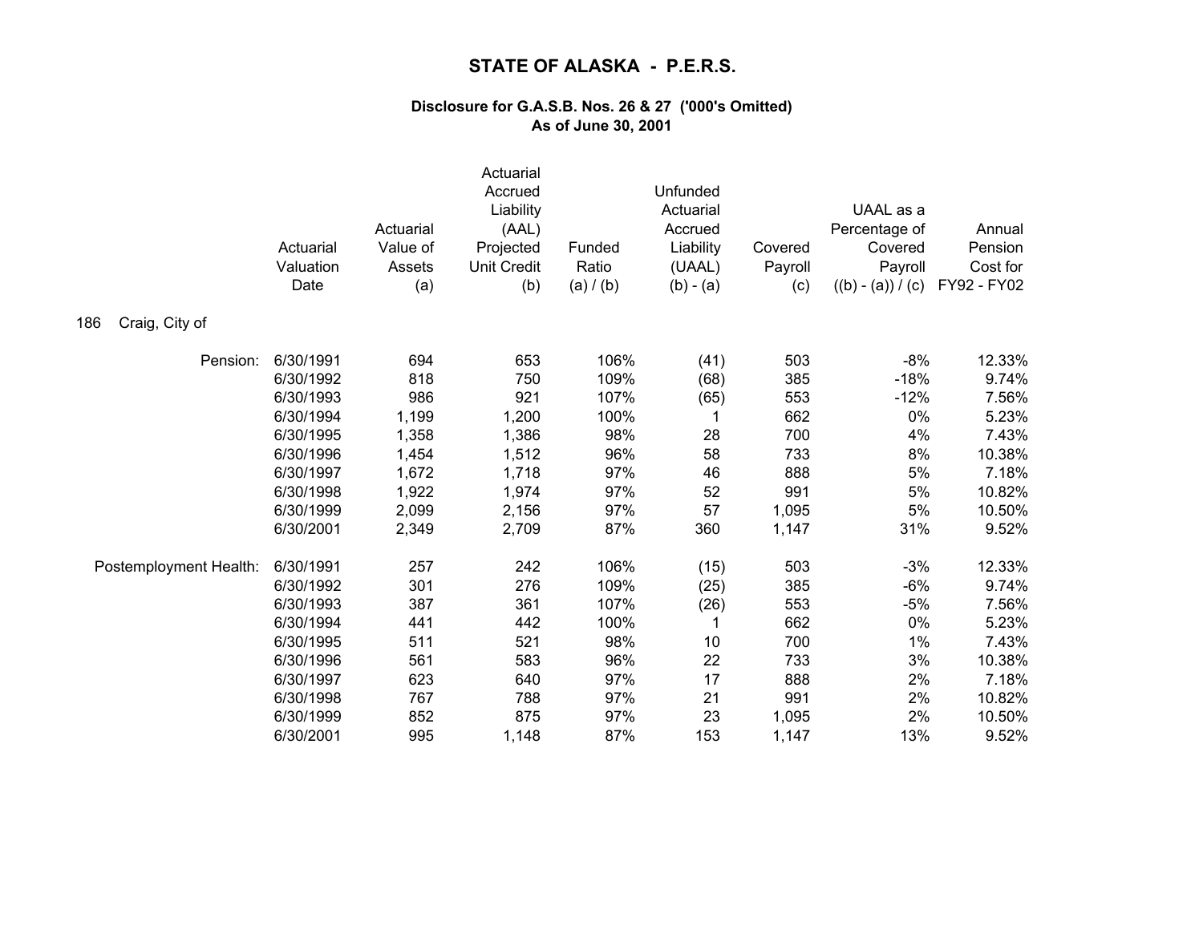# STATE OF ALASKA - P.E.R.S.

### Disclosure for G.A.S.B. Nos. 26 & 27 ('000's Omitted)
### As of June 30, 2001

186 Craig, City of

| | Actuarial Valuation Date | Actuarial Value of Assets (a) | Actuarial Accrued Liability (AAL) Projected Unit Credit (b) | Funded Ratio (a) / (b) | Unfunded Actuarial Accrued Liability (UAAL) (b) - (a) | Covered Payroll (c) | UAAL as a Percentage of Covered Payroll ((b) - (a)) / (c) | Annual Pension Cost for FY92 - FY02 |
|---|---|---|---|---|---|---|---|---|
| Pension: | 6/30/1991 | 694 | 653 | 106% | (41) | 503 | -8% | 12.33% |
| | 6/30/1992 | 818 | 750 | 109% | (68) | 385 | -18% | 9.74% |
| | 6/30/1993 | 986 | 921 | 107% | (65) | 553 | -12% | 7.56% |
| | 6/30/1994 | 1,199 | 1,200 | 100% | 1 | 662 | 0% | 5.23% |
| | 6/30/1995 | 1,358 | 1,386 | 98% | 28 | 700 | 4% | 7.43% |
| | 6/30/1996 | 1,454 | 1,512 | 96% | 58 | 733 | 8% | 10.38% |
| | 6/30/1997 | 1,672 | 1,718 | 97% | 46 | 888 | 5% | 7.18% |
| | 6/30/1998 | 1,922 | 1,974 | 97% | 52 | 991 | 5% | 10.82% |
| | 6/30/1999 | 2,099 | 2,156 | 97% | 57 | 1,095 | 5% | 10.50% |
| | 6/30/2001 | 2,349 | 2,709 | 87% | 360 | 1,147 | 31% | 9.52% |
| Postemployment Health: | 6/30/1991 | 257 | 242 | 106% | (15) | 503 | -3% | 12.33% |
| | 6/30/1992 | 301 | 276 | 109% | (25) | 385 | -6% | 9.74% |
| | 6/30/1993 | 387 | 361 | 107% | (26) | 553 | -5% | 7.56% |
| | 6/30/1994 | 441 | 442 | 100% | 1 | 662 | 0% | 5.23% |
| | 6/30/1995 | 511 | 521 | 98% | 10 | 700 | 1% | 7.43% |
| | 6/30/1996 | 561 | 583 | 96% | 22 | 733 | 3% | 10.38% |
| | 6/30/1997 | 623 | 640 | 97% | 17 | 888 | 2% | 7.18% |
| | 6/30/1998 | 767 | 788 | 97% | 21 | 991 | 2% | 10.82% |
| | 6/30/1999 | 852 | 875 | 97% | 23 | 1,095 | 2% | 10.50% |
| | 6/30/2001 | 995 | 1,148 | 87% | 153 | 1,147 | 13% | 9.52% |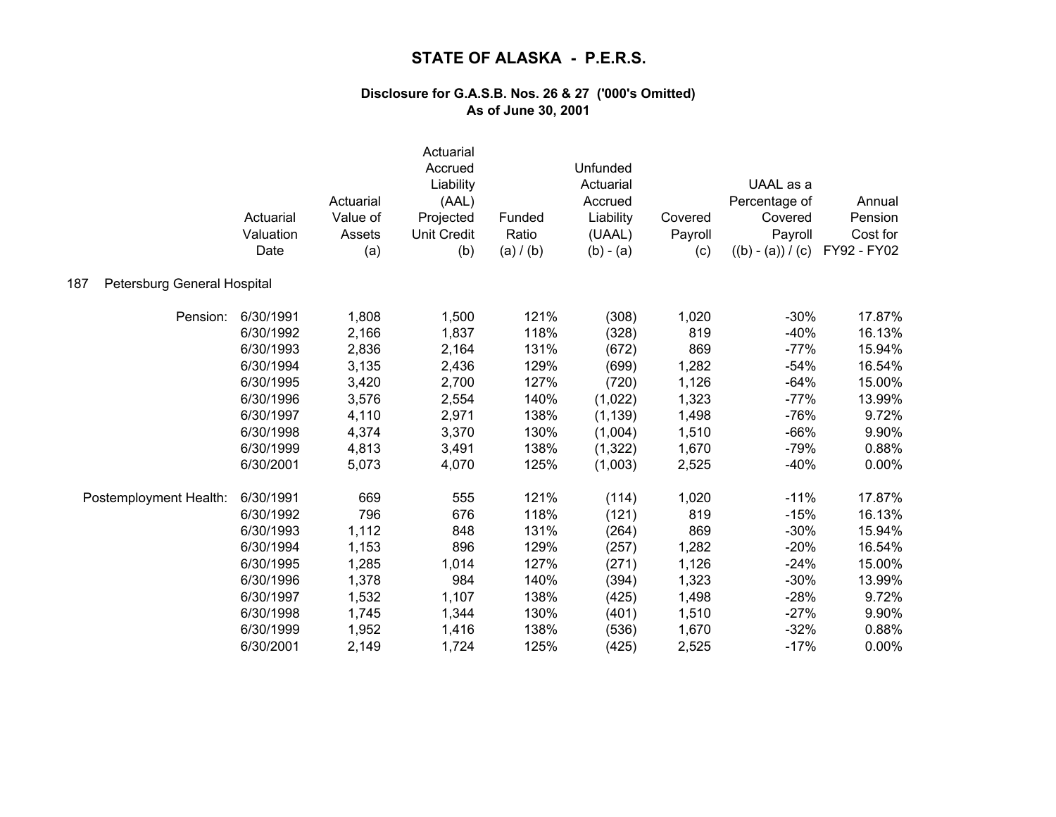# STATE OF ALASKA - P.E.R.S.

### Disclosure for G.A.S.B. Nos. 26 & 27 ('000's Omitted)
### As of June 30, 2001

187 Petersburg General Hospital

| | Actuarial Valuation Date | Actuarial Value of Assets (a) | Actuarial Accrued Liability (AAL) Projected Unit Credit (b) | Funded Ratio (a) / (b) | Unfunded Actuarial Accrued Liability (UAAL) (b) - (a) | Covered Payroll (c) | UAAL as a Percentage of Covered Payroll ((b) - (a)) / (c) | Annual Pension Cost for FY92 - FY02 |
|---|---|---|---|---|---|---|---|---|
| Pension: | 6/30/1991 | 1,808 | 1,500 | 121% | (308) | 1,020 | -30% | 17.87% |
| | 6/30/1992 | 2,166 | 1,837 | 118% | (328) | 819 | -40% | 16.13% |
| | 6/30/1993 | 2,836 | 2,164 | 131% | (672) | 869 | -77% | 15.94% |
| | 6/30/1994 | 3,135 | 2,436 | 129% | (699) | 1,282 | -54% | 16.54% |
| | 6/30/1995 | 3,420 | 2,700 | 127% | (720) | 1,126 | -64% | 15.00% |
| | 6/30/1996 | 3,576 | 2,554 | 140% | (1,022) | 1,323 | -77% | 13.99% |
| | 6/30/1997 | 4,110 | 2,971 | 138% | (1,139) | 1,498 | -76% | 9.72% |
| | 6/30/1998 | 4,374 | 3,370 | 130% | (1,004) | 1,510 | -66% | 9.90% |
| | 6/30/1999 | 4,813 | 3,491 | 138% | (1,322) | 1,670 | -79% | 0.88% |
| | 6/30/2001 | 5,073 | 4,070 | 125% | (1,003) | 2,525 | -40% | 0.00% |
| Postemployment Health: | 6/30/1991 | 669 | 555 | 121% | (114) | 1,020 | -11% | 17.87% |
| | 6/30/1992 | 796 | 676 | 118% | (121) | 819 | -15% | 16.13% |
| | 6/30/1993 | 1,112 | 848 | 131% | (264) | 869 | -30% | 15.94% |
| | 6/30/1994 | 1,153 | 896 | 129% | (257) | 1,282 | -20% | 16.54% |
| | 6/30/1995 | 1,285 | 1,014 | 127% | (271) | 1,126 | -24% | 15.00% |
| | 6/30/1996 | 1,378 | 984 | 140% | (394) | 1,323 | -30% | 13.99% |
| | 6/30/1997 | 1,532 | 1,107 | 138% | (425) | 1,498 | -28% | 9.72% |
| | 6/30/1998 | 1,745 | 1,344 | 130% | (401) | 1,510 | -27% | 9.90% |
| | 6/30/1999 | 1,952 | 1,416 | 138% | (536) | 1,670 | -32% | 0.88% |
| | 6/30/2001 | 2,149 | 1,724 | 125% | (425) | 2,525 | -17% | 0.00% |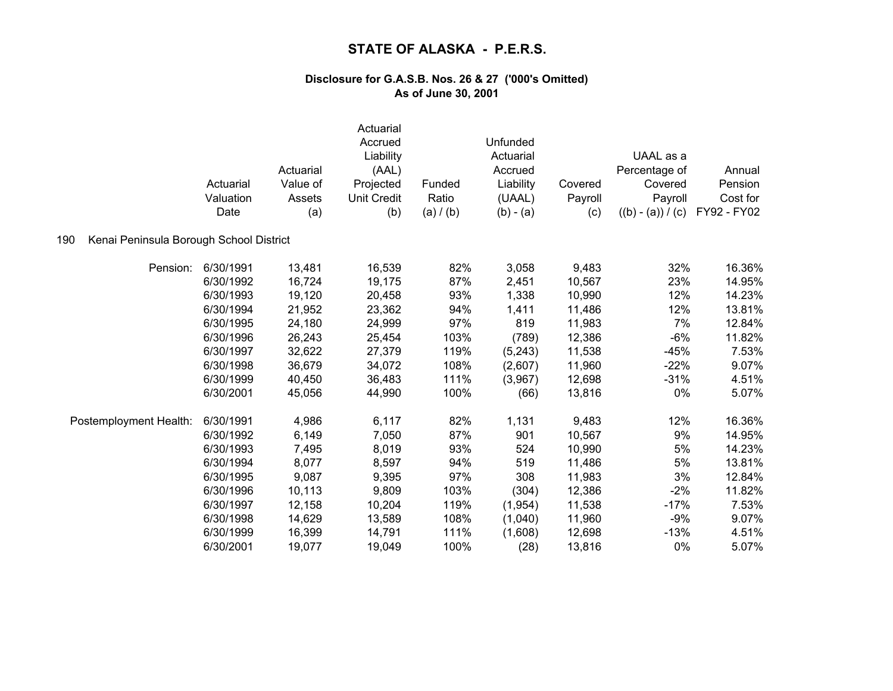# STATE OF ALASKA - P.E.R.S.

### Disclosure for G.A.S.B. Nos. 26 & 27 ('000's Omitted)
### As of June 30, 2001

190 Kenai Peninsula Borough School District

| | Actuarial Valuation Date | Actuarial Value of Assets (a) | Actuarial Accrued Liability (AAL) Projected Unit Credit (b) | Funded Ratio (a) / (b) | Unfunded Actuarial Accrued Liability (UAAL) (b) - (a) | Covered Payroll (c) | UAAL as a Percentage of Covered Payroll ((b) - (a)) / (c) | Annual Pension Cost for FY92 - FY02 |
|---|---|---|---|---|---|---|---|---|
| Pension: | 6/30/1991 | 13,481 | 16,539 | 82% | 3,058 | 9,483 | 32% | 16.36% |
| | 6/30/1992 | 16,724 | 19,175 | 87% | 2,451 | 10,567 | 23% | 14.95% |
| | 6/30/1993 | 19,120 | 20,458 | 93% | 1,338 | 10,990 | 12% | 14.23% |
| | 6/30/1994 | 21,952 | 23,362 | 94% | 1,411 | 11,486 | 12% | 13.81% |
| | 6/30/1995 | 24,180 | 24,999 | 97% | 819 | 11,983 | 7% | 12.84% |
| | 6/30/1996 | 26,243 | 25,454 | 103% | (789) | 12,386 | -6% | 11.82% |
| | 6/30/1997 | 32,622 | 27,379 | 119% | (5,243) | 11,538 | -45% | 7.53% |
| | 6/30/1998 | 36,679 | 34,072 | 108% | (2,607) | 11,960 | -22% | 9.07% |
| | 6/30/1999 | 40,450 | 36,483 | 111% | (3,967) | 12,698 | -31% | 4.51% |
| | 6/30/2001 | 45,056 | 44,990 | 100% | (66) | 13,816 | 0% | 5.07% |
| Postemployment Health: | 6/30/1991 | 4,986 | 6,117 | 82% | 1,131 | 9,483 | 12% | 16.36% |
| | 6/30/1992 | 6,149 | 7,050 | 87% | 901 | 10,567 | 9% | 14.95% |
| | 6/30/1993 | 7,495 | 8,019 | 93% | 524 | 10,990 | 5% | 14.23% |
| | 6/30/1994 | 8,077 | 8,597 | 94% | 519 | 11,486 | 5% | 13.81% |
| | 6/30/1995 | 9,087 | 9,395 | 97% | 308 | 11,983 | 3% | 12.84% |
| | 6/30/1996 | 10,113 | 9,809 | 103% | (304) | 12,386 | -2% | 11.82% |
| | 6/30/1997 | 12,158 | 10,204 | 119% | (1,954) | 11,538 | -17% | 7.53% |
| | 6/30/1998 | 14,629 | 13,589 | 108% | (1,040) | 11,960 | -9% | 9.07% |
| | 6/30/1999 | 16,399 | 14,791 | 111% | (1,608) | 12,698 | -13% | 4.51% |
| | 6/30/2001 | 19,077 | 19,049 | 100% | (28) | 13,816 | 0% | 5.07% |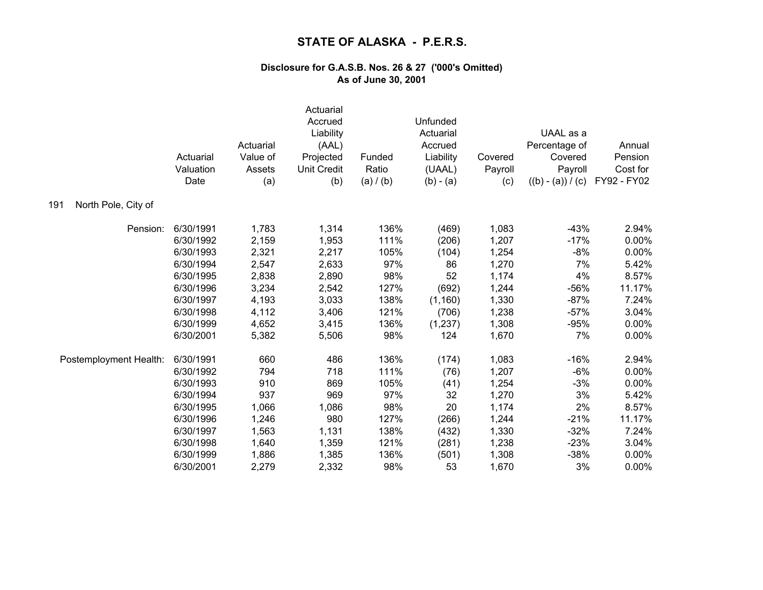# STATE OF ALASKA - P.E.R.S.

### Disclosure for G.A.S.B. Nos. 26 & 27 ('000's Omitted)
### As of June 30, 2001

191 North Pole, City of

| | Actuarial Valuation Date | Actuarial Value of Assets (a) | Actuarial Accrued Liability (AAL) Projected Unit Credit (b) | Funded Ratio (a) / (b) | Unfunded Actuarial Accrued Liability (UAAL) (b) - (a) | Covered Payroll (c) | UAAL as a Percentage of Covered Payroll ((b) - (a)) / (c) | Annual Pension Cost for FY92 - FY02 |
|---|---|---|---|---|---|---|---|---|
| Pension: | 6/30/1991 | 1,783 | 1,314 | 136% | (469) | 1,083 | -43% | 2.94% |
| | 6/30/1992 | 2,159 | 1,953 | 111% | (206) | 1,207 | -17% | 0.00% |
| | 6/30/1993 | 2,321 | 2,217 | 105% | (104) | 1,254 | -8% | 0.00% |
| | 6/30/1994 | 2,547 | 2,633 | 97% | 86 | 1,270 | 7% | 5.42% |
| | 6/30/1995 | 2,838 | 2,890 | 98% | 52 | 1,174 | 4% | 8.57% |
| | 6/30/1996 | 3,234 | 2,542 | 127% | (692) | 1,244 | -56% | 11.17% |
| | 6/30/1997 | 4,193 | 3,033 | 138% | (1,160) | 1,330 | -87% | 7.24% |
| | 6/30/1998 | 4,112 | 3,406 | 121% | (706) | 1,238 | -57% | 3.04% |
| | 6/30/1999 | 4,652 | 3,415 | 136% | (1,237) | 1,308 | -95% | 0.00% |
| | 6/30/2001 | 5,382 | 5,506 | 98% | 124 | 1,670 | 7% | 0.00% |
| Postemployment Health: | 6/30/1991 | 660 | 486 | 136% | (174) | 1,083 | -16% | 2.94% |
| | 6/30/1992 | 794 | 718 | 111% | (76) | 1,207 | -6% | 0.00% |
| | 6/30/1993 | 910 | 869 | 105% | (41) | 1,254 | -3% | 0.00% |
| | 6/30/1994 | 937 | 969 | 97% | 32 | 1,270 | 3% | 5.42% |
| | 6/30/1995 | 1,066 | 1,086 | 98% | 20 | 1,174 | 2% | 8.57% |
| | 6/30/1996 | 1,246 | 980 | 127% | (266) | 1,244 | -21% | 11.17% |
| | 6/30/1997 | 1,563 | 1,131 | 138% | (432) | 1,330 | -32% | 7.24% |
| | 6/30/1998 | 1,640 | 1,359 | 121% | (281) | 1,238 | -23% | 3.04% |
| | 6/30/1999 | 1,886 | 1,385 | 136% | (501) | 1,308 | -38% | 0.00% |
| | 6/30/2001 | 2,279 | 2,332 | 98% | 53 | 1,670 | 3% | 0.00% |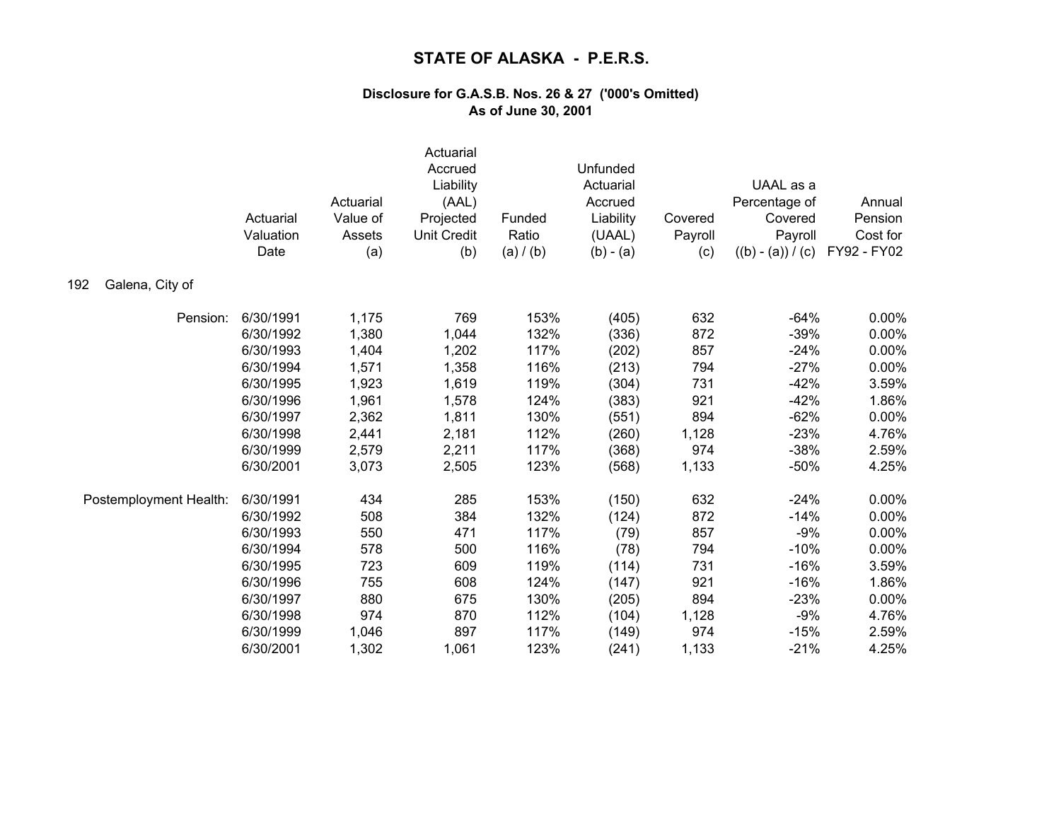# STATE OF ALASKA - P.E.R.S.

### Disclosure for G.A.S.B. Nos. 26 & 27 ('000's Omitted)
### As of June 30, 2001

192 Galena, City of

| | Actuarial Valuation Date | Actuarial Value of Assets (a) | Actuarial Accrued Liability (AAL) Projected Unit Credit (b) | Funded Ratio (a) / (b) | Unfunded Actuarial Accrued Liability (UAAL) (b) - (a) | Covered Payroll (c) | UAAL as a Percentage of Covered Payroll ((b) - (a)) / (c) | Annual Pension Cost for FY92 - FY02 |
|---|---|---|---|---|---|---|---|---|
| Pension: | 6/30/1991 | 1,175 | 769 | 153% | (405) | 632 | -64% | 0.00% |
| | 6/30/1992 | 1,380 | 1,044 | 132% | (336) | 872 | -39% | 0.00% |
| | 6/30/1993 | 1,404 | 1,202 | 117% | (202) | 857 | -24% | 0.00% |
| | 6/30/1994 | 1,571 | 1,358 | 116% | (213) | 794 | -27% | 0.00% |
| | 6/30/1995 | 1,923 | 1,619 | 119% | (304) | 731 | -42% | 3.59% |
| | 6/30/1996 | 1,961 | 1,578 | 124% | (383) | 921 | -42% | 1.86% |
| | 6/30/1997 | 2,362 | 1,811 | 130% | (551) | 894 | -62% | 0.00% |
| | 6/30/1998 | 2,441 | 2,181 | 112% | (260) | 1,128 | -23% | 4.76% |
| | 6/30/1999 | 2,579 | 2,211 | 117% | (368) | 974 | -38% | 2.59% |
| | 6/30/2001 | 3,073 | 2,505 | 123% | (568) | 1,133 | -50% | 4.25% |
| Postemployment Health: | 6/30/1991 | 434 | 285 | 153% | (150) | 632 | -24% | 0.00% |
| | 6/30/1992 | 508 | 384 | 132% | (124) | 872 | -14% | 0.00% |
| | 6/30/1993 | 550 | 471 | 117% | (79) | 857 | -9% | 0.00% |
| | 6/30/1994 | 578 | 500 | 116% | (78) | 794 | -10% | 0.00% |
| | 6/30/1995 | 723 | 609 | 119% | (114) | 731 | -16% | 3.59% |
| | 6/30/1996 | 755 | 608 | 124% | (147) | 921 | -16% | 1.86% |
| | 6/30/1997 | 880 | 675 | 130% | (205) | 894 | -23% | 0.00% |
| | 6/30/1998 | 974 | 870 | 112% | (104) | 1,128 | -9% | 4.76% |
| | 6/30/1999 | 1,046 | 897 | 117% | (149) | 974 | -15% | 2.59% |
| | 6/30/2001 | 1,302 | 1,061 | 123% | (241) | 1,133 | -21% | 4.25% |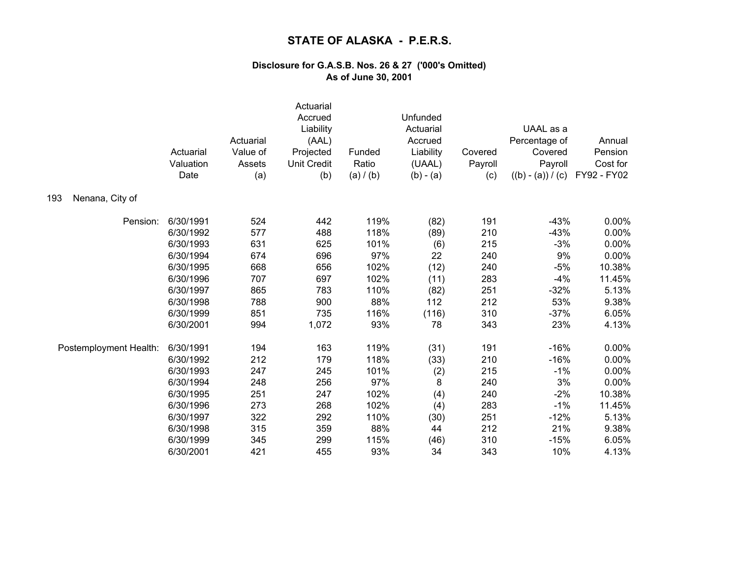# STATE OF ALASKA - P.E.R.S.

### Disclosure for G.A.S.B. Nos. 26 & 27 ('000's Omitted)
### As of June 30, 2001

193 Nenana, City of

| | Actuarial Valuation Date | Actuarial Value of Assets (a) | Actuarial Accrued Liability (AAL) Projected Unit Credit (b) | Funded Ratio (a) / (b) | Unfunded Actuarial Accrued Liability (UAAL) (b) - (a) | Covered Payroll (c) | UAAL as a Percentage of Covered Payroll ((b) - (a)) / (c) | Annual Pension Cost for FY92 - FY02 |
|---|---|---|---|---|---|---|---|---|
| Pension: | 6/30/1991 | 524 | 442 | 119% | (82) | 191 | -43% | 0.00% |
| | 6/30/1992 | 577 | 488 | 118% | (89) | 210 | -43% | 0.00% |
| | 6/30/1993 | 631 | 625 | 101% | (6) | 215 | -3% | 0.00% |
| | 6/30/1994 | 674 | 696 | 97% | 22 | 240 | 9% | 0.00% |
| | 6/30/1995 | 668 | 656 | 102% | (12) | 240 | -5% | 10.38% |
| | 6/30/1996 | 707 | 697 | 102% | (11) | 283 | -4% | 11.45% |
| | 6/30/1997 | 865 | 783 | 110% | (82) | 251 | -32% | 5.13% |
| | 6/30/1998 | 788 | 900 | 88% | 112 | 212 | 53% | 9.38% |
| | 6/30/1999 | 851 | 735 | 116% | (116) | 310 | -37% | 6.05% |
| | 6/30/2001 | 994 | 1,072 | 93% | 78 | 343 | 23% | 4.13% |
| Postemployment Health: | 6/30/1991 | 194 | 163 | 119% | (31) | 191 | -16% | 0.00% |
| | 6/30/1992 | 212 | 179 | 118% | (33) | 210 | -16% | 0.00% |
| | 6/30/1993 | 247 | 245 | 101% | (2) | 215 | -1% | 0.00% |
| | 6/30/1994 | 248 | 256 | 97% | 8 | 240 | 3% | 0.00% |
| | 6/30/1995 | 251 | 247 | 102% | (4) | 240 | -2% | 10.38% |
| | 6/30/1996 | 273 | 268 | 102% | (4) | 283 | -1% | 11.45% |
| | 6/30/1997 | 322 | 292 | 110% | (30) | 251 | -12% | 5.13% |
| | 6/30/1998 | 315 | 359 | 88% | 44 | 212 | 21% | 9.38% |
| | 6/30/1999 | 345 | 299 | 115% | (46) | 310 | -15% | 6.05% |
| | 6/30/2001 | 421 | 455 | 93% | 34 | 343 | 10% | 4.13% |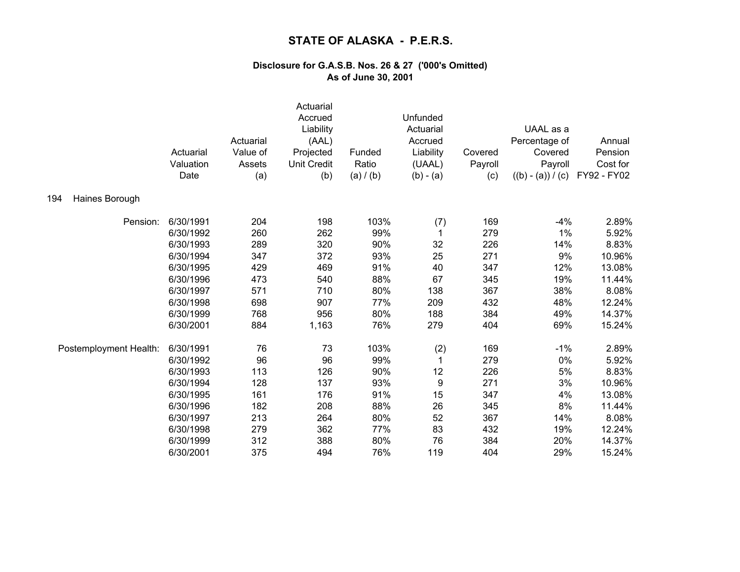# STATE OF ALASKA - P.E.R.S.

## Disclosure for G.A.S.B. Nos. 26 & 27 ('000's Omitted)
## As of June 30, 2001

194 Haines Borough

| | Actuarial Valuation Date | Actuarial Value of Assets (a) | Actuarial Accrued Liability (AAL) Projected Unit Credit (b) | Funded Ratio (a) / (b) | Unfunded Actuarial Accrued Liability (UAAL) (b) - (a) | Covered Payroll (c) | UAAL as a Percentage of Covered Payroll ((b) - (a)) / (c) | Annual Pension Cost for FY92 - FY02 |
|---|---|---|---|---|---|---|---|---|
| Pension: | 6/30/1991 | 204 | 198 | 103% | (7) | 169 | -4% | 2.89% |
| | 6/30/1992 | 260 | 262 | 99% | 1 | 279 | 1% | 5.92% |
| | 6/30/1993 | 289 | 320 | 90% | 32 | 226 | 14% | 8.83% |
| | 6/30/1994 | 347 | 372 | 93% | 25 | 271 | 9% | 10.96% |
| | 6/30/1995 | 429 | 469 | 91% | 40 | 347 | 12% | 13.08% |
| | 6/30/1996 | 473 | 540 | 88% | 67 | 345 | 19% | 11.44% |
| | 6/30/1997 | 571 | 710 | 80% | 138 | 367 | 38% | 8.08% |
| | 6/30/1998 | 698 | 907 | 77% | 209 | 432 | 48% | 12.24% |
| | 6/30/1999 | 768 | 956 | 80% | 188 | 384 | 49% | 14.37% |
| | 6/30/2001 | 884 | 1,163 | 76% | 279 | 404 | 69% | 15.24% |
| Postemployment Health: | 6/30/1991 | 76 | 73 | 103% | (2) | 169 | -1% | 2.89% |
| | 6/30/1992 | 96 | 96 | 99% | 1 | 279 | 0% | 5.92% |
| | 6/30/1993 | 113 | 126 | 90% | 12 | 226 | 5% | 8.83% |
| | 6/30/1994 | 128 | 137 | 93% | 9 | 271 | 3% | 10.96% |
| | 6/30/1995 | 161 | 176 | 91% | 15 | 347 | 4% | 13.08% |
| | 6/30/1996 | 182 | 208 | 88% | 26 | 345 | 8% | 11.44% |
| | 6/30/1997 | 213 | 264 | 80% | 52 | 367 | 14% | 8.08% |
| | 6/30/1998 | 279 | 362 | 77% | 83 | 432 | 19% | 12.24% |
| | 6/30/1999 | 312 | 388 | 80% | 76 | 384 | 20% | 14.37% |
| | 6/30/2001 | 375 | 494 | 76% | 119 | 404 | 29% | 15.24% |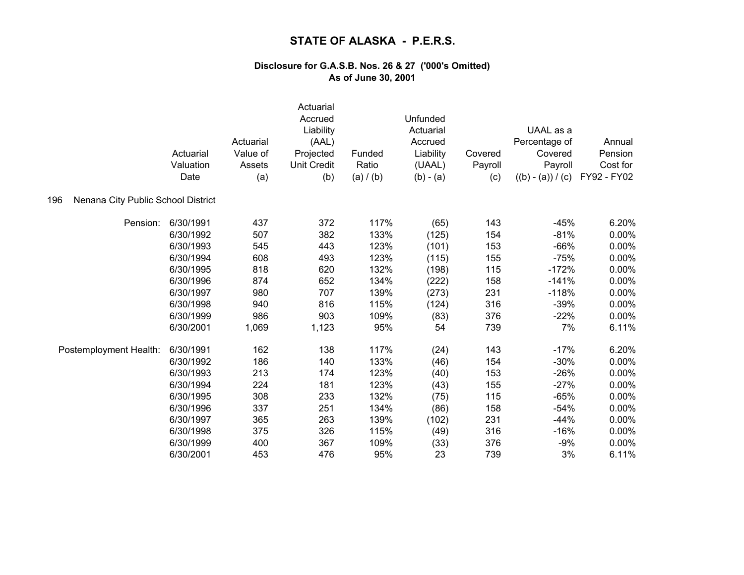# STATE OF ALASKA - P.E.R.S.

### Disclosure for G.A.S.B. Nos. 26 & 27 ('000's Omitted)
### As of June 30, 2001

| | Actuarial Valuation Date | Actuarial Value of Assets (a) | Actuarial Accrued Liability (AAL) Projected Unit Credit (b) | Funded Ratio (a) / (b) | Unfunded Actuarial Accrued Liability (UAAL) (b) - (a) | Covered Payroll (c) | UAAL as a Percentage of Covered Payroll ((b) - (a)) / (c) | Annual Pension Cost for FY92 - FY02 |
|---|---|---|---|---|---|---|---|---|
| **196 Nenana City Public School District** | | | | | | | | |
| Pension: | 6/30/1991 | 437 | 372 | 117% | (65) | 143 | -45% | 6.20% |
| | 6/30/1992 | 507 | 382 | 133% | (125) | 154 | -81% | 0.00% |
| | 6/30/1993 | 545 | 443 | 123% | (101) | 153 | -66% | 0.00% |
| | 6/30/1994 | 608 | 493 | 123% | (115) | 155 | -75% | 0.00% |
| | 6/30/1995 | 818 | 620 | 132% | (198) | 115 | -172% | 0.00% |
| | 6/30/1996 | 874 | 652 | 134% | (222) | 158 | -141% | 0.00% |
| | 6/30/1997 | 980 | 707 | 139% | (273) | 231 | -118% | 0.00% |
| | 6/30/1998 | 940 | 816 | 115% | (124) | 316 | -39% | 0.00% |
| | 6/30/1999 | 986 | 903 | 109% | (83) | 376 | -22% | 0.00% |
| | 6/30/2001 | 1,069 | 1,123 | 95% | 54 | 739 | 7% | 6.11% |
| Postemployment Health: | 6/30/1991 | 162 | 138 | 117% | (24) | 143 | -17% | 6.20% |
| | 6/30/1992 | 186 | 140 | 133% | (46) | 154 | -30% | 0.00% |
| | 6/30/1993 | 213 | 174 | 123% | (40) | 153 | -26% | 0.00% |
| | 6/30/1994 | 224 | 181 | 123% | (43) | 155 | -27% | 0.00% |
| | 6/30/1995 | 308 | 233 | 132% | (75) | 115 | -65% | 0.00% |
| | 6/30/1996 | 337 | 251 | 134% | (86) | 158 | -54% | 0.00% |
| | 6/30/1997 | 365 | 263 | 139% | (102) | 231 | -44% | 0.00% |
| | 6/30/1998 | 375 | 326 | 115% | (49) | 316 | -16% | 0.00% |
| | 6/30/1999 | 400 | 367 | 109% | (33) | 376 | -9% | 0.00% |
| | 6/30/2001 | 453 | 476 | 95% | 23 | 739 | 3% | 6.11% |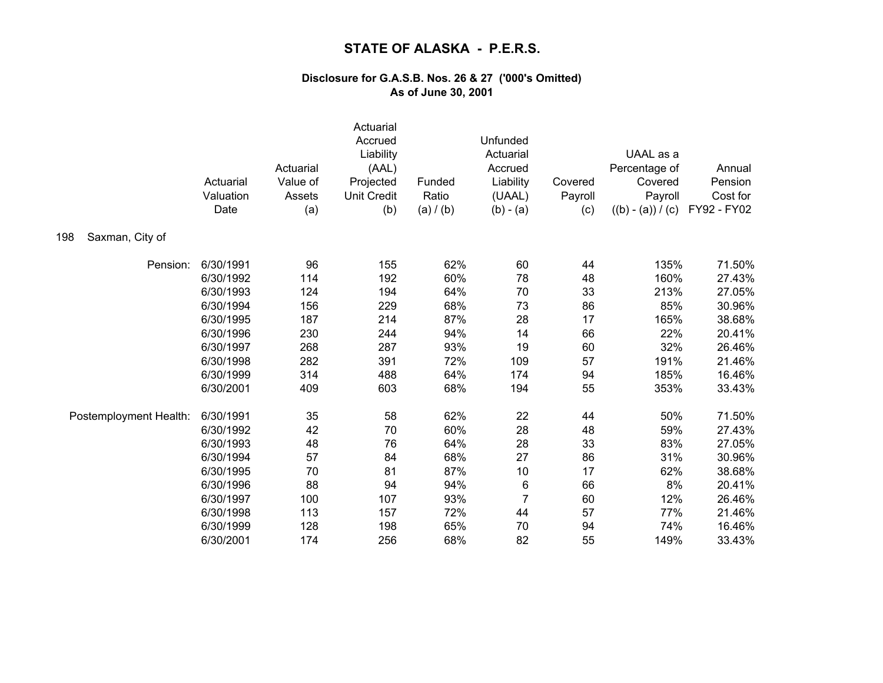# STATE OF ALASKA - P.E.R.S.

### Disclosure for G.A.S.B. Nos. 26 & 27 ('000's Omitted)
### As of June 30, 2001

198 Saxman, City of

| | Actuarial Valuation Date | Actuarial Value of Assets (a) | Actuarial Accrued Liability (AAL) Projected Unit Credit (b) | Funded Ratio (a) / (b) | Unfunded Actuarial Accrued Liability (UAAL) (b) - (a) | Covered Payroll (c) | UAAL as a Percentage of Covered Payroll ((b) - (a)) / (c) | Annual Pension Cost for FY92 - FY02 |
|---|---|---|---|---|---|---|---|---|
| Pension: | 6/30/1991 | 96 | 155 | 62% | 60 | 44 | 135% | 71.50% |
| | 6/30/1992 | 114 | 192 | 60% | 78 | 48 | 160% | 27.43% |
| | 6/30/1993 | 124 | 194 | 64% | 70 | 33 | 213% | 27.05% |
| | 6/30/1994 | 156 | 229 | 68% | 73 | 86 | 85% | 30.96% |
| | 6/30/1995 | 187 | 214 | 87% | 28 | 17 | 165% | 38.68% |
| | 6/30/1996 | 230 | 244 | 94% | 14 | 66 | 22% | 20.41% |
| | 6/30/1997 | 268 | 287 | 93% | 19 | 60 | 32% | 26.46% |
| | 6/30/1998 | 282 | 391 | 72% | 109 | 57 | 191% | 21.46% |
| | 6/30/1999 | 314 | 488 | 64% | 174 | 94 | 185% | 16.46% |
| | 6/30/2001 | 409 | 603 | 68% | 194 | 55 | 353% | 33.43% |
| Postemployment Health: | 6/30/1991 | 35 | 58 | 62% | 22 | 44 | 50% | 71.50% |
| | 6/30/1992 | 42 | 70 | 60% | 28 | 48 | 59% | 27.43% |
| | 6/30/1993 | 48 | 76 | 64% | 28 | 33 | 83% | 27.05% |
| | 6/30/1994 | 57 | 84 | 68% | 27 | 86 | 31% | 30.96% |
| | 6/30/1995 | 70 | 81 | 87% | 10 | 17 | 62% | 38.68% |
| | 6/30/1996 | 88 | 94 | 94% | 6 | 66 | 8% | 20.41% |
| | 6/30/1997 | 100 | 107 | 93% | 7 | 60 | 12% | 26.46% |
| | 6/30/1998 | 113 | 157 | 72% | 44 | 57 | 77% | 21.46% |
| | 6/30/1999 | 128 | 198 | 65% | 70 | 94 | 74% | 16.46% |
| | 6/30/2001 | 174 | 256 | 68% | 82 | 55 | 149% | 33.43% |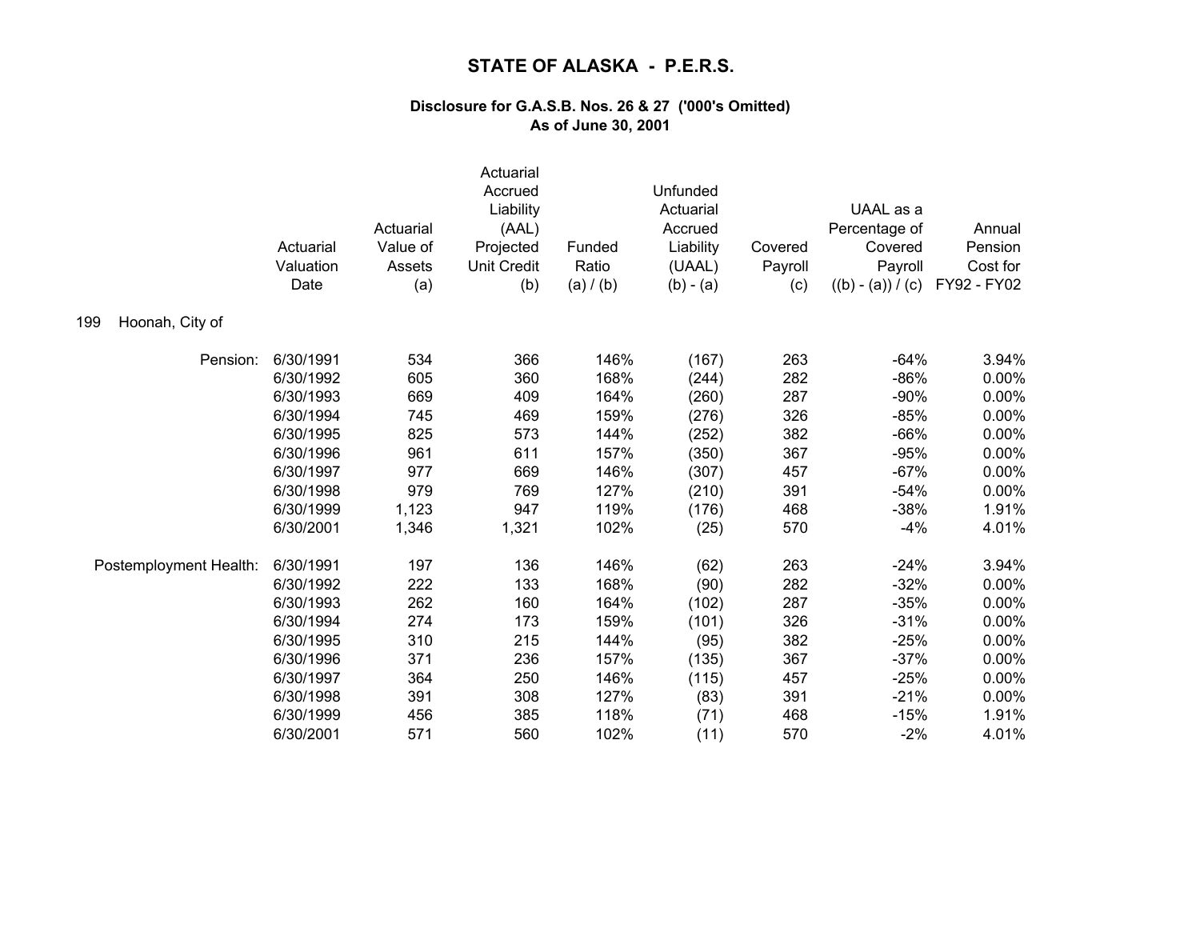# STATE OF ALASKA - P.E.R.S.

### Disclosure for G.A.S.B. Nos. 26 & 27 ('000's Omitted)
### As of June 30, 2001

199 Hoonah, City of

| | Actuarial Valuation Date | Actuarial Value of Assets (a) | Actuarial Accrued Liability (AAL) Projected Unit Credit (b) | Funded Ratio (a) / (b) | Unfunded Actuarial Accrued Liability (UAAL) (b) - (a) | Covered Payroll (c) | UAAL as a Percentage of Covered Payroll ((b) - (a)) / (c) | Annual Pension Cost for FY92 - FY02 |
|---|---|---|---|---|---|---|---|---|
| Pension: | 6/30/1991 | 534 | 366 | 146% | (167) | 263 | -64% | 3.94% |
| | 6/30/1992 | 605 | 360 | 168% | (244) | 282 | -86% | 0.00% |
| | 6/30/1993 | 669 | 409 | 164% | (260) | 287 | -90% | 0.00% |
| | 6/30/1994 | 745 | 469 | 159% | (276) | 326 | -85% | 0.00% |
| | 6/30/1995 | 825 | 573 | 144% | (252) | 382 | -66% | 0.00% |
| | 6/30/1996 | 961 | 611 | 157% | (350) | 367 | -95% | 0.00% |
| | 6/30/1997 | 977 | 669 | 146% | (307) | 457 | -67% | 0.00% |
| | 6/30/1998 | 979 | 769 | 127% | (210) | 391 | -54% | 0.00% |
| | 6/30/1999 | 1,123 | 947 | 119% | (176) | 468 | -38% | 1.91% |
| | 6/30/2001 | 1,346 | 1,321 | 102% | (25) | 570 | -4% | 4.01% |
| Postemployment Health: | 6/30/1991 | 197 | 136 | 146% | (62) | 263 | -24% | 3.94% |
| | 6/30/1992 | 222 | 133 | 168% | (90) | 282 | -32% | 0.00% |
| | 6/30/1993 | 262 | 160 | 164% | (102) | 287 | -35% | 0.00% |
| | 6/30/1994 | 274 | 173 | 159% | (101) | 326 | -31% | 0.00% |
| | 6/30/1995 | 310 | 215 | 144% | (95) | 382 | -25% | 0.00% |
| | 6/30/1996 | 371 | 236 | 157% | (135) | 367 | -37% | 0.00% |
| | 6/30/1997 | 364 | 250 | 146% | (115) | 457 | -25% | 0.00% |
| | 6/30/1998 | 391 | 308 | 127% | (83) | 391 | -21% | 0.00% |
| | 6/30/1999 | 456 | 385 | 118% | (71) | 468 | -15% | 1.91% |
| | 6/30/2001 | 571 | 560 | 102% | (11) | 570 | -2% | 4.01% |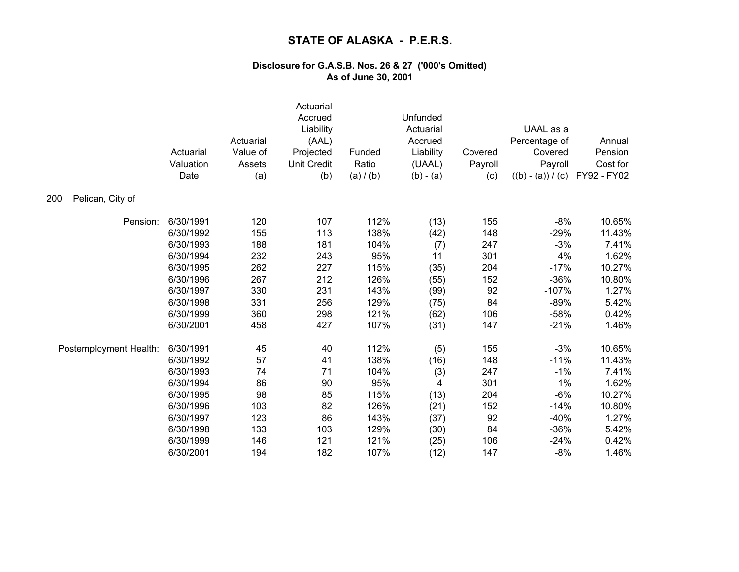# STATE OF ALASKA - P.E.R.S.

### Disclosure for G.A.S.B. Nos. 26 & 27 ('000's Omitted)
### As of June 30, 2001

200 Pelican, City of

| | Actuarial Valuation Date | Actuarial Value of Assets (a) | Actuarial Accrued Liability (AAL) Projected Unit Credit (b) | Funded Ratio (a) / (b) | Unfunded Actuarial Accrued Liability (UAAL) (b) - (a) | Covered Payroll (c) | UAAL as a Percentage of Covered Payroll ((b) - (a)) / (c) | Annual Pension Cost for FY92 - FY02 |
|---|---|---|---|---|---|---|---|---|
| Pension: | 6/30/1991 | 120 | 107 | 112% | (13) | 155 | -8% | 10.65% |
| | 6/30/1992 | 155 | 113 | 138% | (42) | 148 | -29% | 11.43% |
| | 6/30/1993 | 188 | 181 | 104% | (7) | 247 | -3% | 7.41% |
| | 6/30/1994 | 232 | 243 | 95% | 11 | 301 | 4% | 1.62% |
| | 6/30/1995 | 262 | 227 | 115% | (35) | 204 | -17% | 10.27% |
| | 6/30/1996 | 267 | 212 | 126% | (55) | 152 | -36% | 10.80% |
| | 6/30/1997 | 330 | 231 | 143% | (99) | 92 | -107% | 1.27% |
| | 6/30/1998 | 331 | 256 | 129% | (75) | 84 | -89% | 5.42% |
| | 6/30/1999 | 360 | 298 | 121% | (62) | 106 | -58% | 0.42% |
| | 6/30/2001 | 458 | 427 | 107% | (31) | 147 | -21% | 1.46% |
| Postemployment Health: | 6/30/1991 | 45 | 40 | 112% | (5) | 155 | -3% | 10.65% |
| | 6/30/1992 | 57 | 41 | 138% | (16) | 148 | -11% | 11.43% |
| | 6/30/1993 | 74 | 71 | 104% | (3) | 247 | -1% | 7.41% |
| | 6/30/1994 | 86 | 90 | 95% | 4 | 301 | 1% | 1.62% |
| | 6/30/1995 | 98 | 85 | 115% | (13) | 204 | -6% | 10.27% |
| | 6/30/1996 | 103 | 82 | 126% | (21) | 152 | -14% | 10.80% |
| | 6/30/1997 | 123 | 86 | 143% | (37) | 92 | -40% | 1.27% |
| | 6/30/1998 | 133 | 103 | 129% | (30) | 84 | -36% | 5.42% |
| | 6/30/1999 | 146 | 121 | 121% | (25) | 106 | -24% | 0.42% |
| | 6/30/2001 | 194 | 182 | 107% | (12) | 147 | -8% | 1.46% |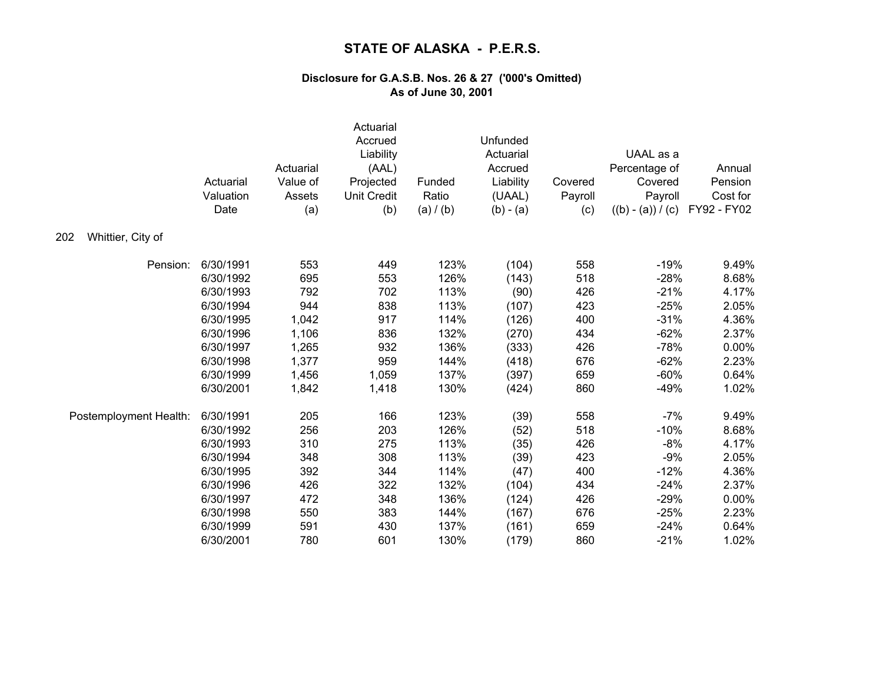# STATE OF ALASKA - P.E.R.S.

### Disclosure for G.A.S.B. Nos. 26 & 27 ('000's Omitted)
### As of June 30, 2001

202 Whittier, City of

| | Actuarial Valuation Date | Actuarial Value of Assets (a) | Actuarial Accrued Liability (AAL) Projected Unit Credit (b) | Funded Ratio (a) / (b) | Unfunded Actuarial Accrued Liability (UAAL) (b) - (a) | Covered Payroll (c) | UAAL as a Percentage of Covered Payroll ((b) - (a)) / (c) | Annual Pension Cost for FY92 - FY02 |
|---|---|---|---|---|---|---|---|---|
| Pension: | 6/30/1991 | 553 | 449 | 123% | (104) | 558 | -19% | 9.49% |
| | 6/30/1992 | 695 | 553 | 126% | (143) | 518 | -28% | 8.68% |
| | 6/30/1993 | 792 | 702 | 113% | (90) | 426 | -21% | 4.17% |
| | 6/30/1994 | 944 | 838 | 113% | (107) | 423 | -25% | 2.05% |
| | 6/30/1995 | 1,042 | 917 | 114% | (126) | 400 | -31% | 4.36% |
| | 6/30/1996 | 1,106 | 836 | 132% | (270) | 434 | -62% | 2.37% |
| | 6/30/1997 | 1,265 | 932 | 136% | (333) | 426 | -78% | 0.00% |
| | 6/30/1998 | 1,377 | 959 | 144% | (418) | 676 | -62% | 2.23% |
| | 6/30/1999 | 1,456 | 1,059 | 137% | (397) | 659 | -60% | 0.64% |
| | 6/30/2001 | 1,842 | 1,418 | 130% | (424) | 860 | -49% | 1.02% |
| Postemployment Health: | 6/30/1991 | 205 | 166 | 123% | (39) | 558 | -7% | 9.49% |
| | 6/30/1992 | 256 | 203 | 126% | (52) | 518 | -10% | 8.68% |
| | 6/30/1993 | 310 | 275 | 113% | (35) | 426 | -8% | 4.17% |
| | 6/30/1994 | 348 | 308 | 113% | (39) | 423 | -9% | 2.05% |
| | 6/30/1995 | 392 | 344 | 114% | (47) | 400 | -12% | 4.36% |
| | 6/30/1996 | 426 | 322 | 132% | (104) | 434 | -24% | 2.37% |
| | 6/30/1997 | 472 | 348 | 136% | (124) | 426 | -29% | 0.00% |
| | 6/30/1998 | 550 | 383 | 144% | (167) | 676 | -25% | 2.23% |
| | 6/30/1999 | 591 | 430 | 137% | (161) | 659 | -24% | 0.64% |
| | 6/30/2001 | 780 | 601 | 130% | (179) | 860 | -21% | 1.02% |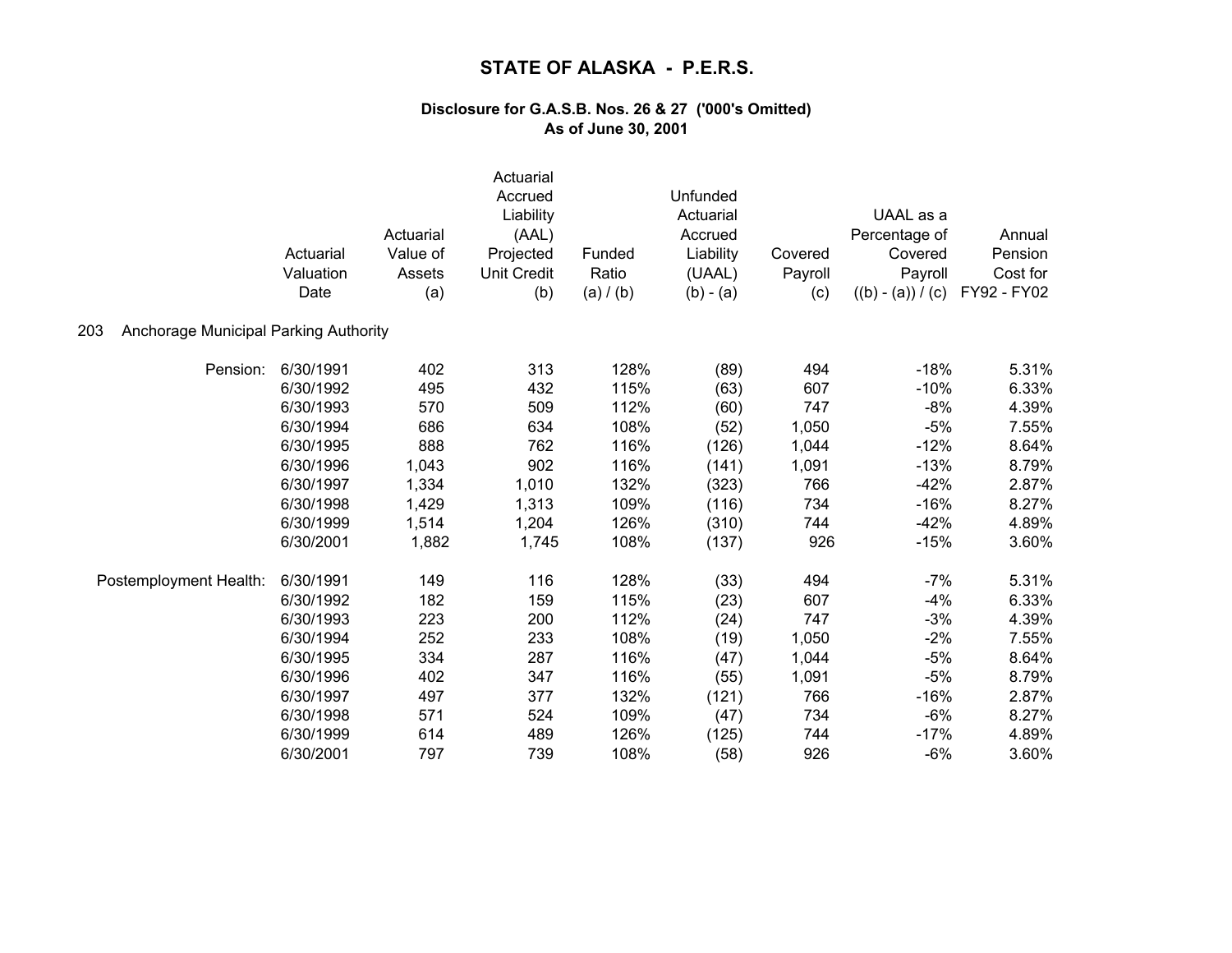# STATE OF ALASKA - P.E.R.S.

### Disclosure for G.A.S.B. Nos. 26 & 27 ('000's Omitted)
### As of June 30, 2001

203 Anchorage Municipal Parking Authority

| | Actuarial Valuation Date | Actuarial Value of Assets (a) | Actuarial Accrued Liability (AAL) Projected Unit Credit (b) | Funded Ratio (a) / (b) | Unfunded Actuarial Accrued Liability (UAAL) (b) - (a) | Covered Payroll (c) | UAAL as a Percentage of Covered Payroll ((b) - (a)) / (c) | Annual Pension Cost for FY92 - FY02 |
|---|---|---|---|---|---|---|---|---|
| Pension: | 6/30/1991 | 402 | 313 | 128% | (89) | 494 | -18% | 5.31% |
| | 6/30/1992 | 495 | 432 | 115% | (63) | 607 | -10% | 6.33% |
| | 6/30/1993 | 570 | 509 | 112% | (60) | 747 | -8% | 4.39% |
| | 6/30/1994 | 686 | 634 | 108% | (52) | 1,050 | -5% | 7.55% |
| | 6/30/1995 | 888 | 762 | 116% | (126) | 1,044 | -12% | 8.64% |
| | 6/30/1996 | 1,043 | 902 | 116% | (141) | 1,091 | -13% | 8.79% |
| | 6/30/1997 | 1,334 | 1,010 | 132% | (323) | 766 | -42% | 2.87% |
| | 6/30/1998 | 1,429 | 1,313 | 109% | (116) | 734 | -16% | 8.27% |
| | 6/30/1999 | 1,514 | 1,204 | 126% | (310) | 744 | -42% | 4.89% |
| | 6/30/2001 | 1,882 | 1,745 | 108% | (137) | 926 | -15% | 3.60% |
| Postemployment Health: | 6/30/1991 | 149 | 116 | 128% | (33) | 494 | -7% | 5.31% |
| | 6/30/1992 | 182 | 159 | 115% | (23) | 607 | -4% | 6.33% |
| | 6/30/1993 | 223 | 200 | 112% | (24) | 747 | -3% | 4.39% |
| | 6/30/1994 | 252 | 233 | 108% | (19) | 1,050 | -2% | 7.55% |
| | 6/30/1995 | 334 | 287 | 116% | (47) | 1,044 | -5% | 8.64% |
| | 6/30/1996 | 402 | 347 | 116% | (55) | 1,091 | -5% | 8.79% |
| | 6/30/1997 | 497 | 377 | 132% | (121) | 766 | -16% | 2.87% |
| | 6/30/1998 | 571 | 524 | 109% | (47) | 734 | -6% | 8.27% |
| | 6/30/1999 | 614 | 489 | 126% | (125) | 744 | -17% | 4.89% |
| | 6/30/2001 | 797 | 739 | 108% | (58) | 926 | -6% | 3.60% |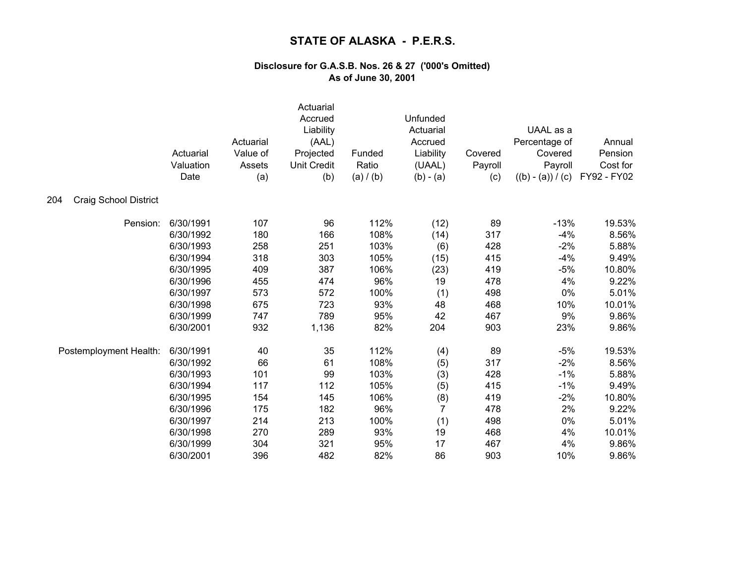# STATE OF ALASKA - P.E.R.S.

### Disclosure for G.A.S.B. Nos. 26 & 27 ('000's Omitted)
### As of June 30, 2001

**204 Craig School District**

| | Actuarial Valuation Date | Actuarial Value of Assets (a) | Actuarial Accrued Liability (AAL) Projected Unit Credit (b) | Funded Ratio (a) / (b) | Unfunded Actuarial Accrued Liability (UAAL) (b) - (a) | Covered Payroll (c) | UAAL as a Percentage of Covered Payroll ((b) - (a)) / (c) | Annual Pension Cost for FY92 - FY02 |
|---|---|---|---|---|---|---|---|---|
| Pension: | 6/30/1991 | 107 | 96 | 112% | (12) | 89 | -13% | 19.53% |
| | 6/30/1992 | 180 | 166 | 108% | (14) | 317 | -4% | 8.56% |
| | 6/30/1993 | 258 | 251 | 103% | (6) | 428 | -2% | 5.88% |
| | 6/30/1994 | 318 | 303 | 105% | (15) | 415 | -4% | 9.49% |
| | 6/30/1995 | 409 | 387 | 106% | (23) | 419 | -5% | 10.80% |
| | 6/30/1996 | 455 | 474 | 96% | 19 | 478 | 4% | 9.22% |
| | 6/30/1997 | 573 | 572 | 100% | (1) | 498 | 0% | 5.01% |
| | 6/30/1998 | 675 | 723 | 93% | 48 | 468 | 10% | 10.01% |
| | 6/30/1999 | 747 | 789 | 95% | 42 | 467 | 9% | 9.86% |
| | 6/30/2001 | 932 | 1,136 | 82% | 204 | 903 | 23% | 9.86% |
| Postemployment Health: | 6/30/1991 | 40 | 35 | 112% | (4) | 89 | -5% | 19.53% |
| | 6/30/1992 | 66 | 61 | 108% | (5) | 317 | -2% | 8.56% |
| | 6/30/1993 | 101 | 99 | 103% | (3) | 428 | -1% | 5.88% |
| | 6/30/1994 | 117 | 112 | 105% | (5) | 415 | -1% | 9.49% |
| | 6/30/1995 | 154 | 145 | 106% | (8) | 419 | -2% | 10.80% |
| | 6/30/1996 | 175 | 182 | 96% | 7 | 478 | 2% | 9.22% |
| | 6/30/1997 | 214 | 213 | 100% | (1) | 498 | 0% | 5.01% |
| | 6/30/1998 | 270 | 289 | 93% | 19 | 468 | 4% | 10.01% |
| | 6/30/1999 | 304 | 321 | 95% | 17 | 467 | 4% | 9.86% |
| | 6/30/2001 | 396 | 482 | 82% | 86 | 903 | 10% | 9.86% |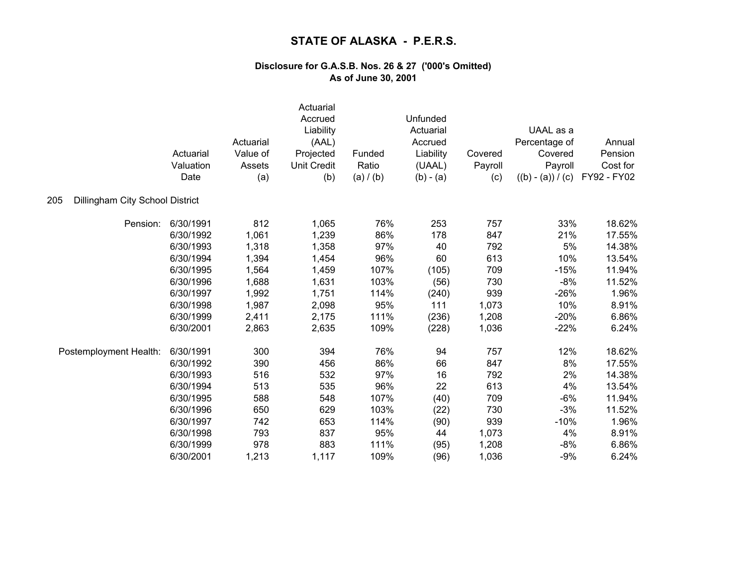# STATE OF ALASKA - P.E.R.S.

### Disclosure for G.A.S.B. Nos. 26 & 27 ('000's Omitted)
### As of June 30, 2001

| | Actuarial Valuation Date | Actuarial Value of Assets (a) | Actuarial Accrued Liability (AAL) Projected Unit Credit (b) | Funded Ratio (a) / (b) | Unfunded Actuarial Accrued Liability (UAAL) (b) - (a) | Covered Payroll (c) | UAAL as a Percentage of Covered Payroll ((b) - (a)) / (c) | Annual Pension Cost for FY92 - FY02 |
|---|---|---|---|---|---|---|---|---|
| **205 Dillingham City School District** | | | | | | | | |
| Pension: | 6/30/1991 | 812 | 1,065 | 76% | 253 | 757 | 33% | 18.62% |
| | 6/30/1992 | 1,061 | 1,239 | 86% | 178 | 847 | 21% | 17.55% |
| | 6/30/1993 | 1,318 | 1,358 | 97% | 40 | 792 | 5% | 14.38% |
| | 6/30/1994 | 1,394 | 1,454 | 96% | 60 | 613 | 10% | 13.54% |
| | 6/30/1995 | 1,564 | 1,459 | 107% | (105) | 709 | -15% | 11.94% |
| | 6/30/1996 | 1,688 | 1,631 | 103% | (56) | 730 | -8% | 11.52% |
| | 6/30/1997 | 1,992 | 1,751 | 114% | (240) | 939 | -26% | 1.96% |
| | 6/30/1998 | 1,987 | 2,098 | 95% | 111 | 1,073 | 10% | 8.91% |
| | 6/30/1999 | 2,411 | 2,175 | 111% | (236) | 1,208 | -20% | 6.86% |
| | 6/30/2001 | 2,863 | 2,635 | 109% | (228) | 1,036 | -22% | 6.24% |
| Postemployment Health: | 6/30/1991 | 300 | 394 | 76% | 94 | 757 | 12% | 18.62% |
| | 6/30/1992 | 390 | 456 | 86% | 66 | 847 | 8% | 17.55% |
| | 6/30/1993 | 516 | 532 | 97% | 16 | 792 | 2% | 14.38% |
| | 6/30/1994 | 513 | 535 | 96% | 22 | 613 | 4% | 13.54% |
| | 6/30/1995 | 588 | 548 | 107% | (40) | 709 | -6% | 11.94% |
| | 6/30/1996 | 650 | 629 | 103% | (22) | 730 | -3% | 11.52% |
| | 6/30/1997 | 742 | 653 | 114% | (90) | 939 | -10% | 1.96% |
| | 6/30/1998 | 793 | 837 | 95% | 44 | 1,073 | 4% | 8.91% |
| | 6/30/1999 | 978 | 883 | 111% | (95) | 1,208 | -8% | 6.86% |
| | 6/30/2001 | 1,213 | 1,117 | 109% | (96) | 1,036 | -9% | 6.24% |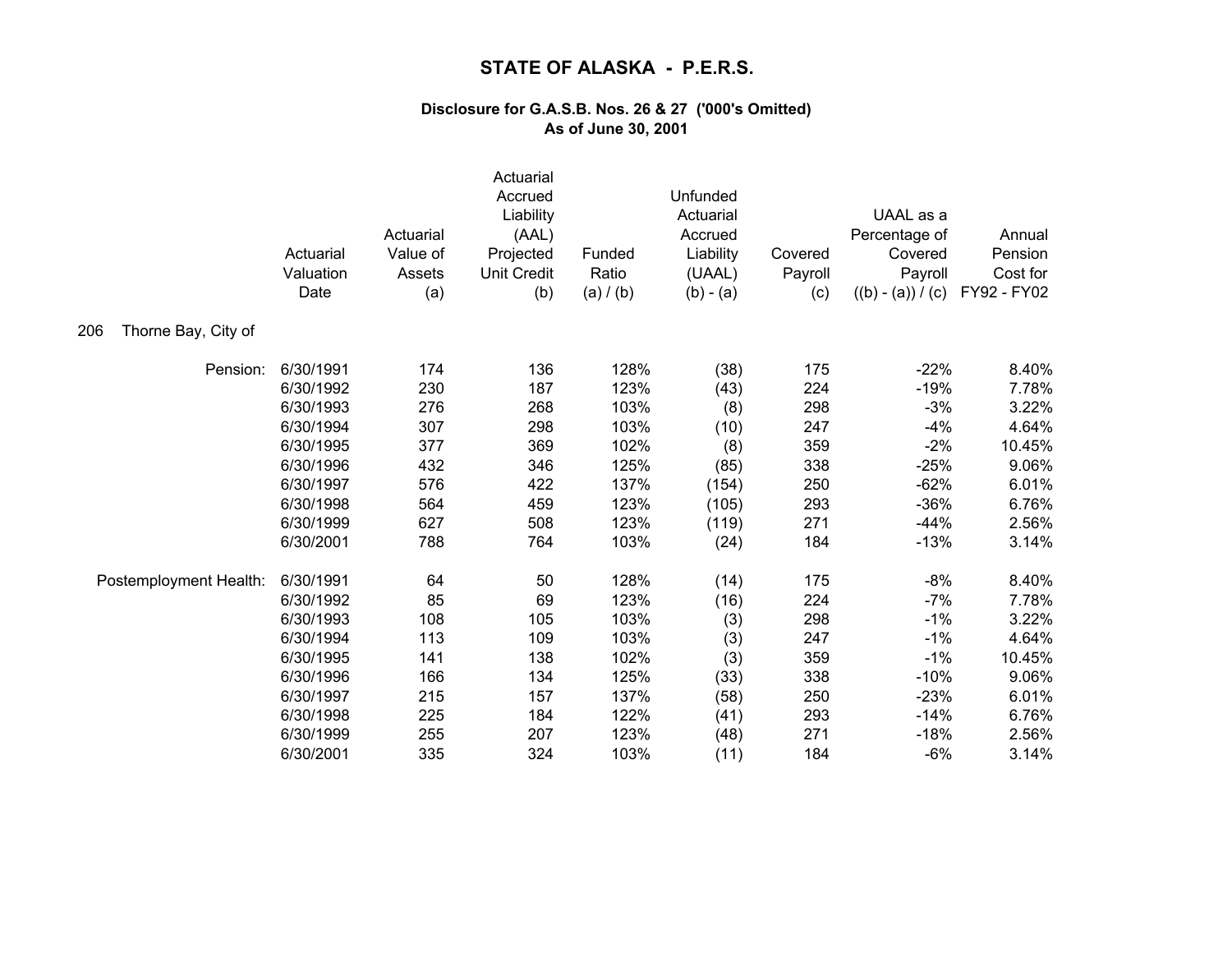# STATE OF ALASKA - P.E.R.S.

### Disclosure for G.A.S.B. Nos. 26 & 27 ('000's Omitted)
### As of June 30, 2001

| | Actuarial Valuation Date | Actuarial Value of Assets (a) | Actuarial Accrued Liability (AAL) Projected Unit Credit (b) | Funded Ratio (a) / (b) | Unfunded Actuarial Accrued Liability (UAAL) (b) - (a) | Covered Payroll (c) | UAAL as a Percentage of Covered Payroll ((b) - (a)) / (c) | Annual Pension Cost for FY92 - FY02 |
|---|---|---|---|---|---|---|---|---|
| **206 Thorne Bay, City of** | | | | | | | | |
| Pension: | 6/30/1991 | 174 | 136 | 128% | (38) | 175 | -22% | 8.40% |
| | 6/30/1992 | 230 | 187 | 123% | (43) | 224 | -19% | 7.78% |
| | 6/30/1993 | 276 | 268 | 103% | (8) | 298 | -3% | 3.22% |
| | 6/30/1994 | 307 | 298 | 103% | (10) | 247 | -4% | 4.64% |
| | 6/30/1995 | 377 | 369 | 102% | (8) | 359 | -2% | 10.45% |
| | 6/30/1996 | 432 | 346 | 125% | (85) | 338 | -25% | 9.06% |
| | 6/30/1997 | 576 | 422 | 137% | (154) | 250 | -62% | 6.01% |
| | 6/30/1998 | 564 | 459 | 123% | (105) | 293 | -36% | 6.76% |
| | 6/30/1999 | 627 | 508 | 123% | (119) | 271 | -44% | 2.56% |
| | 6/30/2001 | 788 | 764 | 103% | (24) | 184 | -13% | 3.14% |
| Postemployment Health: | 6/30/1991 | 64 | 50 | 128% | (14) | 175 | -8% | 8.40% |
| | 6/30/1992 | 85 | 69 | 123% | (16) | 224 | -7% | 7.78% |
| | 6/30/1993 | 108 | 105 | 103% | (3) | 298 | -1% | 3.22% |
| | 6/30/1994 | 113 | 109 | 103% | (3) | 247 | -1% | 4.64% |
| | 6/30/1995 | 141 | 138 | 102% | (3) | 359 | -1% | 10.45% |
| | 6/30/1996 | 166 | 134 | 125% | (33) | 338 | -10% | 9.06% |
| | 6/30/1997 | 215 | 157 | 137% | (58) | 250 | -23% | 6.01% |
| | 6/30/1998 | 225 | 184 | 122% | (41) | 293 | -14% | 6.76% |
| | 6/30/1999 | 255 | 207 | 123% | (48) | 271 | -18% | 2.56% |
| | 6/30/2001 | 335 | 324 | 103% | (11) | 184 | -6% | 3.14% |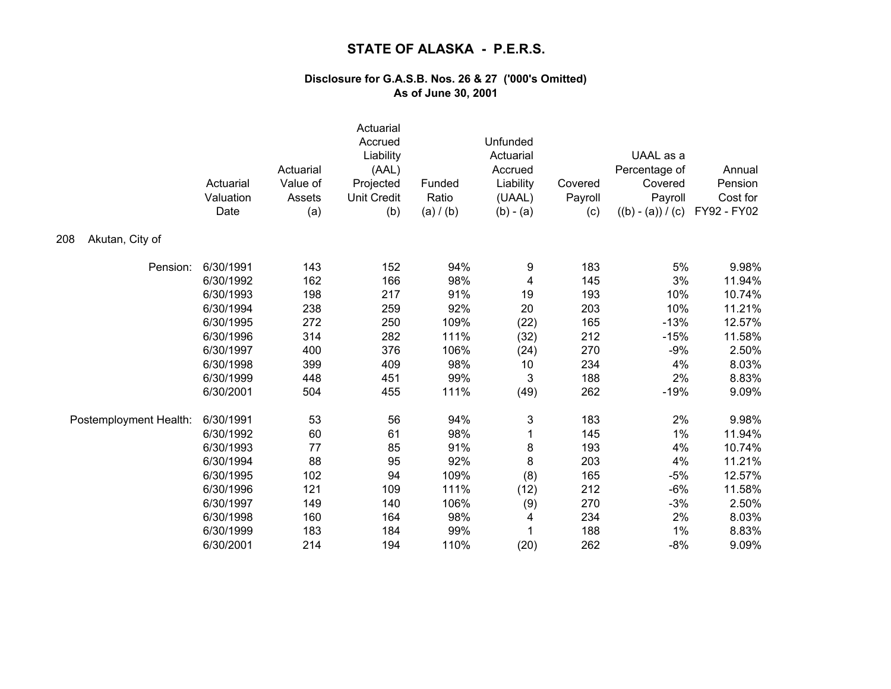# STATE OF ALASKA - P.E.R.S.

### Disclosure for G.A.S.B. Nos. 26 & 27 ('000's Omitted)
### As of June 30, 2001

208 Akutan, City of

| | Actuarial Valuation Date | Actuarial Value of Assets (a) | Actuarial Accrued Liability (AAL) Projected Unit Credit (b) | Funded Ratio (a) / (b) | Unfunded Actuarial Accrued Liability (UAAL) (b) - (a) | Covered Payroll (c) | UAAL as a Percentage of Covered Payroll ((b) - (a)) / (c) | Annual Pension Cost for FY92 - FY02 |
|---|---|---|---|---|---|---|---|---|
| Pension: | 6/30/1991 | 143 | 152 | 94% | 9 | 183 | 5% | 9.98% |
| | 6/30/1992 | 162 | 166 | 98% | 4 | 145 | 3% | 11.94% |
| | 6/30/1993 | 198 | 217 | 91% | 19 | 193 | 10% | 10.74% |
| | 6/30/1994 | 238 | 259 | 92% | 20 | 203 | 10% | 11.21% |
| | 6/30/1995 | 272 | 250 | 109% | (22) | 165 | -13% | 12.57% |
| | 6/30/1996 | 314 | 282 | 111% | (32) | 212 | -15% | 11.58% |
| | 6/30/1997 | 400 | 376 | 106% | (24) | 270 | -9% | 2.50% |
| | 6/30/1998 | 399 | 409 | 98% | 10 | 234 | 4% | 8.03% |
| | 6/30/1999 | 448 | 451 | 99% | 3 | 188 | 2% | 8.83% |
| | 6/30/2001 | 504 | 455 | 111% | (49) | 262 | -19% | 9.09% |
| Postemployment Health: | 6/30/1991 | 53 | 56 | 94% | 3 | 183 | 2% | 9.98% |
| | 6/30/1992 | 60 | 61 | 98% | 1 | 145 | 1% | 11.94% |
| | 6/30/1993 | 77 | 85 | 91% | 8 | 193 | 4% | 10.74% |
| | 6/30/1994 | 88 | 95 | 92% | 8 | 203 | 4% | 11.21% |
| | 6/30/1995 | 102 | 94 | 109% | (8) | 165 | -5% | 12.57% |
| | 6/30/1996 | 121 | 109 | 111% | (12) | 212 | -6% | 11.58% |
| | 6/30/1997 | 149 | 140 | 106% | (9) | 270 | -3% | 2.50% |
| | 6/30/1998 | 160 | 164 | 98% | 4 | 234 | 2% | 8.03% |
| | 6/30/1999 | 183 | 184 | 99% | 1 | 188 | 1% | 8.83% |
| | 6/30/2001 | 214 | 194 | 110% | (20) | 262 | -8% | 9.09% |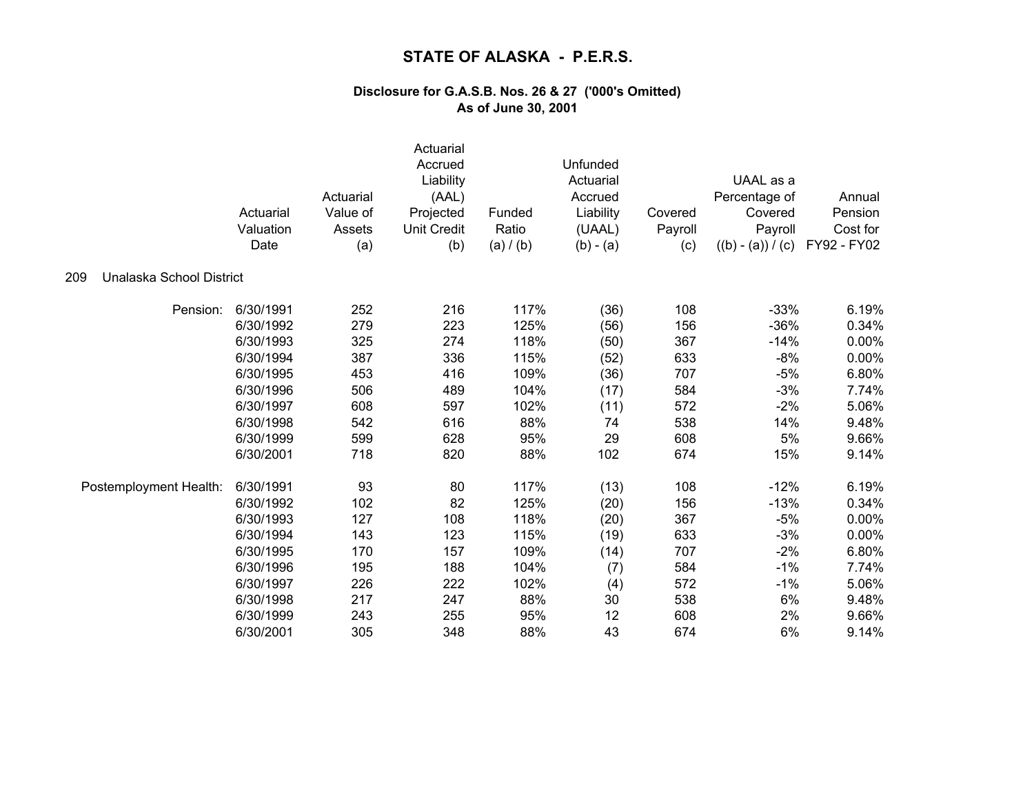# STATE OF ALASKA - P.E.R.S.

### Disclosure for G.A.S.B. Nos. 26 & 27 ('000's Omitted)
### As of June 30, 2001

| | Actuarial Valuation Date | Actuarial Value of Assets (a) | Actuarial Accrued Liability (AAL) Projected Unit Credit (b) | Funded Ratio (a) / (b) | Unfunded Actuarial Accrued Liability (UAAL) (b) - (a) | Covered Payroll (c) | UAAL as a Percentage of Covered Payroll ((b) - (a)) / (c) | Annual Pension Cost for FY92 - FY02 |
|---|---|---|---|---|---|---|---|---|
| **209 Unalaska School District** | | | | | | | | |
| Pension: | 6/30/1991 | 252 | 216 | 117% | (36) | 108 | -33% | 6.19% |
| | 6/30/1992 | 279 | 223 | 125% | (56) | 156 | -36% | 0.34% |
| | 6/30/1993 | 325 | 274 | 118% | (50) | 367 | -14% | 0.00% |
| | 6/30/1994 | 387 | 336 | 115% | (52) | 633 | -8% | 0.00% |
| | 6/30/1995 | 453 | 416 | 109% | (36) | 707 | -5% | 6.80% |
| | 6/30/1996 | 506 | 489 | 104% | (17) | 584 | -3% | 7.74% |
| | 6/30/1997 | 608 | 597 | 102% | (11) | 572 | -2% | 5.06% |
| | 6/30/1998 | 542 | 616 | 88% | 74 | 538 | 14% | 9.48% |
| | 6/30/1999 | 599 | 628 | 95% | 29 | 608 | 5% | 9.66% |
| | 6/30/2001 | 718 | 820 | 88% | 102 | 674 | 15% | 9.14% |
| Postemployment Health: | 6/30/1991 | 93 | 80 | 117% | (13) | 108 | -12% | 6.19% |
| | 6/30/1992 | 102 | 82 | 125% | (20) | 156 | -13% | 0.34% |
| | 6/30/1993 | 127 | 108 | 118% | (20) | 367 | -5% | 0.00% |
| | 6/30/1994 | 143 | 123 | 115% | (19) | 633 | -3% | 0.00% |
| | 6/30/1995 | 170 | 157 | 109% | (14) | 707 | -2% | 6.80% |
| | 6/30/1996 | 195 | 188 | 104% | (7) | 584 | -1% | 7.74% |
| | 6/30/1997 | 226 | 222 | 102% | (4) | 572 | -1% | 5.06% |
| | 6/30/1998 | 217 | 247 | 88% | 30 | 538 | 6% | 9.48% |
| | 6/30/1999 | 243 | 255 | 95% | 12 | 608 | 2% | 9.66% |
| | 6/30/2001 | 305 | 348 | 88% | 43 | 674 | 6% | 9.14% |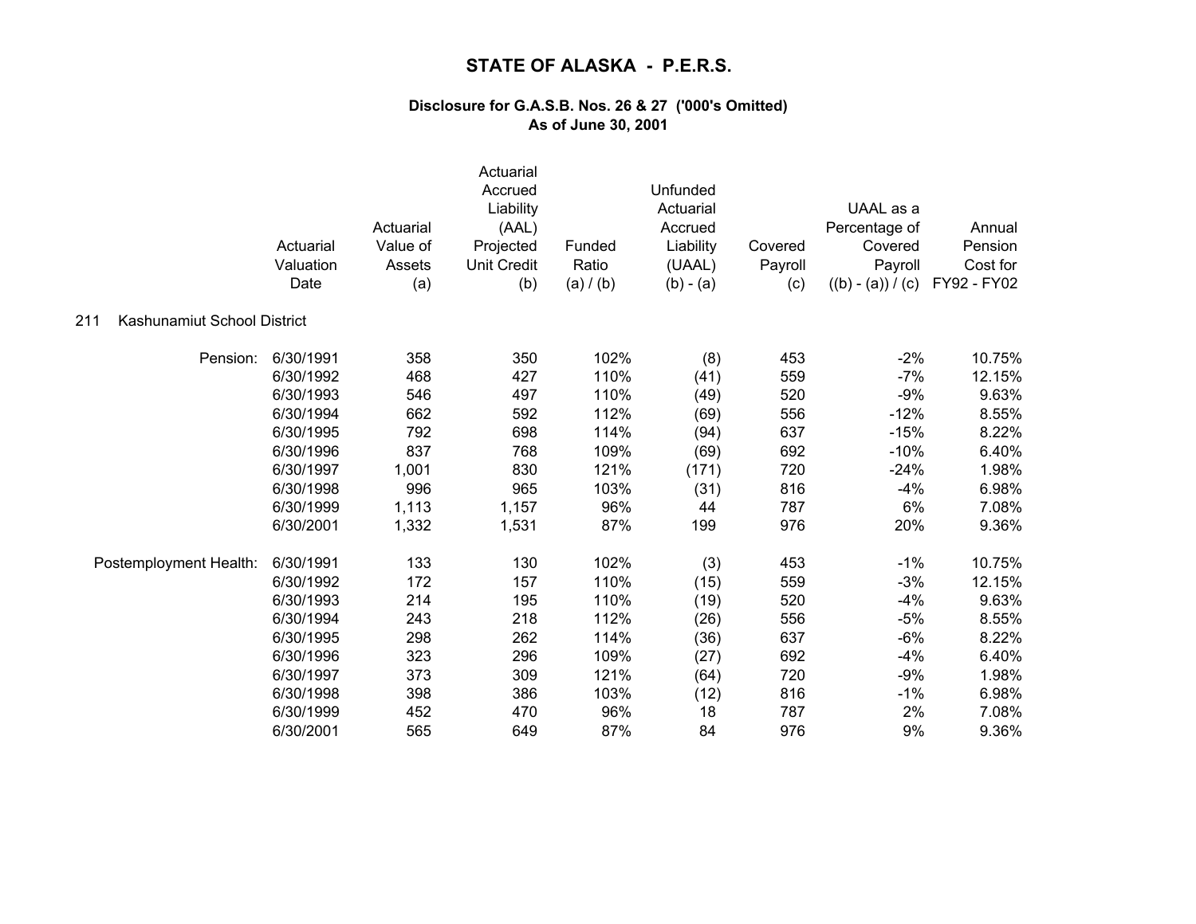# STATE OF ALASKA - P.E.R.S.

**Disclosure for G.A.S.B. Nos. 26 & 27 ('000's Omitted)**
**As of June 30, 2001**

211 Kashunamiut School District

| | Actuarial Valuation Date | Actuarial Value of Assets (a) | Actuarial Accrued Liability (AAL) Projected Unit Credit (b) | Funded Ratio (a) / (b) | Unfunded Actuarial Accrued Liability (UAAL) (b) - (a) | Covered Payroll (c) | UAAL as a Percentage of Covered Payroll ((b) - (a)) / (c) | Annual Pension Cost for FY92 - FY02 |
|---|---|---|---|---|---|---|---|---|
| Pension: | 6/30/1991 | 358 | 350 | 102% | (8) | 453 | -2% | 10.75% |
| | 6/30/1992 | 468 | 427 | 110% | (41) | 559 | -7% | 12.15% |
| | 6/30/1993 | 546 | 497 | 110% | (49) | 520 | -9% | 9.63% |
| | 6/30/1994 | 662 | 592 | 112% | (69) | 556 | -12% | 8.55% |
| | 6/30/1995 | 792 | 698 | 114% | (94) | 637 | -15% | 8.22% |
| | 6/30/1996 | 837 | 768 | 109% | (69) | 692 | -10% | 6.40% |
| | 6/30/1997 | 1,001 | 830 | 121% | (171) | 720 | -24% | 1.98% |
| | 6/30/1998 | 996 | 965 | 103% | (31) | 816 | -4% | 6.98% |
| | 6/30/1999 | 1,113 | 1,157 | 96% | 44 | 787 | 6% | 7.08% |
| | 6/30/2001 | 1,332 | 1,531 | 87% | 199 | 976 | 20% | 9.36% |
| Postemployment Health: | 6/30/1991 | 133 | 130 | 102% | (3) | 453 | -1% | 10.75% |
| | 6/30/1992 | 172 | 157 | 110% | (15) | 559 | -3% | 12.15% |
| | 6/30/1993 | 214 | 195 | 110% | (19) | 520 | -4% | 9.63% |
| | 6/30/1994 | 243 | 218 | 112% | (26) | 556 | -5% | 8.55% |
| | 6/30/1995 | 298 | 262 | 114% | (36) | 637 | -6% | 8.22% |
| | 6/30/1996 | 323 | 296 | 109% | (27) | 692 | -4% | 6.40% |
| | 6/30/1997 | 373 | 309 | 121% | (64) | 720 | -9% | 1.98% |
| | 6/30/1998 | 398 | 386 | 103% | (12) | 816 | -1% | 6.98% |
| | 6/30/1999 | 452 | 470 | 96% | 18 | 787 | 2% | 7.08% |
| | 6/30/2001 | 565 | 649 | 87% | 84 | 976 | 9% | 9.36% |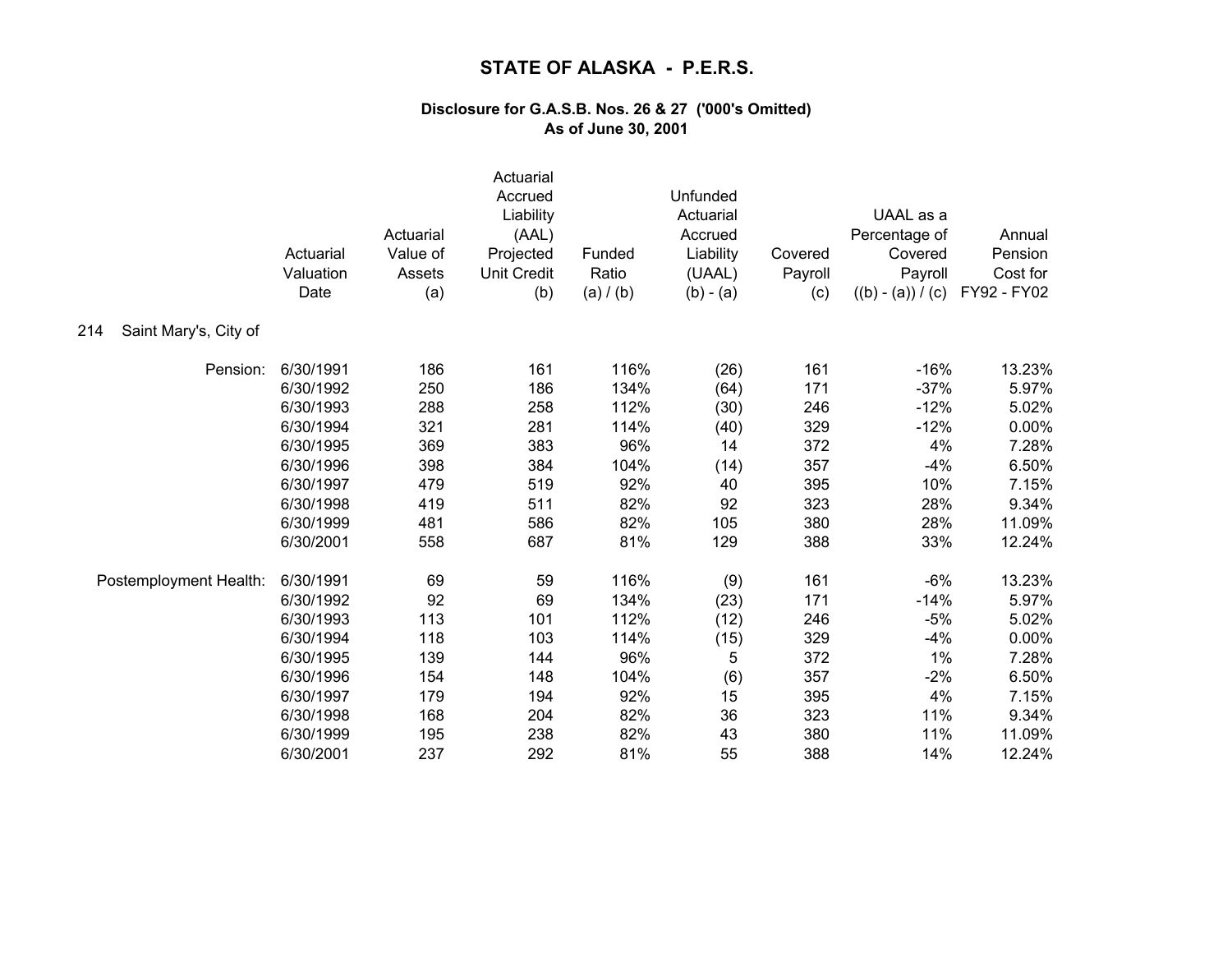# STATE OF ALASKA - P.E.R.S.

### Disclosure for G.A.S.B. Nos. 26 & 27 ('000's Omitted)
### As of June 30, 2001

| | Actuarial Valuation Date | Actuarial Value of Assets (a) | Actuarial Accrued Liability (AAL) Projected Unit Credit (b) | Funded Ratio (a) / (b) | Unfunded Actuarial Accrued Liability (UAAL) (b) - (a) | Covered Payroll (c) | UAAL as a Percentage of Covered Payroll ((b) - (a)) / (c) | Annual Pension Cost for FY92 - FY02 |
|---|---|---|---|---|---|---|---|---|
| 214 Saint Mary's, City of | | | | | | | | |
| Pension: | 6/30/1991 | 186 | 161 | 116% | (26) | 161 | -16% | 13.23% |
| | 6/30/1992 | 250 | 186 | 134% | (64) | 171 | -37% | 5.97% |
| | 6/30/1993 | 288 | 258 | 112% | (30) | 246 | -12% | 5.02% |
| | 6/30/1994 | 321 | 281 | 114% | (40) | 329 | -12% | 0.00% |
| | 6/30/1995 | 369 | 383 | 96% | 14 | 372 | 4% | 7.28% |
| | 6/30/1996 | 398 | 384 | 104% | (14) | 357 | -4% | 6.50% |
| | 6/30/1997 | 479 | 519 | 92% | 40 | 395 | 10% | 7.15% |
| | 6/30/1998 | 419 | 511 | 82% | 92 | 323 | 28% | 9.34% |
| | 6/30/1999 | 481 | 586 | 82% | 105 | 380 | 28% | 11.09% |
| | 6/30/2001 | 558 | 687 | 81% | 129 | 388 | 33% | 12.24% |
| Postemployment Health: | 6/30/1991 | 69 | 59 | 116% | (9) | 161 | -6% | 13.23% |
| | 6/30/1992 | 92 | 69 | 134% | (23) | 171 | -14% | 5.97% |
| | 6/30/1993 | 113 | 101 | 112% | (12) | 246 | -5% | 5.02% |
| | 6/30/1994 | 118 | 103 | 114% | (15) | 329 | -4% | 0.00% |
| | 6/30/1995 | 139 | 144 | 96% | 5 | 372 | 1% | 7.28% |
| | 6/30/1996 | 154 | 148 | 104% | (6) | 357 | -2% | 6.50% |
| | 6/30/1997 | 179 | 194 | 92% | 15 | 395 | 4% | 7.15% |
| | 6/30/1998 | 168 | 204 | 82% | 36 | 323 | 11% | 9.34% |
| | 6/30/1999 | 195 | 238 | 82% | 43 | 380 | 11% | 11.09% |
| | 6/30/2001 | 237 | 292 | 81% | 55 | 388 | 14% | 12.24% |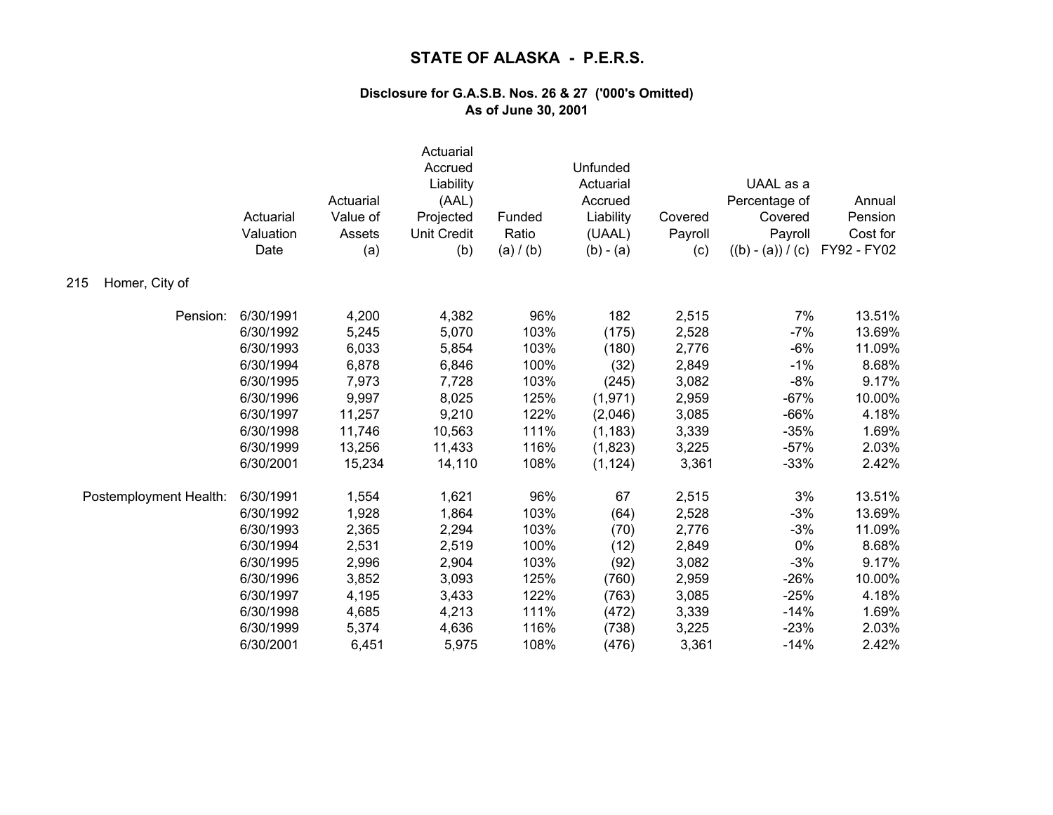# STATE OF ALASKA - P.E.R.S.

### Disclosure for G.A.S.B. Nos. 26 & 27 ('000's Omitted)
### As of June 30, 2001

215 Homer, City of

| | Actuarial Valuation Date | Actuarial Value of Assets (a) | Actuarial Accrued Liability (AAL) Projected Unit Credit (b) | Funded Ratio (a) / (b) | Unfunded Actuarial Accrued Liability (UAAL) (b) - (a) | Covered Payroll (c) | UAAL as a Percentage of Covered Payroll ((b) - (a)) / (c) | Annual Pension Cost for FY92 - FY02 |
|---|---|---|---|---|---|---|---|---|
| Pension: | 6/30/1991 | 4,200 | 4,382 | 96% | 182 | 2,515 | 7% | 13.51% |
| | 6/30/1992 | 5,245 | 5,070 | 103% | (175) | 2,528 | -7% | 13.69% |
| | 6/30/1993 | 6,033 | 5,854 | 103% | (180) | 2,776 | -6% | 11.09% |
| | 6/30/1994 | 6,878 | 6,846 | 100% | (32) | 2,849 | -1% | 8.68% |
| | 6/30/1995 | 7,973 | 7,728 | 103% | (245) | 3,082 | -8% | 9.17% |
| | 6/30/1996 | 9,997 | 8,025 | 125% | (1,971) | 2,959 | -67% | 10.00% |
| | 6/30/1997 | 11,257 | 9,210 | 122% | (2,046) | 3,085 | -66% | 4.18% |
| | 6/30/1998 | 11,746 | 10,563 | 111% | (1,183) | 3,339 | -35% | 1.69% |
| | 6/30/1999 | 13,256 | 11,433 | 116% | (1,823) | 3,225 | -57% | 2.03% |
| | 6/30/2001 | 15,234 | 14,110 | 108% | (1,124) | 3,361 | -33% | 2.42% |
| Postemployment Health: | 6/30/1991 | 1,554 | 1,621 | 96% | 67 | 2,515 | 3% | 13.51% |
| | 6/30/1992 | 1,928 | 1,864 | 103% | (64) | 2,528 | -3% | 13.69% |
| | 6/30/1993 | 2,365 | 2,294 | 103% | (70) | 2,776 | -3% | 11.09% |
| | 6/30/1994 | 2,531 | 2,519 | 100% | (12) | 2,849 | 0% | 8.68% |
| | 6/30/1995 | 2,996 | 2,904 | 103% | (92) | 3,082 | -3% | 9.17% |
| | 6/30/1996 | 3,852 | 3,093 | 125% | (760) | 2,959 | -26% | 10.00% |
| | 6/30/1997 | 4,195 | 3,433 | 122% | (763) | 3,085 | -25% | 4.18% |
| | 6/30/1998 | 4,685 | 4,213 | 111% | (472) | 3,339 | -14% | 1.69% |
| | 6/30/1999 | 5,374 | 4,636 | 116% | (738) | 3,225 | -23% | 2.03% |
| | 6/30/2001 | 6,451 | 5,975 | 108% | (476) | 3,361 | -14% | 2.42% |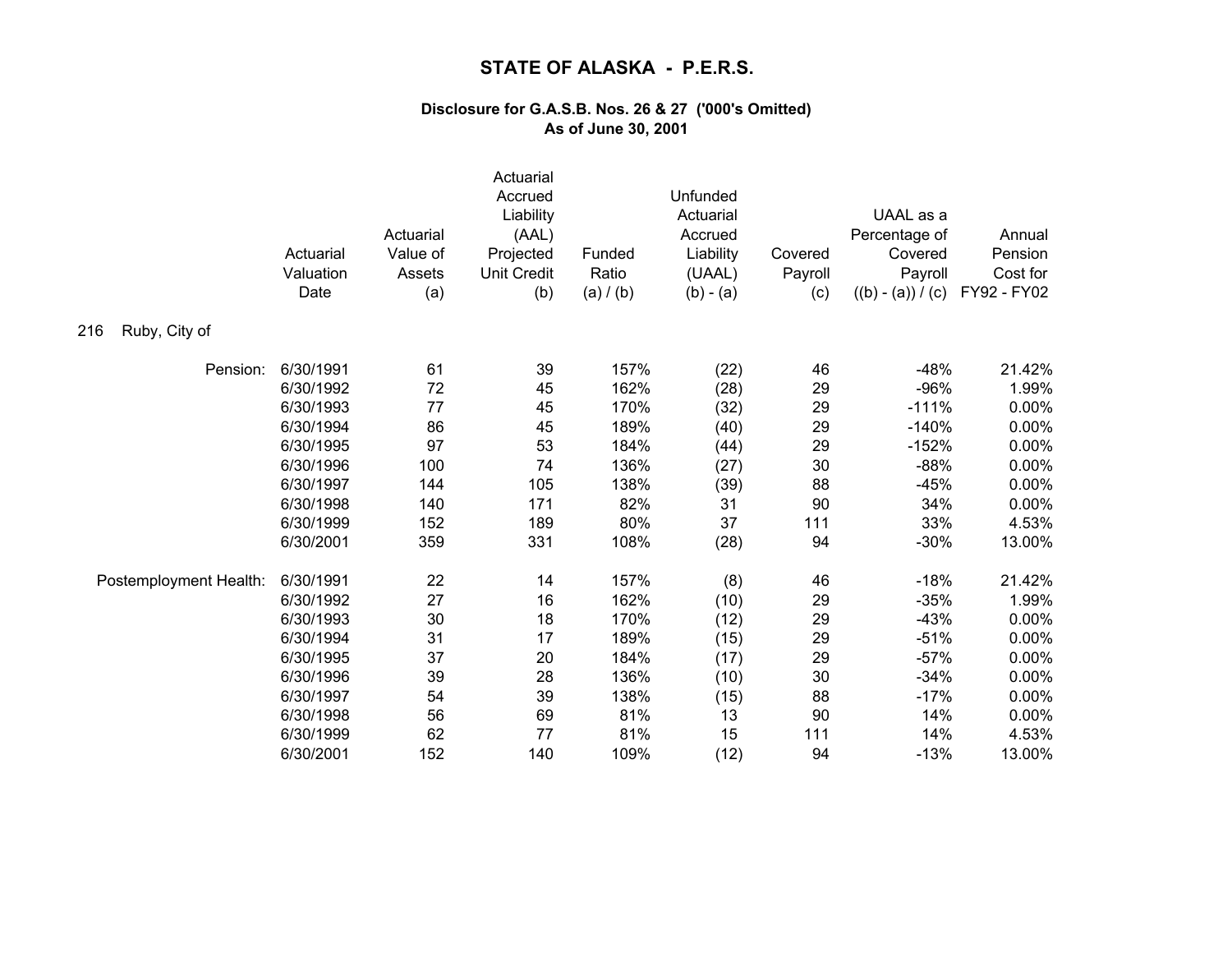# STATE OF ALASKA - P.E.R.S.

### Disclosure for G.A.S.B. Nos. 26 & 27 ('000's Omitted)
### As of June 30, 2001

**216 Ruby, City of**

| | Actuarial Valuation Date | Actuarial Value of Assets (a) | Actuarial Accrued Liability (AAL) Projected Unit Credit (b) | Funded Ratio (a) / (b) | Unfunded Actuarial Accrued Liability (UAAL) (b) - (a) | Covered Payroll (c) | UAAL as a Percentage of Covered Payroll ((b) - (a)) / (c) | Annual Pension Cost for FY92 - FY02 |
|---|---|---|---|---|---|---|---|---|
| Pension: | 6/30/1991 | 61 | 39 | 157% | (22) | 46 | -48% | 21.42% |
| | 6/30/1992 | 72 | 45 | 162% | (28) | 29 | -96% | 1.99% |
| | 6/30/1993 | 77 | 45 | 170% | (32) | 29 | -111% | 0.00% |
| | 6/30/1994 | 86 | 45 | 189% | (40) | 29 | -140% | 0.00% |
| | 6/30/1995 | 97 | 53 | 184% | (44) | 29 | -152% | 0.00% |
| | 6/30/1996 | 100 | 74 | 136% | (27) | 30 | -88% | 0.00% |
| | 6/30/1997 | 144 | 105 | 138% | (39) | 88 | -45% | 0.00% |
| | 6/30/1998 | 140 | 171 | 82% | 31 | 90 | 34% | 0.00% |
| | 6/30/1999 | 152 | 189 | 80% | 37 | 111 | 33% | 4.53% |
| | 6/30/2001 | 359 | 331 | 108% | (28) | 94 | -30% | 13.00% |
| Postemployment Health: | 6/30/1991 | 22 | 14 | 157% | (8) | 46 | -18% | 21.42% |
| | 6/30/1992 | 27 | 16 | 162% | (10) | 29 | -35% | 1.99% |
| | 6/30/1993 | 30 | 18 | 170% | (12) | 29 | -43% | 0.00% |
| | 6/30/1994 | 31 | 17 | 189% | (15) | 29 | -51% | 0.00% |
| | 6/30/1995 | 37 | 20 | 184% | (17) | 29 | -57% | 0.00% |
| | 6/30/1996 | 39 | 28 | 136% | (10) | 30 | -34% | 0.00% |
| | 6/30/1997 | 54 | 39 | 138% | (15) | 88 | -17% | 0.00% |
| | 6/30/1998 | 56 | 69 | 81% | 13 | 90 | 14% | 0.00% |
| | 6/30/1999 | 62 | 77 | 81% | 15 | 111 | 14% | 4.53% |
| | 6/30/2001 | 152 | 140 | 109% | (12) | 94 | -13% | 13.00% |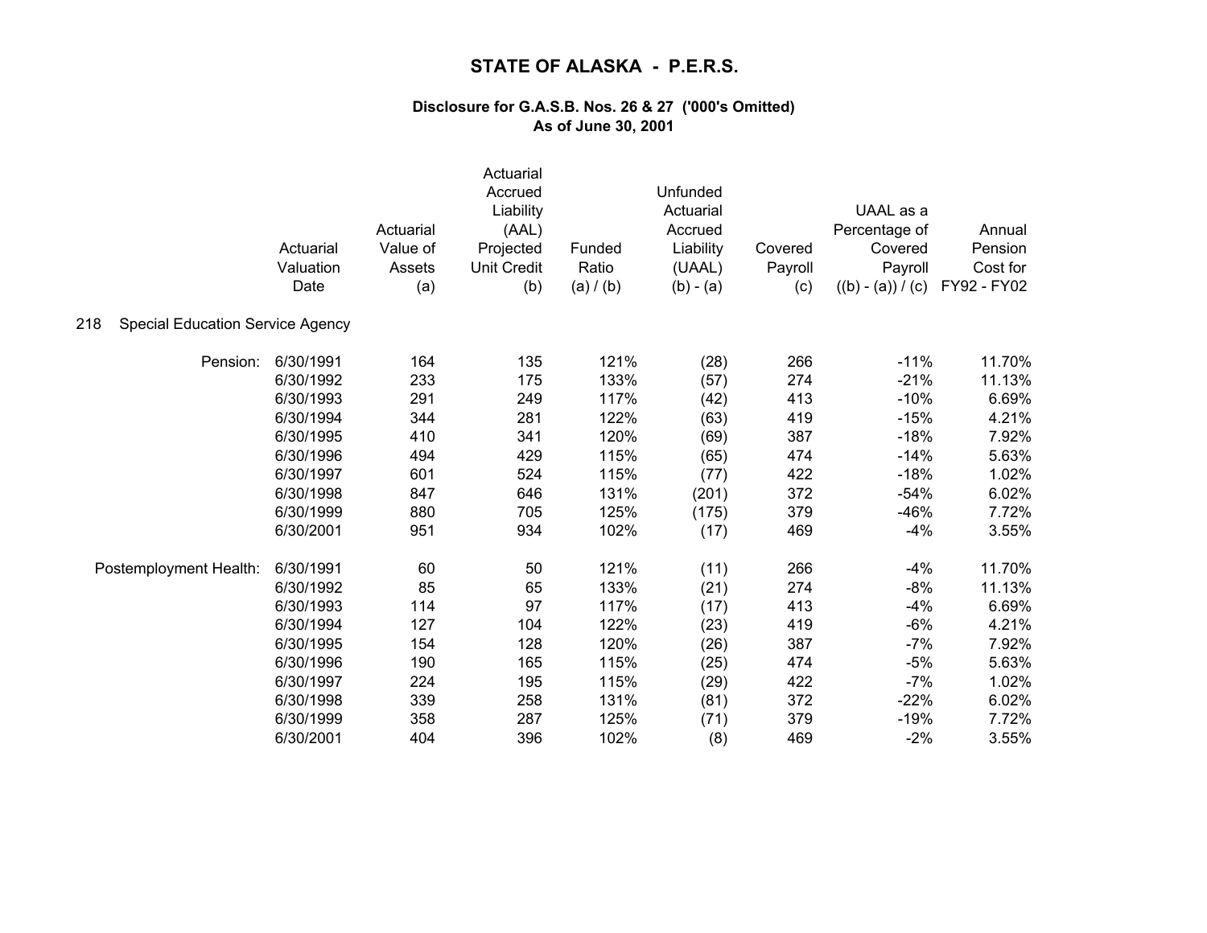# STATE OF ALASKA - P.E.R.S.

### Disclosure for G.A.S.B. Nos. 26 & 27 ('000's Omitted)
### As of June 30, 2001

| | Actuarial Valuation Date | Actuarial Value of Assets (a) | Actuarial Accrued Liability (AAL) Projected Unit Credit (b) | Funded Ratio (a) / (b) | Unfunded Actuarial Accrued Liability (UAAL) (b) - (a) | Covered Payroll (c) | UAAL as a Percentage of Covered Payroll ((b) - (a)) / (c) | Annual Pension Cost for FY92 - FY02 |
|---|---|---|---|---|---|---|---|---|
| 218 Special Education Service Agency | | | | | | | | |
| Pension: | 6/30/1991 | 164 | 135 | 121% | (28) | 266 | -11% | 11.70% |
| | 6/30/1992 | 233 | 175 | 133% | (57) | 274 | -21% | 11.13% |
| | 6/30/1993 | 291 | 249 | 117% | (42) | 413 | -10% | 6.69% |
| | 6/30/1994 | 344 | 281 | 122% | (63) | 419 | -15% | 4.21% |
| | 6/30/1995 | 410 | 341 | 120% | (69) | 387 | -18% | 7.92% |
| | 6/30/1996 | 494 | 429 | 115% | (65) | 474 | -14% | 5.63% |
| | 6/30/1997 | 601 | 524 | 115% | (77) | 422 | -18% | 1.02% |
| | 6/30/1998 | 847 | 646 | 131% | (201) | 372 | -54% | 6.02% |
| | 6/30/1999 | 880 | 705 | 125% | (175) | 379 | -46% | 7.72% |
| | 6/30/2001 | 951 | 934 | 102% | (17) | 469 | -4% | 3.55% |
| Postemployment Health: | 6/30/1991 | 60 | 50 | 121% | (11) | 266 | -4% | 11.70% |
| | 6/30/1992 | 85 | 65 | 133% | (21) | 274 | -8% | 11.13% |
| | 6/30/1993 | 114 | 97 | 117% | (17) | 413 | -4% | 6.69% |
| | 6/30/1994 | 127 | 104 | 122% | (23) | 419 | -6% | 4.21% |
| | 6/30/1995 | 154 | 128 | 120% | (26) | 387 | -7% | 7.92% |
| | 6/30/1996 | 190 | 165 | 115% | (25) | 474 | -5% | 5.63% |
| | 6/30/1997 | 224 | 195 | 115% | (29) | 422 | -7% | 1.02% |
| | 6/30/1998 | 339 | 258 | 131% | (81) | 372 | -22% | 6.02% |
| | 6/30/1999 | 358 | 287 | 125% | (71) | 379 | -19% | 7.72% |
| | 6/30/2001 | 404 | 396 | 102% | (8) | 469 | -2% | 3.55% |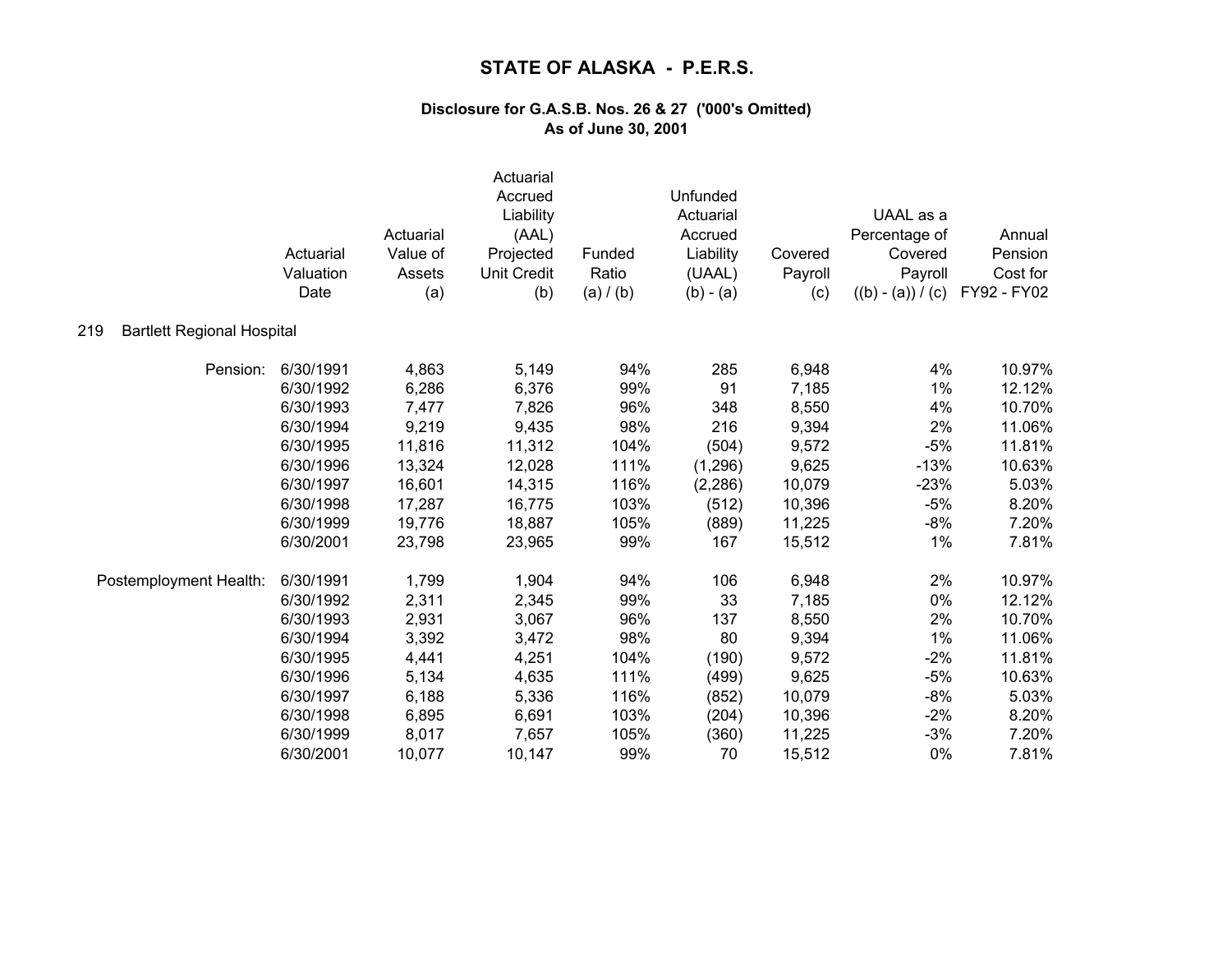# STATE OF ALASKA - P.E.R.S.

## Disclosure for G.A.S.B. Nos. 26 & 27 ('000's Omitted)
## As of June 30, 2001

### 219 Bartlett Regional Hospital

| | Actuarial Valuation Date | Actuarial Value of Assets (a) | Actuarial Accrued Liability (AAL) Projected Unit Credit (b) | Funded Ratio (a) / (b) | Unfunded Actuarial Accrued Liability (UAAL) (b) - (a) | Covered Payroll (c) | UAAL as a Percentage of Covered Payroll ((b) - (a)) / (c) | Annual Pension Cost for FY92 - FY02 |
|---|---|---|---|---|---|---|---|---|
| Pension: | 6/30/1991 | 4,863 | 5,149 | 94% | 285 | 6,948 | 4% | 10.97% |
| | 6/30/1992 | 6,286 | 6,376 | 99% | 91 | 7,185 | 1% | 12.12% |
| | 6/30/1993 | 7,477 | 7,826 | 96% | 348 | 8,550 | 4% | 10.70% |
| | 6/30/1994 | 9,219 | 9,435 | 98% | 216 | 9,394 | 2% | 11.06% |
| | 6/30/1995 | 11,816 | 11,312 | 104% | (504) | 9,572 | -5% | 11.81% |
| | 6/30/1996 | 13,324 | 12,028 | 111% | (1,296) | 9,625 | -13% | 10.63% |
| | 6/30/1997 | 16,601 | 14,315 | 116% | (2,286) | 10,079 | -23% | 5.03% |
| | 6/30/1998 | 17,287 | 16,775 | 103% | (512) | 10,396 | -5% | 8.20% |
| | 6/30/1999 | 19,776 | 18,887 | 105% | (889) | 11,225 | -8% | 7.20% |
| | 6/30/2001 | 23,798 | 23,965 | 99% | 167 | 15,512 | 1% | 7.81% |
| Postemployment Health: | 6/30/1991 | 1,799 | 1,904 | 94% | 106 | 6,948 | 2% | 10.97% |
| | 6/30/1992 | 2,311 | 2,345 | 99% | 33 | 7,185 | 0% | 12.12% |
| | 6/30/1993 | 2,931 | 3,067 | 96% | 137 | 8,550 | 2% | 10.70% |
| | 6/30/1994 | 3,392 | 3,472 | 98% | 80 | 9,394 | 1% | 11.06% |
| | 6/30/1995 | 4,441 | 4,251 | 104% | (190) | 9,572 | -2% | 11.81% |
| | 6/30/1996 | 5,134 | 4,635 | 111% | (499) | 9,625 | -5% | 10.63% |
| | 6/30/1997 | 6,188 | 5,336 | 116% | (852) | 10,079 | -8% | 5.03% |
| | 6/30/1998 | 6,895 | 6,691 | 103% | (204) | 10,396 | -2% | 8.20% |
| | 6/30/1999 | 8,017 | 7,657 | 105% | (360) | 11,225 | -3% | 7.20% |
| | 6/30/2001 | 10,077 | 10,147 | 99% | 70 | 15,512 | 0% | 7.81% |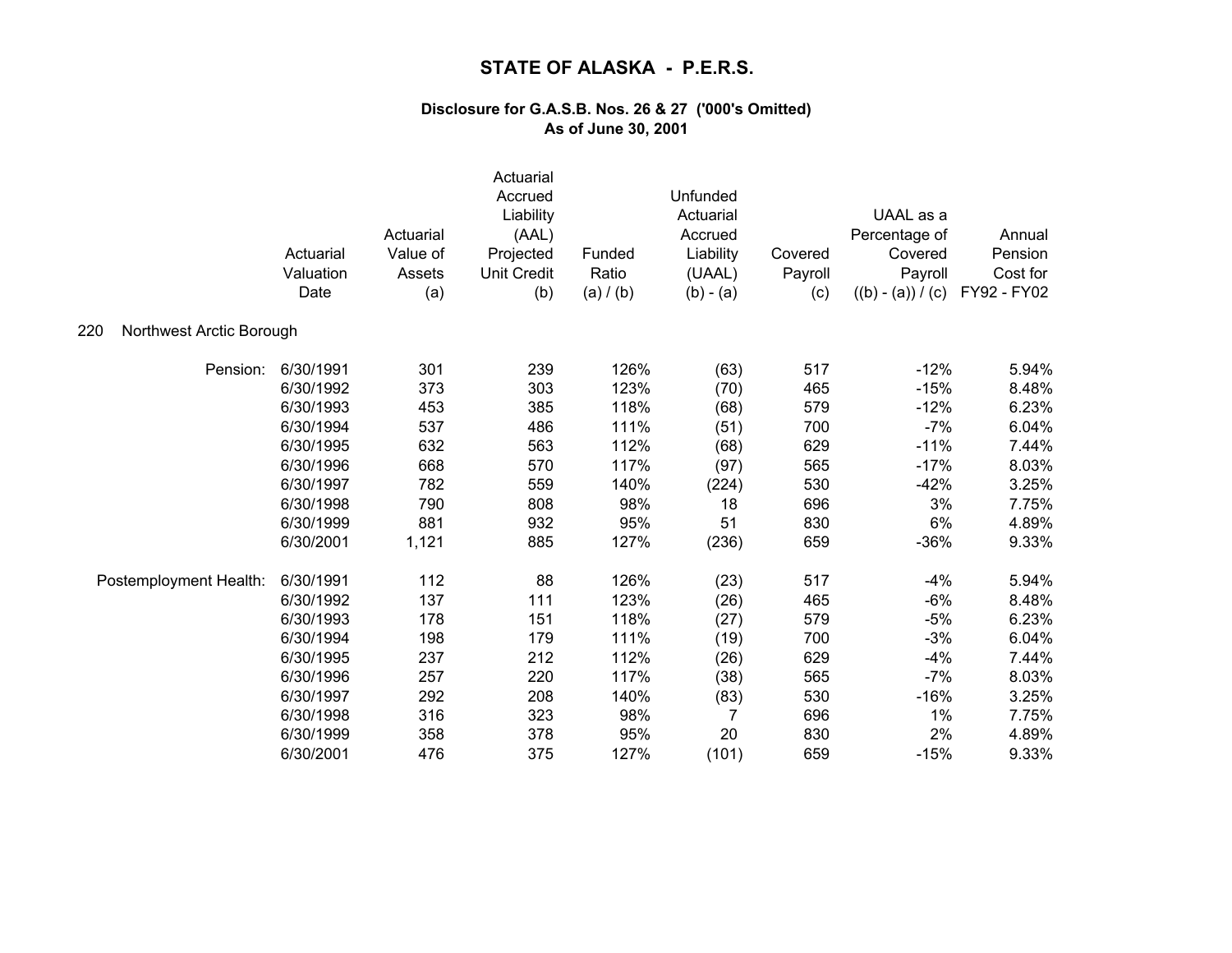# STATE OF ALASKA - P.E.R.S.

### Disclosure for G.A.S.B. Nos. 26 & 27 ('000's Omitted)
### As of June 30, 2001

| | Actuarial Valuation Date | Actuarial Value of Assets (a) | Actuarial Accrued Liability (AAL) Projected Unit Credit (b) | Funded Ratio (a) / (b) | Unfunded Actuarial Accrued Liability (UAAL) (b) - (a) | Covered Payroll (c) | UAAL as a Percentage of Covered Payroll ((b) - (a)) / (c) | Annual Pension Cost for FY92 - FY02 |
|---|---|---|---|---|---|---|---|---|
| **220 Northwest Arctic Borough** | | | | | | | | |
| Pension: | 6/30/1991 | 301 | 239 | 126% | (63) | 517 | -12% | 5.94% |
| | 6/30/1992 | 373 | 303 | 123% | (70) | 465 | -15% | 8.48% |
| | 6/30/1993 | 453 | 385 | 118% | (68) | 579 | -12% | 6.23% |
| | 6/30/1994 | 537 | 486 | 111% | (51) | 700 | -7% | 6.04% |
| | 6/30/1995 | 632 | 563 | 112% | (68) | 629 | -11% | 7.44% |
| | 6/30/1996 | 668 | 570 | 117% | (97) | 565 | -17% | 8.03% |
| | 6/30/1997 | 782 | 559 | 140% | (224) | 530 | -42% | 3.25% |
| | 6/30/1998 | 790 | 808 | 98% | 18 | 696 | 3% | 7.75% |
| | 6/30/1999 | 881 | 932 | 95% | 51 | 830 | 6% | 4.89% |
| | 6/30/2001 | 1,121 | 885 | 127% | (236) | 659 | -36% | 9.33% |
| Postemployment Health: | 6/30/1991 | 112 | 88 | 126% | (23) | 517 | -4% | 5.94% |
| | 6/30/1992 | 137 | 111 | 123% | (26) | 465 | -6% | 8.48% |
| | 6/30/1993 | 178 | 151 | 118% | (27) | 579 | -5% | 6.23% |
| | 6/30/1994 | 198 | 179 | 111% | (19) | 700 | -3% | 6.04% |
| | 6/30/1995 | 237 | 212 | 112% | (26) | 629 | -4% | 7.44% |
| | 6/30/1996 | 257 | 220 | 117% | (38) | 565 | -7% | 8.03% |
| | 6/30/1997 | 292 | 208 | 140% | (83) | 530 | -16% | 3.25% |
| | 6/30/1998 | 316 | 323 | 98% | 7 | 696 | 1% | 7.75% |
| | 6/30/1999 | 358 | 378 | 95% | 20 | 830 | 2% | 4.89% |
| | 6/30/2001 | 476 | 375 | 127% | (101) | 659 | -15% | 9.33% |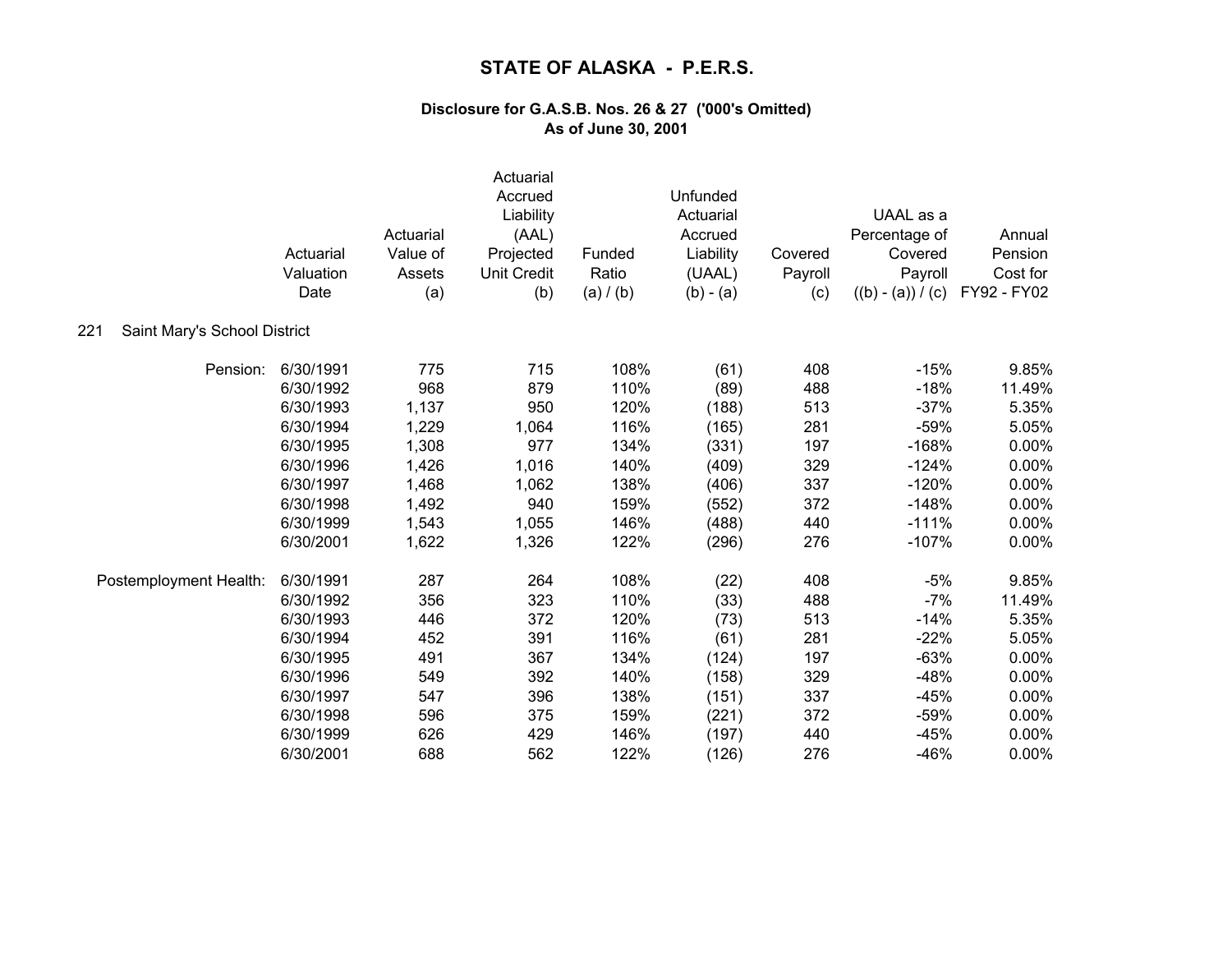# STATE OF ALASKA - P.E.R.S.

### Disclosure for G.A.S.B. Nos. 26 & 27 ('000's Omitted)
### As of June 30, 2001

221 Saint Mary's School District

| | Actuarial Valuation Date | Actuarial Value of Assets (a) | Actuarial Accrued Liability (AAL) Projected Unit Credit (b) | Funded Ratio (a) / (b) | Unfunded Actuarial Accrued Liability (UAAL) (b) - (a) | Covered Payroll (c) | UAAL as a Percentage of Covered Payroll ((b) - (a)) / (c) | Annual Pension Cost for FY92 - FY02 |
|---|---|---|---|---|---|---|---|---|
| Pension: | 6/30/1991 | 775 | 715 | 108% | (61) | 408 | -15% | 9.85% |
| | 6/30/1992 | 968 | 879 | 110% | (89) | 488 | -18% | 11.49% |
| | 6/30/1993 | 1,137 | 950 | 120% | (188) | 513 | -37% | 5.35% |
| | 6/30/1994 | 1,229 | 1,064 | 116% | (165) | 281 | -59% | 5.05% |
| | 6/30/1995 | 1,308 | 977 | 134% | (331) | 197 | -168% | 0.00% |
| | 6/30/1996 | 1,426 | 1,016 | 140% | (409) | 329 | -124% | 0.00% |
| | 6/30/1997 | 1,468 | 1,062 | 138% | (406) | 337 | -120% | 0.00% |
| | 6/30/1998 | 1,492 | 940 | 159% | (552) | 372 | -148% | 0.00% |
| | 6/30/1999 | 1,543 | 1,055 | 146% | (488) | 440 | -111% | 0.00% |
| | 6/30/2001 | 1,622 | 1,326 | 122% | (296) | 276 | -107% | 0.00% |
| Postemployment Health: | 6/30/1991 | 287 | 264 | 108% | (22) | 408 | -5% | 9.85% |
| | 6/30/1992 | 356 | 323 | 110% | (33) | 488 | -7% | 11.49% |
| | 6/30/1993 | 446 | 372 | 120% | (73) | 513 | -14% | 5.35% |
| | 6/30/1994 | 452 | 391 | 116% | (61) | 281 | -22% | 5.05% |
| | 6/30/1995 | 491 | 367 | 134% | (124) | 197 | -63% | 0.00% |
| | 6/30/1996 | 549 | 392 | 140% | (158) | 329 | -48% | 0.00% |
| | 6/30/1997 | 547 | 396 | 138% | (151) | 337 | -45% | 0.00% |
| | 6/30/1998 | 596 | 375 | 159% | (221) | 372 | -59% | 0.00% |
| | 6/30/1999 | 626 | 429 | 146% | (197) | 440 | -45% | 0.00% |
| | 6/30/2001 | 688 | 562 | 122% | (126) | 276 | -46% | 0.00% |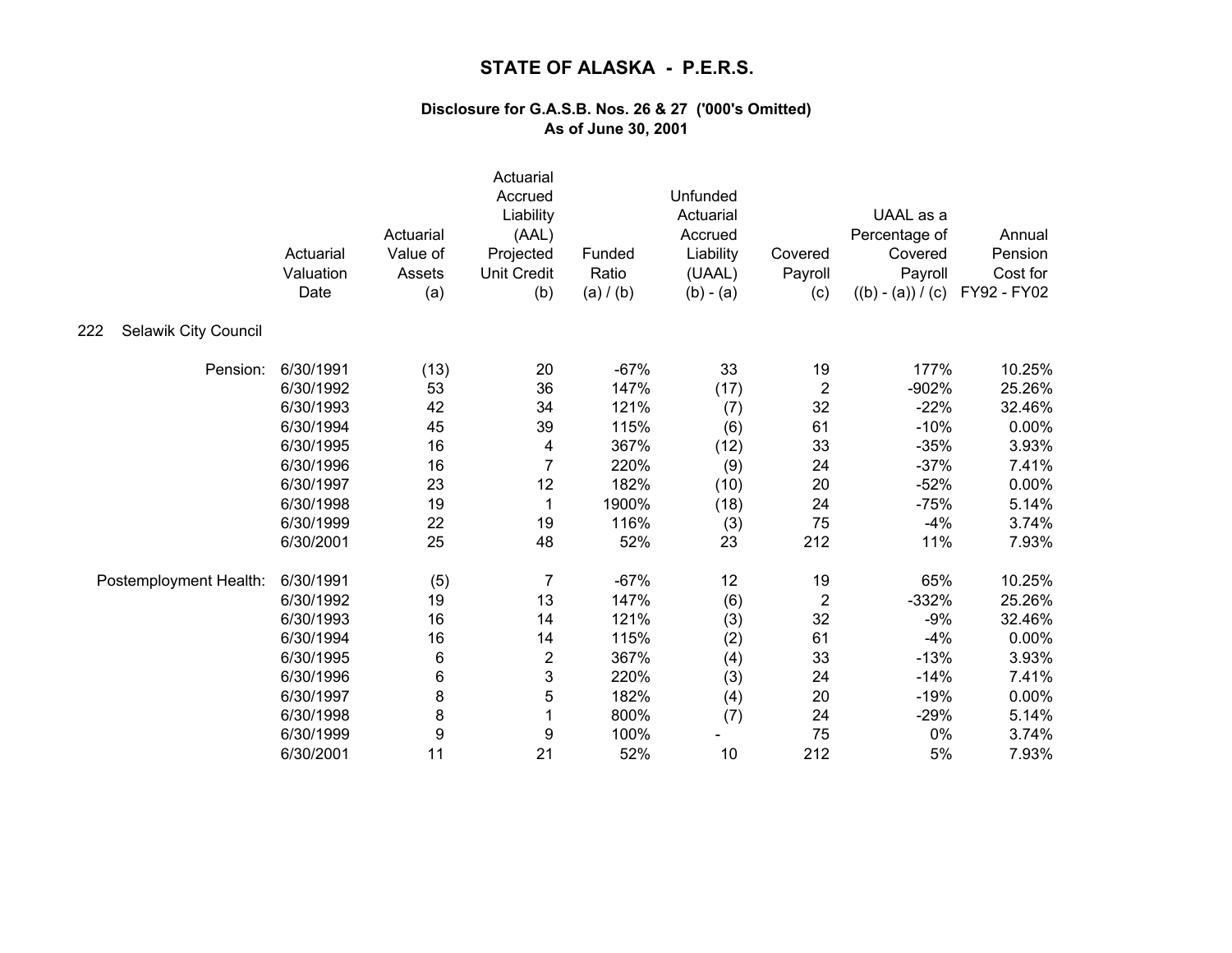# STATE OF ALASKA - P.E.R.S.

## Disclosure for G.A.S.B. Nos. 26 & 27 ('000's Omitted)
## As of June 30, 2001

222 Selawik City Council

| | Actuarial Valuation Date | Actuarial Value of Assets (a) | Actuarial Accrued Liability (AAL) Projected Unit Credit (b) | Funded Ratio (a) / (b) | Unfunded Actuarial Accrued Liability (UAAL) (b) - (a) | Covered Payroll (c) | UAAL as a Percentage of Covered Payroll ((b) - (a)) / (c) | Annual Pension Cost for FY92 - FY02 |
|---|---|---|---|---|---|---|---|---|
| Pension: | 6/30/1991 | (13) | 20 | -67% | 33 | 19 | 177% | 10.25% |
| | 6/30/1992 | 53 | 36 | 147% | (17) | 2 | -902% | 25.26% |
| | 6/30/1993 | 42 | 34 | 121% | (7) | 32 | -22% | 32.46% |
| | 6/30/1994 | 45 | 39 | 115% | (6) | 61 | -10% | 0.00% |
| | 6/30/1995 | 16 | 4 | 367% | (12) | 33 | -35% | 3.93% |
| | 6/30/1996 | 16 | 7 | 220% | (9) | 24 | -37% | 7.41% |
| | 6/30/1997 | 23 | 12 | 182% | (10) | 20 | -52% | 0.00% |
| | 6/30/1998 | 19 | 1 | 1900% | (18) | 24 | -75% | 5.14% |
| | 6/30/1999 | 22 | 19 | 116% | (3) | 75 | -4% | 3.74% |
| | 6/30/2001 | 25 | 48 | 52% | 23 | 212 | 11% | 7.93% |
| Postemployment Health: | 6/30/1991 | (5) | 7 | -67% | 12 | 19 | 65% | 10.25% |
| | 6/30/1992 | 19 | 13 | 147% | (6) | 2 | -332% | 25.26% |
| | 6/30/1993 | 16 | 14 | 121% | (3) | 32 | -9% | 32.46% |
| | 6/30/1994 | 16 | 14 | 115% | (2) | 61 | -4% | 0.00% |
| | 6/30/1995 | 6 | 2 | 367% | (4) | 33 | -13% | 3.93% |
| | 6/30/1996 | 6 | 3 | 220% | (3) | 24 | -14% | 7.41% |
| | 6/30/1997 | 8 | 5 | 182% | (4) | 20 | -19% | 0.00% |
| | 6/30/1998 | 8 | 1 | 800% | (7) | 24 | -29% | 5.14% |
| | 6/30/1999 | 9 | 9 | 100% | - | 75 | 0% | 3.74% |
| | 6/30/2001 | 11 | 21 | 52% | 10 | 212 | 5% | 7.93% |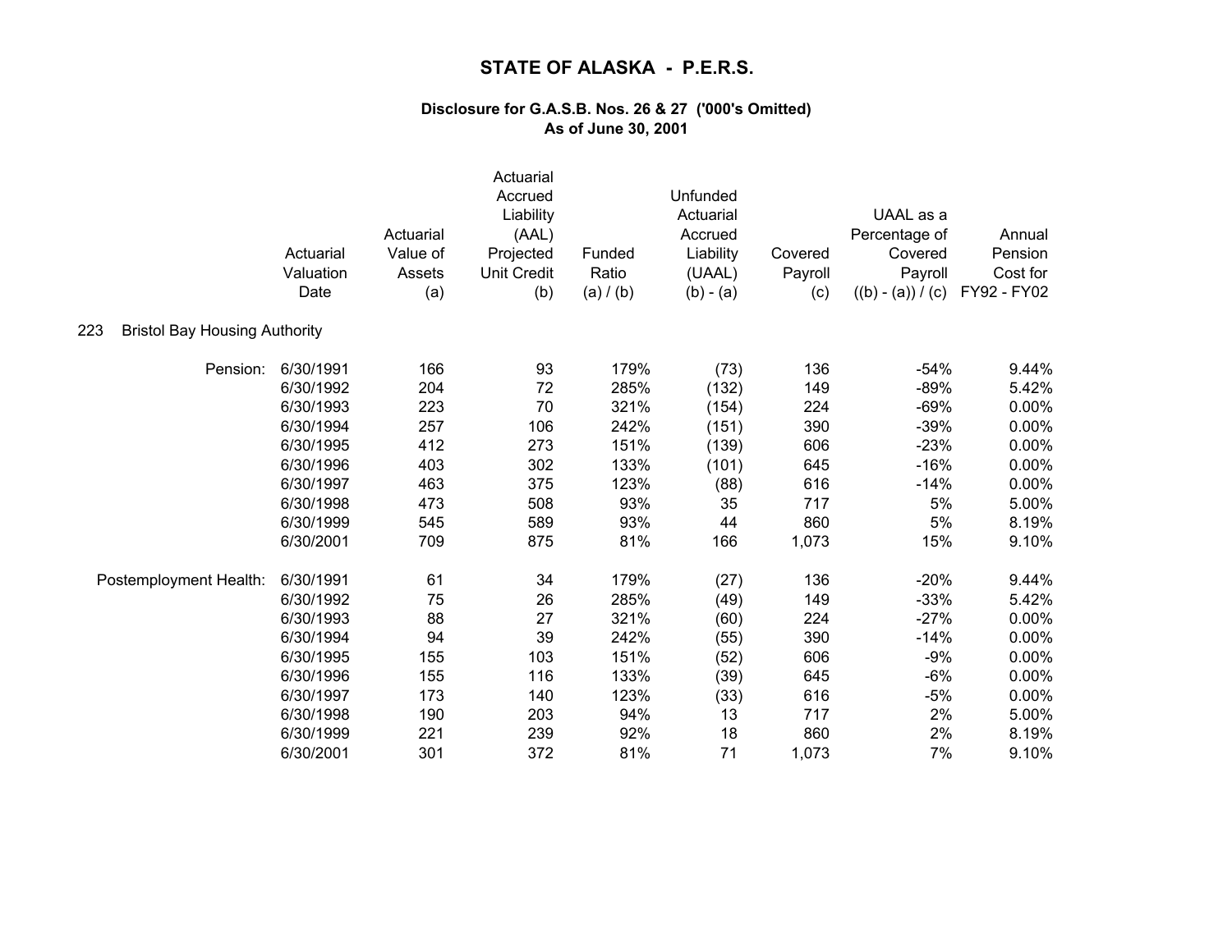# STATE OF ALASKA - P.E.R.S.

## Disclosure for G.A.S.B. Nos. 26 & 27 ('000's Omitted)
## As of June 30, 2001

| | Actuarial Valuation Date | Actuarial Value of Assets (a) | Actuarial Accrued Liability (AAL) Projected Unit Credit (b) | Funded Ratio (a) / (b) | Unfunded Actuarial Accrued Liability (UAAL) (b) - (a) | Covered Payroll (c) | UAAL as a Percentage of Covered Payroll ((b) - (a)) / (c) | Annual Pension Cost for FY92 - FY02 |
|---|---|---|---|---|---|---|---|---|
| **223 Bristol Bay Housing Authority** | | | | | | | | |
| Pension: | 6/30/1991 | 166 | 93 | 179% | (73) | 136 | -54% | 9.44% |
| | 6/30/1992 | 204 | 72 | 285% | (132) | 149 | -89% | 5.42% |
| | 6/30/1993 | 223 | 70 | 321% | (154) | 224 | -69% | 0.00% |
| | 6/30/1994 | 257 | 106 | 242% | (151) | 390 | -39% | 0.00% |
| | 6/30/1995 | 412 | 273 | 151% | (139) | 606 | -23% | 0.00% |
| | 6/30/1996 | 403 | 302 | 133% | (101) | 645 | -16% | 0.00% |
| | 6/30/1997 | 463 | 375 | 123% | (88) | 616 | -14% | 0.00% |
| | 6/30/1998 | 473 | 508 | 93% | 35 | 717 | 5% | 5.00% |
| | 6/30/1999 | 545 | 589 | 93% | 44 | 860 | 5% | 8.19% |
| | 6/30/2001 | 709 | 875 | 81% | 166 | 1,073 | 15% | 9.10% |
| Postemployment Health: | 6/30/1991 | 61 | 34 | 179% | (27) | 136 | -20% | 9.44% |
| | 6/30/1992 | 75 | 26 | 285% | (49) | 149 | -33% | 5.42% |
| | 6/30/1993 | 88 | 27 | 321% | (60) | 224 | -27% | 0.00% |
| | 6/30/1994 | 94 | 39 | 242% | (55) | 390 | -14% | 0.00% |
| | 6/30/1995 | 155 | 103 | 151% | (52) | 606 | -9% | 0.00% |
| | 6/30/1996 | 155 | 116 | 133% | (39) | 645 | -6% | 0.00% |
| | 6/30/1997 | 173 | 140 | 123% | (33) | 616 | -5% | 0.00% |
| | 6/30/1998 | 190 | 203 | 94% | 13 | 717 | 2% | 5.00% |
| | 6/30/1999 | 221 | 239 | 92% | 18 | 860 | 2% | 8.19% |
| | 6/30/2001 | 301 | 372 | 81% | 71 | 1,073 | 7% | 9.10% |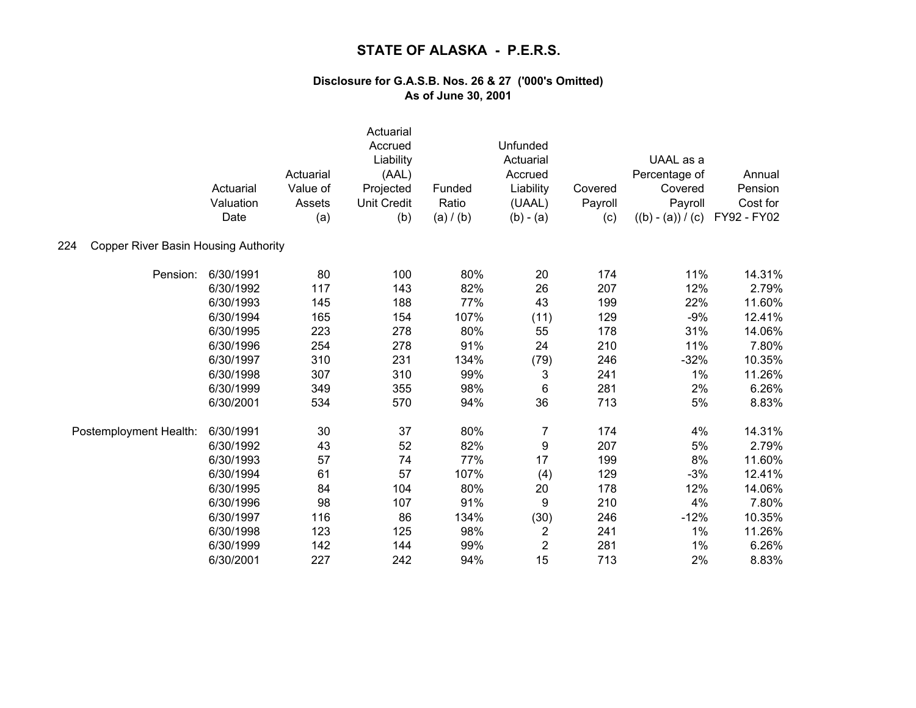# STATE OF ALASKA - P.E.R.S.

### Disclosure for G.A.S.B. Nos. 26 & 27 ('000's Omitted)
### As of June 30, 2001

224 Copper River Basin Housing Authority

| | Actuarial Valuation Date | Actuarial Value of Assets (a) | Actuarial Accrued Liability (AAL) Projected Unit Credit (b) | Funded Ratio (a) / (b) | Unfunded Actuarial Accrued Liability (UAAL) (b) - (a) | Covered Payroll (c) | UAAL as a Percentage of Covered Payroll ((b) - (a)) / (c) | Annual Pension Cost for FY92 - FY02 |
|---|---|---|---|---|---|---|---|---|
| Pension: | 6/30/1991 | 80 | 100 | 80% | 20 | 174 | 11% | 14.31% |
| | 6/30/1992 | 117 | 143 | 82% | 26 | 207 | 12% | 2.79% |
| | 6/30/1993 | 145 | 188 | 77% | 43 | 199 | 22% | 11.60% |
| | 6/30/1994 | 165 | 154 | 107% | (11) | 129 | -9% | 12.41% |
| | 6/30/1995 | 223 | 278 | 80% | 55 | 178 | 31% | 14.06% |
| | 6/30/1996 | 254 | 278 | 91% | 24 | 210 | 11% | 7.80% |
| | 6/30/1997 | 310 | 231 | 134% | (79) | 246 | -32% | 10.35% |
| | 6/30/1998 | 307 | 310 | 99% | 3 | 241 | 1% | 11.26% |
| | 6/30/1999 | 349 | 355 | 98% | 6 | 281 | 2% | 6.26% |
| | 6/30/2001 | 534 | 570 | 94% | 36 | 713 | 5% | 8.83% |
| Postemployment Health: | 6/30/1991 | 30 | 37 | 80% | 7 | 174 | 4% | 14.31% |
| | 6/30/1992 | 43 | 52 | 82% | 9 | 207 | 5% | 2.79% |
| | 6/30/1993 | 57 | 74 | 77% | 17 | 199 | 8% | 11.60% |
| | 6/30/1994 | 61 | 57 | 107% | (4) | 129 | -3% | 12.41% |
| | 6/30/1995 | 84 | 104 | 80% | 20 | 178 | 12% | 14.06% |
| | 6/30/1996 | 98 | 107 | 91% | 9 | 210 | 4% | 7.80% |
| | 6/30/1997 | 116 | 86 | 134% | (30) | 246 | -12% | 10.35% |
| | 6/30/1998 | 123 | 125 | 98% | 2 | 241 | 1% | 11.26% |
| | 6/30/1999 | 142 | 144 | 99% | 2 | 281 | 1% | 6.26% |
| | 6/30/2001 | 227 | 242 | 94% | 15 | 713 | 2% | 8.83% |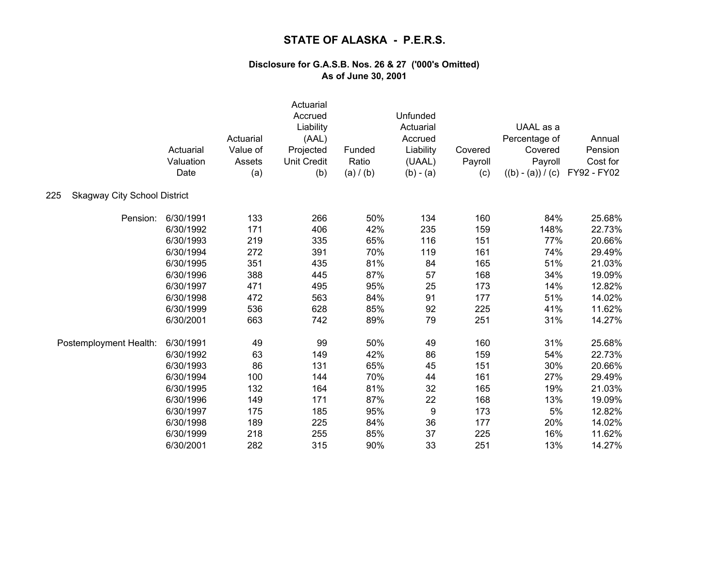# STATE OF ALASKA - P.E.R.S.

### Disclosure for G.A.S.B. Nos. 26 & 27 ('000's Omitted)
### As of June 30, 2001

**225 Skagway City School District**

| | Actuarial Valuation Date | Actuarial Value of Assets (a) | Actuarial Accrued Liability (AAL) Projected Unit Credit (b) | Funded Ratio (a) / (b) | Unfunded Actuarial Accrued Liability (UAAL) (b) - (a) | Covered Payroll (c) | UAAL as a Percentage of Covered Payroll ((b) - (a)) / (c) | Annual Pension Cost for FY92 - FY02 |
|---|---|---|---|---|---|---|---|---|
| Pension: | 6/30/1991 | 133 | 266 | 50% | 134 | 160 | 84% | 25.68% |
| | 6/30/1992 | 171 | 406 | 42% | 235 | 159 | 148% | 22.73% |
| | 6/30/1993 | 219 | 335 | 65% | 116 | 151 | 77% | 20.66% |
| | 6/30/1994 | 272 | 391 | 70% | 119 | 161 | 74% | 29.49% |
| | 6/30/1995 | 351 | 435 | 81% | 84 | 165 | 51% | 21.03% |
| | 6/30/1996 | 388 | 445 | 87% | 57 | 168 | 34% | 19.09% |
| | 6/30/1997 | 471 | 495 | 95% | 25 | 173 | 14% | 12.82% |
| | 6/30/1998 | 472 | 563 | 84% | 91 | 177 | 51% | 14.02% |
| | 6/30/1999 | 536 | 628 | 85% | 92 | 225 | 41% | 11.62% |
| | 6/30/2001 | 663 | 742 | 89% | 79 | 251 | 31% | 14.27% |
| Postemployment Health: | 6/30/1991 | 49 | 99 | 50% | 49 | 160 | 31% | 25.68% |
| | 6/30/1992 | 63 | 149 | 42% | 86 | 159 | 54% | 22.73% |
| | 6/30/1993 | 86 | 131 | 65% | 45 | 151 | 30% | 20.66% |
| | 6/30/1994 | 100 | 144 | 70% | 44 | 161 | 27% | 29.49% |
| | 6/30/1995 | 132 | 164 | 81% | 32 | 165 | 19% | 21.03% |
| | 6/30/1996 | 149 | 171 | 87% | 22 | 168 | 13% | 19.09% |
| | 6/30/1997 | 175 | 185 | 95% | 9 | 173 | 5% | 12.82% |
| | 6/30/1998 | 189 | 225 | 84% | 36 | 177 | 20% | 14.02% |
| | 6/30/1999 | 218 | 255 | 85% | 37 | 225 | 16% | 11.62% |
| | 6/30/2001 | 282 | 315 | 90% | 33 | 251 | 13% | 14.27% |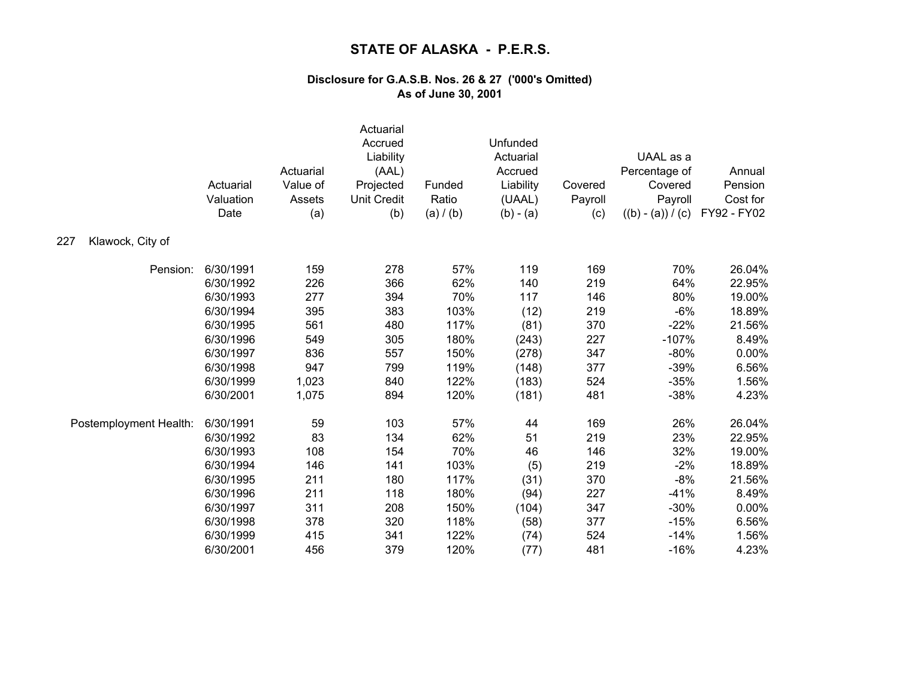# STATE OF ALASKA - P.E.R.S.

### Disclosure for G.A.S.B. Nos. 26 & 27 ('000's Omitted)
### As of June 30, 2001

| | Actuarial Valuation Date | Actuarial Value of Assets (a) | Actuarial Accrued Liability (AAL) Projected Unit Credit (b) | Funded Ratio (a) / (b) | Unfunded Actuarial Accrued Liability (UAAL) (b) - (a) | Covered Payroll (c) | UAAL as a Percentage of Covered Payroll ((b) - (a)) / (c) | Annual Pension Cost for FY92 - FY02 |
|---|---|---|---|---|---|---|---|---|
| **227 Klawock, City of** | | | | | | | | |
| Pension: | 6/30/1991 | 159 | 278 | 57% | 119 | 169 | 70% | 26.04% |
| | 6/30/1992 | 226 | 366 | 62% | 140 | 219 | 64% | 22.95% |
| | 6/30/1993 | 277 | 394 | 70% | 117 | 146 | 80% | 19.00% |
| | 6/30/1994 | 395 | 383 | 103% | (12) | 219 | -6% | 18.89% |
| | 6/30/1995 | 561 | 480 | 117% | (81) | 370 | -22% | 21.56% |
| | 6/30/1996 | 549 | 305 | 180% | (243) | 227 | -107% | 8.49% |
| | 6/30/1997 | 836 | 557 | 150% | (278) | 347 | -80% | 0.00% |
| | 6/30/1998 | 947 | 799 | 119% | (148) | 377 | -39% | 6.56% |
| | 6/30/1999 | 1,023 | 840 | 122% | (183) | 524 | -35% | 1.56% |
| | 6/30/2001 | 1,075 | 894 | 120% | (181) | 481 | -38% | 4.23% |
| Postemployment Health: | 6/30/1991 | 59 | 103 | 57% | 44 | 169 | 26% | 26.04% |
| | 6/30/1992 | 83 | 134 | 62% | 51 | 219 | 23% | 22.95% |
| | 6/30/1993 | 108 | 154 | 70% | 46 | 146 | 32% | 19.00% |
| | 6/30/1994 | 146 | 141 | 103% | (5) | 219 | -2% | 18.89% |
| | 6/30/1995 | 211 | 180 | 117% | (31) | 370 | -8% | 21.56% |
| | 6/30/1996 | 211 | 118 | 180% | (94) | 227 | -41% | 8.49% |
| | 6/30/1997 | 311 | 208 | 150% | (104) | 347 | -30% | 0.00% |
| | 6/30/1998 | 378 | 320 | 118% | (58) | 377 | -15% | 6.56% |
| | 6/30/1999 | 415 | 341 | 122% | (74) | 524 | -14% | 1.56% |
| | 6/30/2001 | 456 | 379 | 120% | (77) | 481 | -16% | 4.23% |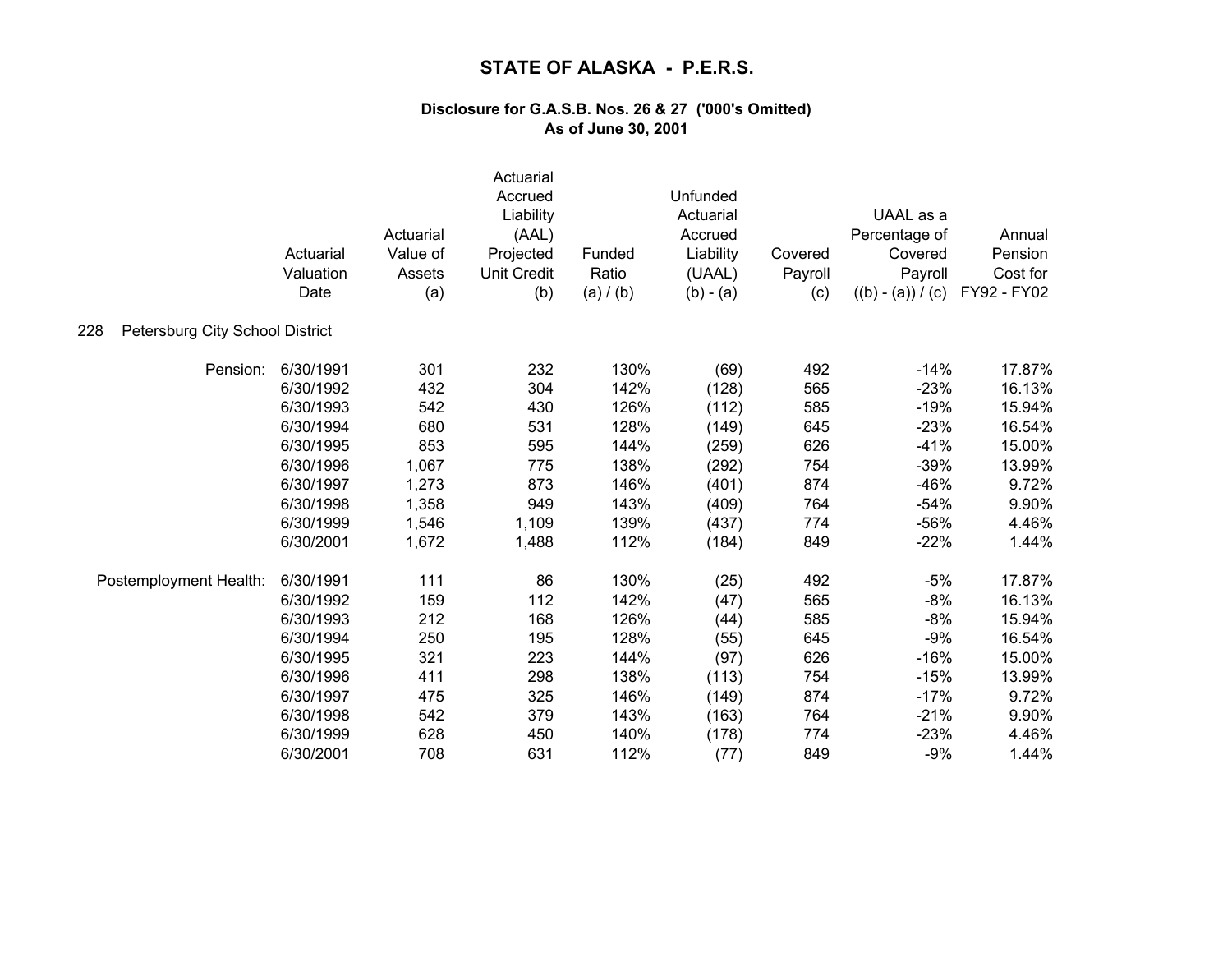# STATE OF ALASKA - P.E.R.S.

### Disclosure for G.A.S.B. Nos. 26 & 27 ('000's Omitted)
### As of June 30, 2001

**228 Petersburg City School District**

| | Actuarial Valuation Date | Actuarial Value of Assets (a) | Actuarial Accrued Liability (AAL) Projected Unit Credit (b) | Funded Ratio (a) / (b) | Unfunded Actuarial Accrued Liability (UAAL) (b) - (a) | Covered Payroll (c) | UAAL as a Percentage of Covered Payroll ((b) - (a)) / (c) | Annual Pension Cost for FY92 - FY02 |
|---|---|---|---|---|---|---|---|---|
| Pension: | 6/30/1991 | 301 | 232 | 130% | (69) | 492 | -14% | 17.87% |
| | 6/30/1992 | 432 | 304 | 142% | (128) | 565 | -23% | 16.13% |
| | 6/30/1993 | 542 | 430 | 126% | (112) | 585 | -19% | 15.94% |
| | 6/30/1994 | 680 | 531 | 128% | (149) | 645 | -23% | 16.54% |
| | 6/30/1995 | 853 | 595 | 144% | (259) | 626 | -41% | 15.00% |
| | 6/30/1996 | 1,067 | 775 | 138% | (292) | 754 | -39% | 13.99% |
| | 6/30/1997 | 1,273 | 873 | 146% | (401) | 874 | -46% | 9.72% |
| | 6/30/1998 | 1,358 | 949 | 143% | (409) | 764 | -54% | 9.90% |
| | 6/30/1999 | 1,546 | 1,109 | 139% | (437) | 774 | -56% | 4.46% |
| | 6/30/2001 | 1,672 | 1,488 | 112% | (184) | 849 | -22% | 1.44% |
| Postemployment Health: | 6/30/1991 | 111 | 86 | 130% | (25) | 492 | -5% | 17.87% |
| | 6/30/1992 | 159 | 112 | 142% | (47) | 565 | -8% | 16.13% |
| | 6/30/1993 | 212 | 168 | 126% | (44) | 585 | -8% | 15.94% |
| | 6/30/1994 | 250 | 195 | 128% | (55) | 645 | -9% | 16.54% |
| | 6/30/1995 | 321 | 223 | 144% | (97) | 626 | -16% | 15.00% |
| | 6/30/1996 | 411 | 298 | 138% | (113) | 754 | -15% | 13.99% |
| | 6/30/1997 | 475 | 325 | 146% | (149) | 874 | -17% | 9.72% |
| | 6/30/1998 | 542 | 379 | 143% | (163) | 764 | -21% | 9.90% |
| | 6/30/1999 | 628 | 450 | 140% | (178) | 774 | -23% | 4.46% |
| | 6/30/2001 | 708 | 631 | 112% | (77) | 849 | -9% | 1.44% |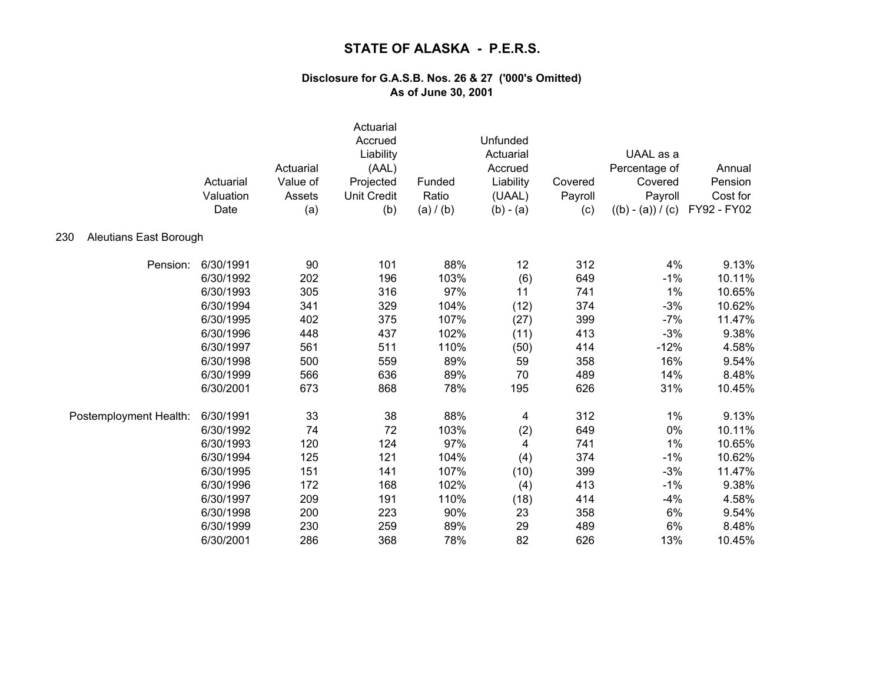# STATE OF ALASKA - P.E.R.S.

## Disclosure for G.A.S.B. Nos. 26 & 27 ('000's Omitted)
## As of June 30, 2001

230 Aleutians East Borough

| | Actuarial Valuation Date | Actuarial Value of Assets (a) | Actuarial Accrued Liability (AAL) Projected Unit Credit (b) | Funded Ratio (a) / (b) | Unfunded Actuarial Accrued Liability (UAAL) (b) - (a) | Covered Payroll (c) | UAAL as a Percentage of Covered Payroll ((b) - (a)) / (c) | Annual Pension Cost for FY92 - FY02 |
|---|---|---|---|---|---|---|---|---|
| Pension: | 6/30/1991 | 90 | 101 | 88% | 12 | 312 | 4% | 9.13% |
| | 6/30/1992 | 202 | 196 | 103% | (6) | 649 | -1% | 10.11% |
| | 6/30/1993 | 305 | 316 | 97% | 11 | 741 | 1% | 10.65% |
| | 6/30/1994 | 341 | 329 | 104% | (12) | 374 | -3% | 10.62% |
| | 6/30/1995 | 402 | 375 | 107% | (27) | 399 | -7% | 11.47% |
| | 6/30/1996 | 448 | 437 | 102% | (11) | 413 | -3% | 9.38% |
| | 6/30/1997 | 561 | 511 | 110% | (50) | 414 | -12% | 4.58% |
| | 6/30/1998 | 500 | 559 | 89% | 59 | 358 | 16% | 9.54% |
| | 6/30/1999 | 566 | 636 | 89% | 70 | 489 | 14% | 8.48% |
| | 6/30/2001 | 673 | 868 | 78% | 195 | 626 | 31% | 10.45% |
| Postemployment Health: | 6/30/1991 | 33 | 38 | 88% | 4 | 312 | 1% | 9.13% |
| | 6/30/1992 | 74 | 72 | 103% | (2) | 649 | 0% | 10.11% |
| | 6/30/1993 | 120 | 124 | 97% | 4 | 741 | 1% | 10.65% |
| | 6/30/1994 | 125 | 121 | 104% | (4) | 374 | -1% | 10.62% |
| | 6/30/1995 | 151 | 141 | 107% | (10) | 399 | -3% | 11.47% |
| | 6/30/1996 | 172 | 168 | 102% | (4) | 413 | -1% | 9.38% |
| | 6/30/1997 | 209 | 191 | 110% | (18) | 414 | -4% | 4.58% |
| | 6/30/1998 | 200 | 223 | 90% | 23 | 358 | 6% | 9.54% |
| | 6/30/1999 | 230 | 259 | 89% | 29 | 489 | 6% | 8.48% |
| | 6/30/2001 | 286 | 368 | 78% | 82 | 626 | 13% | 10.45% |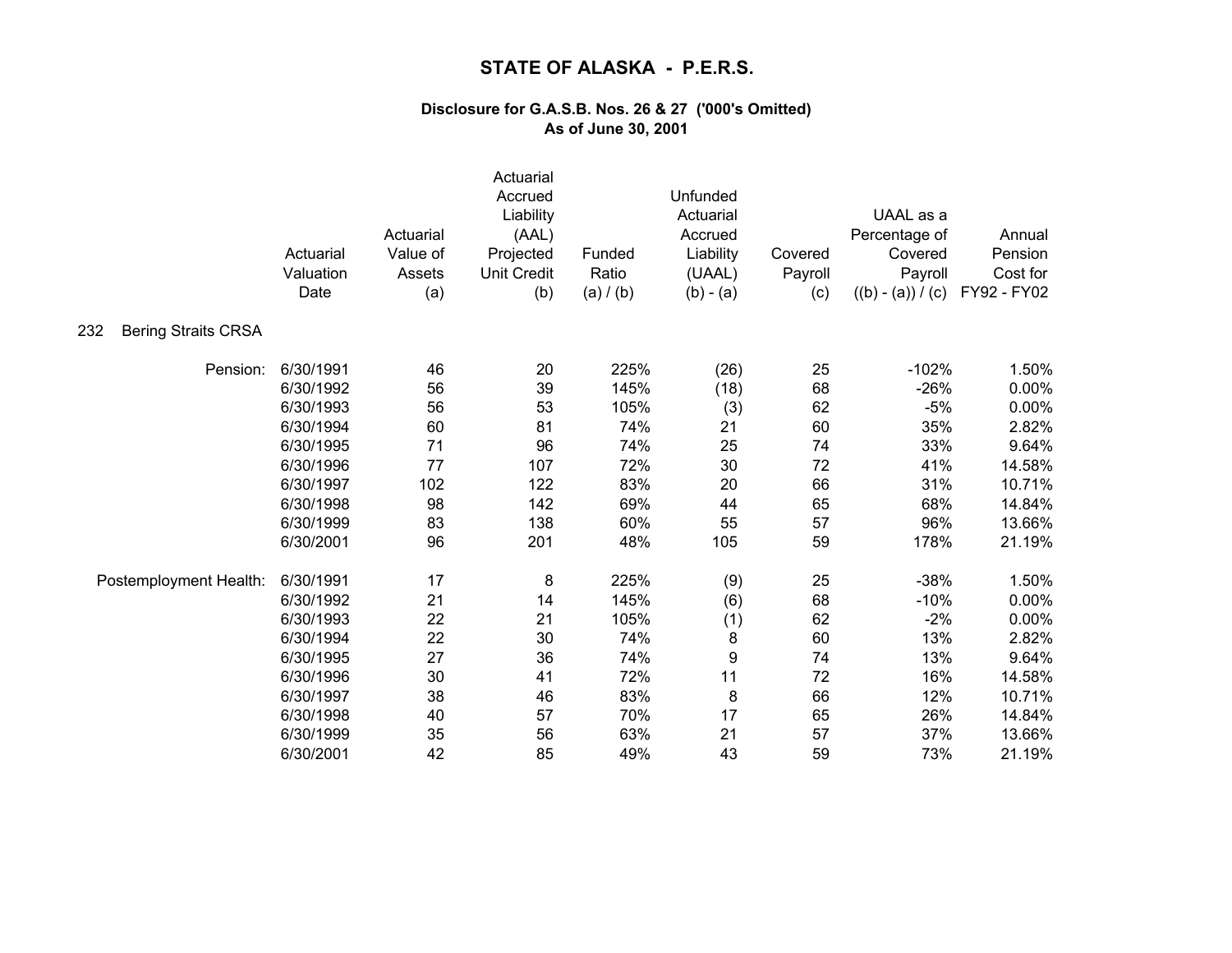# STATE OF ALASKA - P.E.R.S.

### Disclosure for G.A.S.B. Nos. 26 & 27 ('000's Omitted)
### As of June 30, 2001

**232 Bering Straits CRSA**

| | Actuarial Valuation Date | Actuarial Value of Assets (a) | Actuarial Accrued Liability (AAL) Projected Unit Credit (b) | Funded Ratio (a) / (b) | Unfunded Actuarial Accrued Liability (UAAL) (b) - (a) | Covered Payroll (c) | UAAL as a Percentage of Covered Payroll ((b) - (a)) / (c) | Annual Pension Cost for FY92 - FY02 |
|---|---|---|---|---|---|---|---|---|
| Pension: | 6/30/1991 | 46 | 20 | 225% | (26) | 25 | -102% | 1.50% |
| | 6/30/1992 | 56 | 39 | 145% | (18) | 68 | -26% | 0.00% |
| | 6/30/1993 | 56 | 53 | 105% | (3) | 62 | -5% | 0.00% |
| | 6/30/1994 | 60 | 81 | 74% | 21 | 60 | 35% | 2.82% |
| | 6/30/1995 | 71 | 96 | 74% | 25 | 74 | 33% | 9.64% |
| | 6/30/1996 | 77 | 107 | 72% | 30 | 72 | 41% | 14.58% |
| | 6/30/1997 | 102 | 122 | 83% | 20 | 66 | 31% | 10.71% |
| | 6/30/1998 | 98 | 142 | 69% | 44 | 65 | 68% | 14.84% |
| | 6/30/1999 | 83 | 138 | 60% | 55 | 57 | 96% | 13.66% |
| | 6/30/2001 | 96 | 201 | 48% | 105 | 59 | 178% | 21.19% |
| Postemployment Health: | 6/30/1991 | 17 | 8 | 225% | (9) | 25 | -38% | 1.50% |
| | 6/30/1992 | 21 | 14 | 145% | (6) | 68 | -10% | 0.00% |
| | 6/30/1993 | 22 | 21 | 105% | (1) | 62 | -2% | 0.00% |
| | 6/30/1994 | 22 | 30 | 74% | 8 | 60 | 13% | 2.82% |
| | 6/30/1995 | 27 | 36 | 74% | 9 | 74 | 13% | 9.64% |
| | 6/30/1996 | 30 | 41 | 72% | 11 | 72 | 16% | 14.58% |
| | 6/30/1997 | 38 | 46 | 83% | 8 | 66 | 12% | 10.71% |
| | 6/30/1998 | 40 | 57 | 70% | 17 | 65 | 26% | 14.84% |
| | 6/30/1999 | 35 | 56 | 63% | 21 | 57 | 37% | 13.66% |
| | 6/30/2001 | 42 | 85 | 49% | 43 | 59 | 73% | 21.19% |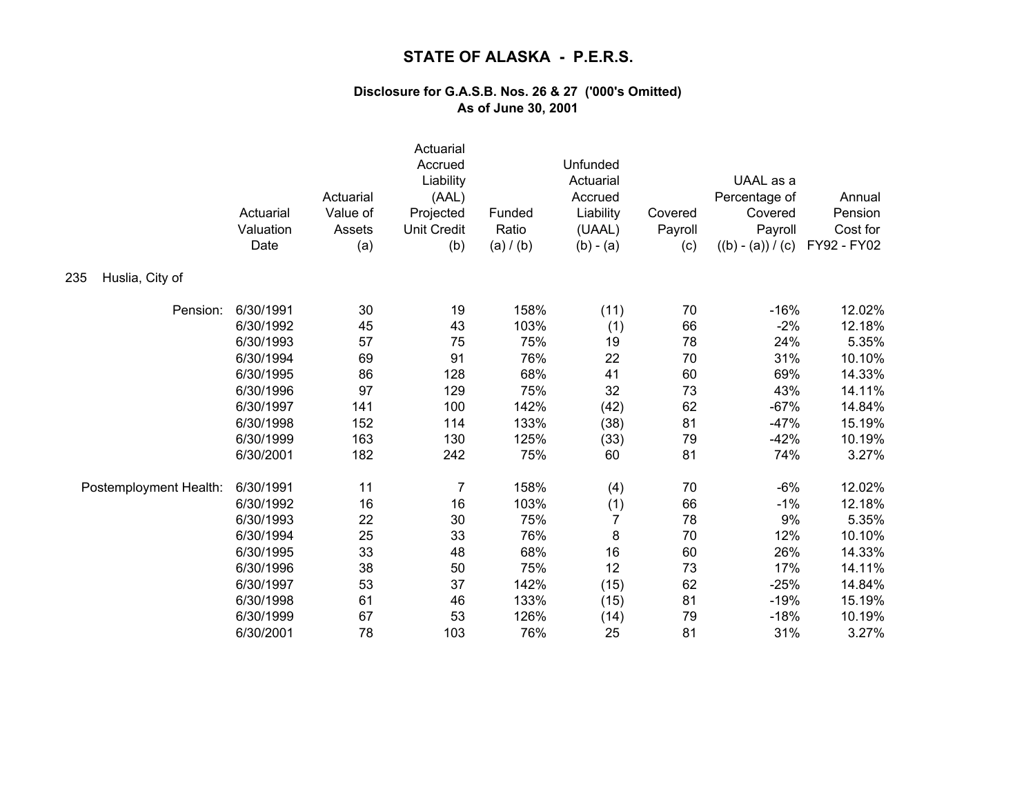# STATE OF ALASKA - P.E.R.S.

### Disclosure for G.A.S.B. Nos. 26 & 27 ('000's Omitted)
### As of June 30, 2001

235 Huslia, City of

| | Actuarial Valuation Date | Actuarial Value of Assets (a) | Actuarial Accrued Liability (AAL) Projected Unit Credit (b) | Funded Ratio (a) / (b) | Unfunded Actuarial Accrued Liability (UAAL) (b) - (a) | Covered Payroll (c) | UAAL as a Percentage of Covered Payroll ((b) - (a)) / (c) | Annual Pension Cost for FY92 - FY02 |
|---|---|---|---|---|---|---|---|---|
| Pension: | 6/30/1991 | 30 | 19 | 158% | (11) | 70 | -16% | 12.02% |
| | 6/30/1992 | 45 | 43 | 103% | (1) | 66 | -2% | 12.18% |
| | 6/30/1993 | 57 | 75 | 75% | 19 | 78 | 24% | 5.35% |
| | 6/30/1994 | 69 | 91 | 76% | 22 | 70 | 31% | 10.10% |
| | 6/30/1995 | 86 | 128 | 68% | 41 | 60 | 69% | 14.33% |
| | 6/30/1996 | 97 | 129 | 75% | 32 | 73 | 43% | 14.11% |
| | 6/30/1997 | 141 | 100 | 142% | (42) | 62 | -67% | 14.84% |
| | 6/30/1998 | 152 | 114 | 133% | (38) | 81 | -47% | 15.19% |
| | 6/30/1999 | 163 | 130 | 125% | (33) | 79 | -42% | 10.19% |
| | 6/30/2001 | 182 | 242 | 75% | 60 | 81 | 74% | 3.27% |
| Postemployment Health: | 6/30/1991 | 11 | 7 | 158% | (4) | 70 | -6% | 12.02% |
| | 6/30/1992 | 16 | 16 | 103% | (1) | 66 | -1% | 12.18% |
| | 6/30/1993 | 22 | 30 | 75% | 7 | 78 | 9% | 5.35% |
| | 6/30/1994 | 25 | 33 | 76% | 8 | 70 | 12% | 10.10% |
| | 6/30/1995 | 33 | 48 | 68% | 16 | 60 | 26% | 14.33% |
| | 6/30/1996 | 38 | 50 | 75% | 12 | 73 | 17% | 14.11% |
| | 6/30/1997 | 53 | 37 | 142% | (15) | 62 | -25% | 14.84% |
| | 6/30/1998 | 61 | 46 | 133% | (15) | 81 | -19% | 15.19% |
| | 6/30/1999 | 67 | 53 | 126% | (14) | 79 | -18% | 10.19% |
| | 6/30/2001 | 78 | 103 | 76% | 25 | 81 | 31% | 3.27% |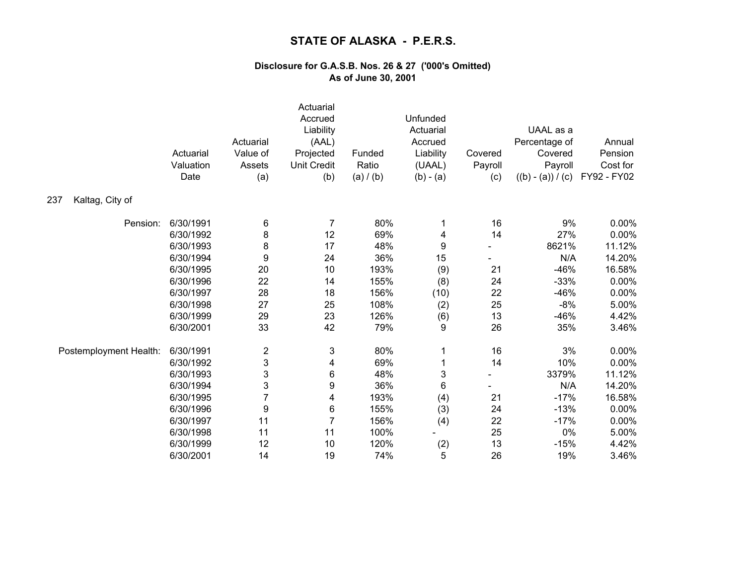# STATE OF ALASKA - P.E.R.S.

### Disclosure for G.A.S.B. Nos. 26 & 27 ('000's Omitted)
### As of June 30, 2001

**237 Kaltag, City of**

| | Actuarial Valuation Date | Actuarial Value of Assets (a) | Actuarial Accrued Liability (AAL) Projected Unit Credit (b) | Funded Ratio (a) / (b) | Unfunded Actuarial Accrued Liability (UAAL) (b) - (a) | Covered Payroll (c) | UAAL as a Percentage of Covered Payroll ((b) - (a)) / (c) | Annual Pension Cost for FY92 - FY02 |
|---|---|---|---|---|---|---|---|---|
| Pension: | 6/30/1991 | 6 | 7 | 80% | 1 | 16 | 9% | 0.00% |
| | 6/30/1992 | 8 | 12 | 69% | 4 | 14 | 27% | 0.00% |
| | 6/30/1993 | 8 | 17 | 48% | 9 | - | 8621% | 11.12% |
| | 6/30/1994 | 9 | 24 | 36% | 15 | - | N/A | 14.20% |
| | 6/30/1995 | 20 | 10 | 193% | (9) | 21 | -46% | 16.58% |
| | 6/30/1996 | 22 | 14 | 155% | (8) | 24 | -33% | 0.00% |
| | 6/30/1997 | 28 | 18 | 156% | (10) | 22 | -46% | 0.00% |
| | 6/30/1998 | 27 | 25 | 108% | (2) | 25 | -8% | 5.00% |
| | 6/30/1999 | 29 | 23 | 126% | (6) | 13 | -46% | 4.42% |
| | 6/30/2001 | 33 | 42 | 79% | 9 | 26 | 35% | 3.46% |
| Postemployment Health: | 6/30/1991 | 2 | 3 | 80% | 1 | 16 | 3% | 0.00% |
| | 6/30/1992 | 3 | 4 | 69% | 1 | 14 | 10% | 0.00% |
| | 6/30/1993 | 3 | 6 | 48% | 3 | - | 3379% | 11.12% |
| | 6/30/1994 | 3 | 9 | 36% | 6 | - | N/A | 14.20% |
| | 6/30/1995 | 7 | 4 | 193% | (4) | 21 | -17% | 16.58% |
| | 6/30/1996 | 9 | 6 | 155% | (3) | 24 | -13% | 0.00% |
| | 6/30/1997 | 11 | 7 | 156% | (4) | 22 | -17% | 0.00% |
| | 6/30/1998 | 11 | 11 | 100% | - | 25 | 0% | 5.00% |
| | 6/30/1999 | 12 | 10 | 120% | (2) | 13 | -15% | 4.42% |
| | 6/30/2001 | 14 | 19 | 74% | 5 | 26 | 19% | 3.46% |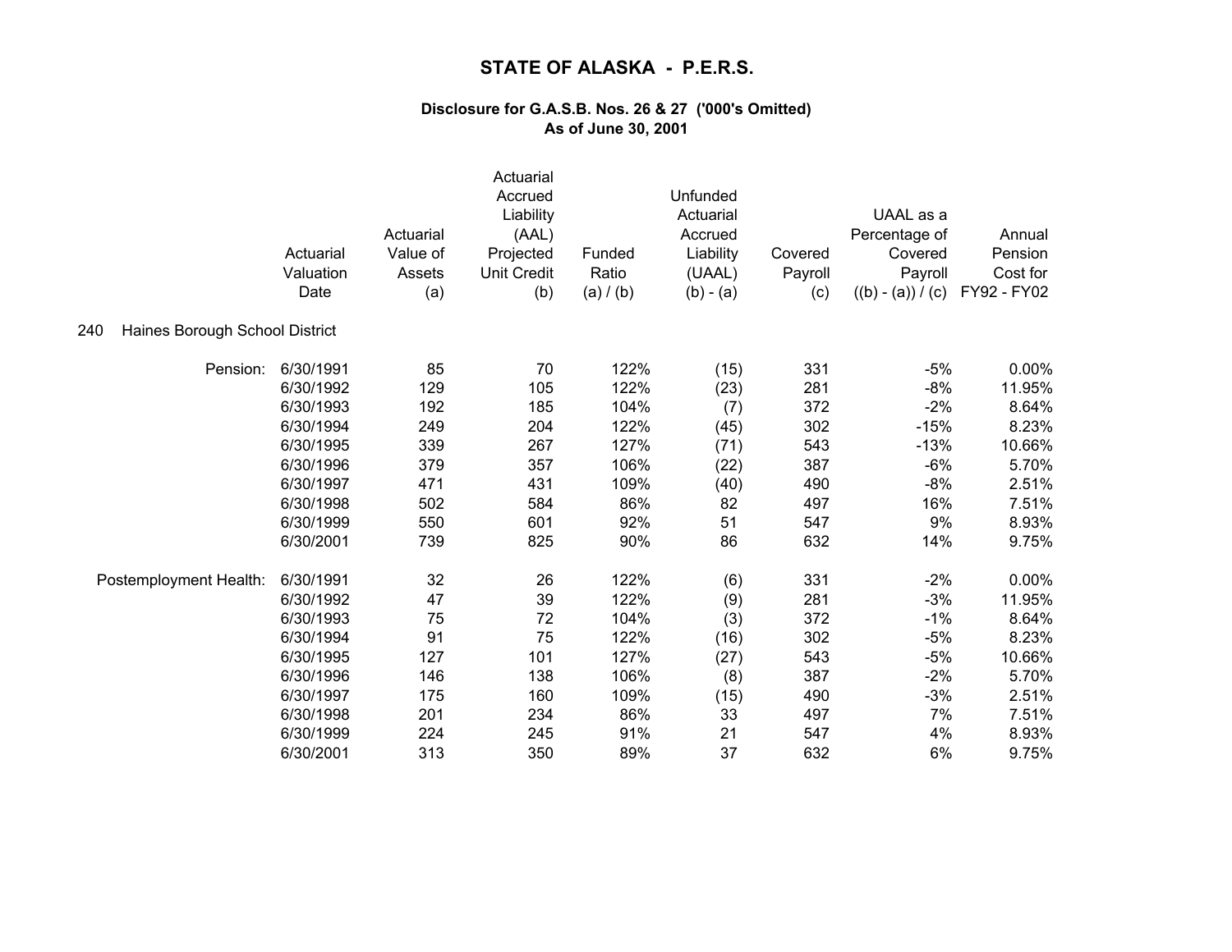# STATE OF ALASKA - P.E.R.S.

### Disclosure for G.A.S.B. Nos. 26 & 27 ('000's Omitted)
### As of June 30, 2001

**240 Haines Borough School District**

| | Actuarial Valuation Date | Actuarial Value of Assets (a) | Actuarial Accrued Liability (AAL) Projected Unit Credit (b) | Funded Ratio (a) / (b) | Unfunded Actuarial Accrued Liability (UAAL) (b) - (a) | Covered Payroll (c) | UAAL as a Percentage of Covered Payroll ((b) - (a)) / (c) | Annual Pension Cost for FY92 - FY02 |
|---|---|---|---|---|---|---|---|---|
| Pension: | 6/30/1991 | 85 | 70 | 122% | (15) | 331 | -5% | 0.00% |
| | 6/30/1992 | 129 | 105 | 122% | (23) | 281 | -8% | 11.95% |
| | 6/30/1993 | 192 | 185 | 104% | (7) | 372 | -2% | 8.64% |
| | 6/30/1994 | 249 | 204 | 122% | (45) | 302 | -15% | 8.23% |
| | 6/30/1995 | 339 | 267 | 127% | (71) | 543 | -13% | 10.66% |
| | 6/30/1996 | 379 | 357 | 106% | (22) | 387 | -6% | 5.70% |
| | 6/30/1997 | 471 | 431 | 109% | (40) | 490 | -8% | 2.51% |
| | 6/30/1998 | 502 | 584 | 86% | 82 | 497 | 16% | 7.51% |
| | 6/30/1999 | 550 | 601 | 92% | 51 | 547 | 9% | 8.93% |
| | 6/30/2001 | 739 | 825 | 90% | 86 | 632 | 14% | 9.75% |
| Postemployment Health: | 6/30/1991 | 32 | 26 | 122% | (6) | 331 | -2% | 0.00% |
| | 6/30/1992 | 47 | 39 | 122% | (9) | 281 | -3% | 11.95% |
| | 6/30/1993 | 75 | 72 | 104% | (3) | 372 | -1% | 8.64% |
| | 6/30/1994 | 91 | 75 | 122% | (16) | 302 | -5% | 8.23% |
| | 6/30/1995 | 127 | 101 | 127% | (27) | 543 | -5% | 10.66% |
| | 6/30/1996 | 146 | 138 | 106% | (8) | 387 | -2% | 5.70% |
| | 6/30/1997 | 175 | 160 | 109% | (15) | 490 | -3% | 2.51% |
| | 6/30/1998 | 201 | 234 | 86% | 33 | 497 | 7% | 7.51% |
| | 6/30/1999 | 224 | 245 | 91% | 21 | 547 | 4% | 8.93% |
| | 6/30/2001 | 313 | 350 | 89% | 37 | 632 | 6% | 9.75% |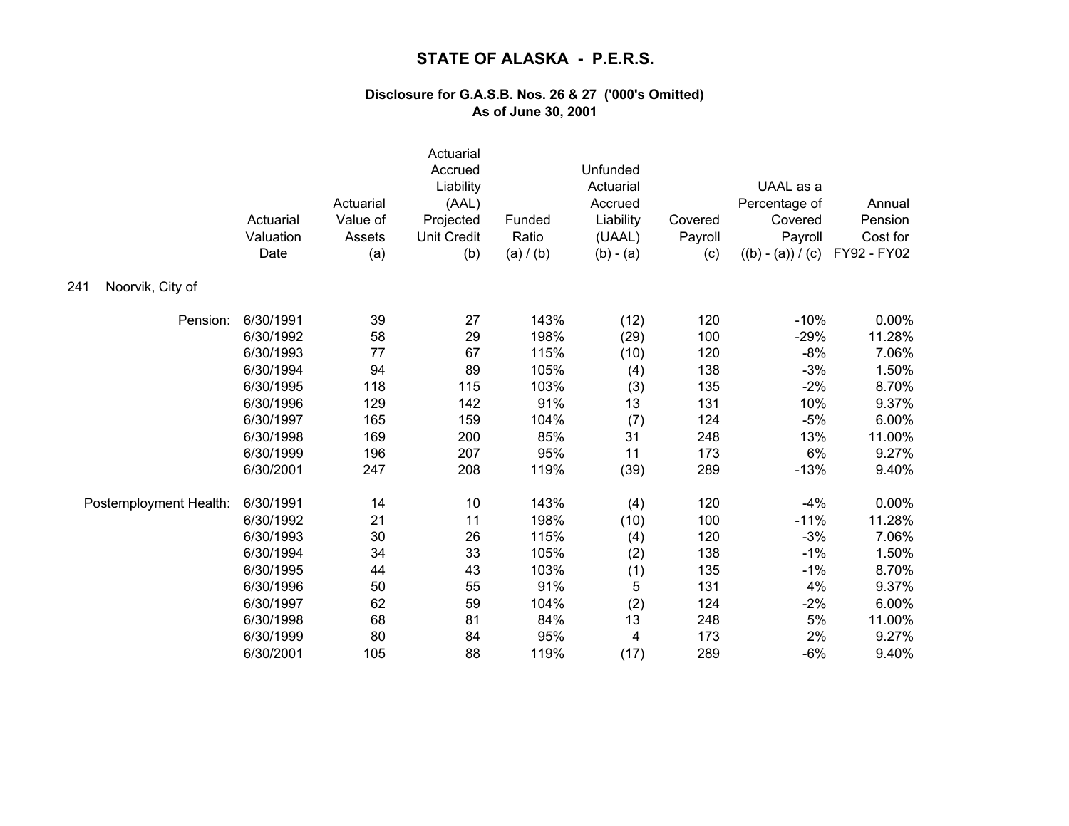# STATE OF ALASKA - P.E.R.S.

### Disclosure for G.A.S.B. Nos. 26 & 27 ('000's Omitted)
### As of June 30, 2001

**241 Noorvik, City of**

| | Actuarial Valuation Date | Actuarial Value of Assets (a) | Actuarial Accrued Liability (AAL) Projected Unit Credit (b) | Funded Ratio (a) / (b) | Unfunded Actuarial Accrued Liability (UAAL) (b) - (a) | Covered Payroll (c) | UAAL as a Percentage of Covered Payroll ((b) - (a)) / (c) | Annual Pension Cost for FY92 - FY02 |
|---|---|---|---|---|---|---|---|---|
| Pension: | 6/30/1991 | 39 | 27 | 143% | (12) | 120 | -10% | 0.00% |
| | 6/30/1992 | 58 | 29 | 198% | (29) | 100 | -29% | 11.28% |
| | 6/30/1993 | 77 | 67 | 115% | (10) | 120 | -8% | 7.06% |
| | 6/30/1994 | 94 | 89 | 105% | (4) | 138 | -3% | 1.50% |
| | 6/30/1995 | 118 | 115 | 103% | (3) | 135 | -2% | 8.70% |
| | 6/30/1996 | 129 | 142 | 91% | 13 | 131 | 10% | 9.37% |
| | 6/30/1997 | 165 | 159 | 104% | (7) | 124 | -5% | 6.00% |
| | 6/30/1998 | 169 | 200 | 85% | 31 | 248 | 13% | 11.00% |
| | 6/30/1999 | 196 | 207 | 95% | 11 | 173 | 6% | 9.27% |
| | 6/30/2001 | 247 | 208 | 119% | (39) | 289 | -13% | 9.40% |
| Postemployment Health: | 6/30/1991 | 14 | 10 | 143% | (4) | 120 | -4% | 0.00% |
| | 6/30/1992 | 21 | 11 | 198% | (10) | 100 | -11% | 11.28% |
| | 6/30/1993 | 30 | 26 | 115% | (4) | 120 | -3% | 7.06% |
| | 6/30/1994 | 34 | 33 | 105% | (2) | 138 | -1% | 1.50% |
| | 6/30/1995 | 44 | 43 | 103% | (1) | 135 | -1% | 8.70% |
| | 6/30/1996 | 50 | 55 | 91% | 5 | 131 | 4% | 9.37% |
| | 6/30/1997 | 62 | 59 | 104% | (2) | 124 | -2% | 6.00% |
| | 6/30/1998 | 68 | 81 | 84% | 13 | 248 | 5% | 11.00% |
| | 6/30/1999 | 80 | 84 | 95% | 4 | 173 | 2% | 9.27% |
| | 6/30/2001 | 105 | 88 | 119% | (17) | 289 | -6% | 9.40% |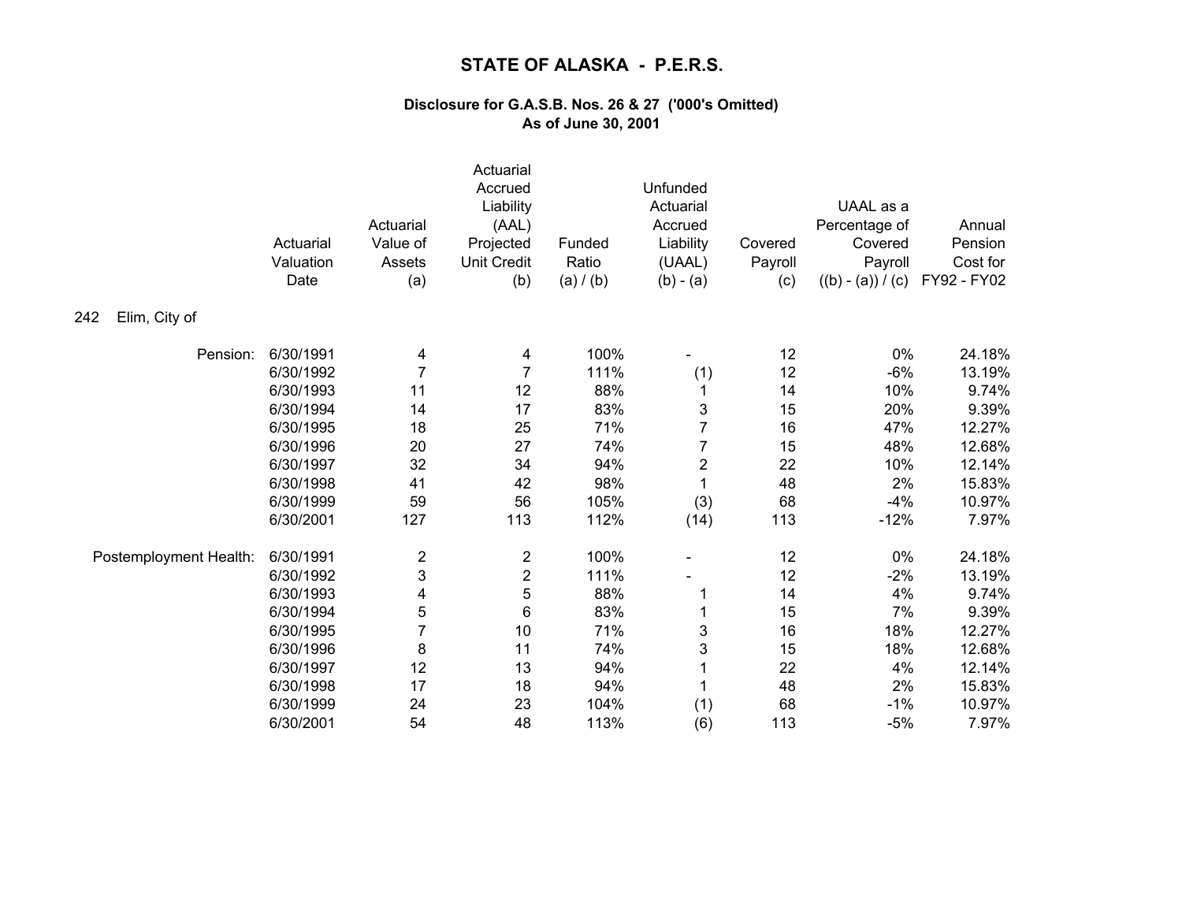# STATE OF ALASKA - P.E.R.S.

### Disclosure for G.A.S.B. Nos. 26 & 27 ('000's Omitted)
### As of June 30, 2001

**242 Elim, City of**

| | Actuarial Valuation Date | Actuarial Value of Assets (a) | Actuarial Accrued Liability (AAL) Projected Unit Credit (b) | Funded Ratio (a) / (b) | Unfunded Actuarial Accrued Liability (UAAL) (b) - (a) | Covered Payroll (c) | UAAL as a Percentage of Covered Payroll ((b) - (a)) / (c) | Annual Pension Cost for FY92 - FY02 |
|---|---|---|---|---|---|---|---|---|
| Pension: | 6/30/1991 | 4 | 4 | 100% | - | 12 | 0% | 24.18% |
| | 6/30/1992 | 7 | 7 | 111% | (1) | 12 | -6% | 13.19% |
| | 6/30/1993 | 11 | 12 | 88% | 1 | 14 | 10% | 9.74% |
| | 6/30/1994 | 14 | 17 | 83% | 3 | 15 | 20% | 9.39% |
| | 6/30/1995 | 18 | 25 | 71% | 7 | 16 | 47% | 12.27% |
| | 6/30/1996 | 20 | 27 | 74% | 7 | 15 | 48% | 12.68% |
| | 6/30/1997 | 32 | 34 | 94% | 2 | 22 | 10% | 12.14% |
| | 6/30/1998 | 41 | 42 | 98% | 1 | 48 | 2% | 15.83% |
| | 6/30/1999 | 59 | 56 | 105% | (3) | 68 | -4% | 10.97% |
| | 6/30/2001 | 127 | 113 | 112% | (14) | 113 | -12% | 7.97% |
| Postemployment Health: | 6/30/1991 | 2 | 2 | 100% | - | 12 | 0% | 24.18% |
| | 6/30/1992 | 3 | 2 | 111% | - | 12 | -2% | 13.19% |
| | 6/30/1993 | 4 | 5 | 88% | 1 | 14 | 4% | 9.74% |
| | 6/30/1994 | 5 | 6 | 83% | 1 | 15 | 7% | 9.39% |
| | 6/30/1995 | 7 | 10 | 71% | 3 | 16 | 18% | 12.27% |
| | 6/30/1996 | 8 | 11 | 74% | 3 | 15 | 18% | 12.68% |
| | 6/30/1997 | 12 | 13 | 94% | 1 | 22 | 4% | 12.14% |
| | 6/30/1998 | 17 | 18 | 94% | 1 | 48 | 2% | 15.83% |
| | 6/30/1999 | 24 | 23 | 104% | (1) | 68 | -1% | 10.97% |
| | 6/30/2001 | 54 | 48 | 113% | (6) | 113 | -5% | 7.97% |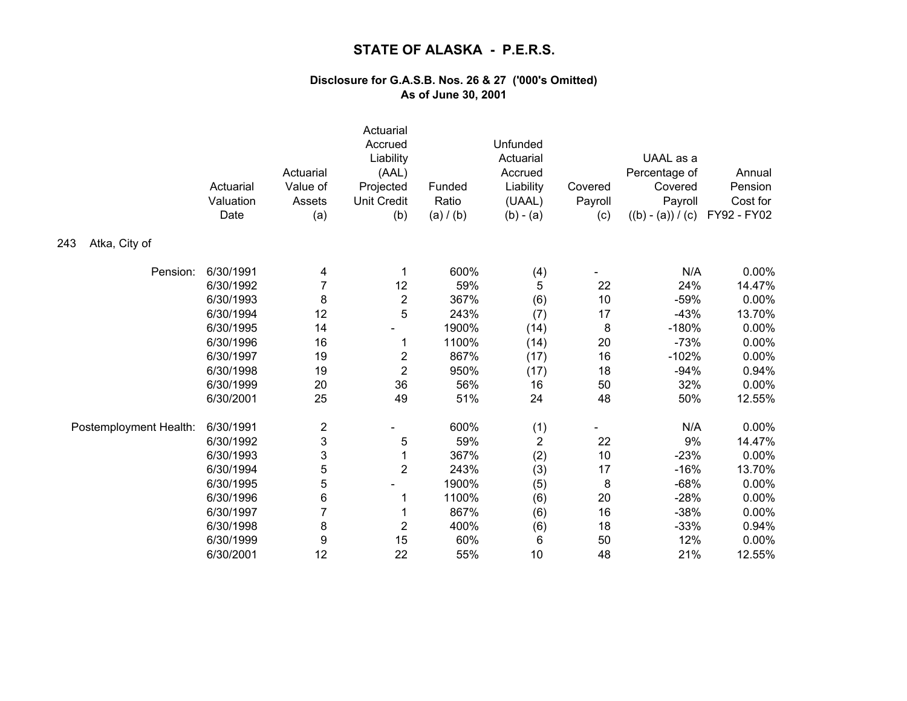# STATE OF ALASKA - P.E.R.S.

### Disclosure for G.A.S.B. Nos. 26 & 27 ('000's Omitted)
### As of June 30, 2001

243 Atka, City of

| | Actuarial Valuation Date | Actuarial Value of Assets (a) | Actuarial Accrued Liability (AAL) Projected Unit Credit (b) | Funded Ratio (a) / (b) | Unfunded Actuarial Accrued Liability (UAAL) (b) - (a) | Covered Payroll (c) | UAAL as a Percentage of Covered Payroll ((b) - (a)) / (c) | Annual Pension Cost for FY92 - FY02 |
|---|---|---|---|---|---|---|---|---|
| Pension: | 6/30/1991 | 4 | 1 | 600% | (4) | - | N/A | 0.00% |
| | 6/30/1992 | 7 | 12 | 59% | 5 | 22 | 24% | 14.47% |
| | 6/30/1993 | 8 | 2 | 367% | (6) | 10 | -59% | 0.00% |
| | 6/30/1994 | 12 | 5 | 243% | (7) | 17 | -43% | 13.70% |
| | 6/30/1995 | 14 | - | 1900% | (14) | 8 | -180% | 0.00% |
| | 6/30/1996 | 16 | 1 | 1100% | (14) | 20 | -73% | 0.00% |
| | 6/30/1997 | 19 | 2 | 867% | (17) | 16 | -102% | 0.00% |
| | 6/30/1998 | 19 | 2 | 950% | (17) | 18 | -94% | 0.94% |
| | 6/30/1999 | 20 | 36 | 56% | 16 | 50 | 32% | 0.00% |
| | 6/30/2001 | 25 | 49 | 51% | 24 | 48 | 50% | 12.55% |
| Postemployment Health: | 6/30/1991 | 2 | - | 600% | (1) | - | N/A | 0.00% |
| | 6/30/1992 | 3 | 5 | 59% | 2 | 22 | 9% | 14.47% |
| | 6/30/1993 | 3 | 1 | 367% | (2) | 10 | -23% | 0.00% |
| | 6/30/1994 | 5 | 2 | 243% | (3) | 17 | -16% | 13.70% |
| | 6/30/1995 | 5 | - | 1900% | (5) | 8 | -68% | 0.00% |
| | 6/30/1996 | 6 | 1 | 1100% | (6) | 20 | -28% | 0.00% |
| | 6/30/1997 | 7 | 1 | 867% | (6) | 16 | -38% | 0.00% |
| | 6/30/1998 | 8 | 2 | 400% | (6) | 18 | -33% | 0.94% |
| | 6/30/1999 | 9 | 15 | 60% | 6 | 50 | 12% | 0.00% |
| | 6/30/2001 | 12 | 22 | 55% | 10 | 48 | 21% | 12.55% |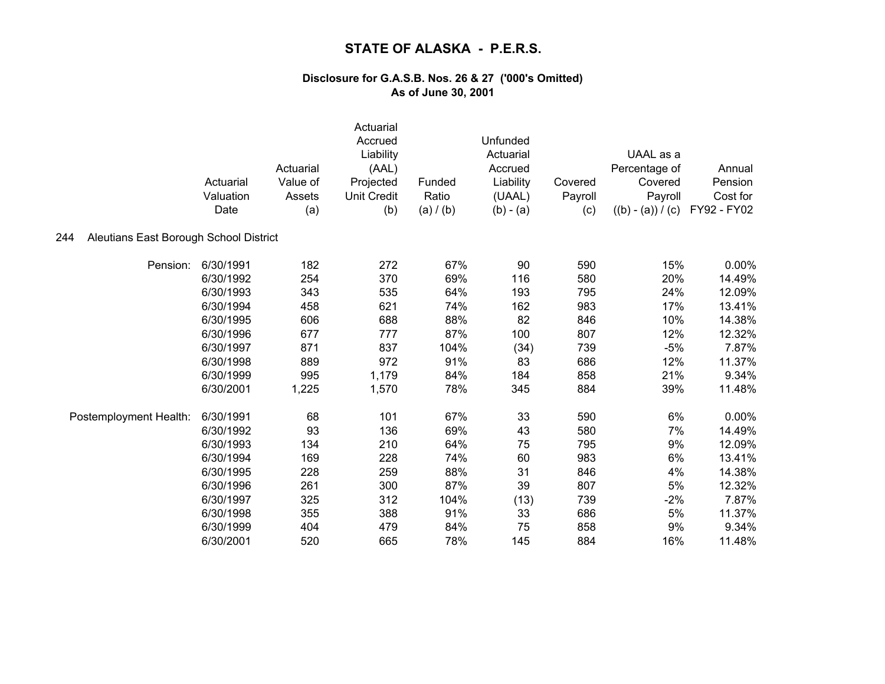# STATE OF ALASKA - P.E.R.S.

### Disclosure for G.A.S.B. Nos. 26 & 27 ('000's Omitted)
### As of June 30, 2001

| | Actuarial Valuation Date | Actuarial Value of Assets (a) | Actuarial Accrued Liability (AAL) Projected Unit Credit (b) | Funded Ratio (a) / (b) | Unfunded Actuarial Accrued Liability (UAAL) (b) - (a) | Covered Payroll (c) | UAAL as a Percentage of Covered Payroll ((b) - (a)) / (c) | Annual Pension Cost for FY92 - FY02 |
|---|---|---|---|---|---|---|---|---|
| 244 Aleutians East Borough School District | | | | | | | | |
| Pension: | 6/30/1991 | 182 | 272 | 67% | 90 | 590 | 15% | 0.00% |
| | 6/30/1992 | 254 | 370 | 69% | 116 | 580 | 20% | 14.49% |
| | 6/30/1993 | 343 | 535 | 64% | 193 | 795 | 24% | 12.09% |
| | 6/30/1994 | 458 | 621 | 74% | 162 | 983 | 17% | 13.41% |
| | 6/30/1995 | 606 | 688 | 88% | 82 | 846 | 10% | 14.38% |
| | 6/30/1996 | 677 | 777 | 87% | 100 | 807 | 12% | 12.32% |
| | 6/30/1997 | 871 | 837 | 104% | (34) | 739 | -5% | 7.87% |
| | 6/30/1998 | 889 | 972 | 91% | 83 | 686 | 12% | 11.37% |
| | 6/30/1999 | 995 | 1,179 | 84% | 184 | 858 | 21% | 9.34% |
| | 6/30/2001 | 1,225 | 1,570 | 78% | 345 | 884 | 39% | 11.48% |
| Postemployment Health: | 6/30/1991 | 68 | 101 | 67% | 33 | 590 | 6% | 0.00% |
| | 6/30/1992 | 93 | 136 | 69% | 43 | 580 | 7% | 14.49% |
| | 6/30/1993 | 134 | 210 | 64% | 75 | 795 | 9% | 12.09% |
| | 6/30/1994 | 169 | 228 | 74% | 60 | 983 | 6% | 13.41% |
| | 6/30/1995 | 228 | 259 | 88% | 31 | 846 | 4% | 14.38% |
| | 6/30/1996 | 261 | 300 | 87% | 39 | 807 | 5% | 12.32% |
| | 6/30/1997 | 325 | 312 | 104% | (13) | 739 | -2% | 7.87% |
| | 6/30/1998 | 355 | 388 | 91% | 33 | 686 | 5% | 11.37% |
| | 6/30/1999 | 404 | 479 | 84% | 75 | 858 | 9% | 9.34% |
| | 6/30/2001 | 520 | 665 | 78% | 145 | 884 | 16% | 11.48% |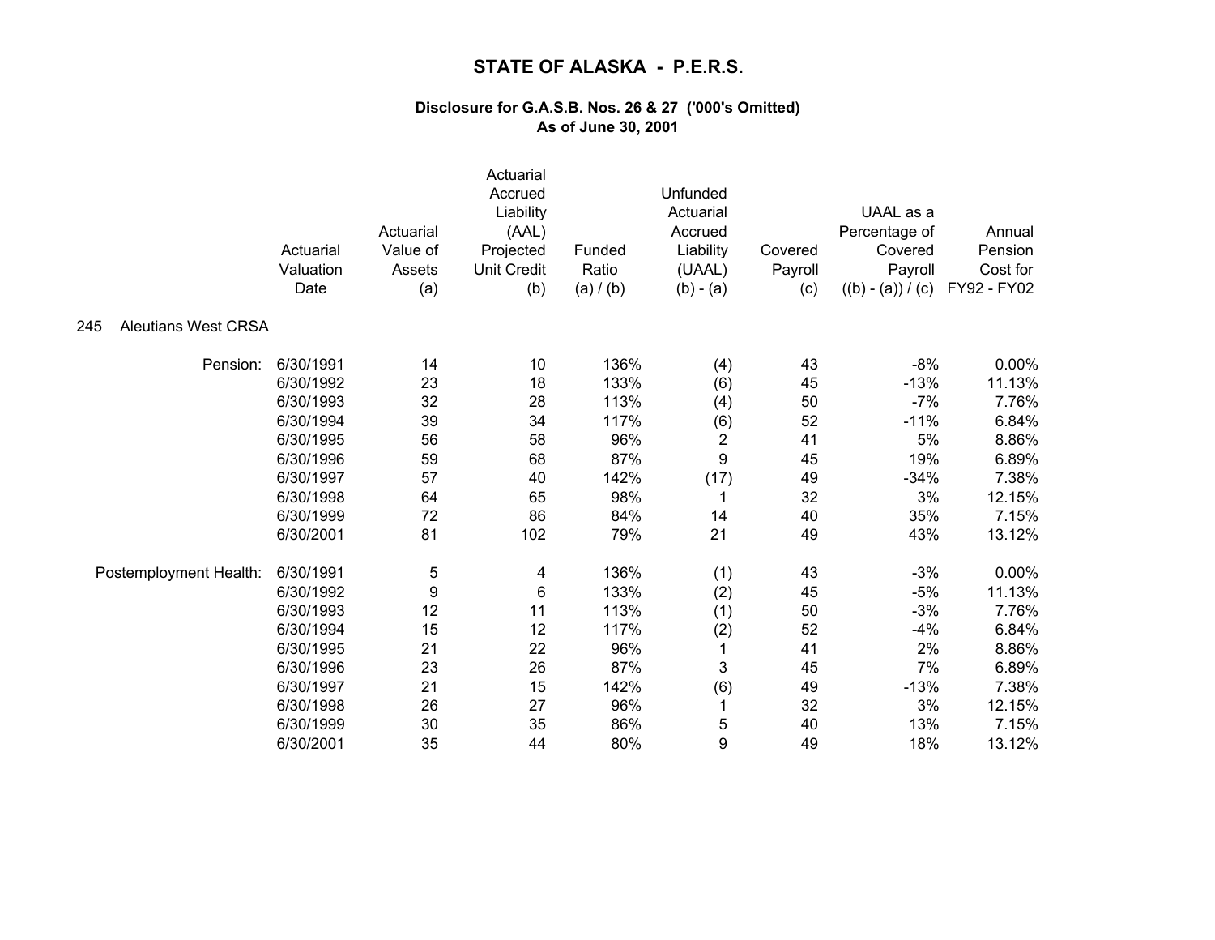# STATE OF ALASKA - P.E.R.S.

### Disclosure for G.A.S.B. Nos. 26 & 27 ('000's Omitted)
### As of June 30, 2001

| | Actuarial Valuation Date | Actuarial Value of Assets (a) | Actuarial Accrued Liability (AAL) Projected Unit Credit (b) | Funded Ratio (a) / (b) | Unfunded Actuarial Accrued Liability (UAAL) (b) - (a) | Covered Payroll (c) | UAAL as a Percentage of Covered Payroll ((b) - (a)) / (c) | Annual Pension Cost for FY92 - FY02 |
|---|---|---|---|---|---|---|---|---|
| 245 Aleutians West CRSA | | | | | | | | |
| Pension: | 6/30/1991 | 14 | 10 | 136% | (4) | 43 | -8% | 0.00% |
| | 6/30/1992 | 23 | 18 | 133% | (6) | 45 | -13% | 11.13% |
| | 6/30/1993 | 32 | 28 | 113% | (4) | 50 | -7% | 7.76% |
| | 6/30/1994 | 39 | 34 | 117% | (6) | 52 | -11% | 6.84% |
| | 6/30/1995 | 56 | 58 | 96% | 2 | 41 | 5% | 8.86% |
| | 6/30/1996 | 59 | 68 | 87% | 9 | 45 | 19% | 6.89% |
| | 6/30/1997 | 57 | 40 | 142% | (17) | 49 | -34% | 7.38% |
| | 6/30/1998 | 64 | 65 | 98% | 1 | 32 | 3% | 12.15% |
| | 6/30/1999 | 72 | 86 | 84% | 14 | 40 | 35% | 7.15% |
| | 6/30/2001 | 81 | 102 | 79% | 21 | 49 | 43% | 13.12% |
| Postemployment Health: | 6/30/1991 | 5 | 4 | 136% | (1) | 43 | -3% | 0.00% |
| | 6/30/1992 | 9 | 6 | 133% | (2) | 45 | -5% | 11.13% |
| | 6/30/1993 | 12 | 11 | 113% | (1) | 50 | -3% | 7.76% |
| | 6/30/1994 | 15 | 12 | 117% | (2) | 52 | -4% | 6.84% |
| | 6/30/1995 | 21 | 22 | 96% | 1 | 41 | 2% | 8.86% |
| | 6/30/1996 | 23 | 26 | 87% | 3 | 45 | 7% | 6.89% |
| | 6/30/1997 | 21 | 15 | 142% | (6) | 49 | -13% | 7.38% |
| | 6/30/1998 | 26 | 27 | 96% | 1 | 32 | 3% | 12.15% |
| | 6/30/1999 | 30 | 35 | 86% | 5 | 40 | 13% | 7.15% |
| | 6/30/2001 | 35 | 44 | 80% | 9 | 49 | 18% | 13.12% |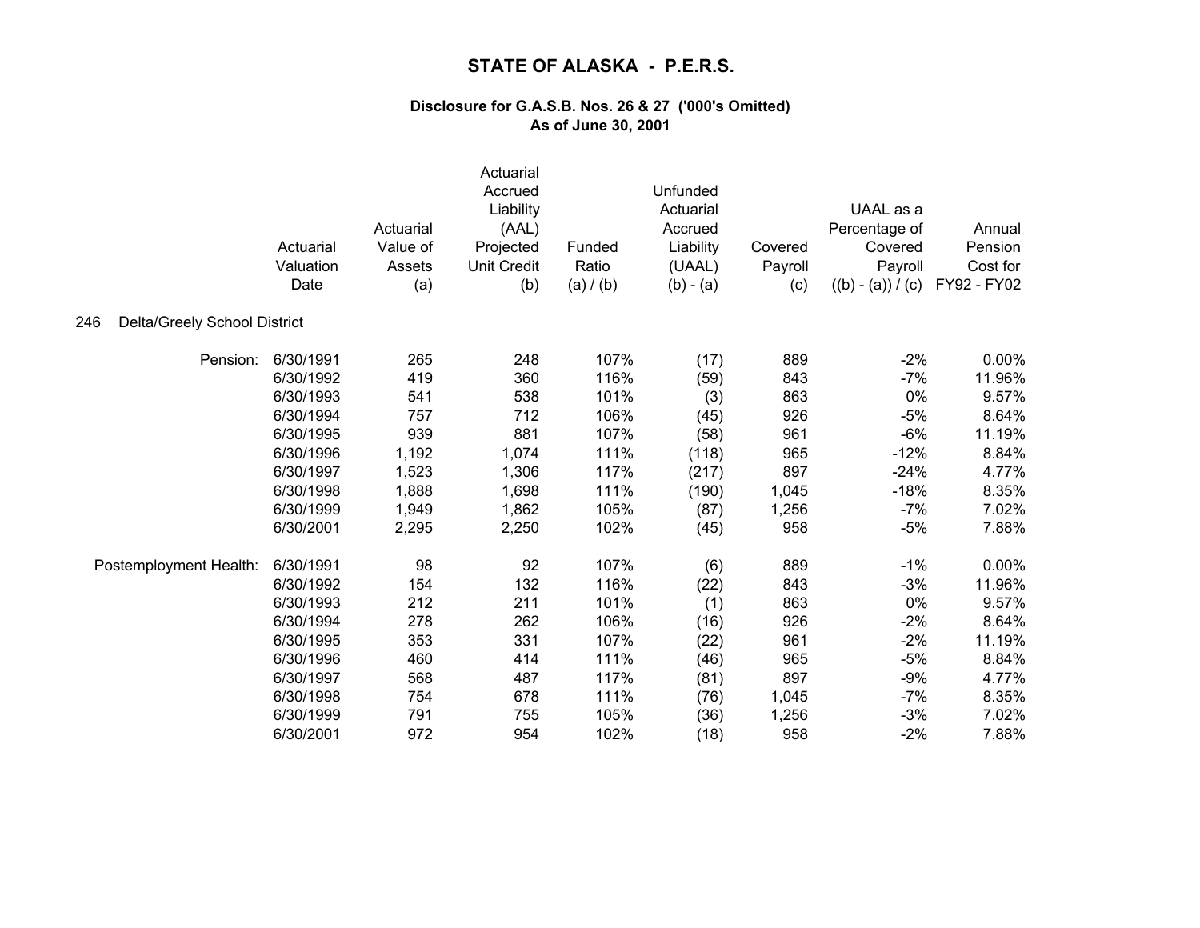# STATE OF ALASKA - P.E.R.S.

### Disclosure for G.A.S.B. Nos. 26 & 27 ('000's Omitted)
### As of June 30, 2001

246 Delta/Greely School District

| | Actuarial Valuation Date | Actuarial Value of Assets (a) | Actuarial Accrued Liability (AAL) Projected Unit Credit (b) | Funded Ratio (a) / (b) | Unfunded Actuarial Accrued Liability (UAAL) (b) - (a) | Covered Payroll (c) | UAAL as a Percentage of Covered Payroll ((b) - (a)) / (c) | Annual Pension Cost for FY92 - FY02 |
|---|---|---|---|---|---|---|---|---|
| Pension: | 6/30/1991 | 265 | 248 | 107% | (17) | 889 | -2% | 0.00% |
| | 6/30/1992 | 419 | 360 | 116% | (59) | 843 | -7% | 11.96% |
| | 6/30/1993 | 541 | 538 | 101% | (3) | 863 | 0% | 9.57% |
| | 6/30/1994 | 757 | 712 | 106% | (45) | 926 | -5% | 8.64% |
| | 6/30/1995 | 939 | 881 | 107% | (58) | 961 | -6% | 11.19% |
| | 6/30/1996 | 1,192 | 1,074 | 111% | (118) | 965 | -12% | 8.84% |
| | 6/30/1997 | 1,523 | 1,306 | 117% | (217) | 897 | -24% | 4.77% |
| | 6/30/1998 | 1,888 | 1,698 | 111% | (190) | 1,045 | -18% | 8.35% |
| | 6/30/1999 | 1,949 | 1,862 | 105% | (87) | 1,256 | -7% | 7.02% |
| | 6/30/2001 | 2,295 | 2,250 | 102% | (45) | 958 | -5% | 7.88% |
| Postemployment Health: | 6/30/1991 | 98 | 92 | 107% | (6) | 889 | -1% | 0.00% |
| | 6/30/1992 | 154 | 132 | 116% | (22) | 843 | -3% | 11.96% |
| | 6/30/1993 | 212 | 211 | 101% | (1) | 863 | 0% | 9.57% |
| | 6/30/1994 | 278 | 262 | 106% | (16) | 926 | -2% | 8.64% |
| | 6/30/1995 | 353 | 331 | 107% | (22) | 961 | -2% | 11.19% |
| | 6/30/1996 | 460 | 414 | 111% | (46) | 965 | -5% | 8.84% |
| | 6/30/1997 | 568 | 487 | 117% | (81) | 897 | -9% | 4.77% |
| | 6/30/1998 | 754 | 678 | 111% | (76) | 1,045 | -7% | 8.35% |
| | 6/30/1999 | 791 | 755 | 105% | (36) | 1,256 | -3% | 7.02% |
| | 6/30/2001 | 972 | 954 | 102% | (18) | 958 | -2% | 7.88% |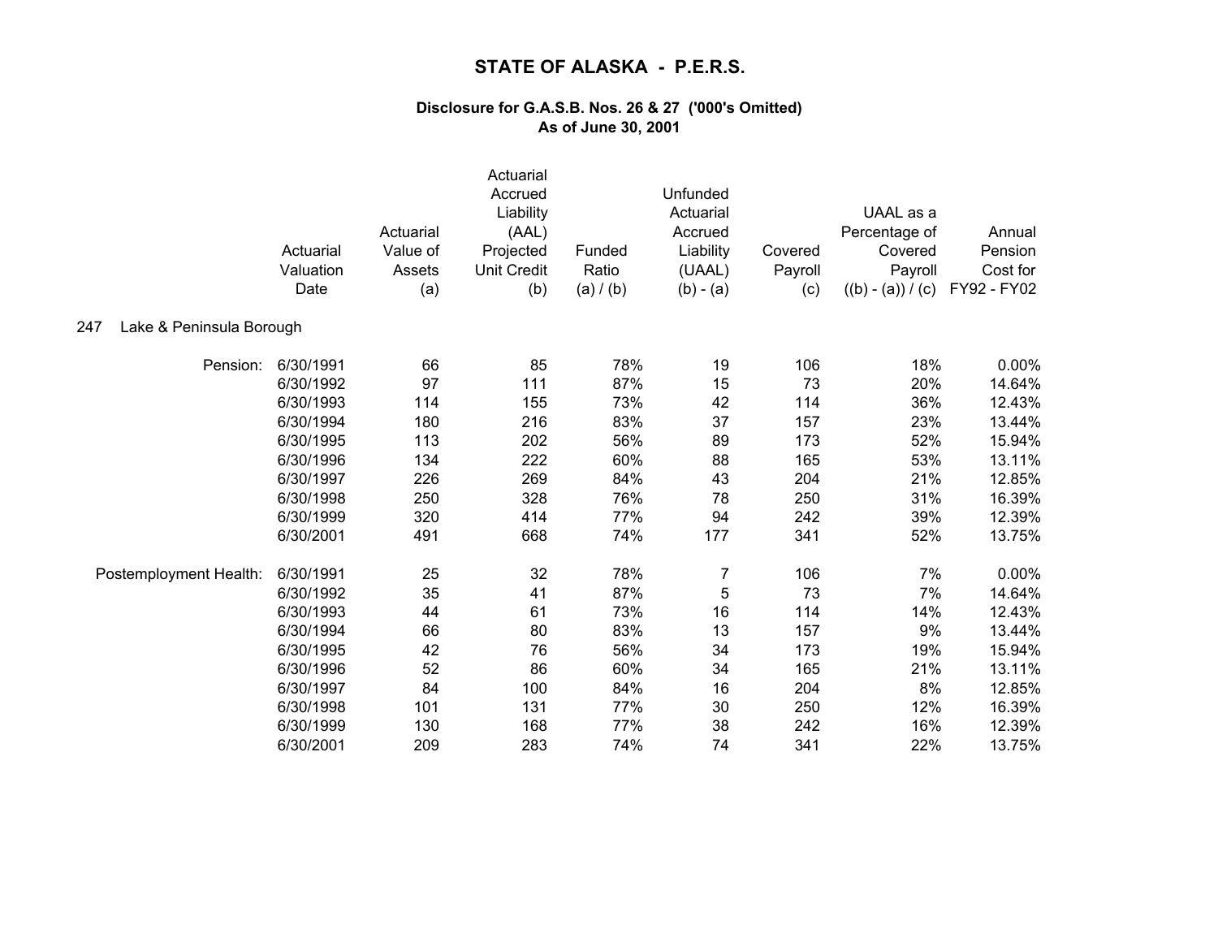# STATE OF ALASKA - P.E.R.S.

### Disclosure for G.A.S.B. Nos. 26 & 27 ('000's Omitted)
### As of June 30, 2001

247 Lake & Peninsula Borough

| | Actuarial Valuation Date | Actuarial Value of Assets (a) | Actuarial Accrued Liability (AAL) Projected Unit Credit (b) | Funded Ratio (a) / (b) | Unfunded Actuarial Accrued Liability (UAAL) (b) - (a) | Covered Payroll (c) | UAAL as a Percentage of Covered Payroll ((b) - (a)) / (c) | Annual Pension Cost for FY92 - FY02 |
|---|---|---|---|---|---|---|---|---|
| Pension: | 6/30/1991 | 66 | 85 | 78% | 19 | 106 | 18% | 0.00% |
| | 6/30/1992 | 97 | 111 | 87% | 15 | 73 | 20% | 14.64% |
| | 6/30/1993 | 114 | 155 | 73% | 42 | 114 | 36% | 12.43% |
| | 6/30/1994 | 180 | 216 | 83% | 37 | 157 | 23% | 13.44% |
| | 6/30/1995 | 113 | 202 | 56% | 89 | 173 | 52% | 15.94% |
| | 6/30/1996 | 134 | 222 | 60% | 88 | 165 | 53% | 13.11% |
| | 6/30/1997 | 226 | 269 | 84% | 43 | 204 | 21% | 12.85% |
| | 6/30/1998 | 250 | 328 | 76% | 78 | 250 | 31% | 16.39% |
| | 6/30/1999 | 320 | 414 | 77% | 94 | 242 | 39% | 12.39% |
| | 6/30/2001 | 491 | 668 | 74% | 177 | 341 | 52% | 13.75% |
| Postemployment Health: | 6/30/1991 | 25 | 32 | 78% | 7 | 106 | 7% | 0.00% |
| | 6/30/1992 | 35 | 41 | 87% | 5 | 73 | 7% | 14.64% |
| | 6/30/1993 | 44 | 61 | 73% | 16 | 114 | 14% | 12.43% |
| | 6/30/1994 | 66 | 80 | 83% | 13 | 157 | 9% | 13.44% |
| | 6/30/1995 | 42 | 76 | 56% | 34 | 173 | 19% | 15.94% |
| | 6/30/1996 | 52 | 86 | 60% | 34 | 165 | 21% | 13.11% |
| | 6/30/1997 | 84 | 100 | 84% | 16 | 204 | 8% | 12.85% |
| | 6/30/1998 | 101 | 131 | 77% | 30 | 250 | 12% | 16.39% |
| | 6/30/1999 | 130 | 168 | 77% | 38 | 242 | 16% | 12.39% |
| | 6/30/2001 | 209 | 283 | 74% | 74 | 341 | 22% | 13.75% |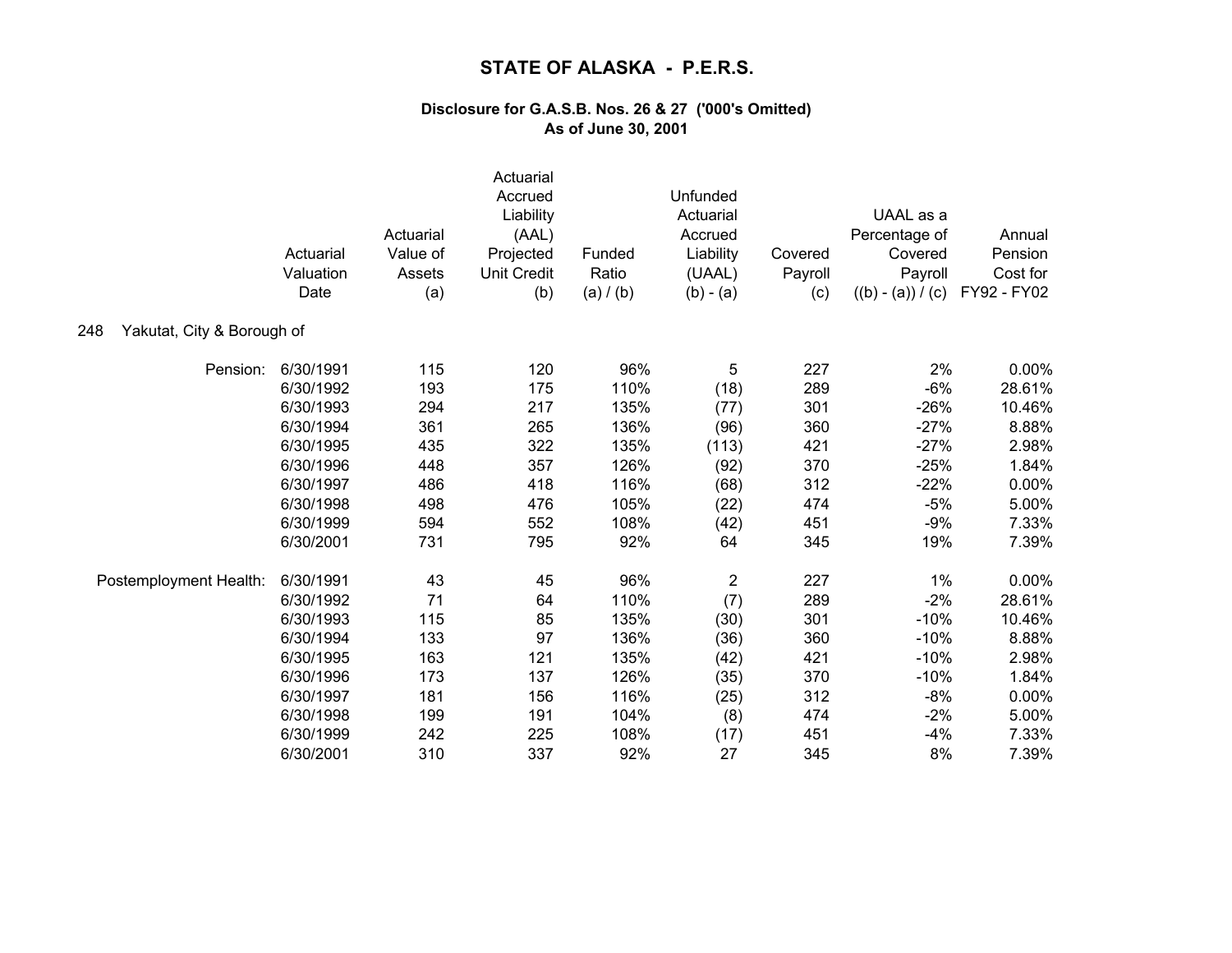# STATE OF ALASKA - P.E.R.S.

### Disclosure for G.A.S.B. Nos. 26 & 27 ('000's Omitted)
### As of June 30, 2001

**248 Yakutat, City & Borough of**

| | Actuarial Valuation Date | Actuarial Value of Assets (a) | Actuarial Accrued Liability (AAL) Projected Unit Credit (b) | Funded Ratio (a) / (b) | Unfunded Actuarial Accrued Liability (UAAL) (b) - (a) | Covered Payroll (c) | UAAL as a Percentage of Covered Payroll ((b) - (a)) / (c) | Annual Pension Cost for FY92 - FY02 |
|---|---|---|---|---|---|---|---|---|
| Pension: | 6/30/1991 | 115 | 120 | 96% | 5 | 227 | 2% | 0.00% |
| | 6/30/1992 | 193 | 175 | 110% | (18) | 289 | -6% | 28.61% |
| | 6/30/1993 | 294 | 217 | 135% | (77) | 301 | -26% | 10.46% |
| | 6/30/1994 | 361 | 265 | 136% | (96) | 360 | -27% | 8.88% |
| | 6/30/1995 | 435 | 322 | 135% | (113) | 421 | -27% | 2.98% |
| | 6/30/1996 | 448 | 357 | 126% | (92) | 370 | -25% | 1.84% |
| | 6/30/1997 | 486 | 418 | 116% | (68) | 312 | -22% | 0.00% |
| | 6/30/1998 | 498 | 476 | 105% | (22) | 474 | -5% | 5.00% |
| | 6/30/1999 | 594 | 552 | 108% | (42) | 451 | -9% | 7.33% |
| | 6/30/2001 | 731 | 795 | 92% | 64 | 345 | 19% | 7.39% |
| Postemployment Health: | 6/30/1991 | 43 | 45 | 96% | 2 | 227 | 1% | 0.00% |
| | 6/30/1992 | 71 | 64 | 110% | (7) | 289 | -2% | 28.61% |
| | 6/30/1993 | 115 | 85 | 135% | (30) | 301 | -10% | 10.46% |
| | 6/30/1994 | 133 | 97 | 136% | (36) | 360 | -10% | 8.88% |
| | 6/30/1995 | 163 | 121 | 135% | (42) | 421 | -10% | 2.98% |
| | 6/30/1996 | 173 | 137 | 126% | (35) | 370 | -10% | 1.84% |
| | 6/30/1997 | 181 | 156 | 116% | (25) | 312 | -8% | 0.00% |
| | 6/30/1998 | 199 | 191 | 104% | (8) | 474 | -2% | 5.00% |
| | 6/30/1999 | 242 | 225 | 108% | (17) | 451 | -4% | 7.33% |
| | 6/30/2001 | 310 | 337 | 92% | 27 | 345 | 8% | 7.39% |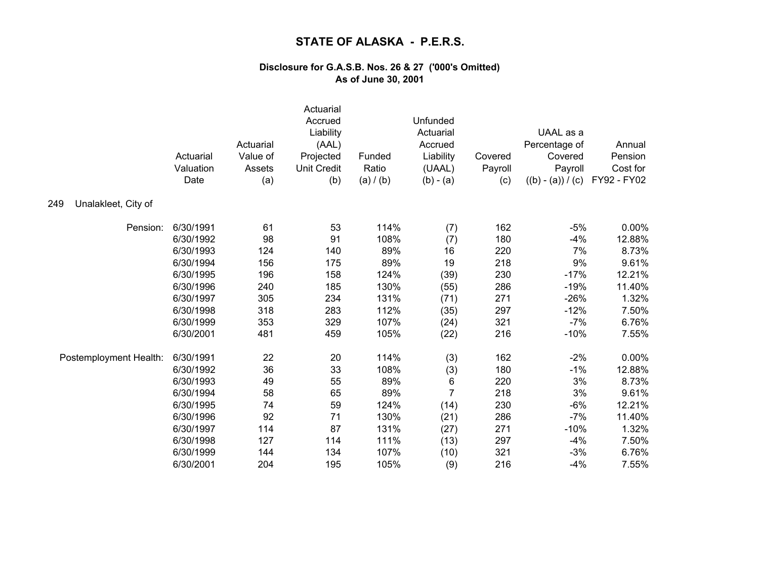# STATE OF ALASKA - P.E.R.S.

## Disclosure for G.A.S.B. Nos. 26 & 27 ('000's Omitted)
## As of June 30, 2001

| | Actuarial Valuation Date | Actuarial Value of Assets (a) | Actuarial Accrued Liability (AAL) Projected Unit Credit (b) | Funded Ratio (a) / (b) | Unfunded Actuarial Accrued Liability (UAAL) (b) - (a) | Covered Payroll (c) | UAAL as a Percentage of Covered Payroll ((b) - (a)) / (c) | Annual Pension Cost for FY92 - FY02 |
|---|---|---|---|---|---|---|---|---|
| 249 Unalakleet, City of | | | | | | | | |
| Pension: | 6/30/1991 | 61 | 53 | 114% | (7) | 162 | -5% | 0.00% |
| | 6/30/1992 | 98 | 91 | 108% | (7) | 180 | -4% | 12.88% |
| | 6/30/1993 | 124 | 140 | 89% | 16 | 220 | 7% | 8.73% |
| | 6/30/1994 | 156 | 175 | 89% | 19 | 218 | 9% | 9.61% |
| | 6/30/1995 | 196 | 158 | 124% | (39) | 230 | -17% | 12.21% |
| | 6/30/1996 | 240 | 185 | 130% | (55) | 286 | -19% | 11.40% |
| | 6/30/1997 | 305 | 234 | 131% | (71) | 271 | -26% | 1.32% |
| | 6/30/1998 | 318 | 283 | 112% | (35) | 297 | -12% | 7.50% |
| | 6/30/1999 | 353 | 329 | 107% | (24) | 321 | -7% | 6.76% |
| | 6/30/2001 | 481 | 459 | 105% | (22) | 216 | -10% | 7.55% |
| Postemployment Health: | 6/30/1991 | 22 | 20 | 114% | (3) | 162 | -2% | 0.00% |
| | 6/30/1992 | 36 | 33 | 108% | (3) | 180 | -1% | 12.88% |
| | 6/30/1993 | 49 | 55 | 89% | 6 | 220 | 3% | 8.73% |
| | 6/30/1994 | 58 | 65 | 89% | 7 | 218 | 3% | 9.61% |
| | 6/30/1995 | 74 | 59 | 124% | (14) | 230 | -6% | 12.21% |
| | 6/30/1996 | 92 | 71 | 130% | (21) | 286 | -7% | 11.40% |
| | 6/30/1997 | 114 | 87 | 131% | (27) | 271 | -10% | 1.32% |
| | 6/30/1998 | 127 | 114 | 111% | (13) | 297 | -4% | 7.50% |
| | 6/30/1999 | 144 | 134 | 107% | (10) | 321 | -3% | 6.76% |
| | 6/30/2001 | 204 | 195 | 105% | (9) | 216 | -4% | 7.55% |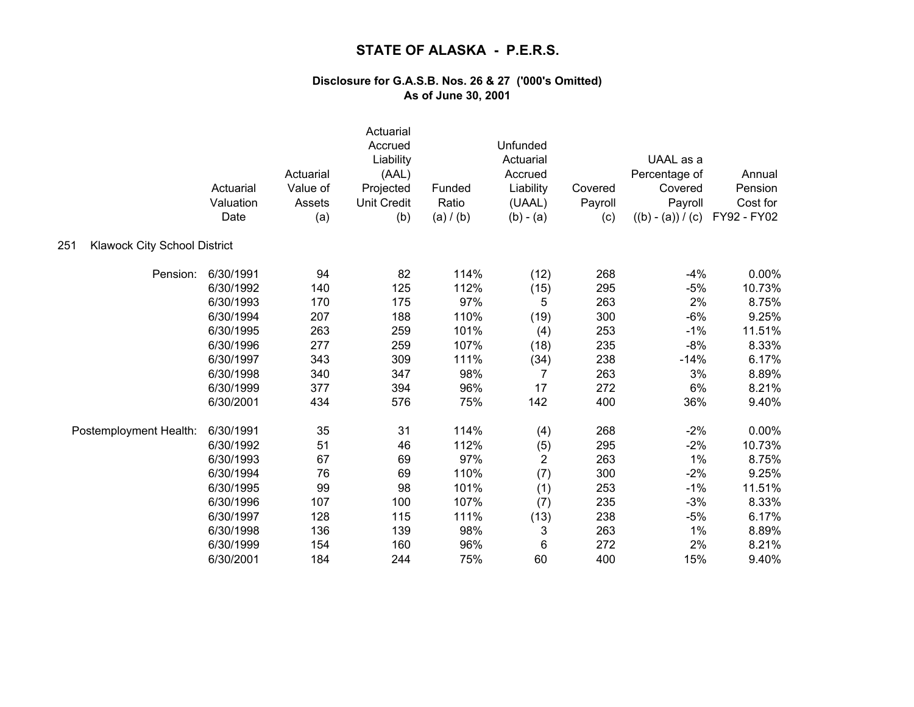# STATE OF ALASKA - P.E.R.S.

### Disclosure for G.A.S.B. Nos. 26 & 27 ('000's Omitted)
### As of June 30, 2001

| | Actuarial Valuation Date | Actuarial Value of Assets (a) | Actuarial Accrued Liability (AAL) Projected Unit Credit (b) | Funded Ratio (a) / (b) | Unfunded Actuarial Accrued Liability (UAAL) (b) - (a) | Covered Payroll (c) | UAAL as a Percentage of Covered Payroll ((b) - (a)) / (c) | Annual Pension Cost for FY92 - FY02 |
|---|---|---|---|---|---|---|---|---|
| **251 Klawock City School District** | | | | | | | | |
| Pension: | 6/30/1991 | 94 | 82 | 114% | (12) | 268 | -4% | 0.00% |
| | 6/30/1992 | 140 | 125 | 112% | (15) | 295 | -5% | 10.73% |
| | 6/30/1993 | 170 | 175 | 97% | 5 | 263 | 2% | 8.75% |
| | 6/30/1994 | 207 | 188 | 110% | (19) | 300 | -6% | 9.25% |
| | 6/30/1995 | 263 | 259 | 101% | (4) | 253 | -1% | 11.51% |
| | 6/30/1996 | 277 | 259 | 107% | (18) | 235 | -8% | 8.33% |
| | 6/30/1997 | 343 | 309 | 111% | (34) | 238 | -14% | 6.17% |
| | 6/30/1998 | 340 | 347 | 98% | 7 | 263 | 3% | 8.89% |
| | 6/30/1999 | 377 | 394 | 96% | 17 | 272 | 6% | 8.21% |
| | 6/30/2001 | 434 | 576 | 75% | 142 | 400 | 36% | 9.40% |
| Postemployment Health: | 6/30/1991 | 35 | 31 | 114% | (4) | 268 | -2% | 0.00% |
| | 6/30/1992 | 51 | 46 | 112% | (5) | 295 | -2% | 10.73% |
| | 6/30/1993 | 67 | 69 | 97% | 2 | 263 | 1% | 8.75% |
| | 6/30/1994 | 76 | 69 | 110% | (7) | 300 | -2% | 9.25% |
| | 6/30/1995 | 99 | 98 | 101% | (1) | 253 | -1% | 11.51% |
| | 6/30/1996 | 107 | 100 | 107% | (7) | 235 | -3% | 8.33% |
| | 6/30/1997 | 128 | 115 | 111% | (13) | 238 | -5% | 6.17% |
| | 6/30/1998 | 136 | 139 | 98% | 3 | 263 | 1% | 8.89% |
| | 6/30/1999 | 154 | 160 | 96% | 6 | 272 | 2% | 8.21% |
| | 6/30/2001 | 184 | 244 | 75% | 60 | 400 | 15% | 9.40% |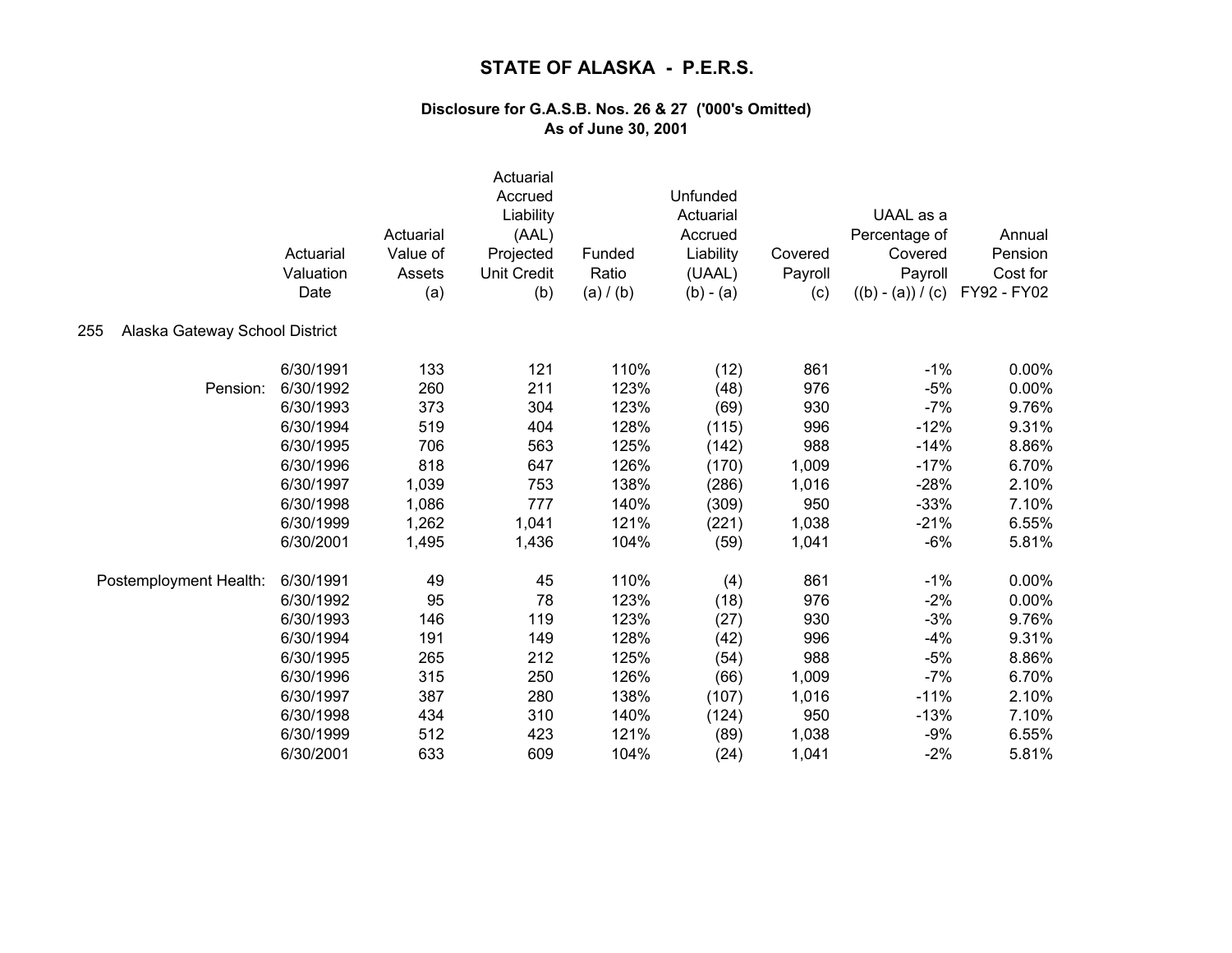# STATE OF ALASKA - P.E.R.S.

**Disclosure for G.A.S.B. Nos. 26 & 27 ('000's Omitted)**
**As of June 30, 2001**

255 Alaska Gateway School District

| | Actuarial Valuation Date | Actuarial Value of Assets (a) | Actuarial Accrued Liability (AAL) Projected Unit Credit (b) | Funded Ratio (a) / (b) | Unfunded Actuarial Accrued Liability (UAAL) (b) - (a) | Covered Payroll (c) | UAAL as a Percentage of Covered Payroll ((b) - (a)) / (c) | Annual Pension Cost for FY92 - FY02 |
|---|---|---|---|---|---|---|---|---|
| | 6/30/1991 | 133 | 121 | 110% | (12) | 861 | -1% | 0.00% |
| Pension: | 6/30/1992 | 260 | 211 | 123% | (48) | 976 | -5% | 0.00% |
| | 6/30/1993 | 373 | 304 | 123% | (69) | 930 | -7% | 9.76% |
| | 6/30/1994 | 519 | 404 | 128% | (115) | 996 | -12% | 9.31% |
| | 6/30/1995 | 706 | 563 | 125% | (142) | 988 | -14% | 8.86% |
| | 6/30/1996 | 818 | 647 | 126% | (170) | 1,009 | -17% | 6.70% |
| | 6/30/1997 | 1,039 | 753 | 138% | (286) | 1,016 | -28% | 2.10% |
| | 6/30/1998 | 1,086 | 777 | 140% | (309) | 950 | -33% | 7.10% |
| | 6/30/1999 | 1,262 | 1,041 | 121% | (221) | 1,038 | -21% | 6.55% |
| | 6/30/2001 | 1,495 | 1,436 | 104% | (59) | 1,041 | -6% | 5.81% |
| Postemployment Health: | 6/30/1991 | 49 | 45 | 110% | (4) | 861 | -1% | 0.00% |
| | 6/30/1992 | 95 | 78 | 123% | (18) | 976 | -2% | 0.00% |
| | 6/30/1993 | 146 | 119 | 123% | (27) | 930 | -3% | 9.76% |
| | 6/30/1994 | 191 | 149 | 128% | (42) | 996 | -4% | 9.31% |
| | 6/30/1995 | 265 | 212 | 125% | (54) | 988 | -5% | 8.86% |
| | 6/30/1996 | 315 | 250 | 126% | (66) | 1,009 | -7% | 6.70% |
| | 6/30/1997 | 387 | 280 | 138% | (107) | 1,016 | -11% | 2.10% |
| | 6/30/1998 | 434 | 310 | 140% | (124) | 950 | -13% | 7.10% |
| | 6/30/1999 | 512 | 423 | 121% | (89) | 1,038 | -9% | 6.55% |
| | 6/30/2001 | 633 | 609 | 104% | (24) | 1,041 | -2% | 5.81% |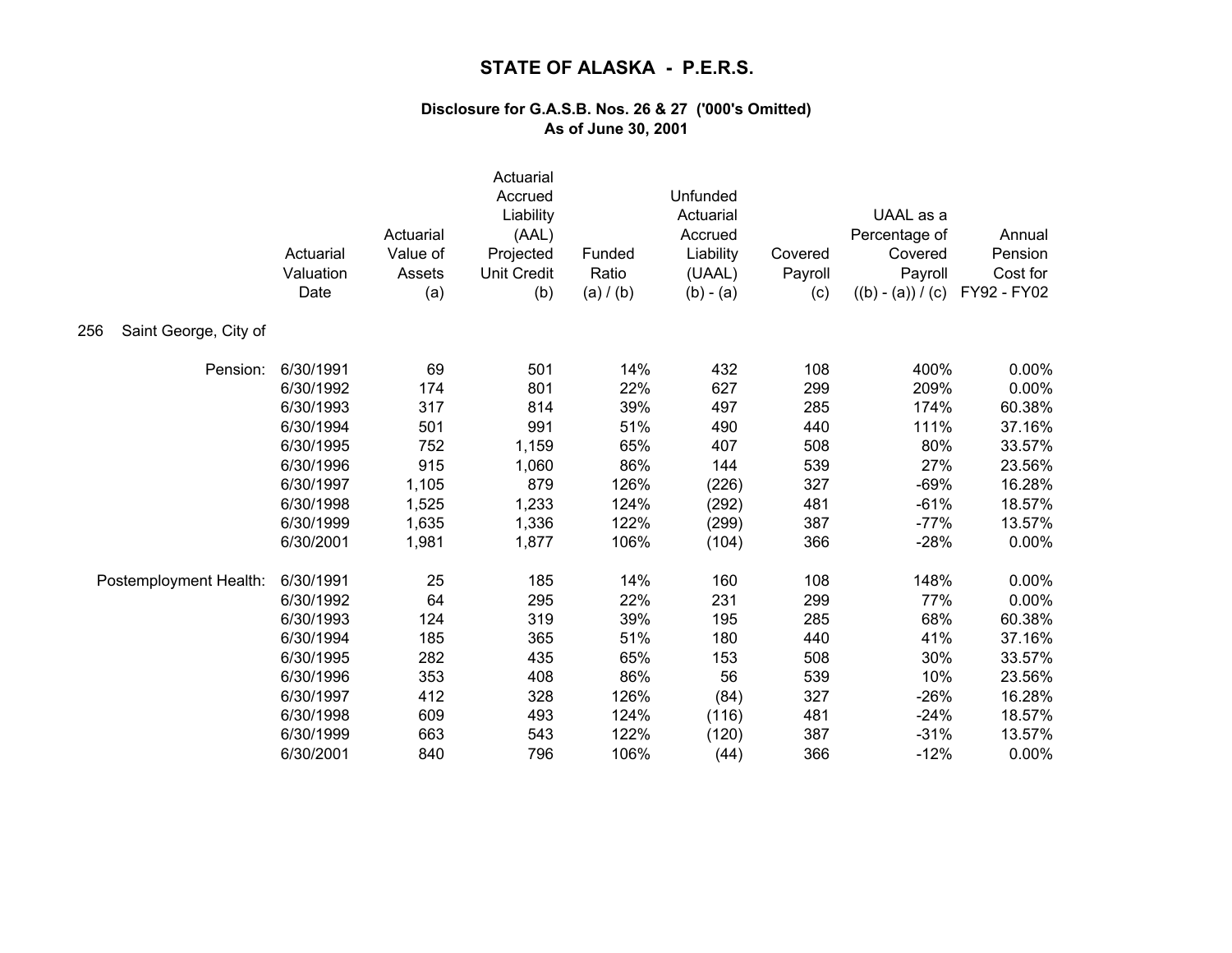# STATE OF ALASKA - P.E.R.S.

**Disclosure for G.A.S.B. Nos. 26 & 27 ('000's Omitted)**
**As of June 30, 2001**

256 Saint George, City of

| | Actuarial Valuation Date | Actuarial Value of Assets (a) | Actuarial Accrued Liability (AAL) Projected Unit Credit (b) | Funded Ratio (a) / (b) | Unfunded Actuarial Accrued Liability (UAAL) (b) - (a) | Covered Payroll (c) | UAAL as a Percentage of Covered Payroll ((b) - (a)) / (c) | Annual Pension Cost for FY92 - FY02 |
|---|---|---|---|---|---|---|---|---|
| Pension: | 6/30/1991 | 69 | 501 | 14% | 432 | 108 | 400% | 0.00% |
| | 6/30/1992 | 174 | 801 | 22% | 627 | 299 | 209% | 0.00% |
| | 6/30/1993 | 317 | 814 | 39% | 497 | 285 | 174% | 60.38% |
| | 6/30/1994 | 501 | 991 | 51% | 490 | 440 | 111% | 37.16% |
| | 6/30/1995 | 752 | 1,159 | 65% | 407 | 508 | 80% | 33.57% |
| | 6/30/1996 | 915 | 1,060 | 86% | 144 | 539 | 27% | 23.56% |
| | 6/30/1997 | 1,105 | 879 | 126% | (226) | 327 | -69% | 16.28% |
| | 6/30/1998 | 1,525 | 1,233 | 124% | (292) | 481 | -61% | 18.57% |
| | 6/30/1999 | 1,635 | 1,336 | 122% | (299) | 387 | -77% | 13.57% |
| | 6/30/2001 | 1,981 | 1,877 | 106% | (104) | 366 | -28% | 0.00% |
| Postemployment Health: | 6/30/1991 | 25 | 185 | 14% | 160 | 108 | 148% | 0.00% |
| | 6/30/1992 | 64 | 295 | 22% | 231 | 299 | 77% | 0.00% |
| | 6/30/1993 | 124 | 319 | 39% | 195 | 285 | 68% | 60.38% |
| | 6/30/1994 | 185 | 365 | 51% | 180 | 440 | 41% | 37.16% |
| | 6/30/1995 | 282 | 435 | 65% | 153 | 508 | 30% | 33.57% |
| | 6/30/1996 | 353 | 408 | 86% | 56 | 539 | 10% | 23.56% |
| | 6/30/1997 | 412 | 328 | 126% | (84) | 327 | -26% | 16.28% |
| | 6/30/1998 | 609 | 493 | 124% | (116) | 481 | -24% | 18.57% |
| | 6/30/1999 | 663 | 543 | 122% | (120) | 387 | -31% | 13.57% |
| | 6/30/2001 | 840 | 796 | 106% | (44) | 366 | -12% | 0.00% |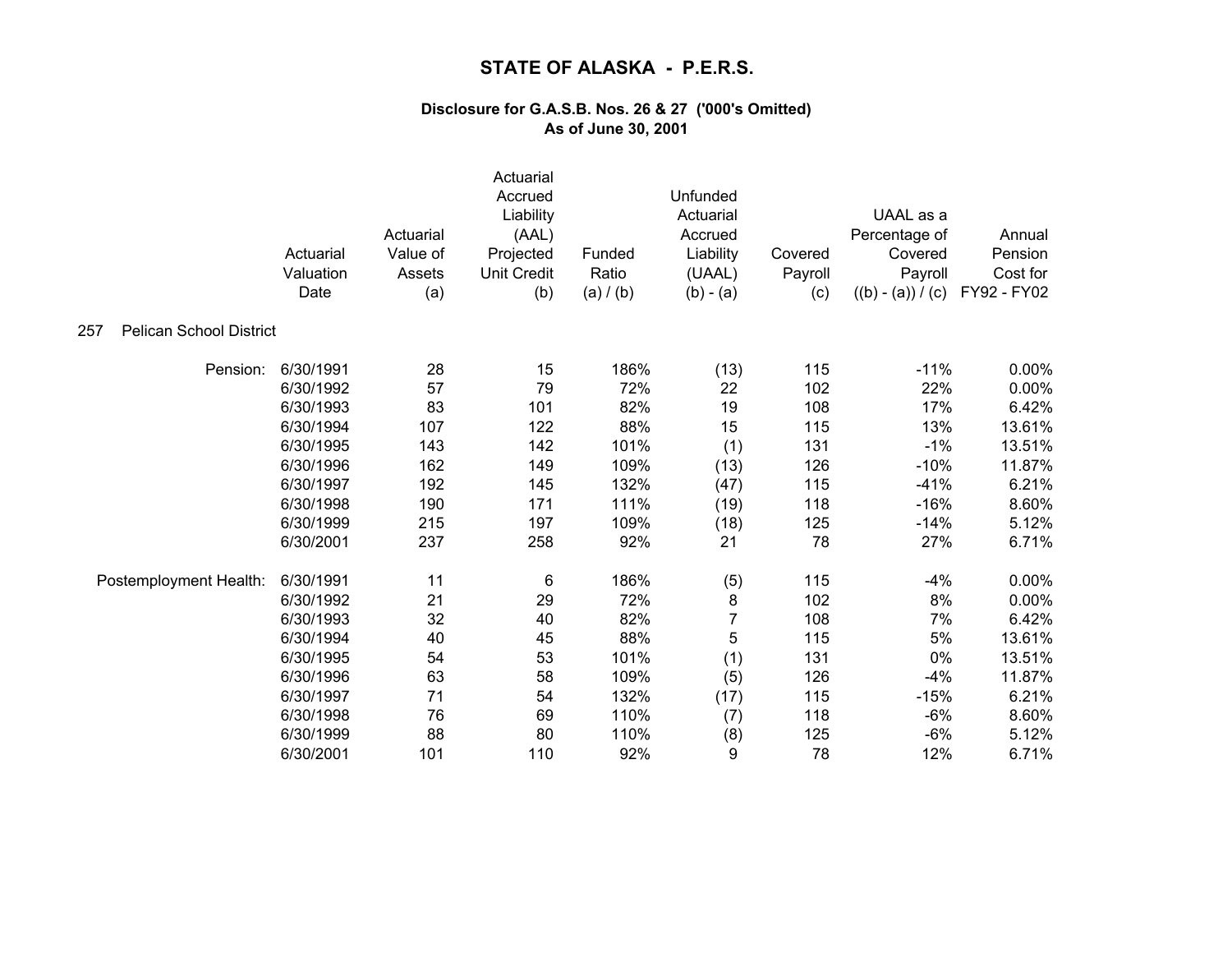# STATE OF ALASKA - P.E.R.S.

### Disclosure for G.A.S.B. Nos. 26 & 27 ('000's Omitted)
### As of June 30, 2001

| | Actuarial Valuation Date | Actuarial Value of Assets (a) | Actuarial Accrued Liability (AAL) Projected Unit Credit (b) | Funded Ratio (a) / (b) | Unfunded Actuarial Accrued Liability (UAAL) (b) - (a) | Covered Payroll (c) | UAAL as a Percentage of Covered Payroll ((b) - (a)) / (c) | Annual Pension Cost for FY92 - FY02 |
|---|---|---|---|---|---|---|---|---|
| **257 Pelican School District** | | | | | | | | |
| Pension: | 6/30/1991 | 28 | 15 | 186% | (13) | 115 | -11% | 0.00% |
| | 6/30/1992 | 57 | 79 | 72% | 22 | 102 | 22% | 0.00% |
| | 6/30/1993 | 83 | 101 | 82% | 19 | 108 | 17% | 6.42% |
| | 6/30/1994 | 107 | 122 | 88% | 15 | 115 | 13% | 13.61% |
| | 6/30/1995 | 143 | 142 | 101% | (1) | 131 | -1% | 13.51% |
| | 6/30/1996 | 162 | 149 | 109% | (13) | 126 | -10% | 11.87% |
| | 6/30/1997 | 192 | 145 | 132% | (47) | 115 | -41% | 6.21% |
| | 6/30/1998 | 190 | 171 | 111% | (19) | 118 | -16% | 8.60% |
| | 6/30/1999 | 215 | 197 | 109% | (18) | 125 | -14% | 5.12% |
| | 6/30/2001 | 237 | 258 | 92% | 21 | 78 | 27% | 6.71% |
| Postemployment Health: | 6/30/1991 | 11 | 6 | 186% | (5) | 115 | -4% | 0.00% |
| | 6/30/1992 | 21 | 29 | 72% | 8 | 102 | 8% | 0.00% |
| | 6/30/1993 | 32 | 40 | 82% | 7 | 108 | 7% | 6.42% |
| | 6/30/1994 | 40 | 45 | 88% | 5 | 115 | 5% | 13.61% |
| | 6/30/1995 | 54 | 53 | 101% | (1) | 131 | 0% | 13.51% |
| | 6/30/1996 | 63 | 58 | 109% | (5) | 126 | -4% | 11.87% |
| | 6/30/1997 | 71 | 54 | 132% | (17) | 115 | -15% | 6.21% |
| | 6/30/1998 | 76 | 69 | 110% | (7) | 118 | -6% | 8.60% |
| | 6/30/1999 | 88 | 80 | 110% | (8) | 125 | -6% | 5.12% |
| | 6/30/2001 | 101 | 110 | 92% | 9 | 78 | 12% | 6.71% |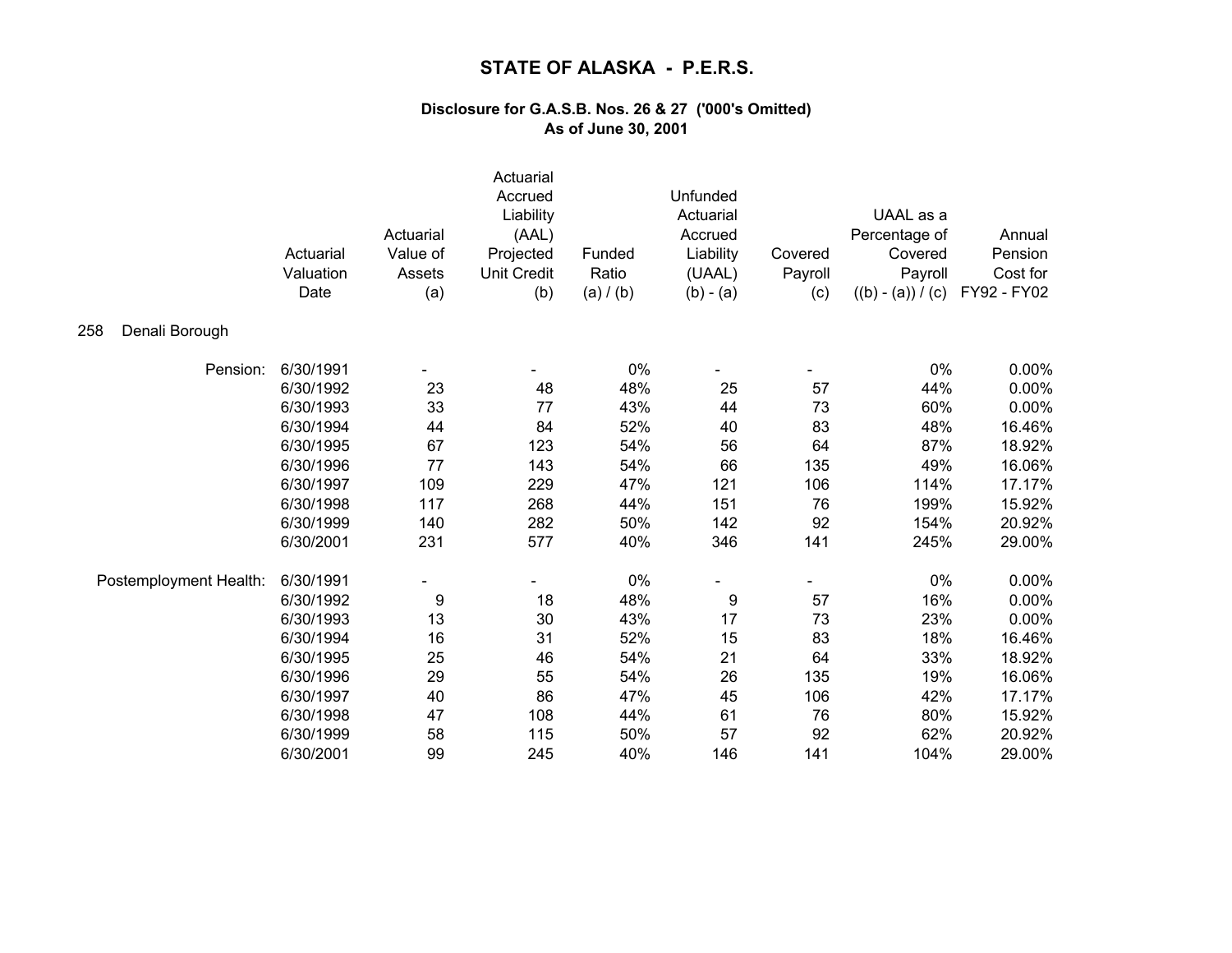# STATE OF ALASKA - P.E.R.S.

### Disclosure for G.A.S.B. Nos. 26 & 27 ('000's Omitted)
### As of June 30, 2001

| | Actuarial Valuation Date | Actuarial Value of Assets (a) | Actuarial Accrued Liability (AAL) Projected Unit Credit (b) | Funded Ratio (a) / (b) | Unfunded Actuarial Accrued Liability (UAAL) (b) - (a) | Covered Payroll (c) | UAAL as a Percentage of Covered Payroll ((b) - (a)) / (c) | Annual Pension Cost for FY92 - FY02 |
|---|---|---|---|---|---|---|---|---|
| 258 Denali Borough | | | | | | | | |
| Pension: | 6/30/1991 | - | - | 0% | - | - | 0% | 0.00% |
| | 6/30/1992 | 23 | 48 | 48% | 25 | 57 | 44% | 0.00% |
| | 6/30/1993 | 33 | 77 | 43% | 44 | 73 | 60% | 0.00% |
| | 6/30/1994 | 44 | 84 | 52% | 40 | 83 | 48% | 16.46% |
| | 6/30/1995 | 67 | 123 | 54% | 56 | 64 | 87% | 18.92% |
| | 6/30/1996 | 77 | 143 | 54% | 66 | 135 | 49% | 16.06% |
| | 6/30/1997 | 109 | 229 | 47% | 121 | 106 | 114% | 17.17% |
| | 6/30/1998 | 117 | 268 | 44% | 151 | 76 | 199% | 15.92% |
| | 6/30/1999 | 140 | 282 | 50% | 142 | 92 | 154% | 20.92% |
| | 6/30/2001 | 231 | 577 | 40% | 346 | 141 | 245% | 29.00% |
| Postemployment Health: | 6/30/1991 | - | - | 0% | - | - | 0% | 0.00% |
| | 6/30/1992 | 9 | 18 | 48% | 9 | 57 | 16% | 0.00% |
| | 6/30/1993 | 13 | 30 | 43% | 17 | 73 | 23% | 0.00% |
| | 6/30/1994 | 16 | 31 | 52% | 15 | 83 | 18% | 16.46% |
| | 6/30/1995 | 25 | 46 | 54% | 21 | 64 | 33% | 18.92% |
| | 6/30/1996 | 29 | 55 | 54% | 26 | 135 | 19% | 16.06% |
| | 6/30/1997 | 40 | 86 | 47% | 45 | 106 | 42% | 17.17% |
| | 6/30/1998 | 47 | 108 | 44% | 61 | 76 | 80% | 15.92% |
| | 6/30/1999 | 58 | 115 | 50% | 57 | 92 | 62% | 20.92% |
| | 6/30/2001 | 99 | 245 | 40% | 146 | 141 | 104% | 29.00% |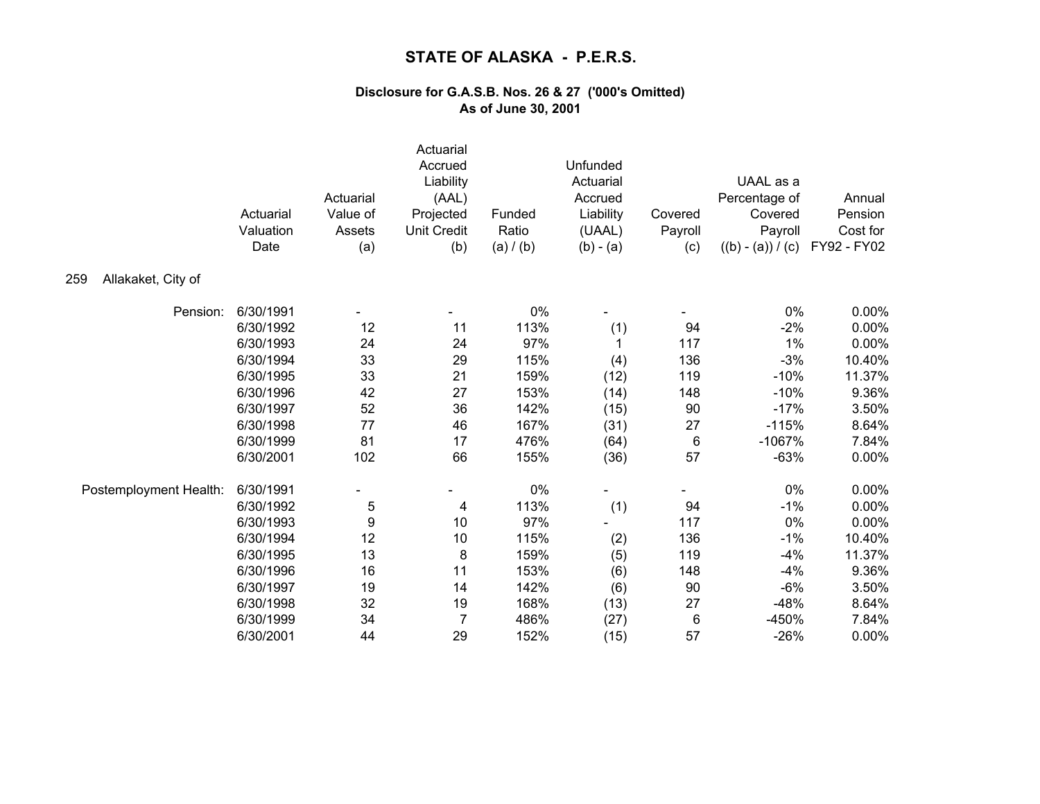# STATE OF ALASKA - P.E.R.S.

### Disclosure for G.A.S.B. Nos. 26 & 27 ('000's Omitted)
### As of June 30, 2001

259 Allakaket, City of

| | Actuarial Valuation Date | Actuarial Value of Assets (a) | Actuarial Accrued Liability (AAL) Projected Unit Credit (b) | Funded Ratio (a) / (b) | Unfunded Actuarial Accrued Liability (UAAL) (b) - (a) | Covered Payroll (c) | UAAL as a Percentage of Covered Payroll ((b) - (a)) / (c) | Annual Pension Cost for FY92 - FY02 |
|---|---|---|---|---|---|---|---|---|
| Pension: | 6/30/1991 | - | - | 0% | - | - | 0% | 0.00% |
| | 6/30/1992 | 12 | 11 | 113% | (1) | 94 | -2% | 0.00% |
| | 6/30/1993 | 24 | 24 | 97% | 1 | 117 | 1% | 0.00% |
| | 6/30/1994 | 33 | 29 | 115% | (4) | 136 | -3% | 10.40% |
| | 6/30/1995 | 33 | 21 | 159% | (12) | 119 | -10% | 11.37% |
| | 6/30/1996 | 42 | 27 | 153% | (14) | 148 | -10% | 9.36% |
| | 6/30/1997 | 52 | 36 | 142% | (15) | 90 | -17% | 3.50% |
| | 6/30/1998 | 77 | 46 | 167% | (31) | 27 | -115% | 8.64% |
| | 6/30/1999 | 81 | 17 | 476% | (64) | 6 | -1067% | 7.84% |
| | 6/30/2001 | 102 | 66 | 155% | (36) | 57 | -63% | 0.00% |
| Postemployment Health: | 6/30/1991 | - | - | 0% | - | - | 0% | 0.00% |
| | 6/30/1992 | 5 | 4 | 113% | (1) | 94 | -1% | 0.00% |
| | 6/30/1993 | 9 | 10 | 97% | - | 117 | 0% | 0.00% |
| | 6/30/1994 | 12 | 10 | 115% | (2) | 136 | -1% | 10.40% |
| | 6/30/1995 | 13 | 8 | 159% | (5) | 119 | -4% | 11.37% |
| | 6/30/1996 | 16 | 11 | 153% | (6) | 148 | -4% | 9.36% |
| | 6/30/1997 | 19 | 14 | 142% | (6) | 90 | -6% | 3.50% |
| | 6/30/1998 | 32 | 19 | 168% | (13) | 27 | -48% | 8.64% |
| | 6/30/1999 | 34 | 7 | 486% | (27) | 6 | -450% | 7.84% |
| | 6/30/2001 | 44 | 29 | 152% | (15) | 57 | -26% | 0.00% |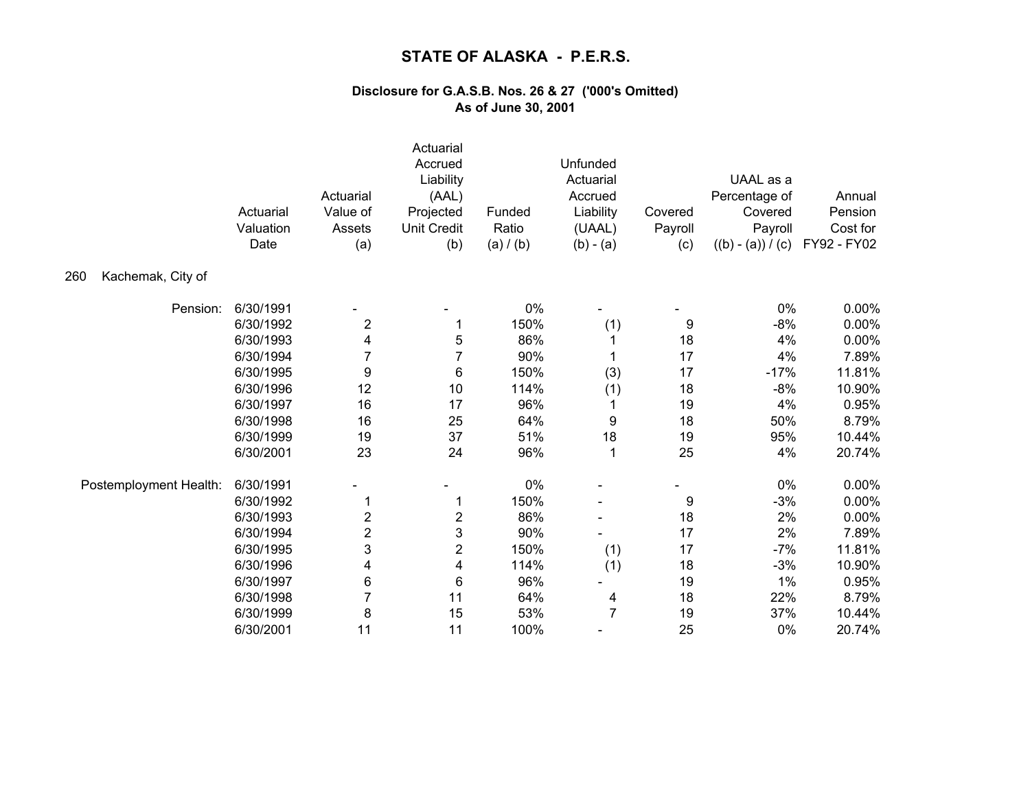# STATE OF ALASKA - P.E.R.S.

### Disclosure for G.A.S.B. Nos. 26 & 27 ('000's Omitted)
### As of June 30, 2001

**260 Kachemak, City of**

| | Actuarial Valuation Date | Actuarial Value of Assets (a) | Actuarial Accrued Liability (AAL) Projected Unit Credit (b) | Funded Ratio (a) / (b) | Unfunded Actuarial Accrued Liability (UAAL) (b) - (a) | Covered Payroll (c) | UAAL as a Percentage of Covered Payroll ((b) - (a)) / (c) | Annual Pension Cost for FY92 - FY02 |
|---|---|---|---|---|---|---|---|---|
| Pension: | 6/30/1991 | - | - | 0% | - | - | 0% | 0.00% |
| | 6/30/1992 | 2 | 1 | 150% | (1) | 9 | -8% | 0.00% |
| | 6/30/1993 | 4 | 5 | 86% | 1 | 18 | 4% | 0.00% |
| | 6/30/1994 | 7 | 7 | 90% | 1 | 17 | 4% | 7.89% |
| | 6/30/1995 | 9 | 6 | 150% | (3) | 17 | -17% | 11.81% |
| | 6/30/1996 | 12 | 10 | 114% | (1) | 18 | -8% | 10.90% |
| | 6/30/1997 | 16 | 17 | 96% | 1 | 19 | 4% | 0.95% |
| | 6/30/1998 | 16 | 25 | 64% | 9 | 18 | 50% | 8.79% |
| | 6/30/1999 | 19 | 37 | 51% | 18 | 19 | 95% | 10.44% |
| | 6/30/2001 | 23 | 24 | 96% | 1 | 25 | 4% | 20.74% |
| Postemployment Health: | 6/30/1991 | - | - | 0% | - | - | 0% | 0.00% |
| | 6/30/1992 | 1 | 1 | 150% | - | 9 | -3% | 0.00% |
| | 6/30/1993 | 2 | 2 | 86% | - | 18 | 2% | 0.00% |
| | 6/30/1994 | 2 | 3 | 90% | - | 17 | 2% | 7.89% |
| | 6/30/1995 | 3 | 2 | 150% | (1) | 17 | -7% | 11.81% |
| | 6/30/1996 | 4 | 4 | 114% | (1) | 18 | -3% | 10.90% |
| | 6/30/1997 | 6 | 6 | 96% | - | 19 | 1% | 0.95% |
| | 6/30/1998 | 7 | 11 | 64% | 4 | 18 | 22% | 8.79% |
| | 6/30/1999 | 8 | 15 | 53% | 7 | 19 | 37% | 10.44% |
| | 6/30/2001 | 11 | 11 | 100% | - | 25 | 0% | 20.74% |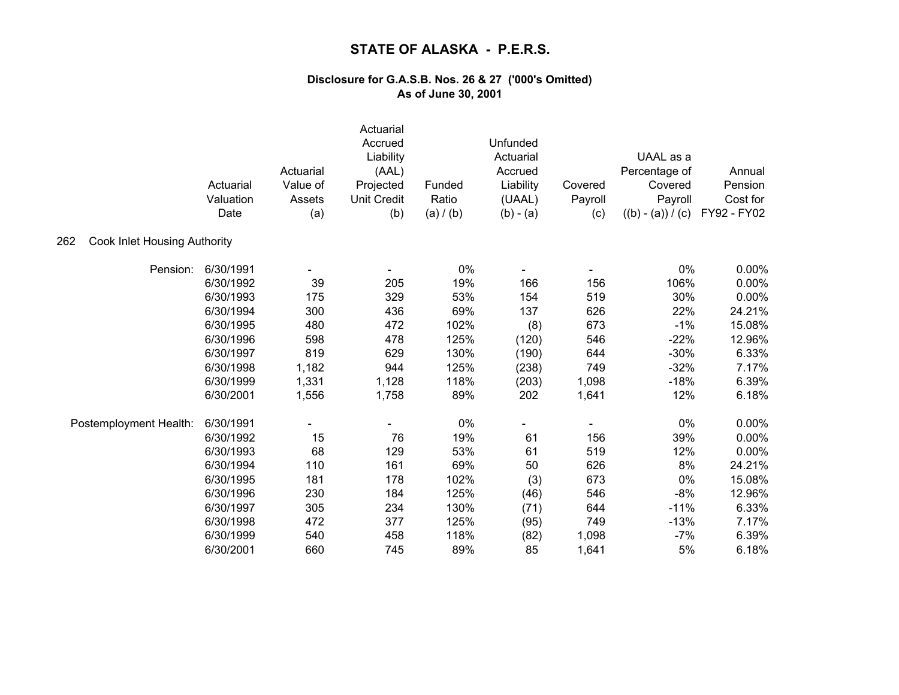# STATE OF ALASKA - P.E.R.S.

### Disclosure for G.A.S.B. Nos. 26 & 27 ('000's Omitted)
### As of June 30, 2001

262 Cook Inlet Housing Authority

| | Actuarial Valuation Date | Actuarial Value of Assets (a) | Actuarial Accrued Liability (AAL) Projected Unit Credit (b) | Funded Ratio (a) / (b) | Unfunded Actuarial Accrued Liability (UAAL) (b) - (a) | Covered Payroll (c) | UAAL as a Percentage of Covered Payroll ((b) - (a)) / (c) | Annual Pension Cost for FY92 - FY02 |
|---|---|---|---|---|---|---|---|---|
| Pension: | 6/30/1991 | - | - | 0% | - | - | 0% | 0.00% |
| | 6/30/1992 | 39 | 205 | 19% | 166 | 156 | 106% | 0.00% |
| | 6/30/1993 | 175 | 329 | 53% | 154 | 519 | 30% | 0.00% |
| | 6/30/1994 | 300 | 436 | 69% | 137 | 626 | 22% | 24.21% |
| | 6/30/1995 | 480 | 472 | 102% | (8) | 673 | -1% | 15.08% |
| | 6/30/1996 | 598 | 478 | 125% | (120) | 546 | -22% | 12.96% |
| | 6/30/1997 | 819 | 629 | 130% | (190) | 644 | -30% | 6.33% |
| | 6/30/1998 | 1,182 | 944 | 125% | (238) | 749 | -32% | 7.17% |
| | 6/30/1999 | 1,331 | 1,128 | 118% | (203) | 1,098 | -18% | 6.39% |
| | 6/30/2001 | 1,556 | 1,758 | 89% | 202 | 1,641 | 12% | 6.18% |
| Postemployment Health: | 6/30/1991 | - | - | 0% | - | - | 0% | 0.00% |
| | 6/30/1992 | 15 | 76 | 19% | 61 | 156 | 39% | 0.00% |
| | 6/30/1993 | 68 | 129 | 53% | 61 | 519 | 12% | 0.00% |
| | 6/30/1994 | 110 | 161 | 69% | 50 | 626 | 8% | 24.21% |
| | 6/30/1995 | 181 | 178 | 102% | (3) | 673 | 0% | 15.08% |
| | 6/30/1996 | 230 | 184 | 125% | (46) | 546 | -8% | 12.96% |
| | 6/30/1997 | 305 | 234 | 130% | (71) | 644 | -11% | 6.33% |
| | 6/30/1998 | 472 | 377 | 125% | (95) | 749 | -13% | 7.17% |
| | 6/30/1999 | 540 | 458 | 118% | (82) | 1,098 | -7% | 6.39% |
| | 6/30/2001 | 660 | 745 | 89% | 85 | 1,641 | 5% | 6.18% |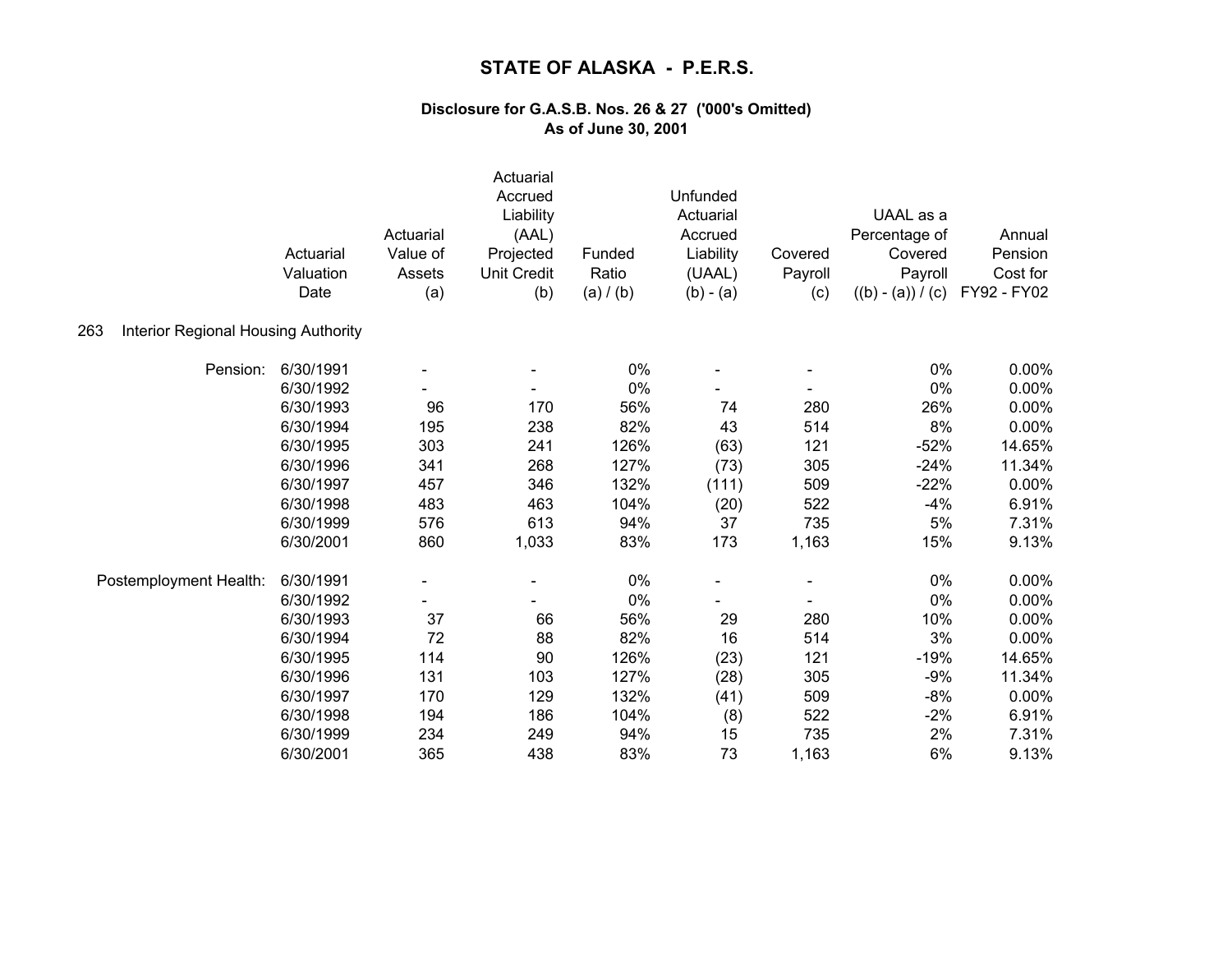# STATE OF ALASKA - P.E.R.S.

### Disclosure for G.A.S.B. Nos. 26 & 27 ('000's Omitted)
### As of June 30, 2001

| | Actuarial Valuation Date | Actuarial Value of Assets (a) | Actuarial Accrued Liability (AAL) Projected Unit Credit (b) | Funded Ratio (a) / (b) | Unfunded Actuarial Accrued Liability (UAAL) (b) - (a) | Covered Payroll (c) | UAAL as a Percentage of Covered Payroll ((b) - (a)) / (c) | Annual Pension Cost for FY92 - FY02 |
|---|---|---|---|---|---|---|---|---|
| **263 Interior Regional Housing Authority** | | | | | | | | |
| Pension: | 6/30/1991 | - | - | 0% | - | - | 0% | 0.00% |
| | 6/30/1992 | - | - | 0% | - | - | 0% | 0.00% |
| | 6/30/1993 | 96 | 170 | 56% | 74 | 280 | 26% | 0.00% |
| | 6/30/1994 | 195 | 238 | 82% | 43 | 514 | 8% | 0.00% |
| | 6/30/1995 | 303 | 241 | 126% | (63) | 121 | -52% | 14.65% |
| | 6/30/1996 | 341 | 268 | 127% | (73) | 305 | -24% | 11.34% |
| | 6/30/1997 | 457 | 346 | 132% | (111) | 509 | -22% | 0.00% |
| | 6/30/1998 | 483 | 463 | 104% | (20) | 522 | -4% | 6.91% |
| | 6/30/1999 | 576 | 613 | 94% | 37 | 735 | 5% | 7.31% |
| | 6/30/2001 | 860 | 1,033 | 83% | 173 | 1,163 | 15% | 9.13% |
| Postemployment Health: | 6/30/1991 | - | - | 0% | - | - | 0% | 0.00% |
| | 6/30/1992 | - | - | 0% | - | - | 0% | 0.00% |
| | 6/30/1993 | 37 | 66 | 56% | 29 | 280 | 10% | 0.00% |
| | 6/30/1994 | 72 | 88 | 82% | 16 | 514 | 3% | 0.00% |
| | 6/30/1995 | 114 | 90 | 126% | (23) | 121 | -19% | 14.65% |
| | 6/30/1996 | 131 | 103 | 127% | (28) | 305 | -9% | 11.34% |
| | 6/30/1997 | 170 | 129 | 132% | (41) | 509 | -8% | 0.00% |
| | 6/30/1998 | 194 | 186 | 104% | (8) | 522 | -2% | 6.91% |
| | 6/30/1999 | 234 | 249 | 94% | 15 | 735 | 2% | 7.31% |
| | 6/30/2001 | 365 | 438 | 83% | 73 | 1,163 | 6% | 9.13% |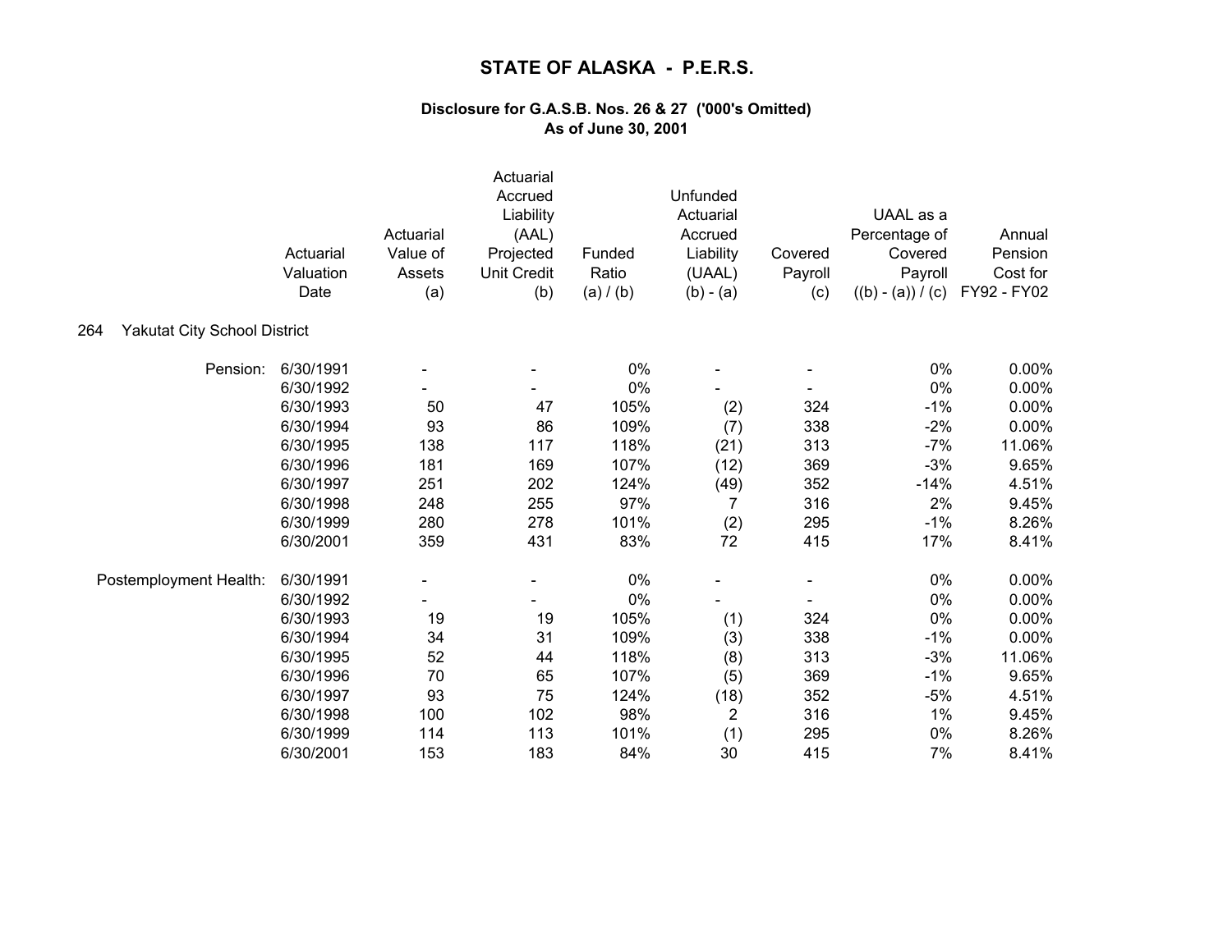# STATE OF ALASKA - P.E.R.S.

### Disclosure for G.A.S.B. Nos. 26 & 27 ('000's Omitted)
### As of June 30, 2001

**264 Yakutat City School District**

| | Actuarial Valuation Date | Actuarial Value of Assets (a) | Actuarial Accrued Liability (AAL) Projected Unit Credit (b) | Funded Ratio (a) / (b) | Unfunded Actuarial Accrued Liability (UAAL) (b) - (a) | Covered Payroll (c) | UAAL as a Percentage of Covered Payroll ((b) - (a)) / (c) | Annual Pension Cost for FY92 - FY02 |
|---|---|---|---|---|---|---|---|---|
| Pension: | 6/30/1991 | - | - | 0% | - | - | 0% | 0.00% |
| | 6/30/1992 | - | - | 0% | - | - | 0% | 0.00% |
| | 6/30/1993 | 50 | 47 | 105% | (2) | 324 | -1% | 0.00% |
| | 6/30/1994 | 93 | 86 | 109% | (7) | 338 | -2% | 0.00% |
| | 6/30/1995 | 138 | 117 | 118% | (21) | 313 | -7% | 11.06% |
| | 6/30/1996 | 181 | 169 | 107% | (12) | 369 | -3% | 9.65% |
| | 6/30/1997 | 251 | 202 | 124% | (49) | 352 | -14% | 4.51% |
| | 6/30/1998 | 248 | 255 | 97% | 7 | 316 | 2% | 9.45% |
| | 6/30/1999 | 280 | 278 | 101% | (2) | 295 | -1% | 8.26% |
| | 6/30/2001 | 359 | 431 | 83% | 72 | 415 | 17% | 8.41% |
| Postemployment Health: | 6/30/1991 | - | - | 0% | - | - | 0% | 0.00% |
| | 6/30/1992 | - | - | 0% | - | - | 0% | 0.00% |
| | 6/30/1993 | 19 | 19 | 105% | (1) | 324 | 0% | 0.00% |
| | 6/30/1994 | 34 | 31 | 109% | (3) | 338 | -1% | 0.00% |
| | 6/30/1995 | 52 | 44 | 118% | (8) | 313 | -3% | 11.06% |
| | 6/30/1996 | 70 | 65 | 107% | (5) | 369 | -1% | 9.65% |
| | 6/30/1997 | 93 | 75 | 124% | (18) | 352 | -5% | 4.51% |
| | 6/30/1998 | 100 | 102 | 98% | 2 | 316 | 1% | 9.45% |
| | 6/30/1999 | 114 | 113 | 101% | (1) | 295 | 0% | 8.26% |
| | 6/30/2001 | 153 | 183 | 84% | 30 | 415 | 7% | 8.41% |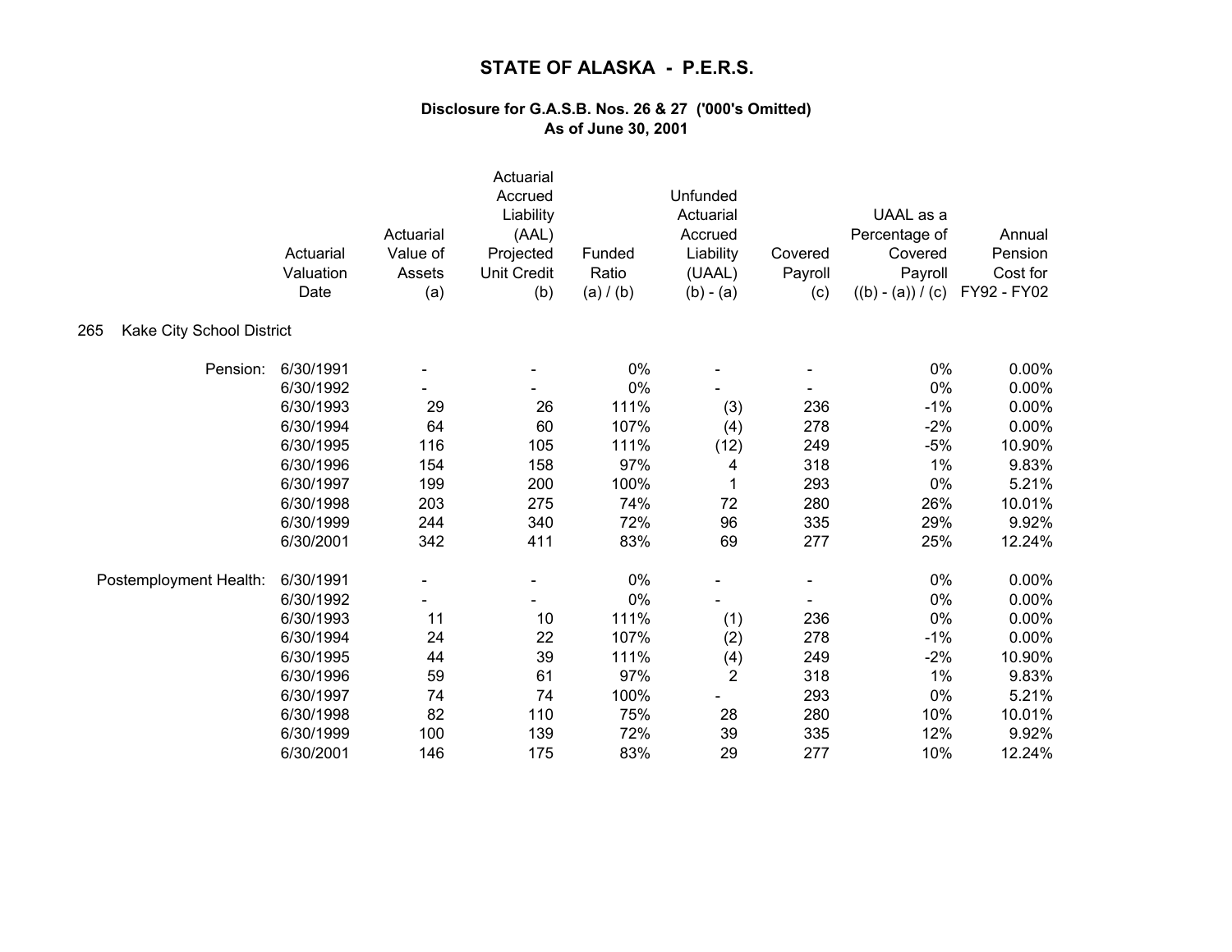# STATE OF ALASKA - P.E.R.S.

### Disclosure for G.A.S.B. Nos. 26 & 27 ('000's Omitted)
### As of June 30, 2001

| | Actuarial Valuation Date | Actuarial Value of Assets (a) | Actuarial Accrued Liability (AAL) Projected Unit Credit (b) | Funded Ratio (a) / (b) | Unfunded Actuarial Accrued Liability (UAAL) (b) - (a) | Covered Payroll (c) | UAAL as a Percentage of Covered Payroll ((b) - (a)) / (c) | Annual Pension Cost for FY92 - FY02 |
|---|---|---|---|---|---|---|---|---|
| **265 Kake City School District** | | | | | | | | |
| Pension: | 6/30/1991 | - | - | 0% | - | - | 0% | 0.00% |
| | 6/30/1992 | - | - | 0% | - | - | 0% | 0.00% |
| | 6/30/1993 | 29 | 26 | 111% | (3) | 236 | -1% | 0.00% |
| | 6/30/1994 | 64 | 60 | 107% | (4) | 278 | -2% | 0.00% |
| | 6/30/1995 | 116 | 105 | 111% | (12) | 249 | -5% | 10.90% |
| | 6/30/1996 | 154 | 158 | 97% | 4 | 318 | 1% | 9.83% |
| | 6/30/1997 | 199 | 200 | 100% | 1 | 293 | 0% | 5.21% |
| | 6/30/1998 | 203 | 275 | 74% | 72 | 280 | 26% | 10.01% |
| | 6/30/1999 | 244 | 340 | 72% | 96 | 335 | 29% | 9.92% |
| | 6/30/2001 | 342 | 411 | 83% | 69 | 277 | 25% | 12.24% |
| Postemployment Health: | 6/30/1991 | - | - | 0% | - | - | 0% | 0.00% |
| | 6/30/1992 | - | - | 0% | - | - | 0% | 0.00% |
| | 6/30/1993 | 11 | 10 | 111% | (1) | 236 | 0% | 0.00% |
| | 6/30/1994 | 24 | 22 | 107% | (2) | 278 | -1% | 0.00% |
| | 6/30/1995 | 44 | 39 | 111% | (4) | 249 | -2% | 10.90% |
| | 6/30/1996 | 59 | 61 | 97% | 2 | 318 | 1% | 9.83% |
| | 6/30/1997 | 74 | 74 | 100% | - | 293 | 0% | 5.21% |
| | 6/30/1998 | 82 | 110 | 75% | 28 | 280 | 10% | 10.01% |
| | 6/30/1999 | 100 | 139 | 72% | 39 | 335 | 12% | 9.92% |
| | 6/30/2001 | 146 | 175 | 83% | 29 | 277 | 10% | 12.24% |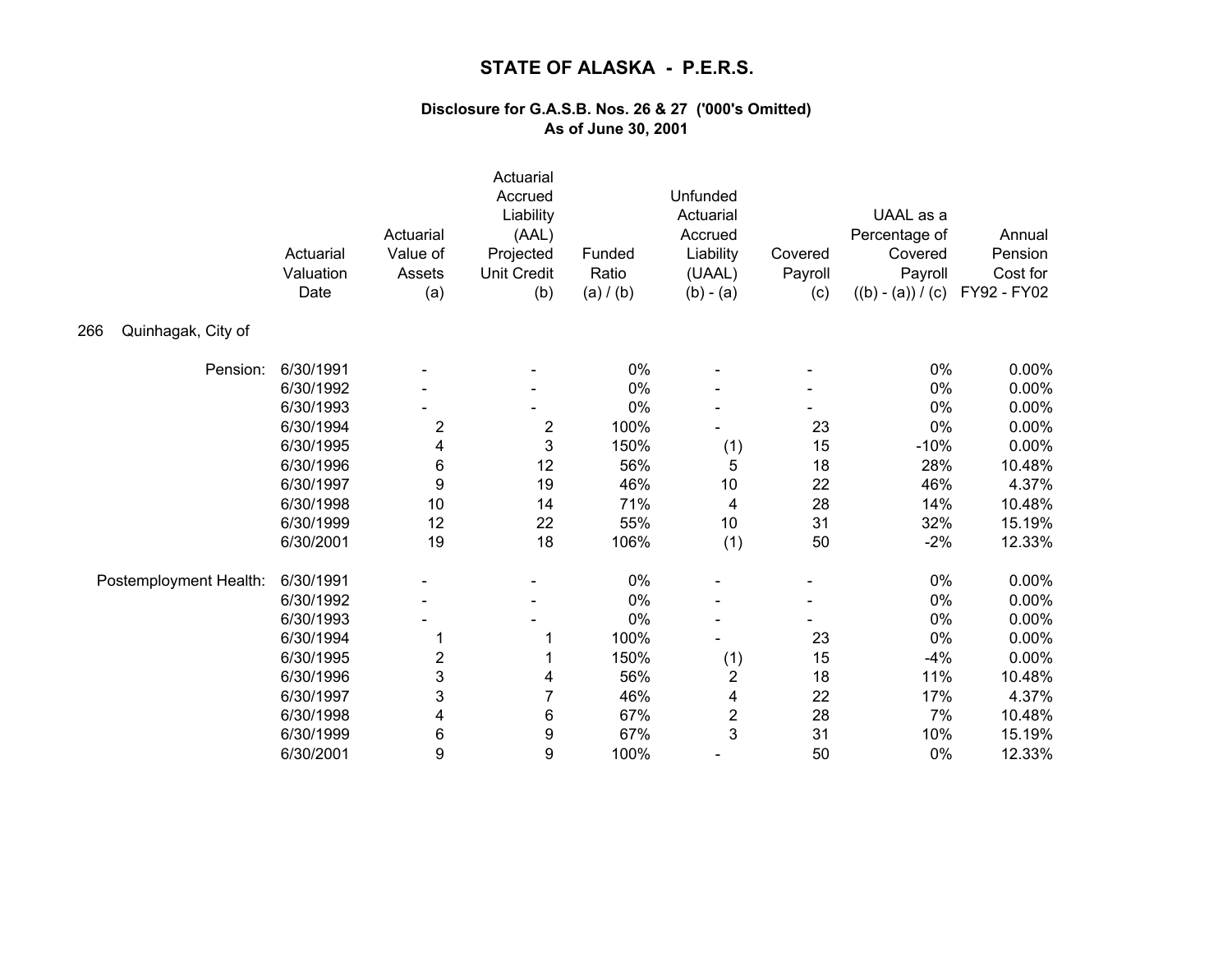# STATE OF ALASKA - P.E.R.S.

### Disclosure for G.A.S.B. Nos. 26 & 27 ('000's Omitted)
### As of June 30, 2001

**266 Quinhagak, City of**

| | Actuarial Valuation Date | Actuarial Value of Assets (a) | Actuarial Accrued Liability (AAL) Projected Unit Credit (b) | Funded Ratio (a) / (b) | Unfunded Actuarial Accrued Liability (UAAL) (b) - (a) | Covered Payroll (c) | UAAL as a Percentage of Covered Payroll ((b) - (a)) / (c) | Annual Pension Cost for FY92 - FY02 |
|---|---|---|---|---|---|---|---|---|
| Pension: | 6/30/1991 | - | - | 0% | - | - | 0% | 0.00% |
| | 6/30/1992 | - | - | 0% | - | - | 0% | 0.00% |
| | 6/30/1993 | - | - | 0% | - | - | 0% | 0.00% |
| | 6/30/1994 | 2 | 2 | 100% | - | 23 | 0% | 0.00% |
| | 6/30/1995 | 4 | 3 | 150% | (1) | 15 | -10% | 0.00% |
| | 6/30/1996 | 6 | 12 | 56% | 5 | 18 | 28% | 10.48% |
| | 6/30/1997 | 9 | 19 | 46% | 10 | 22 | 46% | 4.37% |
| | 6/30/1998 | 10 | 14 | 71% | 4 | 28 | 14% | 10.48% |
| | 6/30/1999 | 12 | 22 | 55% | 10 | 31 | 32% | 15.19% |
| | 6/30/2001 | 19 | 18 | 106% | (1) | 50 | -2% | 12.33% |
| Postemployment Health: | 6/30/1991 | - | - | 0% | - | - | 0% | 0.00% |
| | 6/30/1992 | - | - | 0% | - | - | 0% | 0.00% |
| | 6/30/1993 | - | - | 0% | - | - | 0% | 0.00% |
| | 6/30/1994 | 1 | 1 | 100% | - | 23 | 0% | 0.00% |
| | 6/30/1995 | 2 | 1 | 150% | (1) | 15 | -4% | 0.00% |
| | 6/30/1996 | 3 | 4 | 56% | 2 | 18 | 11% | 10.48% |
| | 6/30/1997 | 3 | 7 | 46% | 4 | 22 | 17% | 4.37% |
| | 6/30/1998 | 4 | 6 | 67% | 2 | 28 | 7% | 10.48% |
| | 6/30/1999 | 6 | 9 | 67% | 3 | 31 | 10% | 15.19% |
| | 6/30/2001 | 9 | 9 | 100% | - | 50 | 0% | 12.33% |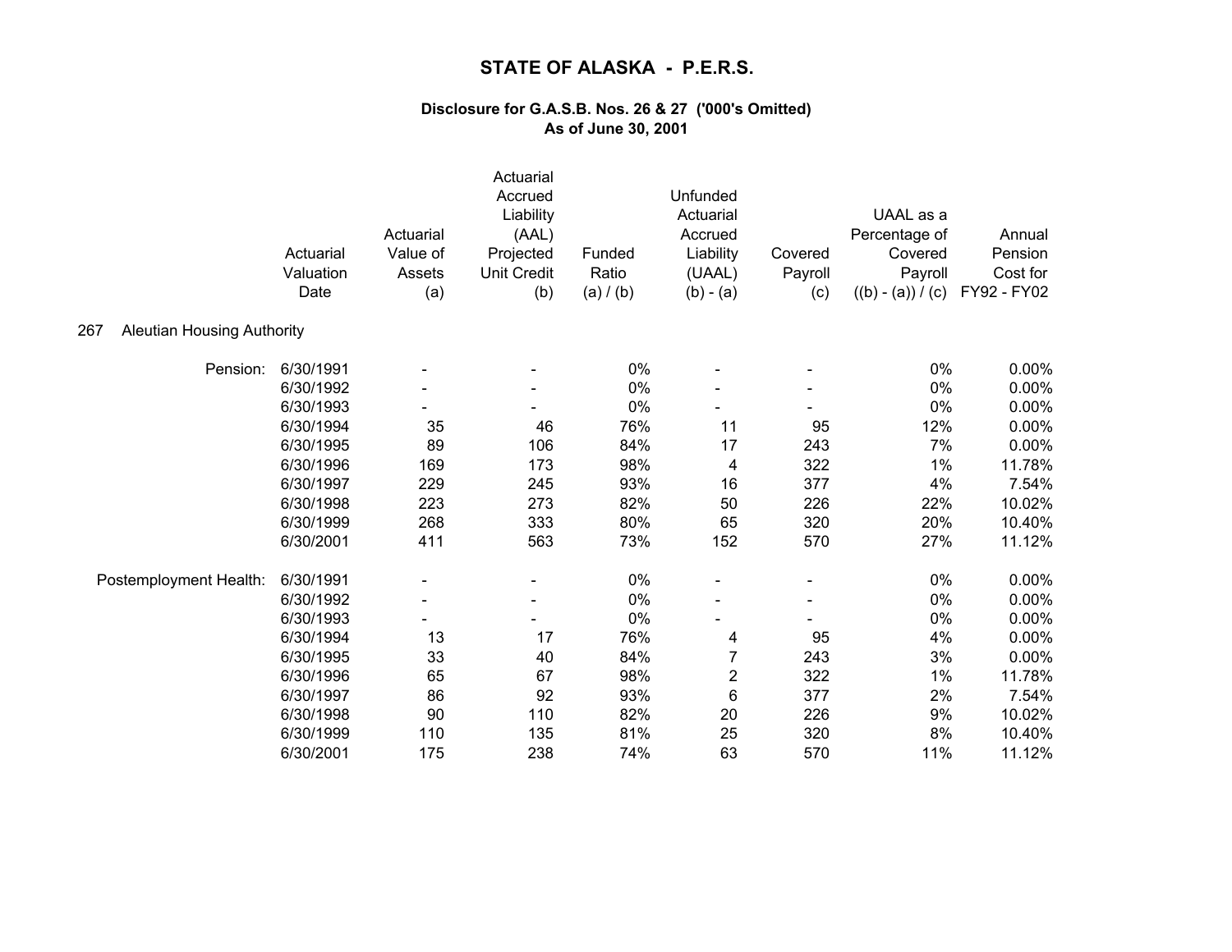# STATE OF ALASKA - P.E.R.S.

### Disclosure for G.A.S.B. Nos. 26 & 27 ('000's Omitted)
### As of June 30, 2001

**267 Aleutian Housing Authority**

| | Actuarial Valuation Date | Actuarial Value of Assets (a) | Actuarial Accrued Liability (AAL) Projected Unit Credit (b) | Funded Ratio (a) / (b) | Unfunded Actuarial Accrued Liability (UAAL) (b) - (a) | Covered Payroll (c) | UAAL as a Percentage of Covered Payroll ((b) - (a)) / (c) | Annual Pension Cost for FY92 - FY02 |
|---|---|---|---|---|---|---|---|---|
| Pension: | 6/30/1991 | - | - | 0% | - | - | 0% | 0.00% |
| | 6/30/1992 | - | - | 0% | - | - | 0% | 0.00% |
| | 6/30/1993 | - | - | 0% | - | - | 0% | 0.00% |
| | 6/30/1994 | 35 | 46 | 76% | 11 | 95 | 12% | 0.00% |
| | 6/30/1995 | 89 | 106 | 84% | 17 | 243 | 7% | 0.00% |
| | 6/30/1996 | 169 | 173 | 98% | 4 | 322 | 1% | 11.78% |
| | 6/30/1997 | 229 | 245 | 93% | 16 | 377 | 4% | 7.54% |
| | 6/30/1998 | 223 | 273 | 82% | 50 | 226 | 22% | 10.02% |
| | 6/30/1999 | 268 | 333 | 80% | 65 | 320 | 20% | 10.40% |
| | 6/30/2001 | 411 | 563 | 73% | 152 | 570 | 27% | 11.12% |
| Postemployment Health: | 6/30/1991 | - | - | 0% | - | - | 0% | 0.00% |
| | 6/30/1992 | - | - | 0% | - | - | 0% | 0.00% |
| | 6/30/1993 | - | - | 0% | - | - | 0% | 0.00% |
| | 6/30/1994 | 13 | 17 | 76% | 4 | 95 | 4% | 0.00% |
| | 6/30/1995 | 33 | 40 | 84% | 7 | 243 | 3% | 0.00% |
| | 6/30/1996 | 65 | 67 | 98% | 2 | 322 | 1% | 11.78% |
| | 6/30/1997 | 86 | 92 | 93% | 6 | 377 | 2% | 7.54% |
| | 6/30/1998 | 90 | 110 | 82% | 20 | 226 | 9% | 10.02% |
| | 6/30/1999 | 110 | 135 | 81% | 25 | 320 | 8% | 10.40% |
| | 6/30/2001 | 175 | 238 | 74% | 63 | 570 | 11% | 11.12% |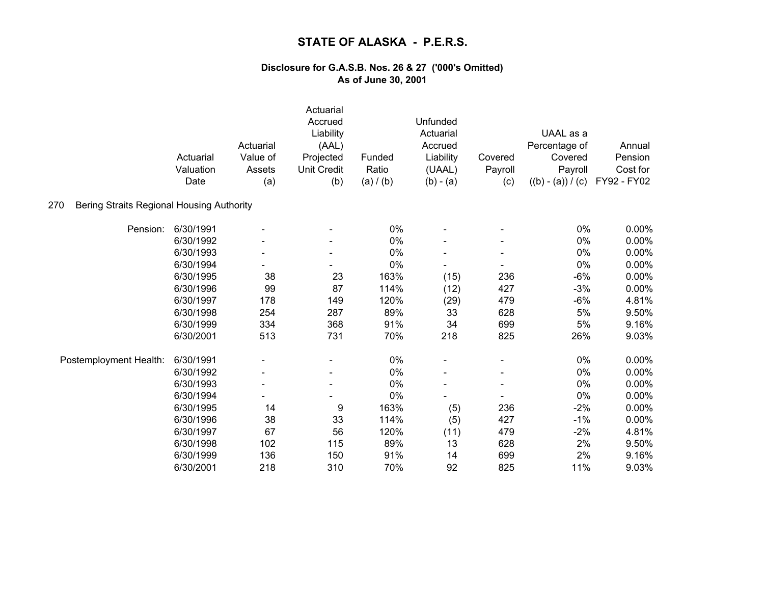# STATE OF ALASKA - P.E.R.S.

## Disclosure for G.A.S.B. Nos. 26 & 27 ('000's Omitted)
## As of June 30, 2001

| | Actuarial Valuation Date | Actuarial Value of Assets (a) | Actuarial Accrued Liability (AAL) Projected Unit Credit (b) | Funded Ratio (a) / (b) | Unfunded Actuarial Accrued Liability (UAAL) (b) - (a) | Covered Payroll (c) | UAAL as a Percentage of Covered Payroll ((b) - (a)) / (c) | Annual Pension Cost for FY92 - FY02 |
|---|---|---|---|---|---|---|---|---|
| **270 Bering Straits Regional Housing Authority** | | | | | | | | |
| Pension: | 6/30/1991 | - | - | 0% | - | - | 0% | 0.00% |
| | 6/30/1992 | - | - | 0% | - | - | 0% | 0.00% |
| | 6/30/1993 | - | - | 0% | - | - | 0% | 0.00% |
| | 6/30/1994 | - | - | 0% | - | - | 0% | 0.00% |
| | 6/30/1995 | 38 | 23 | 163% | (15) | 236 | -6% | 0.00% |
| | 6/30/1996 | 99 | 87 | 114% | (12) | 427 | -3% | 0.00% |
| | 6/30/1997 | 178 | 149 | 120% | (29) | 479 | -6% | 4.81% |
| | 6/30/1998 | 254 | 287 | 89% | 33 | 628 | 5% | 9.50% |
| | 6/30/1999 | 334 | 368 | 91% | 34 | 699 | 5% | 9.16% |
| | 6/30/2001 | 513 | 731 | 70% | 218 | 825 | 26% | 9.03% |
| Postemployment Health: | 6/30/1991 | - | - | 0% | - | - | 0% | 0.00% |
| | 6/30/1992 | - | - | 0% | - | - | 0% | 0.00% |
| | 6/30/1993 | - | - | 0% | - | - | 0% | 0.00% |
| | 6/30/1994 | - | - | 0% | - | - | 0% | 0.00% |
| | 6/30/1995 | 14 | 9 | 163% | (5) | 236 | -2% | 0.00% |
| | 6/30/1996 | 38 | 33 | 114% | (5) | 427 | -1% | 0.00% |
| | 6/30/1997 | 67 | 56 | 120% | (11) | 479 | -2% | 4.81% |
| | 6/30/1998 | 102 | 115 | 89% | 13 | 628 | 2% | 9.50% |
| | 6/30/1999 | 136 | 150 | 91% | 14 | 699 | 2% | 9.16% |
| | 6/30/2001 | 218 | 310 | 70% | 92 | 825 | 11% | 9.03% |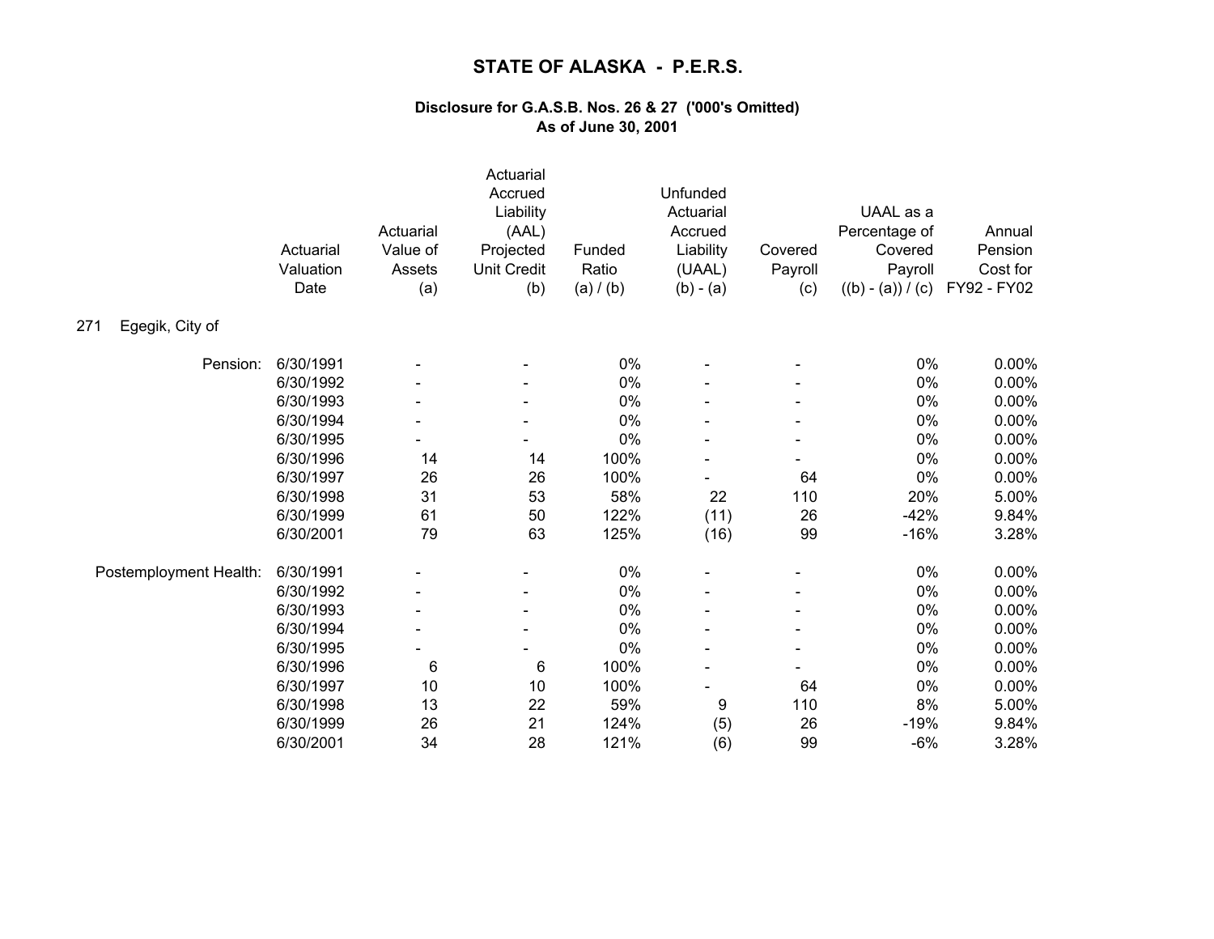# STATE OF ALASKA - P.E.R.S.

### Disclosure for G.A.S.B. Nos. 26 & 27 ('000's Omitted)
### As of June 30, 2001

271 Egegik, City of

| | Actuarial Valuation Date | Actuarial Value of Assets (a) | Actuarial Accrued Liability (AAL) Projected Unit Credit (b) | Funded Ratio (a) / (b) | Unfunded Actuarial Accrued Liability (UAAL) (b) - (a) | Covered Payroll (c) | UAAL as a Percentage of Covered Payroll ((b) - (a)) / (c) | Annual Pension Cost for FY92 - FY02 |
|---|---|---|---|---|---|---|---|---|
| Pension: | 6/30/1991 | - | - | 0% | - | - | 0% | 0.00% |
| | 6/30/1992 | - | - | 0% | - | - | 0% | 0.00% |
| | 6/30/1993 | - | - | 0% | - | - | 0% | 0.00% |
| | 6/30/1994 | - | - | 0% | - | - | 0% | 0.00% |
| | 6/30/1995 | - | - | 0% | - | - | 0% | 0.00% |
| | 6/30/1996 | 14 | 14 | 100% | - | - | 0% | 0.00% |
| | 6/30/1997 | 26 | 26 | 100% | - | 64 | 0% | 0.00% |
| | 6/30/1998 | 31 | 53 | 58% | 22 | 110 | 20% | 5.00% |
| | 6/30/1999 | 61 | 50 | 122% | (11) | 26 | -42% | 9.84% |
| | 6/30/2001 | 79 | 63 | 125% | (16) | 99 | -16% | 3.28% |
| Postemployment Health: | 6/30/1991 | - | - | 0% | - | - | 0% | 0.00% |
| | 6/30/1992 | - | - | 0% | - | - | 0% | 0.00% |
| | 6/30/1993 | - | - | 0% | - | - | 0% | 0.00% |
| | 6/30/1994 | - | - | 0% | - | - | 0% | 0.00% |
| | 6/30/1995 | - | - | 0% | - | - | 0% | 0.00% |
| | 6/30/1996 | 6 | 6 | 100% | - | - | 0% | 0.00% |
| | 6/30/1997 | 10 | 10 | 100% | - | 64 | 0% | 0.00% |
| | 6/30/1998 | 13 | 22 | 59% | 9 | 110 | 8% | 5.00% |
| | 6/30/1999 | 26 | 21 | 124% | (5) | 26 | -19% | 9.84% |
| | 6/30/2001 | 34 | 28 | 121% | (6) | 99 | -6% | 3.28% |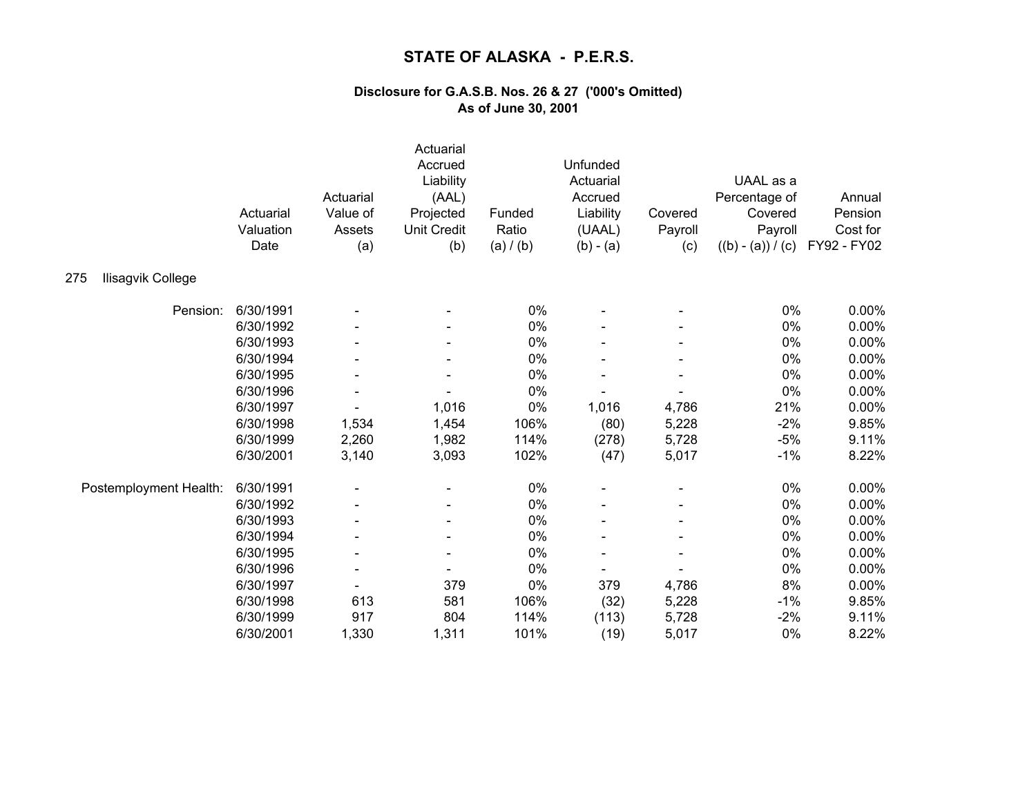# STATE OF ALASKA - P.E.R.S.

### Disclosure for G.A.S.B. Nos. 26 & 27 ('000's Omitted)
### As of June 30, 2001

**275 Ilisagvik College**

| | Actuarial Valuation Date | Actuarial Value of Assets (a) | Actuarial Accrued Liability (AAL) Projected Unit Credit (b) | Funded Ratio (a) / (b) | Unfunded Actuarial Accrued Liability (UAAL) (b) - (a) | Covered Payroll (c) | UAAL as a Percentage of Covered Payroll ((b) - (a)) / (c) | Annual Pension Cost for FY92 - FY02 |
|---|---|---|---|---|---|---|---|---|
| Pension: | 6/30/1991 | - | - | 0% | - | - | 0% | 0.00% |
| | 6/30/1992 | - | - | 0% | - | - | 0% | 0.00% |
| | 6/30/1993 | - | - | 0% | - | - | 0% | 0.00% |
| | 6/30/1994 | - | - | 0% | - | - | 0% | 0.00% |
| | 6/30/1995 | - | - | 0% | - | - | 0% | 0.00% |
| | 6/30/1996 | - | - | 0% | - | - | 0% | 0.00% |
| | 6/30/1997 | - | 1,016 | 0% | 1,016 | 4,786 | 21% | 0.00% |
| | 6/30/1998 | 1,534 | 1,454 | 106% | (80) | 5,228 | -2% | 9.85% |
| | 6/30/1999 | 2,260 | 1,982 | 114% | (278) | 5,728 | -5% | 9.11% |
| | 6/30/2001 | 3,140 | 3,093 | 102% | (47) | 5,017 | -1% | 8.22% |
| Postemployment Health: | 6/30/1991 | - | - | 0% | - | - | 0% | 0.00% |
| | 6/30/1992 | - | - | 0% | - | - | 0% | 0.00% |
| | 6/30/1993 | - | - | 0% | - | - | 0% | 0.00% |
| | 6/30/1994 | - | - | 0% | - | - | 0% | 0.00% |
| | 6/30/1995 | - | - | 0% | - | - | 0% | 0.00% |
| | 6/30/1996 | - | - | 0% | - | - | 0% | 0.00% |
| | 6/30/1997 | - | 379 | 0% | 379 | 4,786 | 8% | 0.00% |
| | 6/30/1998 | 613 | 581 | 106% | (32) | 5,228 | -1% | 9.85% |
| | 6/30/1999 | 917 | 804 | 114% | (113) | 5,728 | -2% | 9.11% |
| | 6/30/2001 | 1,330 | 1,311 | 101% | (19) | 5,017 | 0% | 8.22% |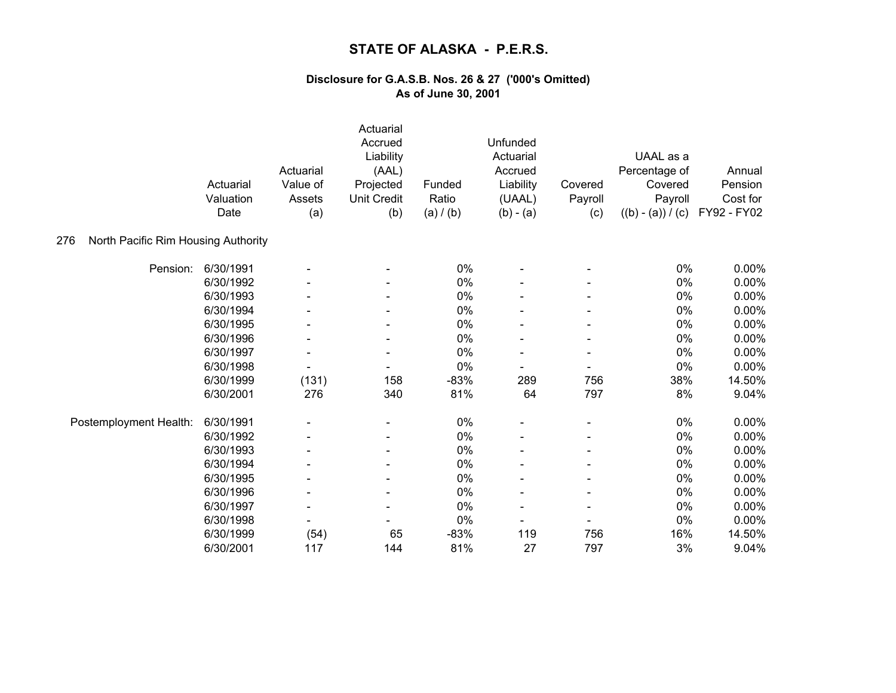# STATE OF ALASKA - P.E.R.S.

### Disclosure for G.A.S.B. Nos. 26 & 27 ('000's Omitted)
### As of June 30, 2001

276 North Pacific Rim Housing Authority

| | Actuarial Valuation Date | Actuarial Value of Assets (a) | Actuarial Accrued Liability (AAL) Projected Unit Credit (b) | Funded Ratio (a) / (b) | Unfunded Actuarial Accrued Liability (UAAL) (b) - (a) | Covered Payroll (c) | UAAL as a Percentage of Covered Payroll ((b) - (a)) / (c) | Annual Pension Cost for FY92 - FY02 |
|---|---|---|---|---|---|---|---|---|
| Pension: | 6/30/1991 | - | - | 0% | - | - | 0% | 0.00% |
| | 6/30/1992 | - | - | 0% | - | - | 0% | 0.00% |
| | 6/30/1993 | - | - | 0% | - | - | 0% | 0.00% |
| | 6/30/1994 | - | - | 0% | - | - | 0% | 0.00% |
| | 6/30/1995 | - | - | 0% | - | - | 0% | 0.00% |
| | 6/30/1996 | - | - | 0% | - | - | 0% | 0.00% |
| | 6/30/1997 | - | - | 0% | - | - | 0% | 0.00% |
| | 6/30/1998 | - | - | 0% | - | - | 0% | 0.00% |
| | 6/30/1999 | (131) | 158 | -83% | 289 | 756 | 38% | 14.50% |
| | 6/30/2001 | 276 | 340 | 81% | 64 | 797 | 8% | 9.04% |
| Postemployment Health: | 6/30/1991 | - | - | 0% | - | - | 0% | 0.00% |
| | 6/30/1992 | - | - | 0% | - | - | 0% | 0.00% |
| | 6/30/1993 | - | - | 0% | - | - | 0% | 0.00% |
| | 6/30/1994 | - | - | 0% | - | - | 0% | 0.00% |
| | 6/30/1995 | - | - | 0% | - | - | 0% | 0.00% |
| | 6/30/1996 | - | - | 0% | - | - | 0% | 0.00% |
| | 6/30/1997 | - | - | 0% | - | - | 0% | 0.00% |
| | 6/30/1998 | - | - | 0% | - | - | 0% | 0.00% |
| | 6/30/1999 | (54) | 65 | -83% | 119 | 756 | 16% | 14.50% |
| | 6/30/2001 | 117 | 144 | 81% | 27 | 797 | 3% | 9.04% |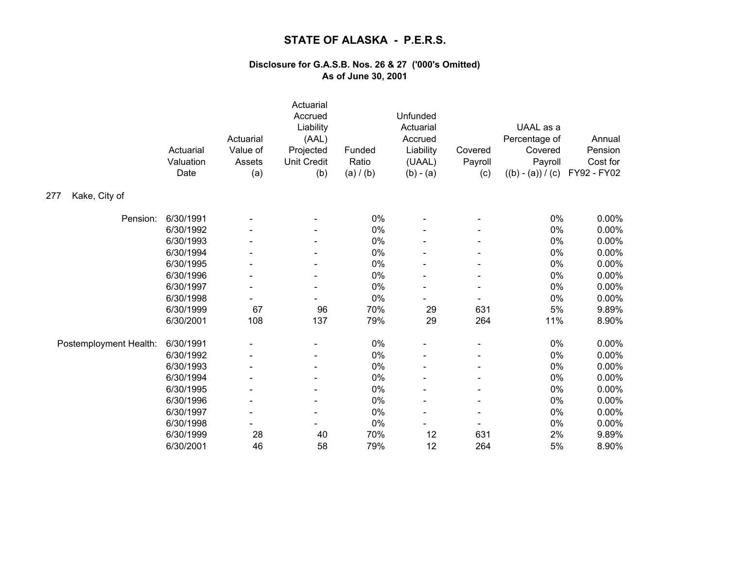# STATE OF ALASKA - P.E.R.S.

### Disclosure for G.A.S.B. Nos. 26 & 27 ('000's Omitted)
### As of June 30, 2001

277 Kake, City of

| | Actuarial Valuation Date | Actuarial Value of Assets (a) | Actuarial Accrued Liability (AAL) Projected Unit Credit (b) | Funded Ratio (a) / (b) | Unfunded Actuarial Accrued Liability (UAAL) (b) - (a) | Covered Payroll (c) | UAAL as a Percentage of Covered Payroll ((b) - (a)) / (c) | Annual Pension Cost for FY92 - FY02 |
|---|---|---|---|---|---|---|---|---|
| Pension: | 6/30/1991 | - | - | 0% | - | - | 0% | 0.00% |
| | 6/30/1992 | - | - | 0% | - | - | 0% | 0.00% |
| | 6/30/1993 | - | - | 0% | - | - | 0% | 0.00% |
| | 6/30/1994 | - | - | 0% | - | - | 0% | 0.00% |
| | 6/30/1995 | - | - | 0% | - | - | 0% | 0.00% |
| | 6/30/1996 | - | - | 0% | - | - | 0% | 0.00% |
| | 6/30/1997 | - | - | 0% | - | - | 0% | 0.00% |
| | 6/30/1998 | - | - | 0% | - | - | 0% | 0.00% |
| | 6/30/1999 | 67 | 96 | 70% | 29 | 631 | 5% | 9.89% |
| | 6/30/2001 | 108 | 137 | 79% | 29 | 264 | 11% | 8.90% |
| Postemployment Health: | 6/30/1991 | - | - | 0% | - | - | 0% | 0.00% |
| | 6/30/1992 | - | - | 0% | - | - | 0% | 0.00% |
| | 6/30/1993 | - | - | 0% | - | - | 0% | 0.00% |
| | 6/30/1994 | - | - | 0% | - | - | 0% | 0.00% |
| | 6/30/1995 | - | - | 0% | - | - | 0% | 0.00% |
| | 6/30/1996 | - | - | 0% | - | - | 0% | 0.00% |
| | 6/30/1997 | - | - | 0% | - | - | 0% | 0.00% |
| | 6/30/1998 | - | - | 0% | - | - | 0% | 0.00% |
| | 6/30/1999 | 28 | 40 | 70% | 12 | 631 | 2% | 9.89% |
| | 6/30/2001 | 46 | 58 | 79% | 12 | 264 | 5% | 8.90% |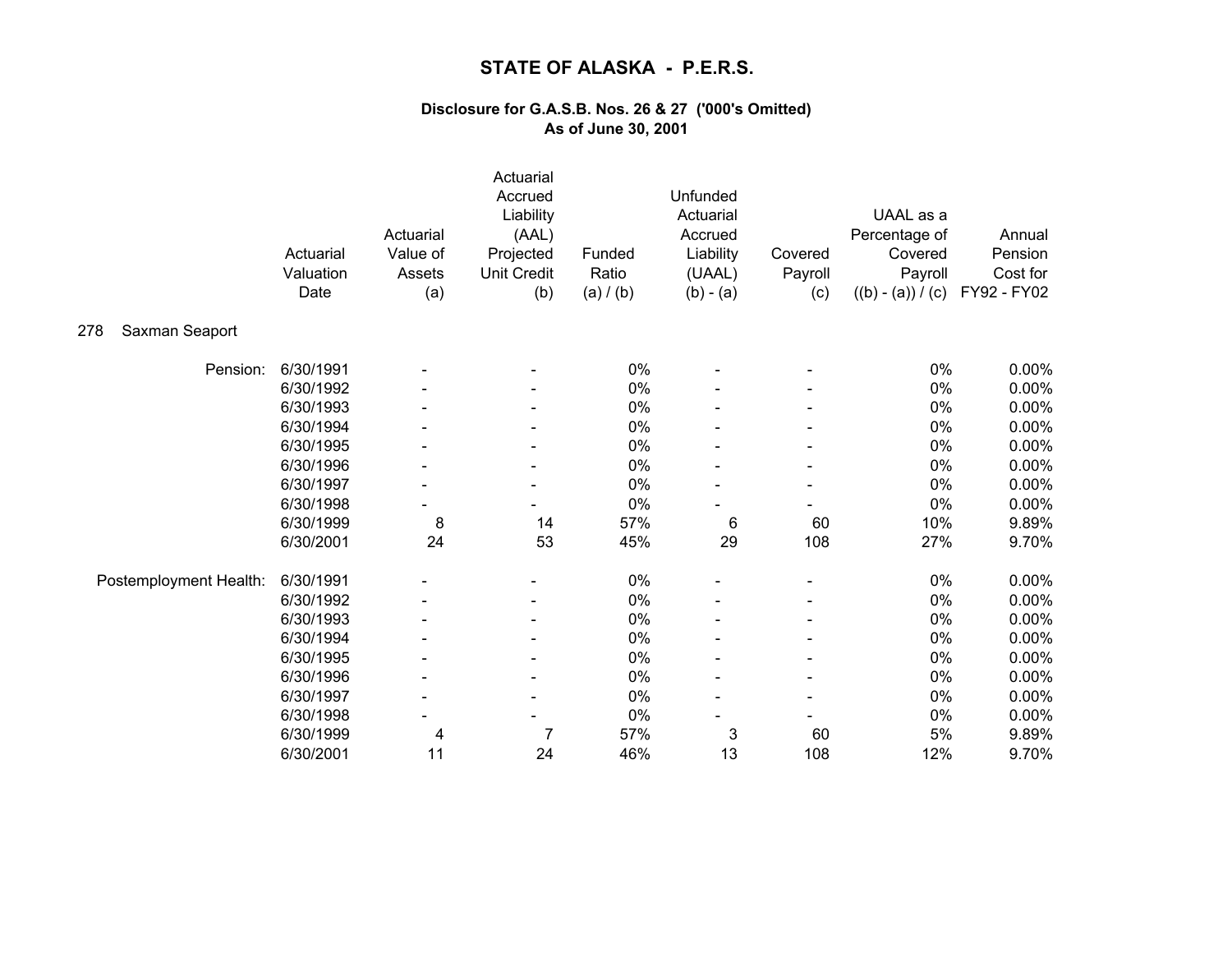# STATE OF ALASKA - P.E.R.S.

### Disclosure for G.A.S.B. Nos. 26 & 27 ('000's Omitted)
### As of June 30, 2001

**278 Saxman Seaport**

| | Actuarial Valuation Date | Actuarial Value of Assets (a) | Actuarial Accrued Liability (AAL) Projected Unit Credit (b) | Funded Ratio (a) / (b) | Unfunded Actuarial Accrued Liability (UAAL) (b) - (a) | Covered Payroll (c) | UAAL as a Percentage of Covered Payroll ((b) - (a)) / (c) | Annual Pension Cost for FY92 - FY02 |
|---|---|---|---|---|---|---|---|---|
| Pension: | 6/30/1991 | - | - | 0% | - | - | 0% | 0.00% |
| | 6/30/1992 | - | - | 0% | - | - | 0% | 0.00% |
| | 6/30/1993 | - | - | 0% | - | - | 0% | 0.00% |
| | 6/30/1994 | - | - | 0% | - | - | 0% | 0.00% |
| | 6/30/1995 | - | - | 0% | - | - | 0% | 0.00% |
| | 6/30/1996 | - | - | 0% | - | - | 0% | 0.00% |
| | 6/30/1997 | - | - | 0% | - | - | 0% | 0.00% |
| | 6/30/1998 | - | - | 0% | - | - | 0% | 0.00% |
| | 6/30/1999 | 8 | 14 | 57% | 6 | 60 | 10% | 9.89% |
| | 6/30/2001 | 24 | 53 | 45% | 29 | 108 | 27% | 9.70% |
| Postemployment Health: | 6/30/1991 | - | - | 0% | - | - | 0% | 0.00% |
| | 6/30/1992 | - | - | 0% | - | - | 0% | 0.00% |
| | 6/30/1993 | - | - | 0% | - | - | 0% | 0.00% |
| | 6/30/1994 | - | - | 0% | - | - | 0% | 0.00% |
| | 6/30/1995 | - | - | 0% | - | - | 0% | 0.00% |
| | 6/30/1996 | - | - | 0% | - | - | 0% | 0.00% |
| | 6/30/1997 | - | - | 0% | - | - | 0% | 0.00% |
| | 6/30/1998 | - | - | 0% | - | - | 0% | 0.00% |
| | 6/30/1999 | 4 | 7 | 57% | 3 | 60 | 5% | 9.89% |
| | 6/30/2001 | 11 | 24 | 46% | 13 | 108 | 12% | 9.70% |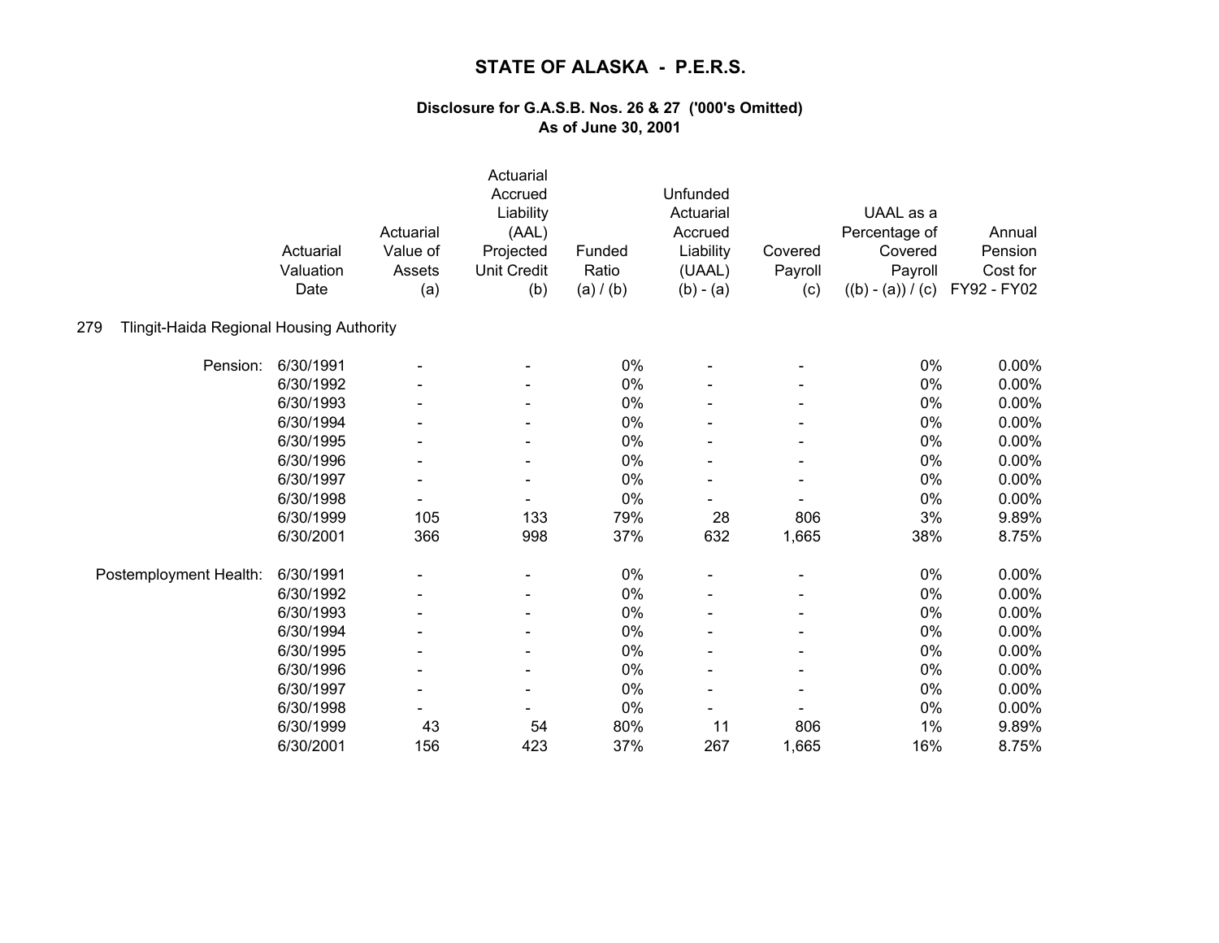# STATE OF ALASKA - P.E.R.S.

**Disclosure for G.A.S.B. Nos. 26 & 27 ('000's Omitted)**
**As of June 30, 2001**

279 Tlingit-Haida Regional Housing Authority

| | Actuarial Valuation Date | Actuarial Value of Assets (a) | Actuarial Accrued Liability (AAL) Projected Unit Credit (b) | Funded Ratio (a) / (b) | Unfunded Actuarial Accrued Liability (UAAL) (b) - (a) | Covered Payroll (c) | UAAL as a Percentage of Covered Payroll ((b) - (a)) / (c) | Annual Pension Cost for FY92 - FY02 |
|---|---|---|---|---|---|---|---|---|
| Pension: | 6/30/1991 | - | - | 0% | - | - | 0% | 0.00% |
| | 6/30/1992 | - | - | 0% | - | - | 0% | 0.00% |
| | 6/30/1993 | - | - | 0% | - | - | 0% | 0.00% |
| | 6/30/1994 | - | - | 0% | - | - | 0% | 0.00% |
| | 6/30/1995 | - | - | 0% | - | - | 0% | 0.00% |
| | 6/30/1996 | - | - | 0% | - | - | 0% | 0.00% |
| | 6/30/1997 | - | - | 0% | - | - | 0% | 0.00% |
| | 6/30/1998 | - | - | 0% | - | - | 0% | 0.00% |
| | 6/30/1999 | 105 | 133 | 79% | 28 | 806 | 3% | 9.89% |
| | 6/30/2001 | 366 | 998 | 37% | 632 | 1,665 | 38% | 8.75% |
| Postemployment Health: | 6/30/1991 | - | - | 0% | - | - | 0% | 0.00% |
| | 6/30/1992 | - | - | 0% | - | - | 0% | 0.00% |
| | 6/30/1993 | - | - | 0% | - | - | 0% | 0.00% |
| | 6/30/1994 | - | - | 0% | - | - | 0% | 0.00% |
| | 6/30/1995 | - | - | 0% | - | - | 0% | 0.00% |
| | 6/30/1996 | - | - | 0% | - | - | 0% | 0.00% |
| | 6/30/1997 | - | - | 0% | - | - | 0% | 0.00% |
| | 6/30/1998 | - | - | 0% | - | - | 0% | 0.00% |
| | 6/30/1999 | 43 | 54 | 80% | 11 | 806 | 1% | 9.89% |
| | 6/30/2001 | 156 | 423 | 37% | 267 | 1,665 | 16% | 8.75% |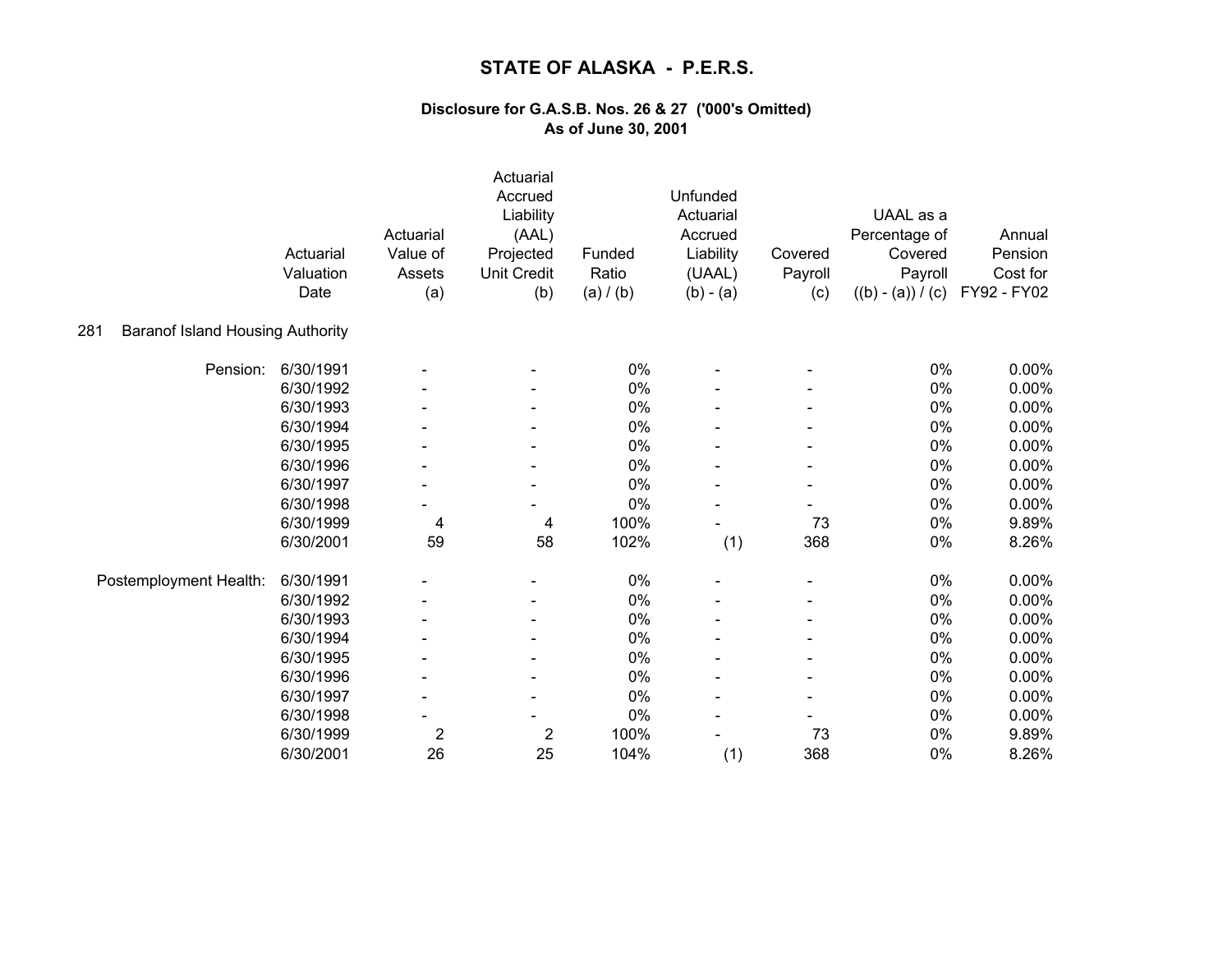# STATE OF ALASKA - P.E.R.S.

## Disclosure for G.A.S.B. Nos. 26 & 27 ('000's Omitted)
## As of June 30, 2001

**281 Baranof Island Housing Authority**

| | Actuarial Valuation Date | Actuarial Value of Assets (a) | Actuarial Accrued Liability (AAL) Projected Unit Credit (b) | Funded Ratio (a) / (b) | Unfunded Actuarial Accrued Liability (UAAL) (b) - (a) | Covered Payroll (c) | UAAL as a Percentage of Covered Payroll ((b) - (a)) / (c) | Annual Pension Cost for FY92 - FY02 |
|---|---|---|---|---|---|---|---|---|
| Pension: | 6/30/1991 | - | - | 0% | - | - | 0% | 0.00% |
| | 6/30/1992 | - | - | 0% | - | - | 0% | 0.00% |
| | 6/30/1993 | - | - | 0% | - | - | 0% | 0.00% |
| | 6/30/1994 | - | - | 0% | - | - | 0% | 0.00% |
| | 6/30/1995 | - | - | 0% | - | - | 0% | 0.00% |
| | 6/30/1996 | - | - | 0% | - | - | 0% | 0.00% |
| | 6/30/1997 | - | - | 0% | - | - | 0% | 0.00% |
| | 6/30/1998 | - | - | 0% | - | - | 0% | 0.00% |
| | 6/30/1999 | 4 | 4 | 100% | - | 73 | 0% | 9.89% |
| | 6/30/2001 | 59 | 58 | 102% | (1) | 368 | 0% | 8.26% |
| Postemployment Health: | 6/30/1991 | - | - | 0% | - | - | 0% | 0.00% |
| | 6/30/1992 | - | - | 0% | - | - | 0% | 0.00% |
| | 6/30/1993 | - | - | 0% | - | - | 0% | 0.00% |
| | 6/30/1994 | - | - | 0% | - | - | 0% | 0.00% |
| | 6/30/1995 | - | - | 0% | - | - | 0% | 0.00% |
| | 6/30/1996 | - | - | 0% | - | - | 0% | 0.00% |
| | 6/30/1997 | - | - | 0% | - | - | 0% | 0.00% |
| | 6/30/1998 | - | - | 0% | - | - | 0% | 0.00% |
| | 6/30/1999 | 2 | 2 | 100% | - | 73 | 0% | 9.89% |
| | 6/30/2001 | 26 | 25 | 104% | (1) | 368 | 0% | 8.26% |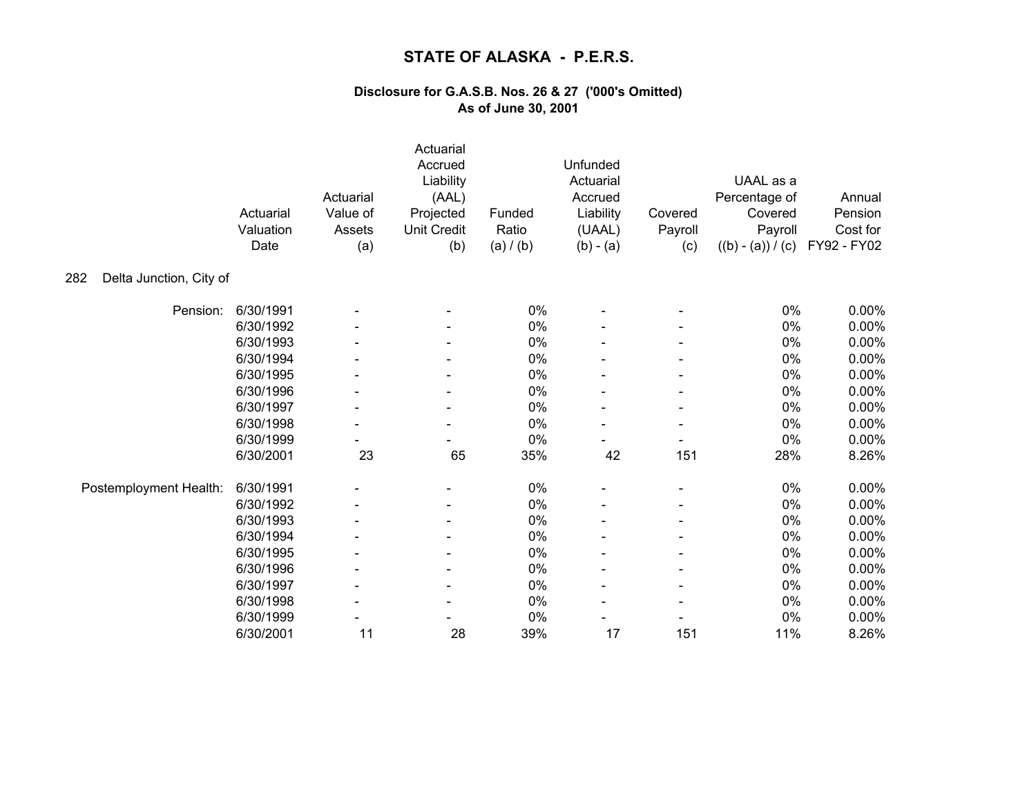# STATE OF ALASKA - P.E.R.S.

### Disclosure for G.A.S.B. Nos. 26 & 27 ('000's Omitted)
### As of June 30, 2001

| | Actuarial Valuation Date | Actuarial Value of Assets (a) | Actuarial Accrued Liability (AAL) Projected Unit Credit (b) | Funded Ratio (a) / (b) | Unfunded Actuarial Accrued Liability (UAAL) (b) - (a) | Covered Payroll (c) | UAAL as a Percentage of Covered Payroll ((b) - (a)) / (c) | Annual Pension Cost for FY92 - FY02 |
|---|---|---|---|---|---|---|---|---|
| 282 Delta Junction, City of | | | | | | | | |
| Pension: | 6/30/1991 | - | - | 0% | - | - | 0% | 0.00% |
| | 6/30/1992 | - | - | 0% | - | - | 0% | 0.00% |
| | 6/30/1993 | - | - | 0% | - | - | 0% | 0.00% |
| | 6/30/1994 | - | - | 0% | - | - | 0% | 0.00% |
| | 6/30/1995 | - | - | 0% | - | - | 0% | 0.00% |
| | 6/30/1996 | - | - | 0% | - | - | 0% | 0.00% |
| | 6/30/1997 | - | - | 0% | - | - | 0% | 0.00% |
| | 6/30/1998 | - | - | 0% | - | - | 0% | 0.00% |
| | 6/30/1999 | - | - | 0% | - | - | 0% | 0.00% |
| | 6/30/2001 | 23 | 65 | 35% | 42 | 151 | 28% | 8.26% |
| Postemployment Health: | 6/30/1991 | - | - | 0% | - | - | 0% | 0.00% |
| | 6/30/1992 | - | - | 0% | - | - | 0% | 0.00% |
| | 6/30/1993 | - | - | 0% | - | - | 0% | 0.00% |
| | 6/30/1994 | - | - | 0% | - | - | 0% | 0.00% |
| | 6/30/1995 | - | - | 0% | - | - | 0% | 0.00% |
| | 6/30/1996 | - | - | 0% | - | - | 0% | 0.00% |
| | 6/30/1997 | - | - | 0% | - | - | 0% | 0.00% |
| | 6/30/1998 | - | - | 0% | - | - | 0% | 0.00% |
| | 6/30/1999 | - | - | 0% | - | - | 0% | 0.00% |
| | 6/30/2001 | 11 | 28 | 39% | 17 | 151 | 11% | 8.26% |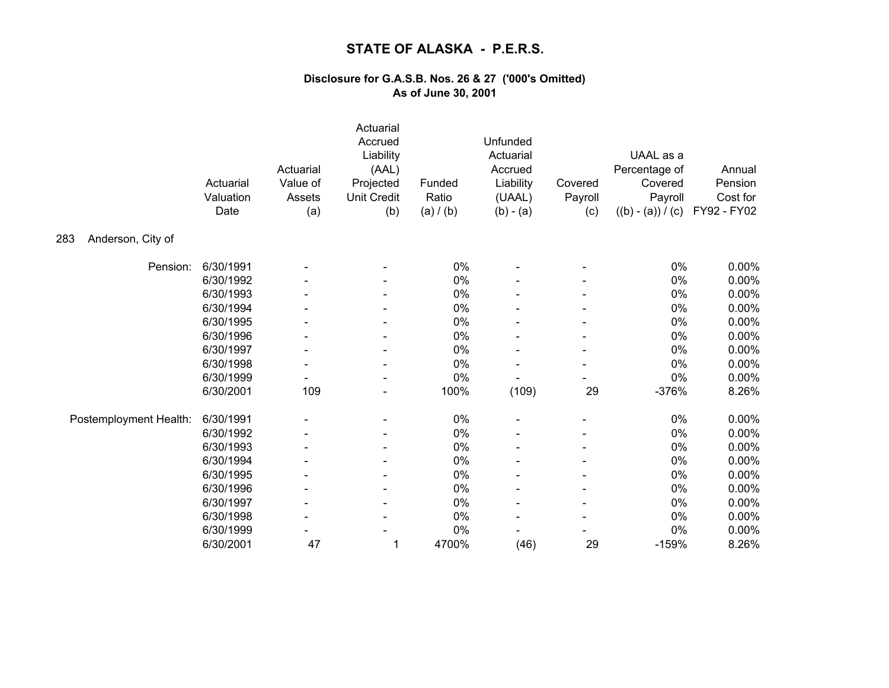# STATE OF ALASKA - P.E.R.S.

### Disclosure for G.A.S.B. Nos. 26 & 27 ('000's Omitted)
### As of June 30, 2001

**283 Anderson, City of**

| | Actuarial Valuation Date | Actuarial Value of Assets (a) | Actuarial Accrued Liability (AAL) Projected Unit Credit (b) | Funded Ratio (a) / (b) | Unfunded Actuarial Accrued Liability (UAAL) (b) - (a) | Covered Payroll (c) | UAAL as a Percentage of Covered Payroll ((b) - (a)) / (c) | Annual Pension Cost for FY92 - FY02 |
|---|---|---|---|---|---|---|---|---|
| Pension: | 6/30/1991 | - | - | 0% | - | - | 0% | 0.00% |
| | 6/30/1992 | - | - | 0% | - | - | 0% | 0.00% |
| | 6/30/1993 | - | - | 0% | - | - | 0% | 0.00% |
| | 6/30/1994 | - | - | 0% | - | - | 0% | 0.00% |
| | 6/30/1995 | - | - | 0% | - | - | 0% | 0.00% |
| | 6/30/1996 | - | - | 0% | - | - | 0% | 0.00% |
| | 6/30/1997 | - | - | 0% | - | - | 0% | 0.00% |
| | 6/30/1998 | - | - | 0% | - | - | 0% | 0.00% |
| | 6/30/1999 | - | - | 0% | - | - | 0% | 0.00% |
| | 6/30/2001 | 109 | - | 100% | (109) | 29 | -376% | 8.26% |
| Postemployment Health: | 6/30/1991 | - | - | 0% | - | - | 0% | 0.00% |
| | 6/30/1992 | - | - | 0% | - | - | 0% | 0.00% |
| | 6/30/1993 | - | - | 0% | - | - | 0% | 0.00% |
| | 6/30/1994 | - | - | 0% | - | - | 0% | 0.00% |
| | 6/30/1995 | - | - | 0% | - | - | 0% | 0.00% |
| | 6/30/1996 | - | - | 0% | - | - | 0% | 0.00% |
| | 6/30/1997 | - | - | 0% | - | - | 0% | 0.00% |
| | 6/30/1998 | - | - | 0% | - | - | 0% | 0.00% |
| | 6/30/1999 | - | - | 0% | - | - | 0% | 0.00% |
| | 6/30/2001 | 47 | 1 | 4700% | (46) | 29 | -159% | 8.26% |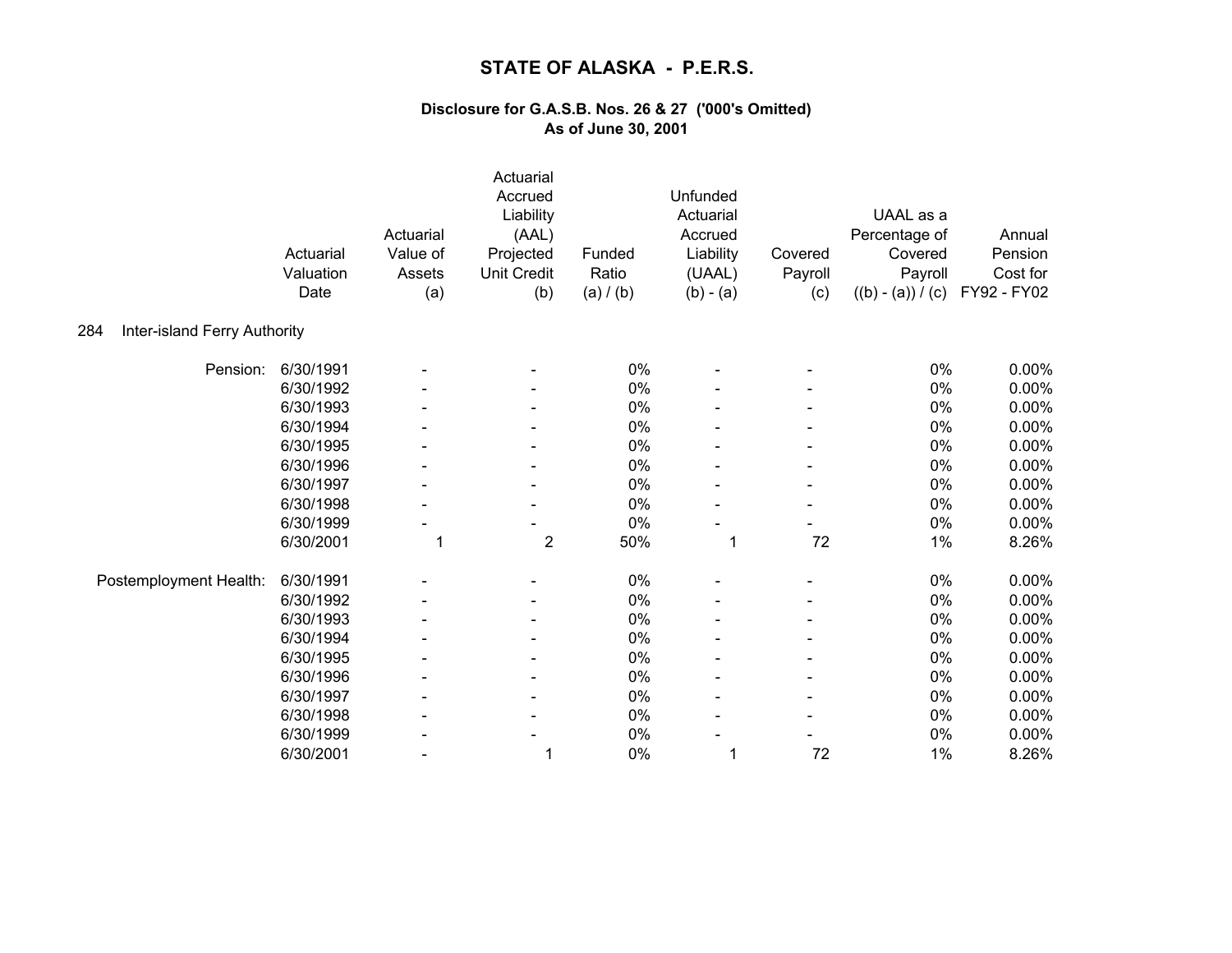# STATE OF ALASKA - P.E.R.S.

## Disclosure for G.A.S.B. Nos. 26 & 27 ('000's Omitted)
## As of June 30, 2001

| | Actuarial Valuation Date | Actuarial Value of Assets (a) | Actuarial Accrued Liability (AAL) Projected Unit Credit (b) | Funded Ratio (a) / (b) | Unfunded Actuarial Accrued Liability (UAAL) (b) - (a) | Covered Payroll (c) | UAAL as a Percentage of Covered Payroll ((b) - (a)) / (c) | Annual Pension Cost for FY92 - FY02 |
|---|---|---|---|---|---|---|---|---|
| **284 Inter-island Ferry Authority** | | | | | | | | |
| Pension: | 6/30/1991 | - | - | 0% | - | - | 0% | 0.00% |
| | 6/30/1992 | - | - | 0% | - | - | 0% | 0.00% |
| | 6/30/1993 | - | - | 0% | - | - | 0% | 0.00% |
| | 6/30/1994 | - | - | 0% | - | - | 0% | 0.00% |
| | 6/30/1995 | - | - | 0% | - | - | 0% | 0.00% |
| | 6/30/1996 | - | - | 0% | - | - | 0% | 0.00% |
| | 6/30/1997 | - | - | 0% | - | - | 0% | 0.00% |
| | 6/30/1998 | - | - | 0% | - | - | 0% | 0.00% |
| | 6/30/1999 | - | - | 0% | - | - | 0% | 0.00% |
| | 6/30/2001 | 1 | 2 | 50% | 1 | 72 | 1% | 8.26% |
| Postemployment Health: | 6/30/1991 | - | - | 0% | - | - | 0% | 0.00% |
| | 6/30/1992 | - | - | 0% | - | - | 0% | 0.00% |
| | 6/30/1993 | - | - | 0% | - | - | 0% | 0.00% |
| | 6/30/1994 | - | - | 0% | - | - | 0% | 0.00% |
| | 6/30/1995 | - | - | 0% | - | - | 0% | 0.00% |
| | 6/30/1996 | - | - | 0% | - | - | 0% | 0.00% |
| | 6/30/1997 | - | - | 0% | - | - | 0% | 0.00% |
| | 6/30/1998 | - | - | 0% | - | - | 0% | 0.00% |
| | 6/30/1999 | - | - | 0% | - | - | 0% | 0.00% |
| | 6/30/2001 | - | 1 | 0% | 1 | 72 | 1% | 8.26% |